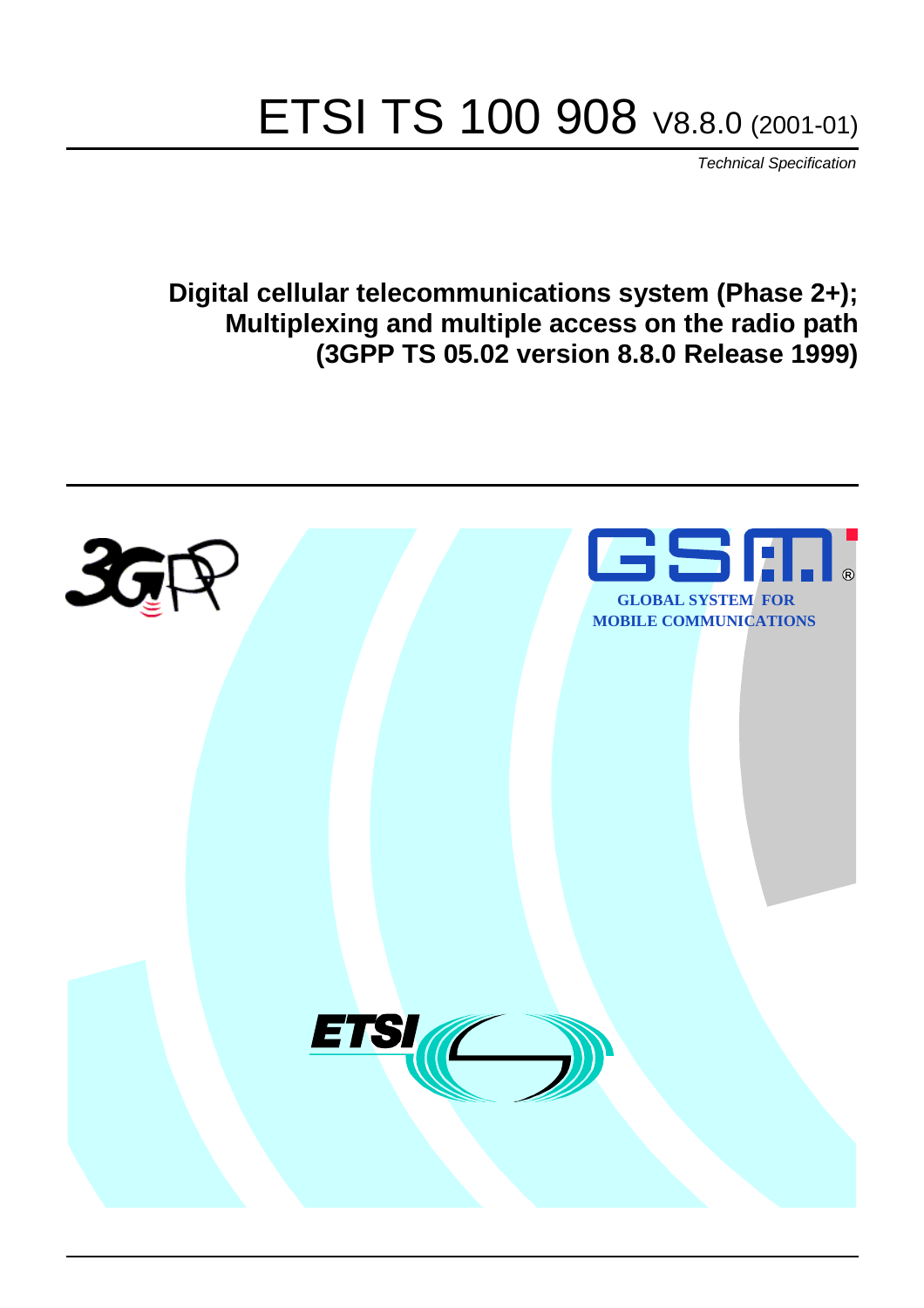# ETSI TS 100 908 V8.8.0 (2001-01)

*Technical Specification*

**Digital cellular telecommunications system (Phase 2+);**
**Multiplexing and multiple access on the radio path**
**(3GPP TS 05.02 version 8.8.0 Release 1999)**

GLOBAL SYSTEM FOR MOBILE COMMUNICATIONS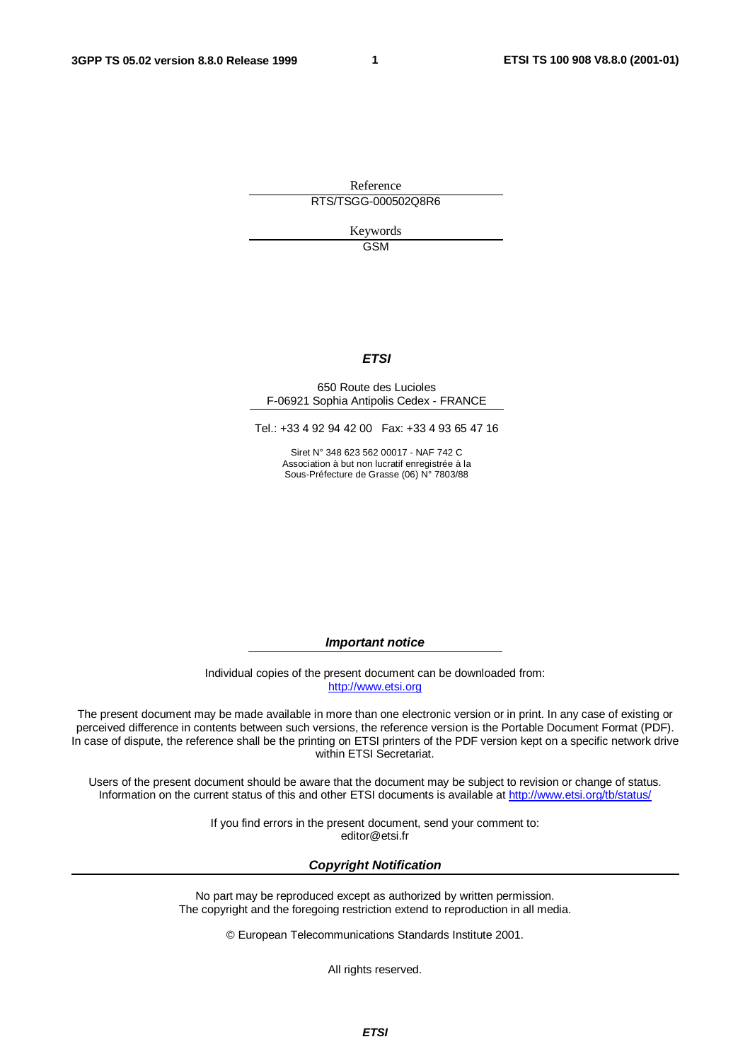Reference

RTS/TSGG-000502Q8R6

Keywords

GSM

***ETSI***

650 Route des Lucioles
F-06921 Sophia Antipolis Cedex - FRANCE

Tel.: +33 4 92 94 42 00 Fax: +33 4 93 65 47 16

Siret N° 348 623 562 00017 - NAF 742 C
Association à but non lucratif enregistrée à la
Sous-Préfecture de Grasse (06) N° 7803/88

***Important notice***

Individual copies of the present document can be downloaded from:
http://www.etsi.org

The present document may be made available in more than one electronic version or in print. In any case of existing or perceived difference in contents between such versions, the reference version is the Portable Document Format (PDF). In case of dispute, the reference shall be the printing on ETSI printers of the PDF version kept on a specific network drive within ETSI Secretariat.

Users of the present document should be aware that the document may be subject to revision or change of status. Information on the current status of this and other ETSI documents is available at http://www.etsi.org/tb/status/

If you find errors in the present document, send your comment to:
editor@etsi.fr

***Copyright Notification***

No part may be reproduced except as authorized by written permission.
The copyright and the foregoing restriction extend to reproduction in all media.

© European Telecommunications Standards Institute 2001.

All rights reserved.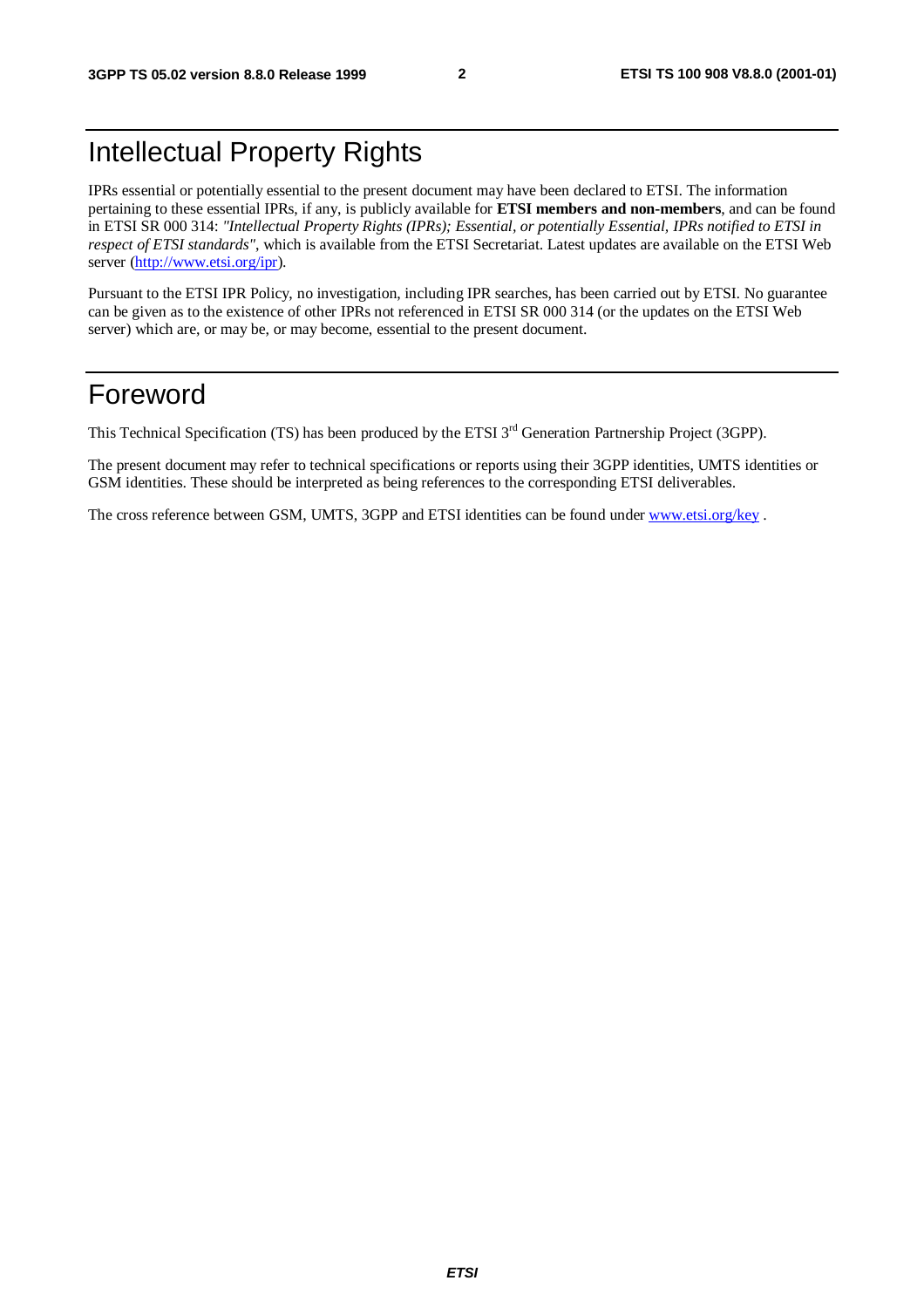# Intellectual Property Rights

IPRs essential or potentially essential to the present document may have been declared to ETSI. The information pertaining to these essential IPRs, if any, is publicly available for **ETSI members and non-members**, and can be found in ETSI SR 000 314: *"Intellectual Property Rights (IPRs); Essential, or potentially Essential, IPRs notified to ETSI in respect of ETSI standards"*, which is available from the ETSI Secretariat. Latest updates are available on the ETSI Web server (http://www.etsi.org/ipr).

Pursuant to the ETSI IPR Policy, no investigation, including IPR searches, has been carried out by ETSI. No guarantee can be given as to the existence of other IPRs not referenced in ETSI SR 000 314 (or the updates on the ETSI Web server) which are, or may be, or may become, essential to the present document.

# Foreword

This Technical Specification (TS) has been produced by the ETSI 3rd Generation Partnership Project (3GPP).

The present document may refer to technical specifications or reports using their 3GPP identities, UMTS identities or GSM identities. These should be interpreted as being references to the corresponding ETSI deliverables.

The cross reference between GSM, UMTS, 3GPP and ETSI identities can be found under www.etsi.org/key .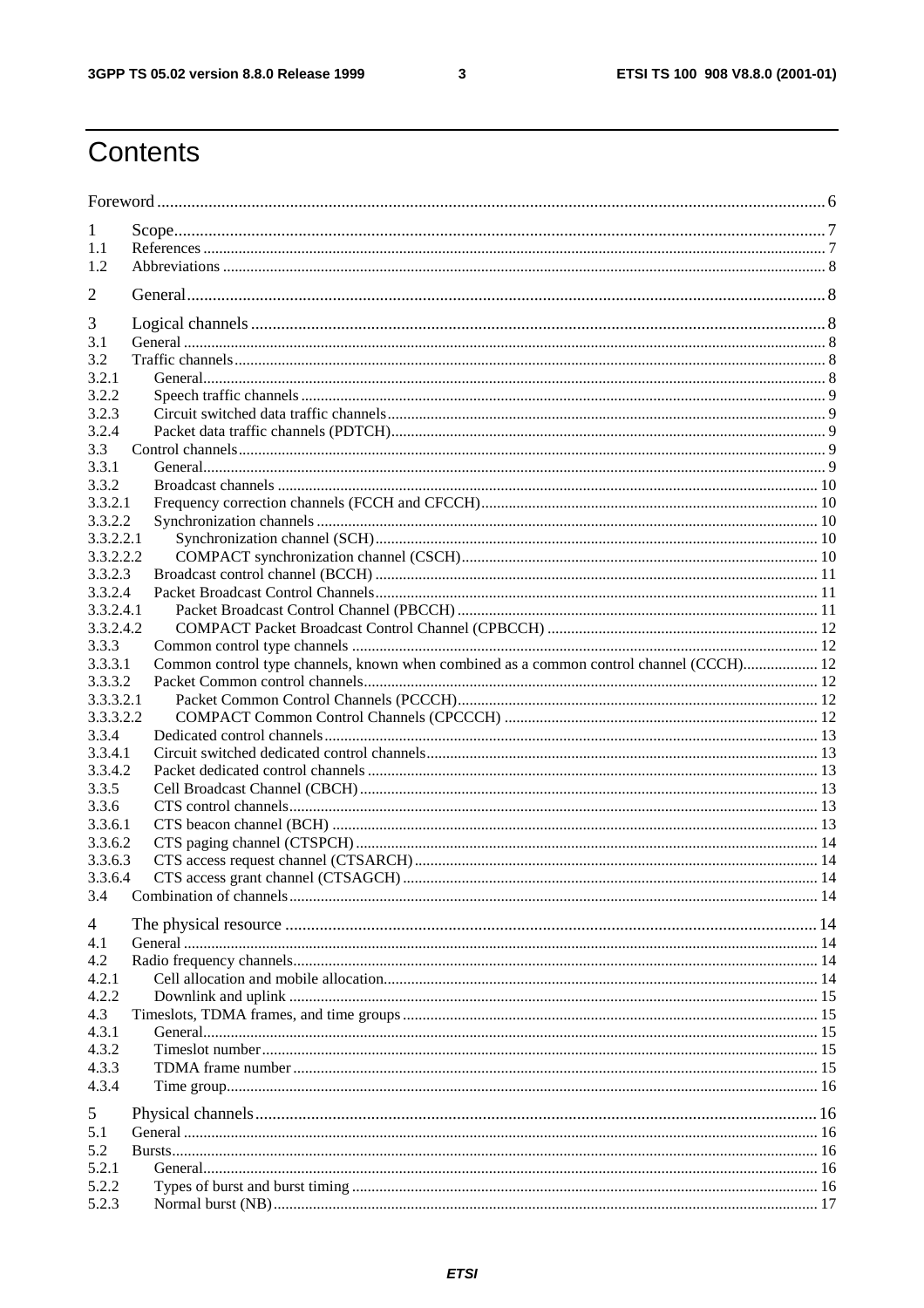# Contents

Foreword ........ 6

1 Scope ........ 7
1.1 References ........ 7
1.2 Abbreviations ........ 8

2 General ........ 8

3 Logical channels ........ 8
3.1 General ........ 8
3.2 Traffic channels ........ 8
3.2.1 General ........ 8
3.2.2 Speech traffic channels ........ 9
3.2.3 Circuit switched data traffic channels ........ 9
3.2.4 Packet data traffic channels (PDTCH) ........ 9
3.3 Control channels ........ 9
3.3.1 General ........ 9
3.3.2 Broadcast channels ........ 10
3.3.2.1 Frequency correction channels (FCCH and CFCCH) ........ 10
3.3.2.2 Synchronization channels ........ 10
3.3.2.2.1 Synchronization channel (SCH) ........ 10
3.3.2.2.2 COMPACT synchronization channel (CSCH) ........ 10
3.3.2.3 Broadcast control channel (BCCH) ........ 11
3.3.2.4 Packet Broadcast Control Channels ........ 11
3.3.2.4.1 Packet Broadcast Control Channel (PBCCH) ........ 11
3.3.2.4.2 COMPACT Packet Broadcast Control Channel (CPBCCH) ........ 12
3.3.3 Common control type channels ........ 12
3.3.3.1 Common control type channels, known when combined as a common control channel (CCCH) ........ 12
3.3.3.2 Packet Common control channels ........ 12
3.3.3.2.1 Packet Common Control Channels (PCCCH) ........ 12
3.3.3.2.2 COMPACT Common Control Channels (CPCCCH) ........ 12
3.3.4 Dedicated control channels ........ 13
3.3.4.1 Circuit switched dedicated control channels ........ 13
3.3.4.2 Packet dedicated control channels ........ 13
3.3.5 Cell Broadcast Channel (CBCH) ........ 13
3.3.6 CTS control channels ........ 13
3.3.6.1 CTS beacon channel (BCH) ........ 13
3.3.6.2 CTS paging channel (CTSPCH) ........ 14
3.3.6.3 CTS access request channel (CTSARCH) ........ 14
3.3.6.4 CTS access grant channel (CTSAGCH) ........ 14
3.4 Combination of channels ........ 14

4 The physical resource ........ 14
4.1 General ........ 14
4.2 Radio frequency channels ........ 14
4.2.1 Cell allocation and mobile allocation ........ 14
4.2.2 Downlink and uplink ........ 15
4.3 Timeslots, TDMA frames, and time groups ........ 15
4.3.1 General ........ 15
4.3.2 Timeslot number ........ 15
4.3.3 TDMA frame number ........ 15
4.3.4 Time group ........ 16

5 Physical channels ........ 16
5.1 General ........ 16
5.2 Bursts ........ 16
5.2.1 General ........ 16
5.2.2 Types of burst and burst timing ........ 16
5.2.3 Normal burst (NB) ........ 17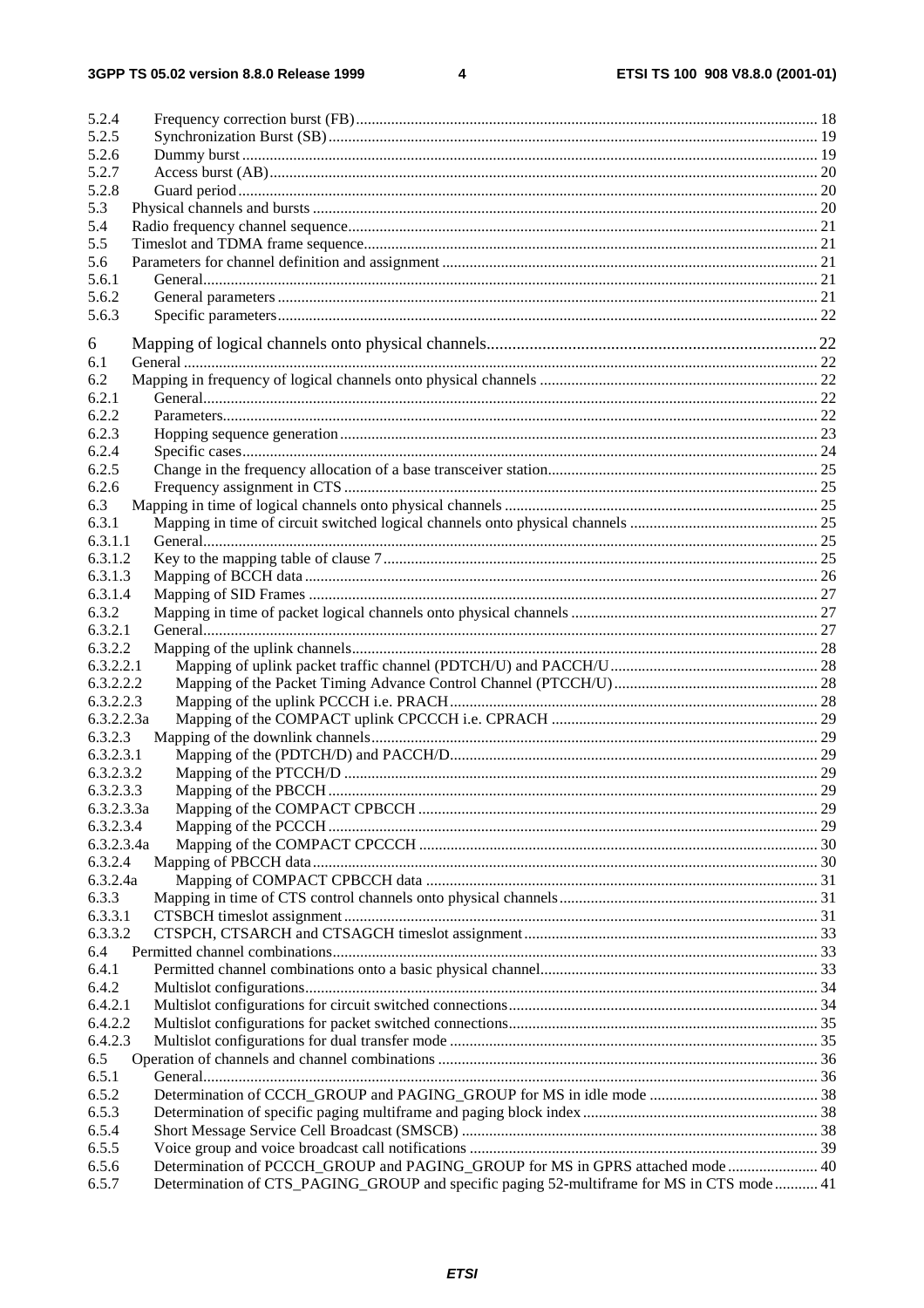5.2.4 Frequency correction burst (FB) ..... 18
5.2.5 Synchronization Burst (SB) ..... 19
5.2.6 Dummy burst ..... 19
5.2.7 Access burst (AB) ..... 20
5.2.8 Guard period ..... 20
5.3 Physical channels and bursts ..... 20
5.4 Radio frequency channel sequence ..... 21
5.5 Timeslot and TDMA frame sequence ..... 21
5.6 Parameters for channel definition and assignment ..... 21
5.6.1 General ..... 21
5.6.2 General parameters ..... 21
5.6.3 Specific parameters ..... 22

6 Mapping of logical channels onto physical channels ..... 22
6.1 General ..... 22
6.2 Mapping in frequency of logical channels onto physical channels ..... 22
6.2.1 General ..... 22
6.2.2 Parameters ..... 22
6.2.3 Hopping sequence generation ..... 23
6.2.4 Specific cases ..... 24
6.2.5 Change in the frequency allocation of a base transceiver station ..... 25
6.2.6 Frequency assignment in CTS ..... 25
6.3 Mapping in time of logical channels onto physical channels ..... 25
6.3.1 Mapping in time of circuit switched logical channels onto physical channels ..... 25
6.3.1.1 General ..... 25
6.3.1.2 Key to the mapping table of clause 7 ..... 25
6.3.1.3 Mapping of BCCH data ..... 26
6.3.1.4 Mapping of SID Frames ..... 27
6.3.2 Mapping in time of packet logical channels onto physical channels ..... 27
6.3.2.1 General ..... 27
6.3.2.2 Mapping of the uplink channels ..... 28
6.3.2.2.1 Mapping of uplink packet traffic channel (PDTCH/U) and PACCH/U ..... 28
6.3.2.2.2 Mapping of the Packet Timing Advance Control Channel (PTCCH/U) ..... 28
6.3.2.2.3 Mapping of the uplink PCCCH i.e. PRACH ..... 28
6.3.2.2.3a Mapping of the COMPACT uplink CPCCCH i.e. CPRACH ..... 29
6.3.2.3 Mapping of the downlink channels ..... 29
6.3.2.3.1 Mapping of the (PDTCH/D) and PACCH/D ..... 29
6.3.2.3.2 Mapping of the PTCCH/D ..... 29
6.3.2.3.3 Mapping of the PBCCH ..... 29
6.3.2.3.3a Mapping of the COMPACT CPBCCH ..... 29
6.3.2.3.4 Mapping of the PCCCH ..... 29
6.3.2.3.4a Mapping of the COMPACT CPCCCH ..... 30
6.3.2.4 Mapping of PBCCH data ..... 30
6.3.2.4a Mapping of COMPACT CPBCCH data ..... 31
6.3.3 Mapping in time of CTS control channels onto physical channels ..... 31
6.3.3.1 CTSBCH timeslot assignment ..... 31
6.3.3.2 CTSPCH, CTSARCH and CTSAGCH timeslot assignment ..... 33
6.4 Permitted channel combinations ..... 33
6.4.1 Permitted channel combinations onto a basic physical channel ..... 33
6.4.2 Multislot configurations ..... 34
6.4.2.1 Multislot configurations for circuit switched connections ..... 34
6.4.2.2 Multislot configurations for packet switched connections ..... 35
6.4.2.3 Multislot configurations for dual transfer mode ..... 35
6.5 Operation of channels and channel combinations ..... 36
6.5.1 General ..... 36
6.5.2 Determination of CCCH_GROUP and PAGING_GROUP for MS in idle mode ..... 38
6.5.3 Determination of specific paging multiframe and paging block index ..... 38
6.5.4 Short Message Service Cell Broadcast (SMSCB) ..... 38
6.5.5 Voice group and voice broadcast call notifications ..... 39
6.5.6 Determination of PCCCH_GROUP and PAGING_GROUP for MS in GPRS attached mode ..... 40
6.5.7 Determination of CTS_PAGING_GROUP and specific paging 52-multiframe for MS in CTS mode ..... 41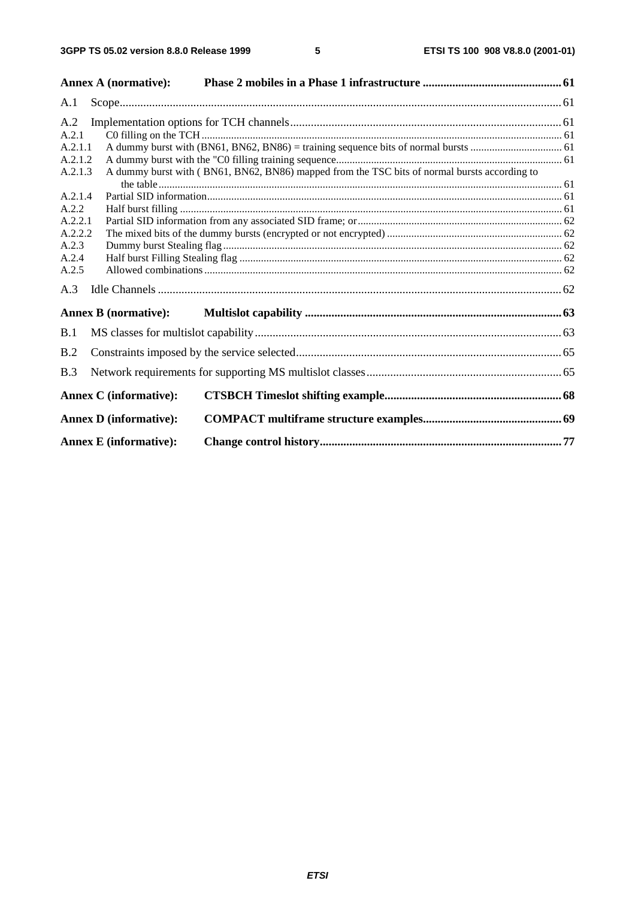**Annex A (normative): Phase 2 mobiles in a Phase 1 infrastructure** ............................................... 61

A.1 Scope..................................................................................................................................................... 61

A.2 Implementation options for TCH channels............................................................................................ 61
A.2.1 C0 filling on the TCH ...................................................................................................................... 61
A.2.1.1 A dummy burst with (BN61, BN62, BN86) = training sequence bits of normal bursts .................................. 61
A.2.1.2 A dummy burst with the "C0 filling training sequence.................................................................................... 61
A.2.1.3 A dummy burst with ( BN61, BN62, BN86) mapped from the TSC bits of normal bursts according to the table ..................................................................................................................................................... 61
A.2.1.4 Partial SID information.................................................................................................................................... 61
A.2.2 Half burst filling ............................................................................................................................... 61
A.2.2.1 Partial SID information from any associated SID frame; or............................................................................ 62
A.2.2.2 The mixed bits of the dummy bursts (encrypted or not encrypted) ................................................................. 62
A.2.3 Dummy burst Stealing flag ............................................................................................................... 62
A.2.4 Half burst Filling Stealing flag .......................................................................................................... 62
A.2.5 Allowed combinations ...................................................................................................................... 62

A.3 Idle Channels ......................................................................................................................................... 62

**Annex B (normative): Multislot capability** ....................................................................................... 63

B.1 MS classes for multislot capability........................................................................................................ 63

B.2 Constraints imposed by the service selected.......................................................................................... 65

B.3 Network requirements for supporting MS multislot classes.................................................................. 65

**Annex C (informative): CTSBCH Timeslot shifting example**............................................................ 68

**Annex D (informative): COMPACT multiframe structure examples**............................................... 69

**Annex E (informative): Change control history**.................................................................................. 77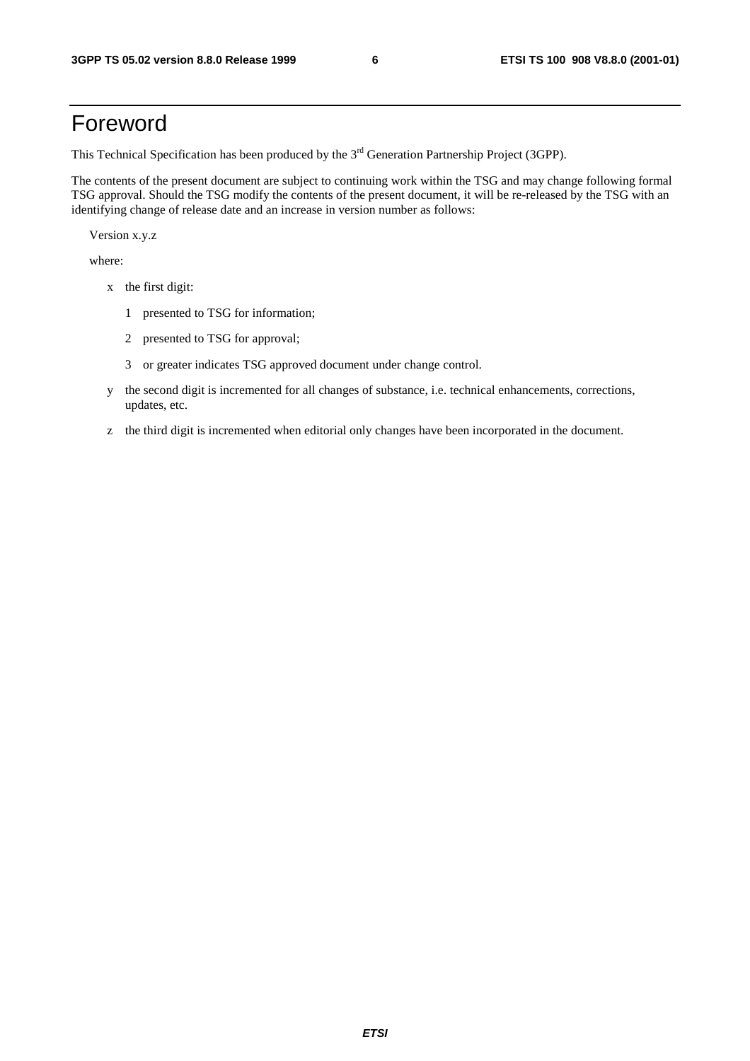# Foreword

This Technical Specification has been produced by the 3rd Generation Partnership Project (3GPP).

The contents of the present document are subject to continuing work within the TSG and may change following formal TSG approval. Should the TSG modify the contents of the present document, it will be re-released by the TSG with an identifying change of release date and an increase in version number as follows:

Version x.y.z

where:

- x the first digit:
  - 1 presented to TSG for information;
  - 2 presented to TSG for approval;
  - 3 or greater indicates TSG approved document under change control.
- y the second digit is incremented for all changes of substance, i.e. technical enhancements, corrections, updates, etc.
- z the third digit is incremented when editorial only changes have been incorporated in the document.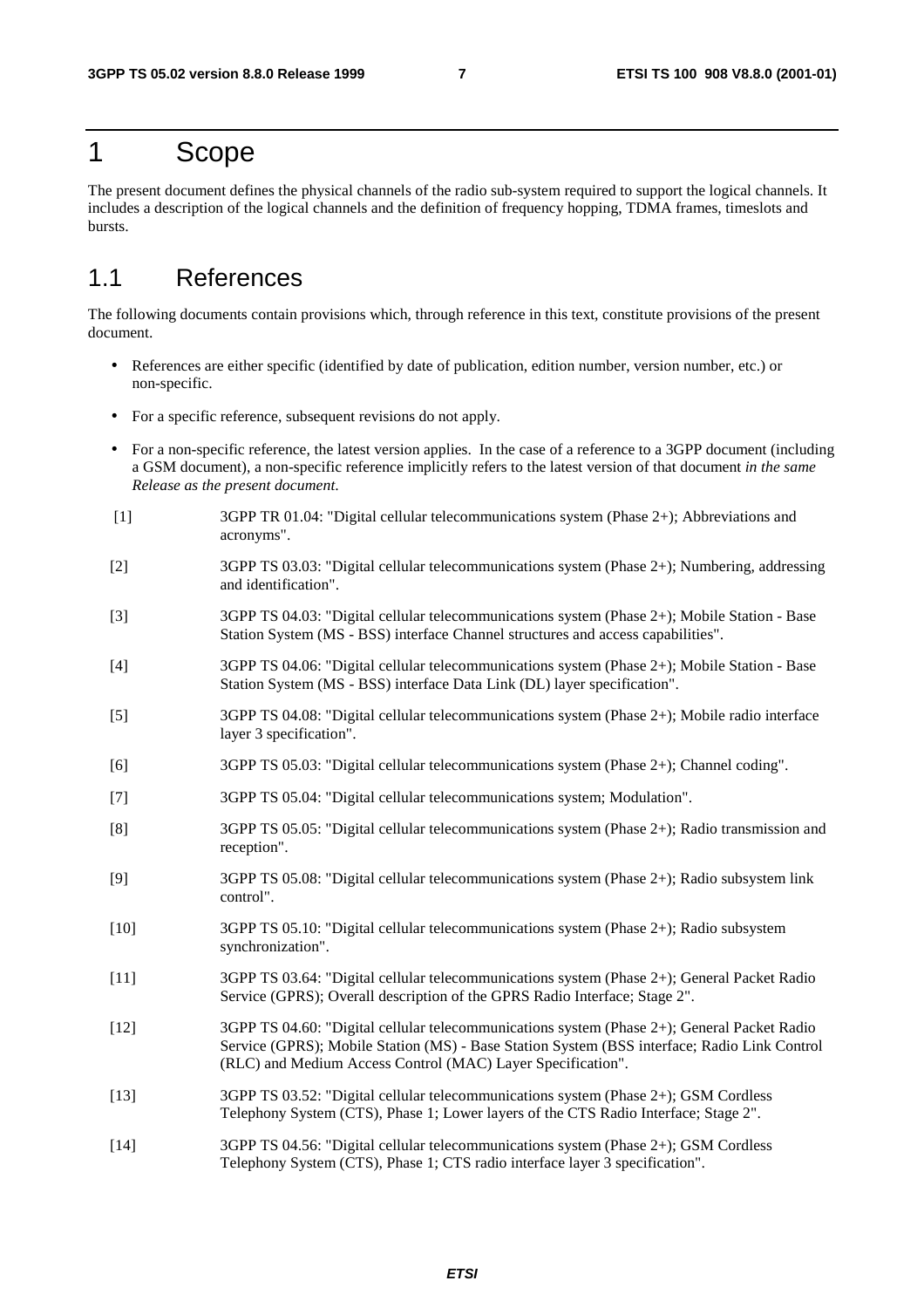# 1 Scope

The present document defines the physical channels of the radio sub-system required to support the logical channels. It includes a description of the logical channels and the definition of frequency hopping, TDMA frames, timeslots and bursts.

## 1.1 References

The following documents contain provisions which, through reference in this text, constitute provisions of the present document.

- References are either specific (identified by date of publication, edition number, version number, etc.) or non-specific.
- For a specific reference, subsequent revisions do not apply.
- For a non-specific reference, the latest version applies. In the case of a reference to a 3GPP document (including a GSM document), a non-specific reference implicitly refers to the latest version of that document *in the same Release as the present document*.

[1] 3GPP TR 01.04: "Digital cellular telecommunications system (Phase 2+); Abbreviations and acronyms".

[2] 3GPP TS 03.03: "Digital cellular telecommunications system (Phase 2+); Numbering, addressing and identification".

[3] 3GPP TS 04.03: "Digital cellular telecommunications system (Phase 2+); Mobile Station - Base Station System (MS - BSS) interface Channel structures and access capabilities".

[4] 3GPP TS 04.06: "Digital cellular telecommunications system (Phase 2+); Mobile Station - Base Station System (MS - BSS) interface Data Link (DL) layer specification".

[5] 3GPP TS 04.08: "Digital cellular telecommunications system (Phase 2+); Mobile radio interface layer 3 specification".

[6] 3GPP TS 05.03: "Digital cellular telecommunications system (Phase 2+); Channel coding".

[7] 3GPP TS 05.04: "Digital cellular telecommunications system; Modulation".

[8] 3GPP TS 05.05: "Digital cellular telecommunications system (Phase 2+); Radio transmission and reception".

[9] 3GPP TS 05.08: "Digital cellular telecommunications system (Phase 2+); Radio subsystem link control".

[10] 3GPP TS 05.10: "Digital cellular telecommunications system (Phase 2+); Radio subsystem synchronization".

[11] 3GPP TS 03.64: "Digital cellular telecommunications system (Phase 2+); General Packet Radio Service (GPRS); Overall description of the GPRS Radio Interface; Stage 2".

[12] 3GPP TS 04.60: "Digital cellular telecommunications system (Phase 2+); General Packet Radio Service (GPRS); Mobile Station (MS) - Base Station System (BSS interface; Radio Link Control (RLC) and Medium Access Control (MAC) Layer Specification".

[13] 3GPP TS 03.52: "Digital cellular telecommunications system (Phase 2+); GSM Cordless Telephony System (CTS), Phase 1; Lower layers of the CTS Radio Interface; Stage 2".

[14] 3GPP TS 04.56: "Digital cellular telecommunications system (Phase 2+); GSM Cordless Telephony System (CTS), Phase 1; CTS radio interface layer 3 specification".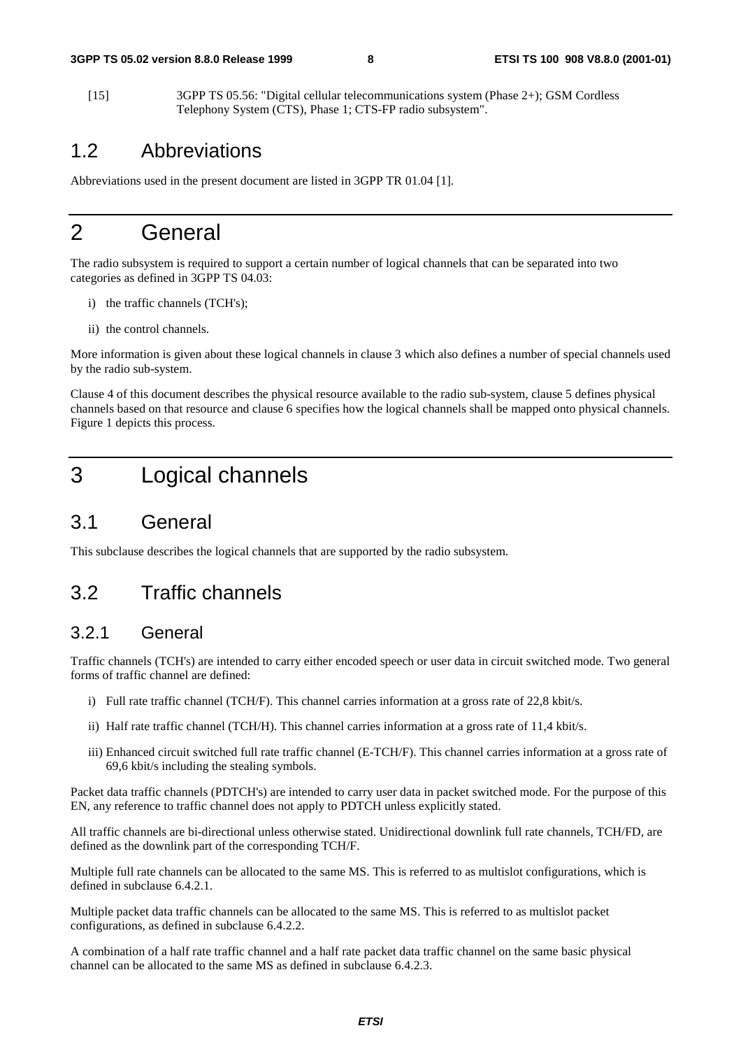[15] 3GPP TS 05.56: "Digital cellular telecommunications system (Phase 2+); GSM Cordless Telephony System (CTS), Phase 1; CTS-FP radio subsystem".

## 1.2 Abbreviations

Abbreviations used in the present document are listed in 3GPP TR 01.04 [1].

# 2 General

The radio subsystem is required to support a certain number of logical channels that can be separated into two categories as defined in 3GPP TS 04.03:

i) the traffic channels (TCH's);

ii) the control channels.

More information is given about these logical channels in clause 3 which also defines a number of special channels used by the radio sub-system.

Clause 4 of this document describes the physical resource available to the radio sub-system, clause 5 defines physical channels based on that resource and clause 6 specifies how the logical channels shall be mapped onto physical channels. Figure 1 depicts this process.

# 3 Logical channels

## 3.1 General

This subclause describes the logical channels that are supported by the radio subsystem.

## 3.2 Traffic channels

### 3.2.1 General

Traffic channels (TCH's) are intended to carry either encoded speech or user data in circuit switched mode. Two general forms of traffic channel are defined:

i) Full rate traffic channel (TCH/F). This channel carries information at a gross rate of 22,8 kbit/s.

ii) Half rate traffic channel (TCH/H). This channel carries information at a gross rate of 11,4 kbit/s.

iii) Enhanced circuit switched full rate traffic channel (E-TCH/F). This channel carries information at a gross rate of 69,6 kbit/s including the stealing symbols.

Packet data traffic channels (PDTCH's) are intended to carry user data in packet switched mode. For the purpose of this EN, any reference to traffic channel does not apply to PDTCH unless explicitly stated.

All traffic channels are bi-directional unless otherwise stated. Unidirectional downlink full rate channels, TCH/FD, are defined as the downlink part of the corresponding TCH/F.

Multiple full rate channels can be allocated to the same MS. This is referred to as multislot configurations, which is defined in subclause 6.4.2.1.

Multiple packet data traffic channels can be allocated to the same MS. This is referred to as multislot packet configurations, as defined in subclause 6.4.2.2.

A combination of a half rate traffic channel and a half rate packet data traffic channel on the same basic physical channel can be allocated to the same MS as defined in subclause 6.4.2.3.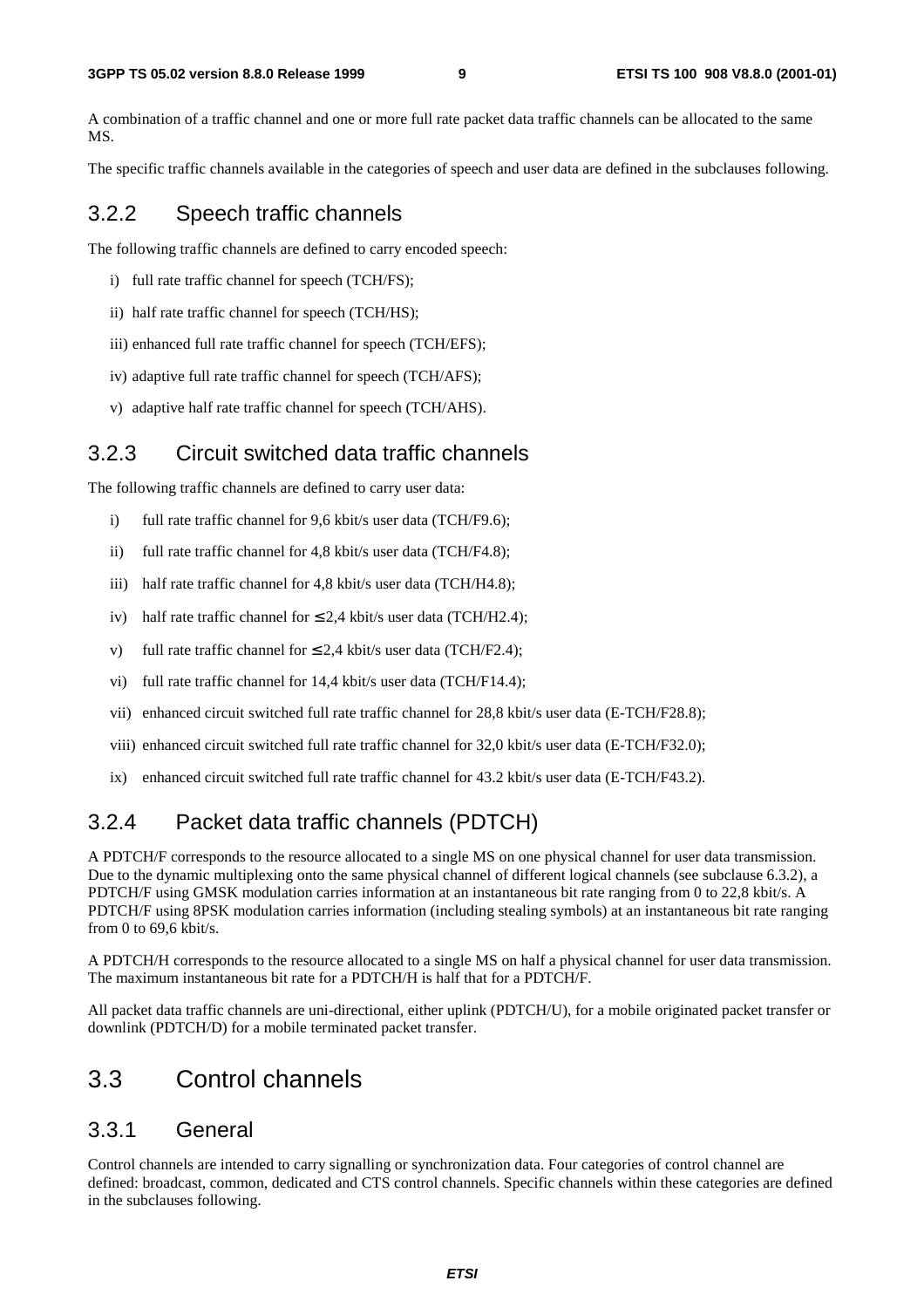A combination of a traffic channel and one or more full rate packet data traffic channels can be allocated to the same MS.

The specific traffic channels available in the categories of speech and user data are defined in the subclauses following.

### 3.2.2 Speech traffic channels

The following traffic channels are defined to carry encoded speech:

i) full rate traffic channel for speech (TCH/FS);

ii) half rate traffic channel for speech (TCH/HS);

iii) enhanced full rate traffic channel for speech (TCH/EFS);

iv) adaptive full rate traffic channel for speech (TCH/AFS);

v) adaptive half rate traffic channel for speech (TCH/AHS).

### 3.2.3 Circuit switched data traffic channels

The following traffic channels are defined to carry user data:

i) full rate traffic channel for 9,6 kbit/s user data (TCH/F9.6);

ii) full rate traffic channel for 4,8 kbit/s user data (TCH/F4.8);

iii) half rate traffic channel for 4,8 kbit/s user data (TCH/H4.8);

iv) half rate traffic channel for ≤ 2,4 kbit/s user data (TCH/H2.4);

v) full rate traffic channel for ≤ 2,4 kbit/s user data (TCH/F2.4);

vi) full rate traffic channel for 14,4 kbit/s user data (TCH/F14.4);

vii) enhanced circuit switched full rate traffic channel for 28,8 kbit/s user data (E-TCH/F28.8);

viii) enhanced circuit switched full rate traffic channel for 32,0 kbit/s user data (E-TCH/F32.0);

ix) enhanced circuit switched full rate traffic channel for 43.2 kbit/s user data (E-TCH/F43.2).

### 3.2.4 Packet data traffic channels (PDTCH)

A PDTCH/F corresponds to the resource allocated to a single MS on one physical channel for user data transmission. Due to the dynamic multiplexing onto the same physical channel of different logical channels (see subclause 6.3.2), a PDTCH/F using GMSK modulation carries information at an instantaneous bit rate ranging from 0 to 22,8 kbit/s. A PDTCH/F using 8PSK modulation carries information (including stealing symbols) at an instantaneous bit rate ranging from 0 to 69,6 kbit/s.

A PDTCH/H corresponds to the resource allocated to a single MS on half a physical channel for user data transmission. The maximum instantaneous bit rate for a PDTCH/H is half that for a PDTCH/F.

All packet data traffic channels are uni-directional, either uplink (PDTCH/U), for a mobile originated packet transfer or downlink (PDTCH/D) for a mobile terminated packet transfer.

## 3.3 Control channels

### 3.3.1 General

Control channels are intended to carry signalling or synchronization data. Four categories of control channel are defined: broadcast, common, dedicated and CTS control channels. Specific channels within these categories are defined in the subclauses following.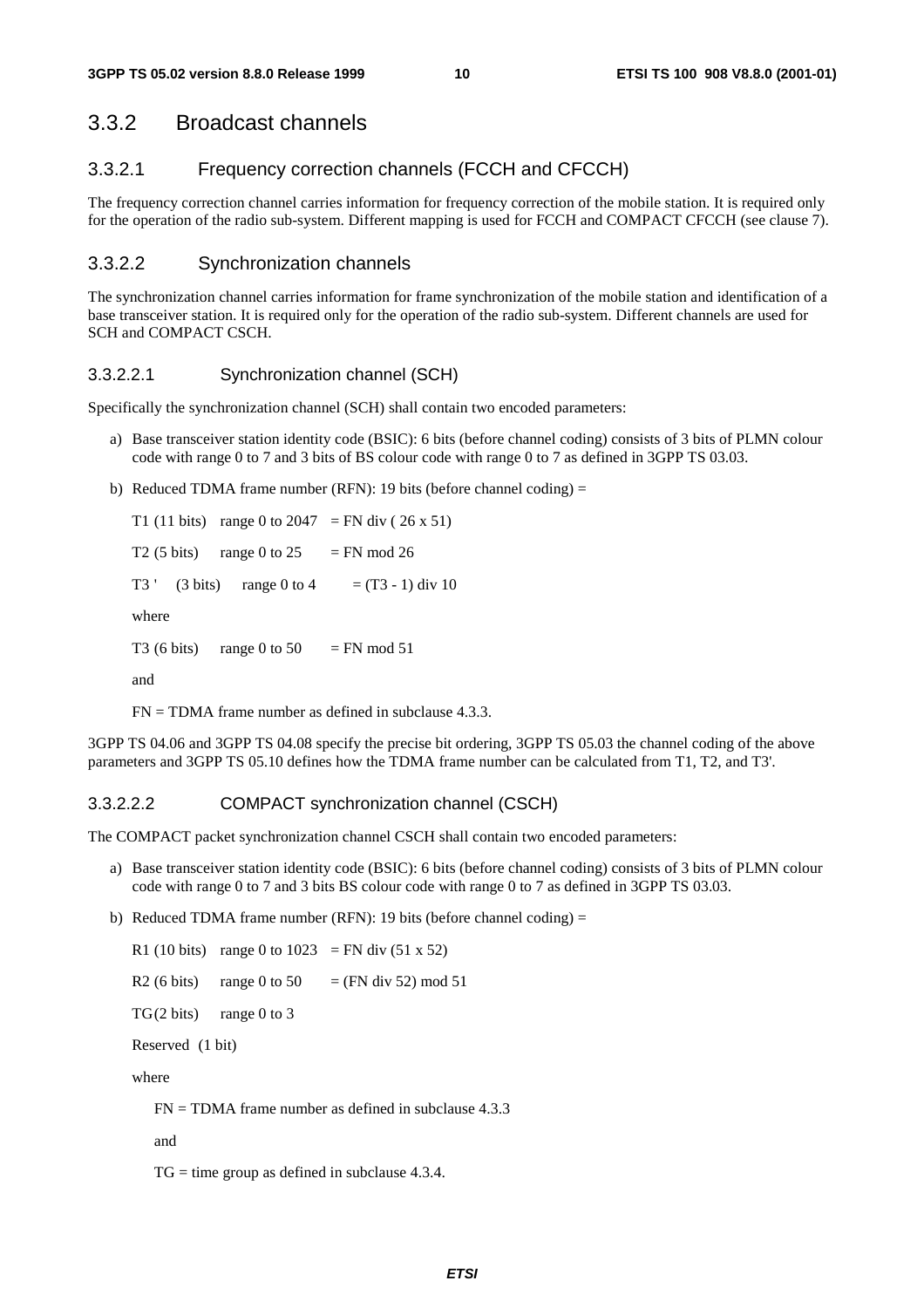## 3.3.2 Broadcast channels

### 3.3.2.1 Frequency correction channels (FCCH and CFCCH)

The frequency correction channel carries information for frequency correction of the mobile station. It is required only for the operation of the radio sub-system. Different mapping is used for FCCH and COMPACT CFCCH (see clause 7).

### 3.3.2.2 Synchronization channels

The synchronization channel carries information for frame synchronization of the mobile station and identification of a base transceiver station. It is required only for the operation of the radio sub-system. Different channels are used for SCH and COMPACT CSCH.

#### 3.3.2.2.1 Synchronization channel (SCH)

Specifically the synchronization channel (SCH) shall contain two encoded parameters:

a) Base transceiver station identity code (BSIC): 6 bits (before channel coding) consists of 3 bits of PLMN colour code with range 0 to 7 and 3 bits of BS colour code with range 0 to 7 as defined in 3GPP TS 03.03.

b) Reduced TDMA frame number (RFN): 19 bits (before channel coding) =

   T1 (11 bits) range 0 to 2047 = FN div ( 26 x 51)

   T2 (5 bits) range 0 to 25 = FN mod 26

   T3 ' (3 bits) range 0 to 4 = (T3 - 1) div 10

   where

   T3 (6 bits) range 0 to 50 = FN mod 51

   and

   FN = TDMA frame number as defined in subclause 4.3.3.

3GPP TS 04.06 and 3GPP TS 04.08 specify the precise bit ordering, 3GPP TS 05.03 the channel coding of the above parameters and 3GPP TS 05.10 defines how the TDMA frame number can be calculated from T1, T2, and T3'.

#### 3.3.2.2.2 COMPACT synchronization channel (CSCH)

The COMPACT packet synchronization channel CSCH shall contain two encoded parameters:

a) Base transceiver station identity code (BSIC): 6 bits (before channel coding) consists of 3 bits of PLMN colour code with range 0 to 7 and 3 bits BS colour code with range 0 to 7 as defined in 3GPP TS 03.03.

b) Reduced TDMA frame number (RFN): 19 bits (before channel coding) =

   R1 (10 bits) range 0 to 1023 = FN div (51 x 52)

   R2 (6 bits) range 0 to 50 = (FN div 52) mod 51

   TG (2 bits) range 0 to 3

   Reserved (1 bit)

   where

   FN = TDMA frame number as defined in subclause 4.3.3

   and

   TG = time group as defined in subclause 4.3.4.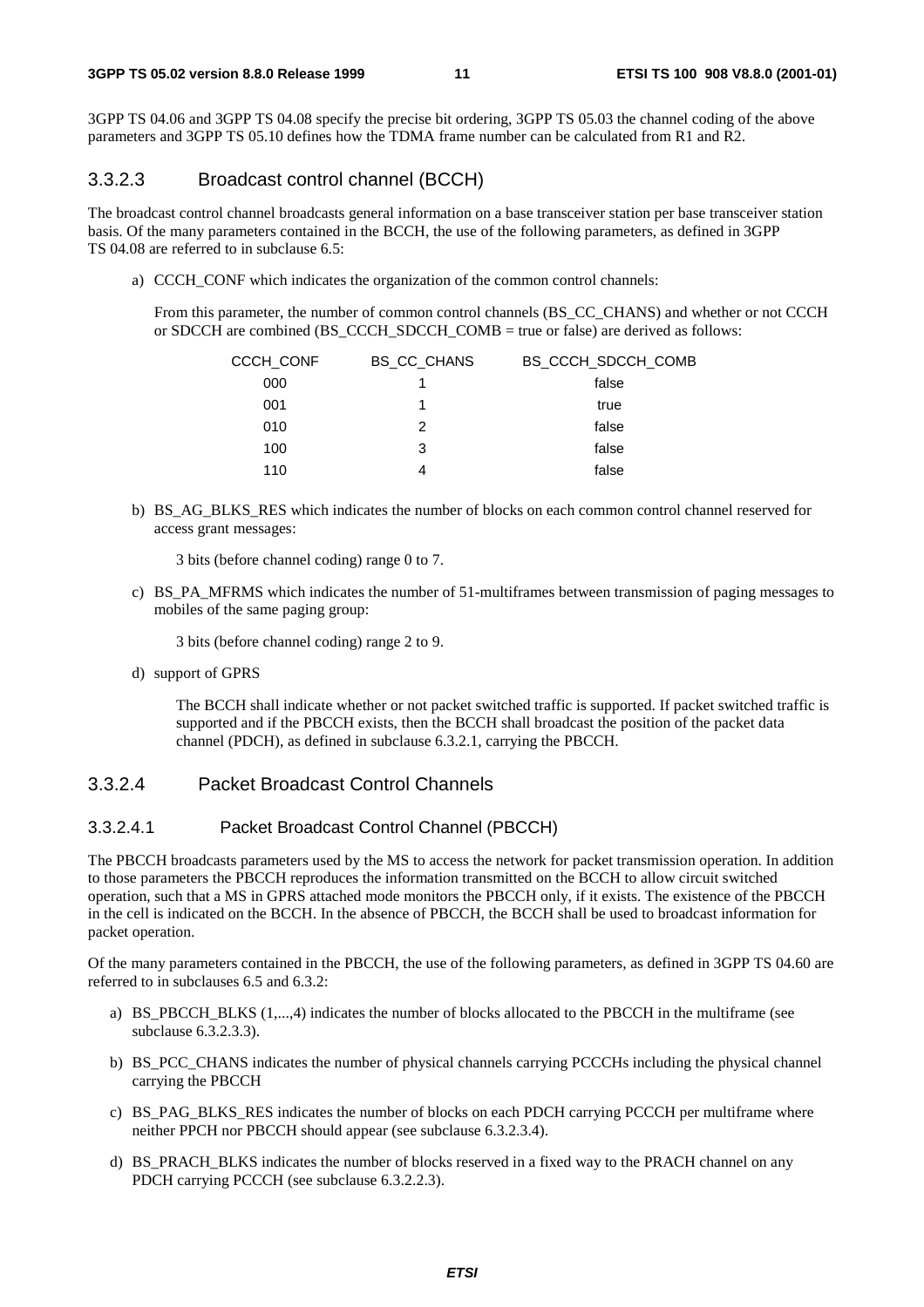3GPP TS 04.06 and 3GPP TS 04.08 specify the precise bit ordering, 3GPP TS 05.03 the channel coding of the above parameters and 3GPP TS 05.10 defines how the TDMA frame number can be calculated from R1 and R2.

### 3.3.2.3 Broadcast control channel (BCCH)

The broadcast control channel broadcasts general information on a base transceiver station per base transceiver station basis. Of the many parameters contained in the BCCH, the use of the following parameters, as defined in 3GPP TS 04.08 are referred to in subclause 6.5:

a) CCCH_CONF which indicates the organization of the common control channels:

   From this parameter, the number of common control channels (BS_CC_CHANS) and whether or not CCCH or SDCCH are combined (BS_CCCH_SDCCH_COMB = true or false) are derived as follows:

| CCCH_CONF | BS_CC_CHANS | BS_CCCH_SDCCH_COMB |
|---|---|---|
| 000 | 1 | false |
| 001 | 1 | true |
| 010 | 2 | false |
| 100 | 3 | false |
| 110 | 4 | false |

b) BS_AG_BLKS_RES which indicates the number of blocks on each common control channel reserved for access grant messages:

   3 bits (before channel coding) range 0 to 7.

c) BS_PA_MFRMS which indicates the number of 51-multiframes between transmission of paging messages to mobiles of the same paging group:

   3 bits (before channel coding) range 2 to 9.

d) support of GPRS

   The BCCH shall indicate whether or not packet switched traffic is supported. If packet switched traffic is supported and if the PBCCH exists, then the BCCH shall broadcast the position of the packet data channel (PDCH), as defined in subclause 6.3.2.1, carrying the PBCCH.

### 3.3.2.4 Packet Broadcast Control Channels

#### 3.3.2.4.1 Packet Broadcast Control Channel (PBCCH)

The PBCCH broadcasts parameters used by the MS to access the network for packet transmission operation. In addition to those parameters the PBCCH reproduces the information transmitted on the BCCH to allow circuit switched operation, such that a MS in GPRS attached mode monitors the PBCCH only, if it exists. The existence of the PBCCH in the cell is indicated on the BCCH. In the absence of PBCCH, the BCCH shall be used to broadcast information for packet operation.

Of the many parameters contained in the PBCCH, the use of the following parameters, as defined in 3GPP TS 04.60 are referred to in subclauses 6.5 and 6.3.2:

a) BS_PBCCH_BLKS (1,...,4) indicates the number of blocks allocated to the PBCCH in the multiframe (see subclause 6.3.2.3.3).

b) BS_PCC_CHANS indicates the number of physical channels carrying PCCCHs including the physical channel carrying the PBCCH

c) BS_PAG_BLKS_RES indicates the number of blocks on each PDCH carrying PCCCH per multiframe where neither PPCH nor PBCCH should appear (see subclause 6.3.2.3.4).

d) BS_PRACH_BLKS indicates the number of blocks reserved in a fixed way to the PRACH channel on any PDCH carrying PCCCH (see subclause 6.3.2.2.3).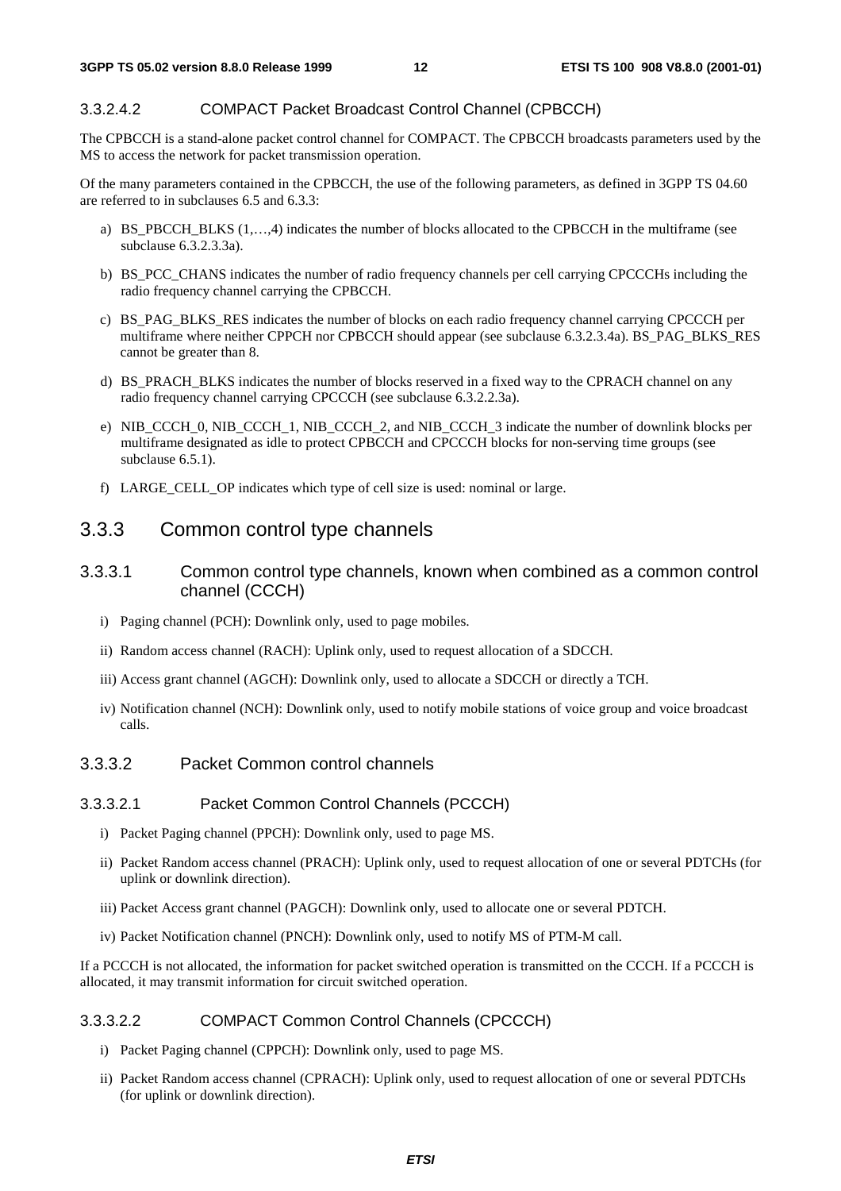#### 3.3.2.4.2 COMPACT Packet Broadcast Control Channel (CPBCCH)

The CPBCCH is a stand-alone packet control channel for COMPACT. The CPBCCH broadcasts parameters used by the MS to access the network for packet transmission operation.

Of the many parameters contained in the CPBCCH, the use of the following parameters, as defined in 3GPP TS 04.60 are referred to in subclauses 6.5 and 6.3.3:

a) BS_PBCCH_BLKS (1,…,4) indicates the number of blocks allocated to the CPBCCH in the multiframe (see subclause 6.3.2.3.3a).

b) BS_PCC_CHANS indicates the number of radio frequency channels per cell carrying CPCCCHs including the radio frequency channel carrying the CPBCCH.

c) BS_PAG_BLKS_RES indicates the number of blocks on each radio frequency channel carrying CPCCCH per multiframe where neither CPPCH nor CPBCCH should appear (see subclause 6.3.2.3.4a). BS_PAG_BLKS_RES cannot be greater than 8.

d) BS_PRACH_BLKS indicates the number of blocks reserved in a fixed way to the CPRACH channel on any radio frequency channel carrying CPCCCH (see subclause 6.3.2.2.3a).

e) NIB_CCCH_0, NIB_CCCH_1, NIB_CCCH_2, and NIB_CCCH_3 indicate the number of downlink blocks per multiframe designated as idle to protect CPBCCH and CPCCCH blocks for non-serving time groups (see subclause 6.5.1).

f) LARGE_CELL_OP indicates which type of cell size is used: nominal or large.

## 3.3.3 Common control type channels

### 3.3.3.1 Common control type channels, known when combined as a common control channel (CCCH)

i) Paging channel (PCH): Downlink only, used to page mobiles.

ii) Random access channel (RACH): Uplink only, used to request allocation of a SDCCH.

iii) Access grant channel (AGCH): Downlink only, used to allocate a SDCCH or directly a TCH.

iv) Notification channel (NCH): Downlink only, used to notify mobile stations of voice group and voice broadcast calls.

### 3.3.3.2 Packet Common control channels

#### 3.3.3.2.1 Packet Common Control Channels (PCCCH)

i) Packet Paging channel (PPCH): Downlink only, used to page MS.

ii) Packet Random access channel (PRACH): Uplink only, used to request allocation of one or several PDTCHs (for uplink or downlink direction).

iii) Packet Access grant channel (PAGCH): Downlink only, used to allocate one or several PDTCH.

iv) Packet Notification channel (PNCH): Downlink only, used to notify MS of PTM-M call.

If a PCCCH is not allocated, the information for packet switched operation is transmitted on the CCCH. If a PCCCH is allocated, it may transmit information for circuit switched operation.

#### 3.3.3.2.2 COMPACT Common Control Channels (CPCCCH)

i) Packet Paging channel (CPPCH): Downlink only, used to page MS.

ii) Packet Random access channel (CPRACH): Uplink only, used to request allocation of one or several PDTCHs (for uplink or downlink direction).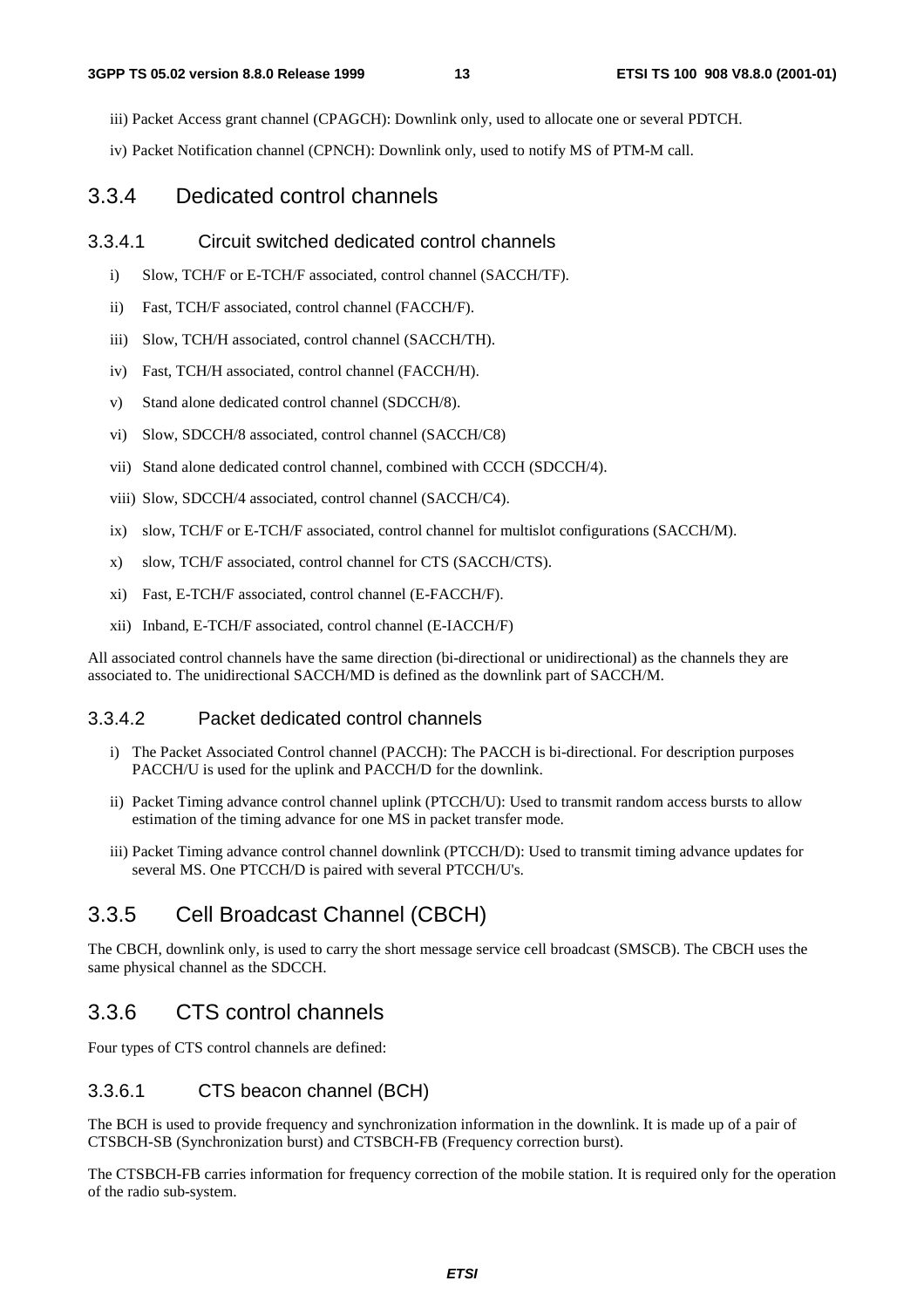iii) Packet Access grant channel (CPAGCH): Downlink only, used to allocate one or several PDTCH.

iv) Packet Notification channel (CPNCH): Downlink only, used to notify MS of PTM-M call.

## 3.3.4 Dedicated control channels

### 3.3.4.1 Circuit switched dedicated control channels

i) Slow, TCH/F or E-TCH/F associated, control channel (SACCH/TF).

ii) Fast, TCH/F associated, control channel (FACCH/F).

iii) Slow, TCH/H associated, control channel (SACCH/TH).

iv) Fast, TCH/H associated, control channel (FACCH/H).

v) Stand alone dedicated control channel (SDCCH/8).

vi) Slow, SDCCH/8 associated, control channel (SACCH/C8)

vii) Stand alone dedicated control channel, combined with CCCH (SDCCH/4).

viii) Slow, SDCCH/4 associated, control channel (SACCH/C4).

ix) slow, TCH/F or E-TCH/F associated, control channel for multislot configurations (SACCH/M).

x) slow, TCH/F associated, control channel for CTS (SACCH/CTS).

xi) Fast, E-TCH/F associated, control channel (E-FACCH/F).

xii) Inband, E-TCH/F associated, control channel (E-IACCH/F)

All associated control channels have the same direction (bi-directional or unidirectional) as the channels they are associated to. The unidirectional SACCH/MD is defined as the downlink part of SACCH/M.

### 3.3.4.2 Packet dedicated control channels

i) The Packet Associated Control channel (PACCH): The PACCH is bi-directional. For description purposes PACCH/U is used for the uplink and PACCH/D for the downlink.

ii) Packet Timing advance control channel uplink (PTCCH/U): Used to transmit random access bursts to allow estimation of the timing advance for one MS in packet transfer mode.

iii) Packet Timing advance control channel downlink (PTCCH/D): Used to transmit timing advance updates for several MS. One PTCCH/D is paired with several PTCCH/U's.

## 3.3.5 Cell Broadcast Channel (CBCH)

The CBCH, downlink only, is used to carry the short message service cell broadcast (SMSCB). The CBCH uses the same physical channel as the SDCCH.

## 3.3.6 CTS control channels

Four types of CTS control channels are defined:

### 3.3.6.1 CTS beacon channel (BCH)

The BCH is used to provide frequency and synchronization information in the downlink. It is made up of a pair of CTSBCH-SB (Synchronization burst) and CTSBCH-FB (Frequency correction burst).

The CTSBCH-FB carries information for frequency correction of the mobile station. It is required only for the operation of the radio sub-system.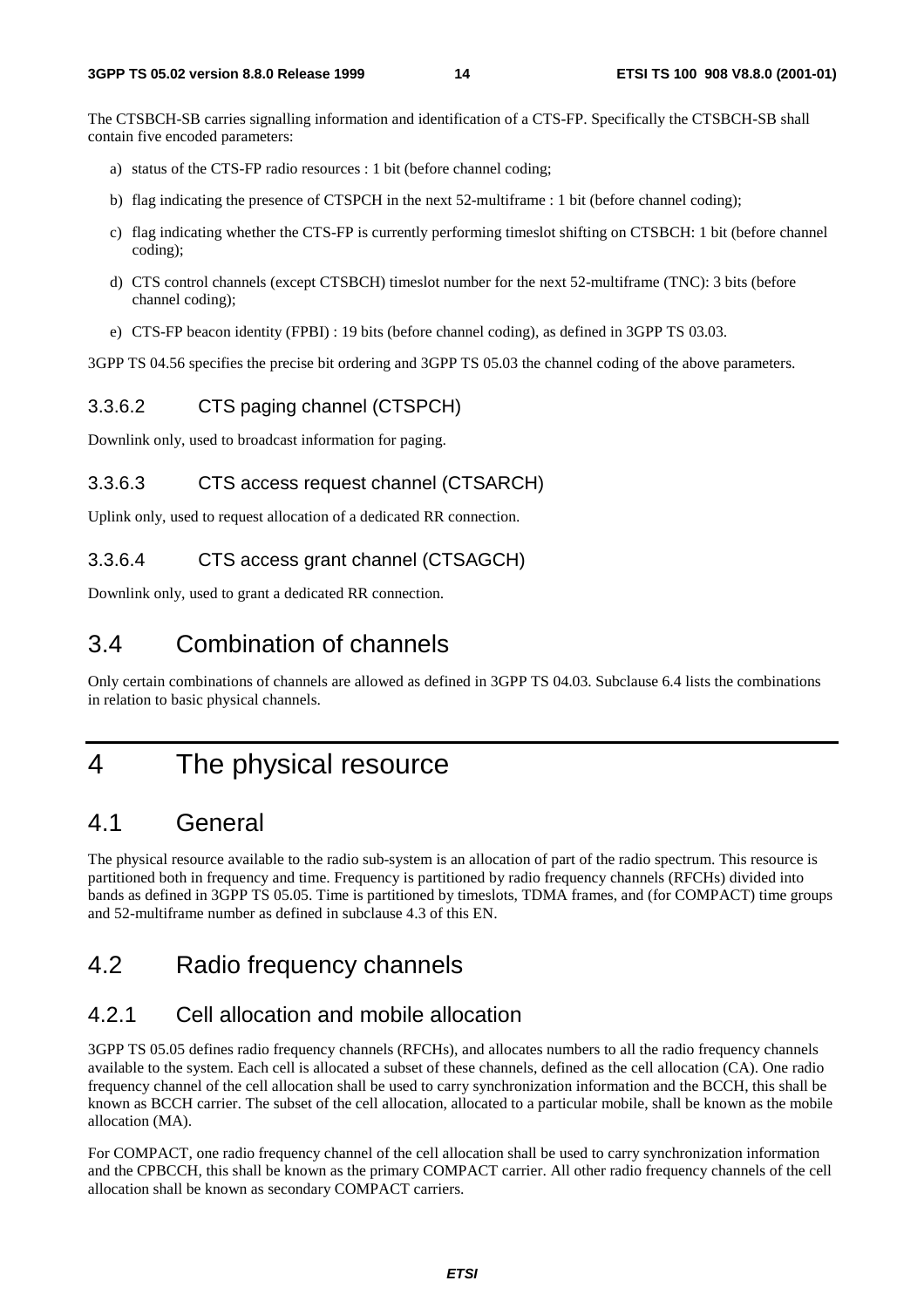The CTSBCH-SB carries signalling information and identification of a CTS-FP. Specifically the CTSBCH-SB shall contain five encoded parameters:

a) status of the CTS-FP radio resources : 1 bit (before channel coding;

b) flag indicating the presence of CTSPCH in the next 52-multiframe : 1 bit (before channel coding);

c) flag indicating whether the CTS-FP is currently performing timeslot shifting on CTSBCH: 1 bit (before channel coding);

d) CTS control channels (except CTSBCH) timeslot number for the next 52-multiframe (TNC): 3 bits (before channel coding);

e) CTS-FP beacon identity (FPBI) : 19 bits (before channel coding), as defined in 3GPP TS 03.03.

3GPP TS 04.56 specifies the precise bit ordering and 3GPP TS 05.03 the channel coding of the above parameters.

### 3.3.6.2 CTS paging channel (CTSPCH)

Downlink only, used to broadcast information for paging.

### 3.3.6.3 CTS access request channel (CTSARCH)

Uplink only, used to request allocation of a dedicated RR connection.

### 3.3.6.4 CTS access grant channel (CTSAGCH)

Downlink only, used to grant a dedicated RR connection.

## 3.4 Combination of channels

Only certain combinations of channels are allowed as defined in 3GPP TS 04.03. Subclause 6.4 lists the combinations in relation to basic physical channels.

# 4 The physical resource

## 4.1 General

The physical resource available to the radio sub-system is an allocation of part of the radio spectrum. This resource is partitioned both in frequency and time. Frequency is partitioned by radio frequency channels (RFCHs) divided into bands as defined in 3GPP TS 05.05. Time is partitioned by timeslots, TDMA frames, and (for COMPACT) time groups and 52-multiframe number as defined in subclause 4.3 of this EN.

## 4.2 Radio frequency channels

### 4.2.1 Cell allocation and mobile allocation

3GPP TS 05.05 defines radio frequency channels (RFCHs), and allocates numbers to all the radio frequency channels available to the system. Each cell is allocated a subset of these channels, defined as the cell allocation (CA). One radio frequency channel of the cell allocation shall be used to carry synchronization information and the BCCH, this shall be known as BCCH carrier. The subset of the cell allocation, allocated to a particular mobile, shall be known as the mobile allocation (MA).

For COMPACT, one radio frequency channel of the cell allocation shall be used to carry synchronization information and the CPBCCH, this shall be known as the primary COMPACT carrier. All other radio frequency channels of the cell allocation shall be known as secondary COMPACT carriers.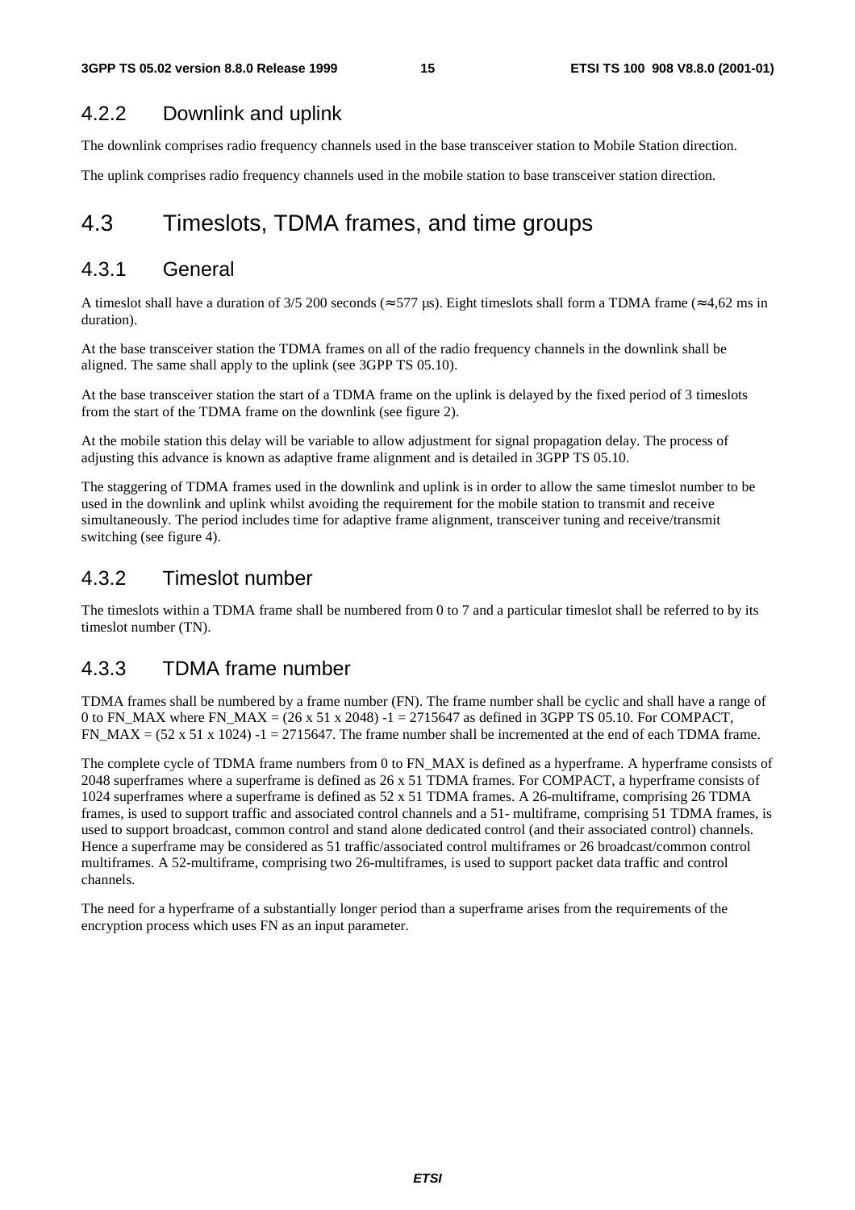### 4.2.2 Downlink and uplink

The downlink comprises radio frequency channels used in the base transceiver station to Mobile Station direction.

The uplink comprises radio frequency channels used in the mobile station to base transceiver station direction.

## 4.3 Timeslots, TDMA frames, and time groups

### 4.3.1 General

A timeslot shall have a duration of 3/5 200 seconds (≈ 577 µs). Eight timeslots shall form a TDMA frame (≈ 4,62 ms in duration).

At the base transceiver station the TDMA frames on all of the radio frequency channels in the downlink shall be aligned. The same shall apply to the uplink (see 3GPP TS 05.10).

At the base transceiver station the start of a TDMA frame on the uplink is delayed by the fixed period of 3 timeslots from the start of the TDMA frame on the downlink (see figure 2).

At the mobile station this delay will be variable to allow adjustment for signal propagation delay. The process of adjusting this advance is known as adaptive frame alignment and is detailed in 3GPP TS 05.10.

The staggering of TDMA frames used in the downlink and uplink is in order to allow the same timeslot number to be used in the downlink and uplink whilst avoiding the requirement for the mobile station to transmit and receive simultaneously. The period includes time for adaptive frame alignment, transceiver tuning and receive/transmit switching (see figure 4).

### 4.3.2 Timeslot number

The timeslots within a TDMA frame shall be numbered from 0 to 7 and a particular timeslot shall be referred to by its timeslot number (TN).

### 4.3.3 TDMA frame number

TDMA frames shall be numbered by a frame number (FN). The frame number shall be cyclic and shall have a range of 0 to FN_MAX where FN_MAX = (26 x 51 x 2048) -1 = 2715647 as defined in 3GPP TS 05.10. For COMPACT, FN_MAX = (52 x 51 x 1024) -1 = 2715647. The frame number shall be incremented at the end of each TDMA frame.

The complete cycle of TDMA frame numbers from 0 to FN_MAX is defined as a hyperframe. A hyperframe consists of 2048 superframes where a superframe is defined as 26 x 51 TDMA frames. For COMPACT, a hyperframe consists of 1024 superframes where a superframe is defined as 52 x 51 TDMA frames. A 26-multiframe, comprising 26 TDMA frames, is used to support traffic and associated control channels and a 51- multiframe, comprising 51 TDMA frames, is used to support broadcast, common control and stand alone dedicated control (and their associated control) channels. Hence a superframe may be considered as 51 traffic/associated control multiframes or 26 broadcast/common control multiframes. A 52-multiframe, comprising two 26-multiframes, is used to support packet data traffic and control channels.

The need for a hyperframe of a substantially longer period than a superframe arises from the requirements of the encryption process which uses FN as an input parameter.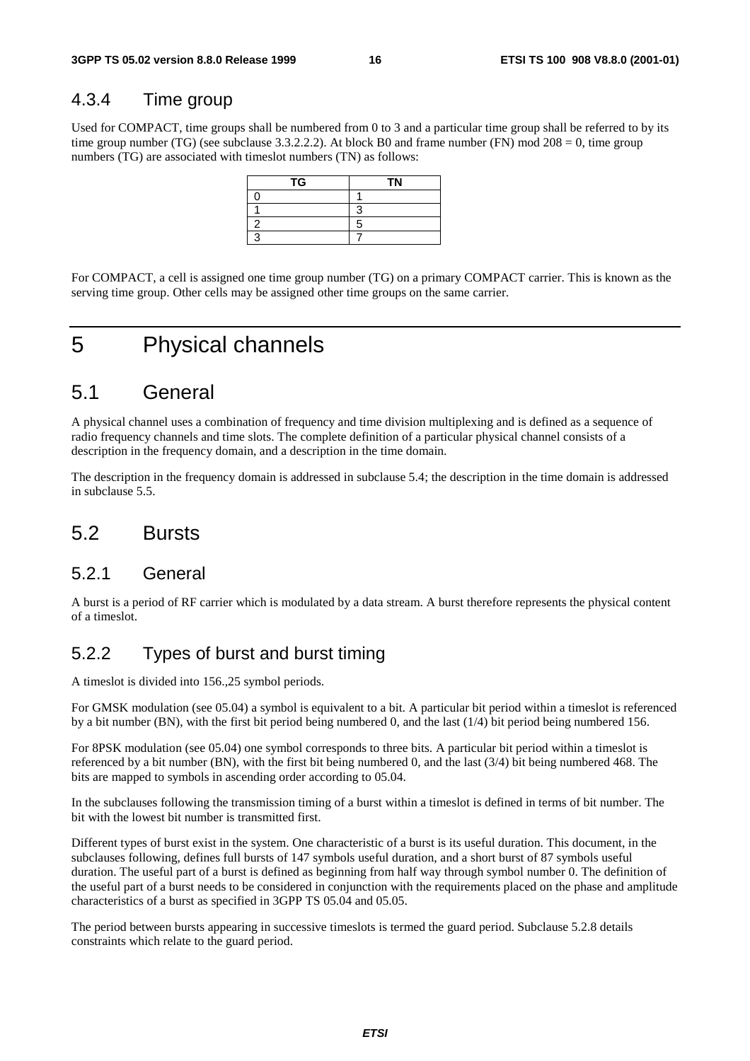### 4.3.4 Time group

Used for COMPACT, time groups shall be numbered from 0 to 3 and a particular time group shall be referred to by its time group number (TG) (see subclause 3.3.2.2.2). At block B0 and frame number (FN) mod 208 = 0, time group numbers (TG) are associated with timeslot numbers (TN) as follows:

| TG | TN |
|---|---|
| 0 | 1 |
| 1 | 3 |
| 2 | 5 |
| 3 | 7 |

For COMPACT, a cell is assigned one time group number (TG) on a primary COMPACT carrier. This is known as the serving time group. Other cells may be assigned other time groups on the same carrier.

# 5 Physical channels

## 5.1 General

A physical channel uses a combination of frequency and time division multiplexing and is defined as a sequence of radio frequency channels and time slots. The complete definition of a particular physical channel consists of a description in the frequency domain, and a description in the time domain.

The description in the frequency domain is addressed in subclause 5.4; the description in the time domain is addressed in subclause 5.5.

## 5.2 Bursts

### 5.2.1 General

A burst is a period of RF carrier which is modulated by a data stream. A burst therefore represents the physical content of a timeslot.

### 5.2.2 Types of burst and burst timing

A timeslot is divided into 156.,25 symbol periods.

For GMSK modulation (see 05.04) a symbol is equivalent to a bit. A particular bit period within a timeslot is referenced by a bit number (BN), with the first bit period being numbered 0, and the last (1/4) bit period being numbered 156.

For 8PSK modulation (see 05.04) one symbol corresponds to three bits. A particular bit period within a timeslot is referenced by a bit number (BN), with the first bit being numbered 0, and the last (3/4) bit being numbered 468. The bits are mapped to symbols in ascending order according to 05.04.

In the subclauses following the transmission timing of a burst within a timeslot is defined in terms of bit number. The bit with the lowest bit number is transmitted first.

Different types of burst exist in the system. One characteristic of a burst is its useful duration. This document, in the subclauses following, defines full bursts of 147 symbols useful duration, and a short burst of 87 symbols useful duration. The useful part of a burst is defined as beginning from half way through symbol number 0. The definition of the useful part of a burst needs to be considered in conjunction with the requirements placed on the phase and amplitude characteristics of a burst as specified in 3GPP TS 05.04 and 05.05.

The period between bursts appearing in successive timeslots is termed the guard period. Subclause 5.2.8 details constraints which relate to the guard period.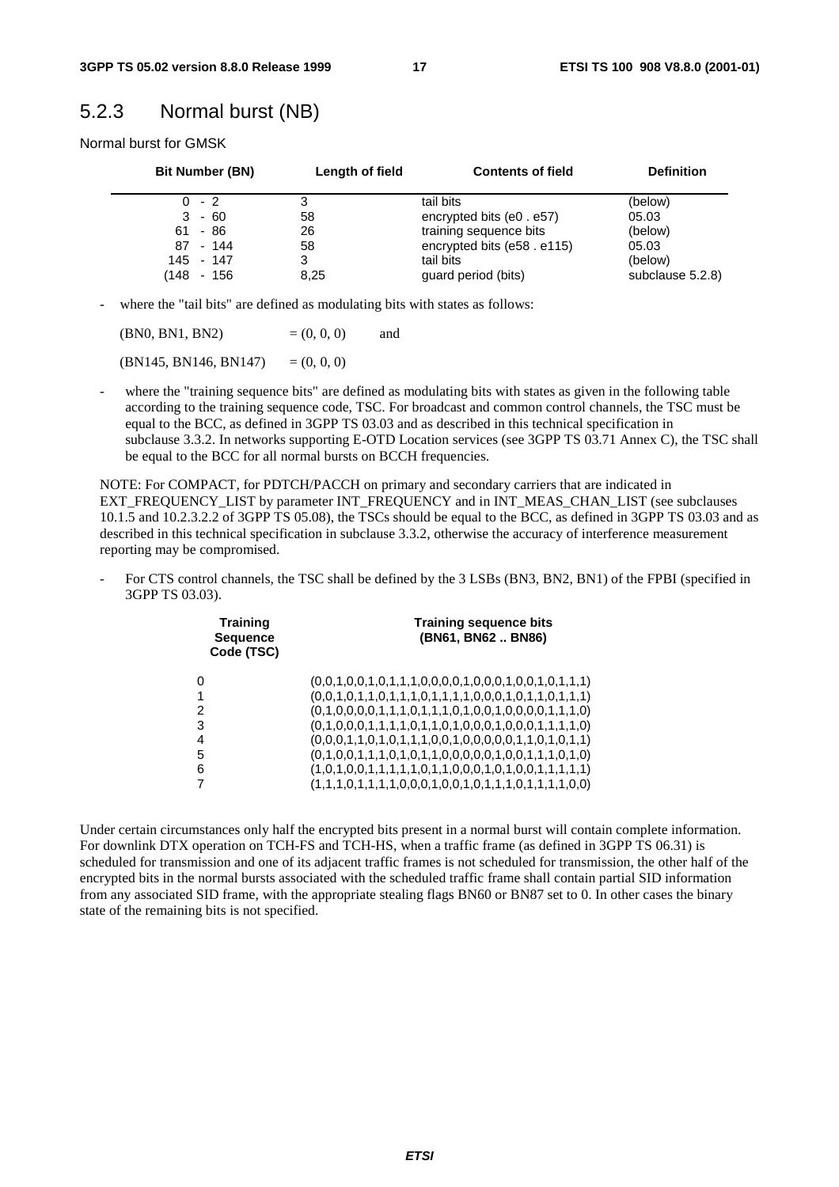## 5.2.3 Normal burst (NB)

Normal burst for GMSK

| Bit Number (BN) | Length of field | Contents of field | Definition |
|---|---|---|---|
| 0 - 2 | 3 | tail bits | (below) |
| 3 - 60 | 58 | encrypted bits (e0 . e57) | 05.03 |
| 61 - 86 | 26 | training sequence bits | (below) |
| 87 - 144 | 58 | encrypted bits (e58 . e115) | 05.03 |
| 145 - 147 | 3 | tail bits | (below) |
| (148 - 156 | 8,25 | guard period (bits) | subclause 5.2.8) |

- where the "tail bits" are defined as modulating bits with states as follows:

  (BN0, BN1, BN2) = (0, 0, 0) and

  (BN145, BN146, BN147) = (0, 0, 0)

- where the "training sequence bits" are defined as modulating bits with states as given in the following table according to the training sequence code, TSC. For broadcast and common control channels, the TSC must be equal to the BCC, as defined in 3GPP TS 03.03 and as described in this technical specification in subclause 3.3.2. In networks supporting E-OTD Location services (see 3GPP TS 03.71 Annex C), the TSC shall be equal to the BCC for all normal bursts on BCCH frequencies.

NOTE: For COMPACT, for PDTCH/PACCH on primary and secondary carriers that are indicated in EXT_FREQUENCY_LIST by parameter INT_FREQUENCY and in INT_MEAS_CHAN_LIST (see subclauses 10.1.5 and 10.2.3.2.2 of 3GPP TS 05.08), the TSCs should be equal to the BCC, as defined in 3GPP TS 03.03 and as described in this technical specification in subclause 3.3.2, otherwise the accuracy of interference measurement reporting may be compromised.

- For CTS control channels, the TSC shall be defined by the 3 LSBs (BN3, BN2, BN1) of the FPBI (specified in 3GPP TS 03.03).

| Training Sequence Code (TSC) | Training sequence bits (BN61, BN62 .. BN86) |
|---|---|
| 0 | (0,0,1,0,0,1,0,1,1,1,0,0,0,0,1,0,0,0,1,0,0,1,0,1,1,1) |
| 1 | (0,0,1,0,1,1,0,1,1,1,0,1,1,1,1,0,0,0,1,0,1,1,0,1,1,1) |
| 2 | (0,1,0,0,0,0,1,1,1,0,1,1,1,0,1,0,0,1,0,0,0,0,1,1,1,0) |
| 3 | (0,1,0,0,0,1,1,1,1,0,1,1,0,1,0,0,0,1,0,0,0,1,1,1,1,0) |
| 4 | (0,0,0,1,1,0,1,0,1,1,1,0,0,1,0,0,0,0,0,1,1,0,1,0,1,1) |
| 5 | (0,1,0,0,1,1,1,0,1,0,1,1,0,0,0,0,0,1,0,0,1,1,1,0,1,0) |
| 6 | (1,0,1,0,0,1,1,1,1,1,0,1,1,0,0,0,1,0,1,0,0,1,1,1,1,1) |
| 7 | (1,1,1,0,1,1,1,1,0,0,0,1,0,0,1,0,1,1,1,0,1,1,1,1,0,0) |

Under certain circumstances only half the encrypted bits present in a normal burst will contain complete information. For downlink DTX operation on TCH-FS and TCH-HS, when a traffic frame (as defined in 3GPP TS 06.31) is scheduled for transmission and one of its adjacent traffic frames is not scheduled for transmission, the other half of the encrypted bits in the normal bursts associated with the scheduled traffic frame shall contain partial SID information from any associated SID frame, with the appropriate stealing flags BN60 or BN87 set to 0. In other cases the binary state of the remaining bits is not specified.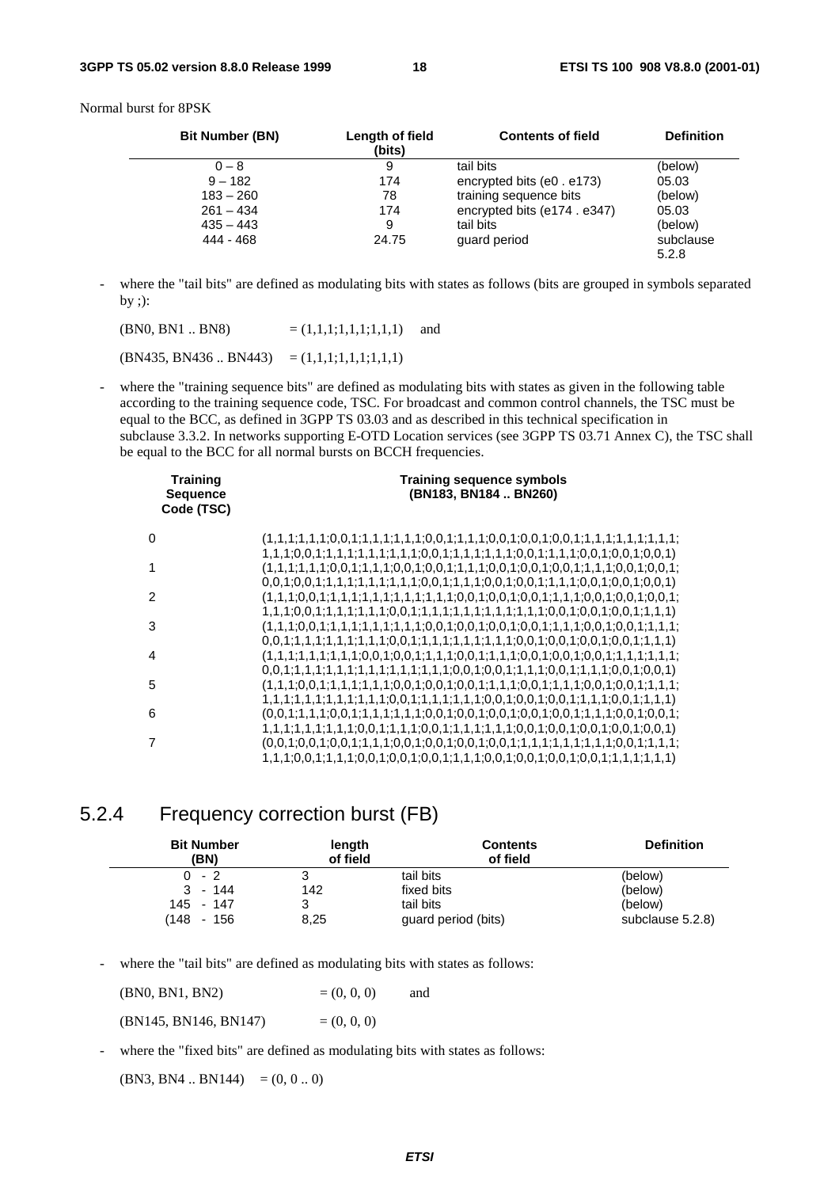Normal burst for 8PSK

| Bit Number (BN) | Length of field (bits) | Contents of field | Definition |
|---|---|---|---|
| 0 – 8 | 9 | tail bits | (below) |
| 9 – 182 | 174 | encrypted bits (e0 . e173) | 05.03 |
| 183 – 260 | 78 | training sequence bits | (below) |
| 261 – 434 | 174 | encrypted bits (e174 . e347) | 05.03 |
| 435 – 443 | 9 | tail bits | (below) |
| 444 - 468 | 24.75 | guard period | subclause 5.2.8 |

- where the "tail bits" are defined as modulating bits with states as follows (bits are grouped in symbols separated by ;):

  (BN0, BN1 .. BN8) = (1,1,1;1,1,1;1,1,1) and

  (BN435, BN436 .. BN443) = (1,1,1;1,1,1;1,1,1)

- where the "training sequence bits" are defined as modulating bits with states as given in the following table according to the training sequence code, TSC. For broadcast and common control channels, the TSC must be equal to the BCC, as defined in 3GPP TS 03.03 and as described in this technical specification in subclause 3.3.2. In networks supporting E-OTD Location services (see 3GPP TS 03.71 Annex C), the TSC shall be equal to the BCC for all normal bursts on BCCH frequencies.

| Training Sequence Code (TSC) | Training sequence symbols (BN183, BN184 .. BN260) |
|---|---|
| 0 | (1,1,1;1,1,1;0,0,1;1,1,1;1,1,1;0,0,1;1,1,1;0,0,1;0,0,1;0,0,1;1,1,1;1,1,1;1,1,1; 1,1,1;0,0,1;1,1,1;1,1,1;1,1,1;0,0,1;1,1,1;1,1,1;0,0,1;1,1,1;0,0,1;0,0,1;0,0,1) |
| 1 | (1,1,1;1,1,1;0,0,1;1,1,1;0,0,1;0,0,1;1,1,1;0,0,1;0,0,1;0,0,1;1,1,1;0,0,1;0,0,1; 0,0,1;0,0,1;1,1,1;1,1,1;1,1,1;1,1,1;0,0,1;1,1,1;0,0,1;0,0,1;1,1,1;0,0,1;0,0,1;0,0,1) |
| 2 | (1,1,1;0,0,1;1,1,1;1,1,1;1,1,1;1,1,1;0,0,1;0,0,1;0,0,1;1,1,1;0,0,1;0,0,1;0,0,1; 1,1,1;0,0,1;1,1,1;1,1,1;0,0,1;1,1,1;1,1,1;1,1,1;1,1,1;0,0,1;0,0,1;0,0,1;1,1,1) |
| 3 | (1,1,1;0,0,1;1,1,1;1,1,1;1,1,1;0,0,1;0,0,1;0,0,1;0,0,1;1,1,1;0,0,1;0,0,1;1,1,1; 0,0,1;1,1,1;1,1,1;1,1,1;0,0,1;1,1,1;1,1,1;1,1,1;0,0,1;0,0,1;0,0,1;0,0,1;1,1,1) |
| 4 | (1,1,1;1,1,1;1,1,1;0,0,1;0,0,1;1,1,1;0,0,1;1,1,1;0,0,1;0,0,1;0,0,1;1,1,1;1,1,1; 0,0,1;1,1,1;1,1,1;1,1,1;1,1,1;1,1,1;0,0,1;0,0,1;1,1,1;0,0,1;1,1,1;0,0,1;0,0,1) |
| 5 | (1,1,1;0,0,1;1,1,1;1,1,1;0,0,1;0,0,1;0,0,1;1,1,1;0,0,1;1,1,1;0,0,1;0,0,1;1,1,1; 1,1,1;1,1,1;1,1,1;1,1,1;0,0,1;1,1,1;1,1,1;0,0,1;0,0,1;0,0,1;1,1,1;0,0,1;1,1,1) |
| 6 | (0,0,1;1,1,1;0,0,1;1,1,1;1,1,1;0,0,1;0,0,1;0,0,1;0,0,1;0,0,1;1,1,1;0,0,1;0,0,1; 1,1,1;1,1,1;1,1,1;0,0,1;1,1,1;0,0,1;1,1,1;1,1,1;0,0,1;0,0,1;0,0,1;0,0,1;0,0,1) |
| 7 | (0,0,1;0,0,1;0,0,1;1,1,1;0,0,1;0,0,1;0,0,1;0,0,1;1,1,1;1,1,1;1,1,1;0,0,1;1,1,1; 1,1,1;0,0,1;1,1,1;0,0,1;0,0,1;0,0,1;1,1,1;0,0,1;0,0,1;0,0,1;0,0,1;1,1,1;1,1,1) |

## 5.2.4 Frequency correction burst (FB)

| Bit Number (BN) | length of field | Contents of field | Definition |
|---|---|---|---|
| 0 - 2 | 3 | tail bits | (below) |
| 3 - 144 | 142 | fixed bits | (below) |
| 145 - 147 | 3 | tail bits | (below) |
| (148 - 156 | 8,25 | guard period (bits) | subclause 5.2.8) |

- where the "tail bits" are defined as modulating bits with states as follows:

  (BN0, BN1, BN2) = (0, 0, 0) and

  (BN145, BN146, BN147) = (0, 0, 0)

- where the "fixed bits" are defined as modulating bits with states as follows:

  (BN3, BN4 .. BN144) = (0, 0 .. 0)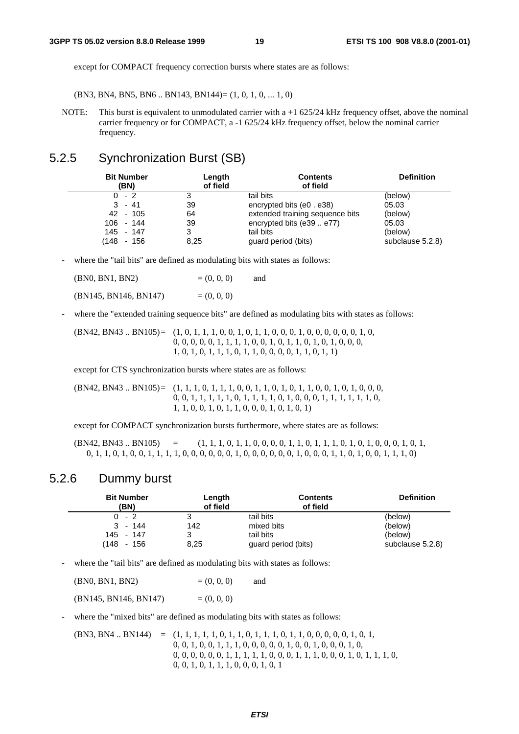except for COMPACT frequency correction bursts where states are as follows:

(BN3, BN4, BN5, BN6 .. BN143, BN144)= (1, 0, 1, 0, ... 1, 0)

NOTE: This burst is equivalent to unmodulated carrier with a +1 625/24 kHz frequency offset, above the nominal carrier frequency or for COMPACT, a -1 625/24 kHz frequency offset, below the nominal carrier frequency.

### 5.2.5 Synchronization Burst (SB)

| Bit Number (BN) | Length of field | Contents of field | Definition |
|---|---|---|---|
| 0 - 2 | 3 | tail bits | (below) |
| 3 - 41 | 39 | encrypted bits (e0 . e38) | 05.03 |
| 42 - 105 | 64 | extended training sequence bits | (below) |
| 106 - 144 | 39 | encrypted bits (e39 .. e77) | 05.03 |
| 145 - 147 | 3 | tail bits | (below) |
| (148 - 156 | 8,25 | guard period (bits) | subclause 5.2.8) |

- where the "tail bits" are defined as modulating bits with states as follows:

(BN0, BN1, BN2) = (0, 0, 0) and

(BN145, BN146, BN147) = (0, 0, 0)

- where the "extended training sequence bits" are defined as modulating bits with states as follows:

(BN42, BN43 .. BN105) = (1, 0, 1, 1, 1, 0, 0, 1, 0, 1, 1, 0, 0, 0, 1, 0, 0, 0, 0, 0, 0, 1, 0,
0, 0, 0, 0, 0, 1, 1, 1, 1, 0, 0, 1, 0, 1, 1, 0, 1, 0, 1, 0, 0, 0,
1, 0, 1, 0, 1, 1, 1, 0, 1, 1, 0, 0, 0, 0, 1, 1, 0, 1, 1)

except for CTS synchronization bursts where states are as follows:

(BN42, BN43 .. BN105) = (1, 1, 1, 0, 1, 1, 1, 0, 0, 1, 1, 0, 1, 0, 1, 1, 0, 0, 1, 0, 1, 0, 0, 0,
0, 0, 1, 1, 1, 1, 1, 0, 1, 1, 1, 1, 0, 1, 0, 0, 0, 1, 1, 1, 1, 1, 1, 0,
1, 1, 0, 0, 1, 0, 1, 1, 0, 0, 0, 1, 0, 1, 0, 1)

except for COMPACT synchronization bursts furthermore, where states are as follows:

(BN42, BN43 .. BN105) = (1, 1, 1, 0, 1, 1, 0, 0, 0, 0, 1, 1, 0, 1, 1, 1, 0, 1, 0, 1, 0, 0, 0, 1, 0, 1,
0, 1, 1, 0, 1, 0, 0, 1, 1, 1, 1, 0, 0, 0, 0, 0, 0, 1, 0, 0, 0, 0, 0, 0, 1, 0, 0, 0, 1, 1, 0, 1, 0, 0, 1, 1, 1, 0)

### 5.2.6 Dummy burst

| Bit Number (BN) | Length of field | Contents of field | Definition |
|---|---|---|---|
| 0 - 2 | 3 | tail bits | (below) |
| 3 - 144 | 142 | mixed bits | (below) |
| 145 - 147 | 3 | tail bits | (below) |
| (148 - 156 | 8,25 | guard period (bits) | subclause 5.2.8) |

- where the "tail bits" are defined as modulating bits with states as follows:

(BN0, BN1, BN2) = (0, 0, 0) and

(BN145, BN146, BN147) = (0, 0, 0)

- where the "mixed bits" are defined as modulating bits with states as follows:

(BN3, BN4 .. BN144) = (1, 1, 1, 1, 1, 0, 1, 1, 0, 1, 1, 1, 0, 1, 1, 0, 0, 0, 0, 0, 1, 0, 1,
0, 0, 1, 0, 0, 1, 1, 1, 0, 0, 0, 0, 0, 1, 0, 0, 1, 0, 0, 0, 1, 0,
0, 0, 0, 0, 0, 0, 1, 1, 1, 1, 1, 0, 0, 0, 1, 1, 1, 0, 0, 0, 1, 0, 1, 1, 1, 0,
0, 0, 1, 0, 1, 1, 1, 0, 0, 0, 1, 0, 1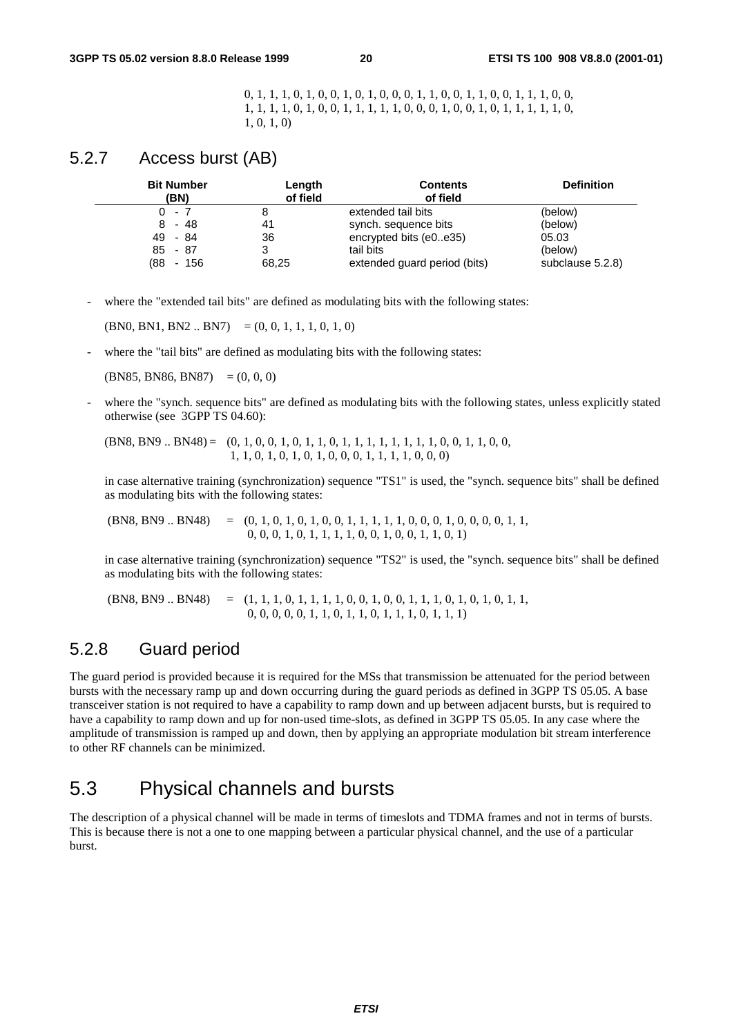0, 1, 1, 1, 0, 1, 0, 0, 1, 0, 1, 0, 0, 0, 1, 1, 0, 0, 1, 1, 0, 0, 1, 1, 1, 0, 0,
1, 1, 1, 1, 0, 1, 0, 0, 1, 1, 1, 1, 1, 0, 0, 0, 1, 0, 0, 1, 0, 1, 1, 1, 1, 1, 0,
1, 0, 1, 0)

### 5.2.7 Access burst (AB)

| Bit Number (BN) | Length of field | Contents of field | Definition |
|---|---|---|---|
| 0 - 7 | 8 | extended tail bits | (below) |
| 8 - 48 | 41 | synch. sequence bits | (below) |
| 49 - 84 | 36 | encrypted bits (e0..e35) | 05.03 |
| 85 - 87 | 3 | tail bits | (below) |
| (88 - 156 | 68,25 | extended guard period (bits) | subclause 5.2.8) |

- where the "extended tail bits" are defined as modulating bits with the following states:

  (BN0, BN1, BN2 .. BN7) = (0, 0, 1, 1, 1, 0, 1, 0)

- where the "tail bits" are defined as modulating bits with the following states:

  (BN85, BN86, BN87) = (0, 0, 0)

- where the "synch. sequence bits" are defined as modulating bits with the following states, unless explicitly stated otherwise (see 3GPP TS 04.60):

  (BN8, BN9 .. BN48) = (0, 1, 0, 0, 1, 0, 1, 1, 0, 1, 1, 1, 1, 1, 1, 1, 1, 0, 0, 1, 1, 0, 0,
  1, 1, 0, 1, 0, 1, 0, 1, 0, 0, 0, 1, 1, 1, 1, 0, 0, 0)

  in case alternative training (synchronization) sequence "TS1" is used, the "synch. sequence bits" shall be defined as modulating bits with the following states:

  (BN8, BN9 .. BN48) = (0, 1, 0, 1, 0, 1, 0, 0, 1, 1, 1, 1, 1, 0, 0, 0, 1, 0, 0, 0, 0, 1, 1,
  0, 0, 0, 1, 0, 1, 1, 1, 1, 0, 0, 1, 0, 0, 1, 1, 0, 1)

  in case alternative training (synchronization) sequence "TS2" is used, the "synch. sequence bits" shall be defined as modulating bits with the following states:

  (BN8, BN9 .. BN48) = (1, 1, 1, 0, 1, 1, 1, 1, 0, 0, 1, 0, 0, 1, 1, 1, 0, 1, 0, 1, 0, 1, 1,
  0, 0, 0, 0, 0, 1, 1, 0, 1, 1, 0, 1, 1, 1, 0, 1, 1, 1)

### 5.2.8 Guard period

The guard period is provided because it is required for the MSs that transmission be attenuated for the period between bursts with the necessary ramp up and down occurring during the guard periods as defined in 3GPP TS 05.05. A base transceiver station is not required to have a capability to ramp down and up between adjacent bursts, but is required to have a capability to ramp down and up for non-used time-slots, as defined in 3GPP TS 05.05. In any case where the amplitude of transmission is ramped up and down, then by applying an appropriate modulation bit stream interference to other RF channels can be minimized.

## 5.3 Physical channels and bursts

The description of a physical channel will be made in terms of timeslots and TDMA frames and not in terms of bursts. This is because there is not a one to one mapping between a particular physical channel, and the use of a particular burst.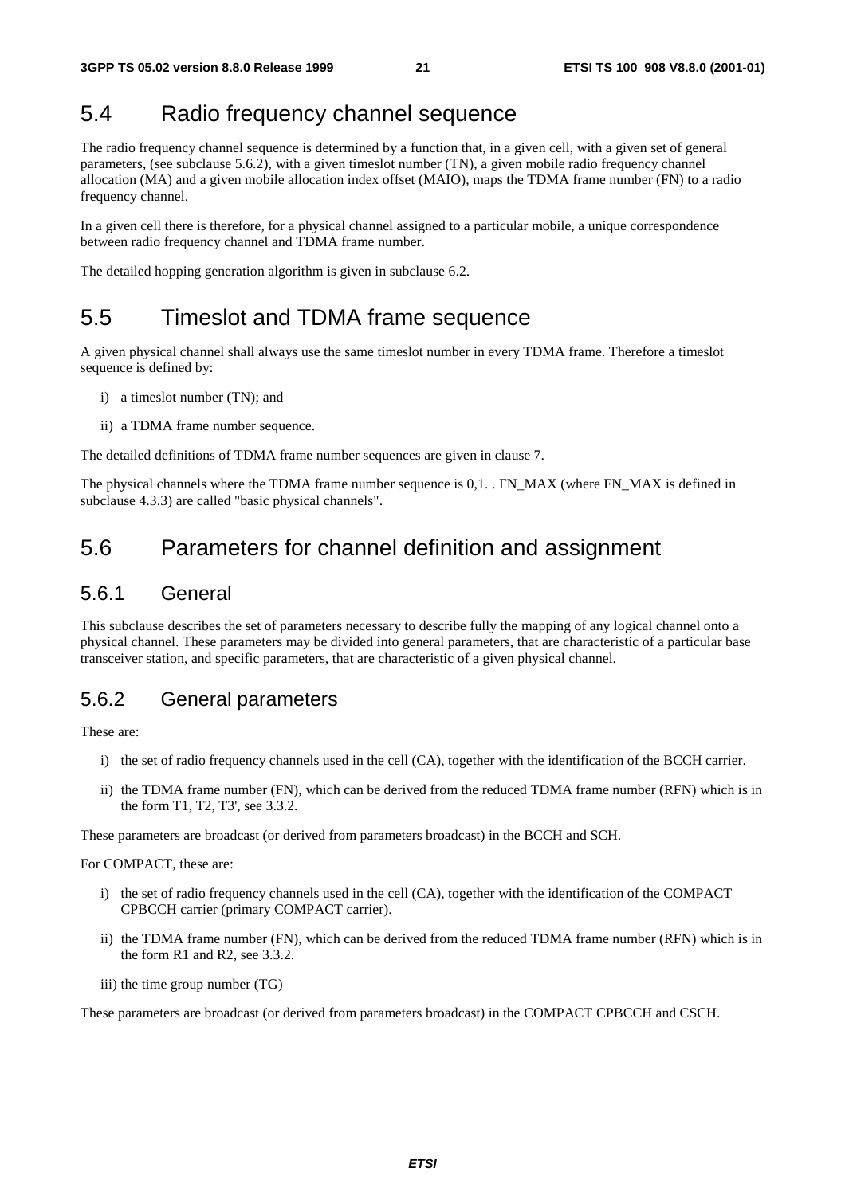## 5.4 Radio frequency channel sequence

The radio frequency channel sequence is determined by a function that, in a given cell, with a given set of general parameters, (see subclause 5.6.2), with a given timeslot number (TN), a given mobile radio frequency channel allocation (MA) and a given mobile allocation index offset (MAIO), maps the TDMA frame number (FN) to a radio frequency channel.

In a given cell there is therefore, for a physical channel assigned to a particular mobile, a unique correspondence between radio frequency channel and TDMA frame number.

The detailed hopping generation algorithm is given in subclause 6.2.

## 5.5 Timeslot and TDMA frame sequence

A given physical channel shall always use the same timeslot number in every TDMA frame. Therefore a timeslot sequence is defined by:

i) a timeslot number (TN); and

ii) a TDMA frame number sequence.

The detailed definitions of TDMA frame number sequences are given in clause 7.

The physical channels where the TDMA frame number sequence is 0,1. . FN_MAX (where FN_MAX is defined in subclause 4.3.3) are called "basic physical channels".

## 5.6 Parameters for channel definition and assignment

### 5.6.1 General

This subclause describes the set of parameters necessary to describe fully the mapping of any logical channel onto a physical channel. These parameters may be divided into general parameters, that are characteristic of a particular base transceiver station, and specific parameters, that are characteristic of a given physical channel.

### 5.6.2 General parameters

These are:

i) the set of radio frequency channels used in the cell (CA), together with the identification of the BCCH carrier.

ii) the TDMA frame number (FN), which can be derived from the reduced TDMA frame number (RFN) which is in the form T1, T2, T3', see 3.3.2.

These parameters are broadcast (or derived from parameters broadcast) in the BCCH and SCH.

For COMPACT, these are:

i) the set of radio frequency channels used in the cell (CA), together with the identification of the COMPACT CPBCCH carrier (primary COMPACT carrier).

ii) the TDMA frame number (FN), which can be derived from the reduced TDMA frame number (RFN) which is in the form R1 and R2, see 3.3.2.

iii) the time group number (TG)

These parameters are broadcast (or derived from parameters broadcast) in the COMPACT CPBCCH and CSCH.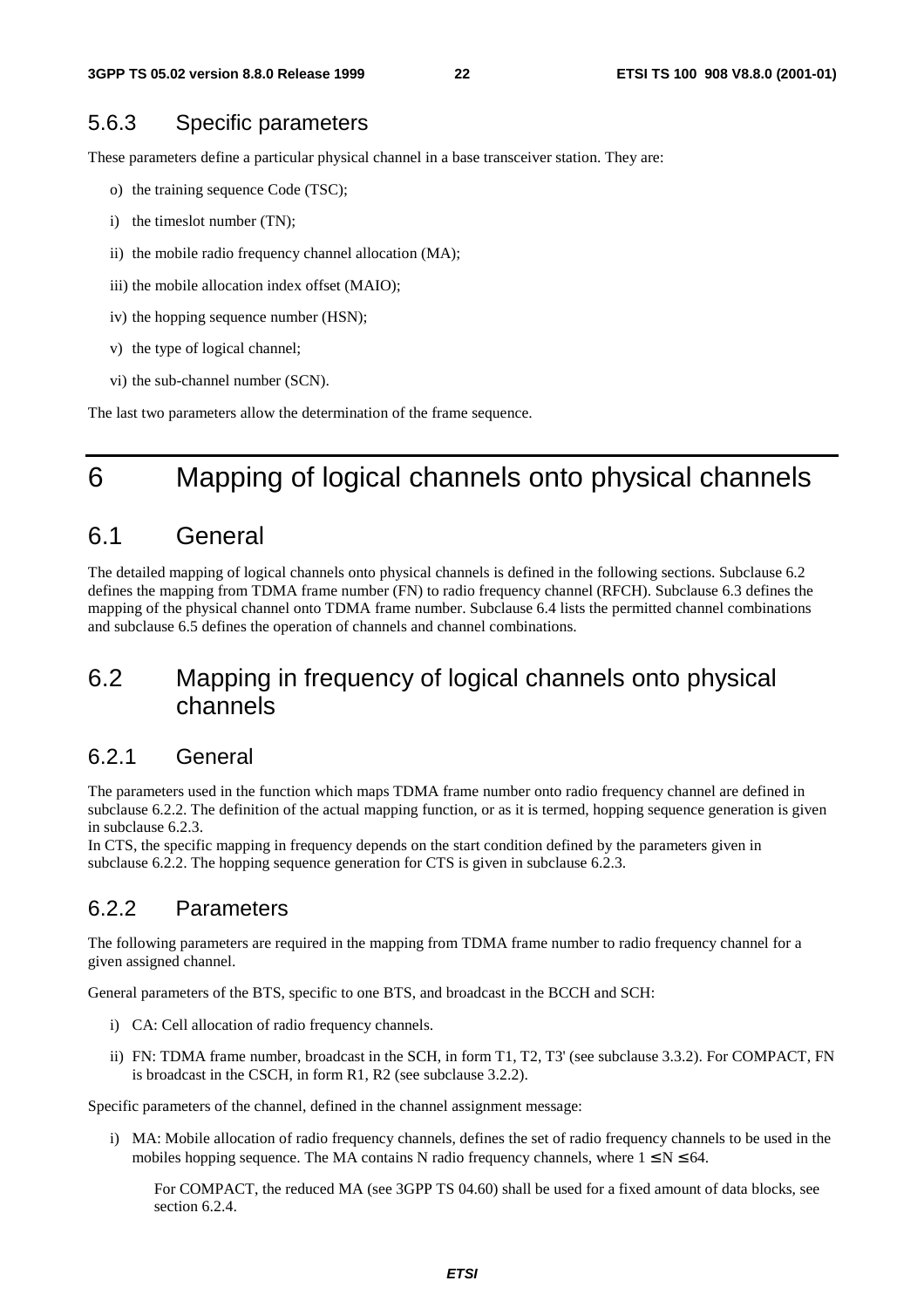### 5.6.3 Specific parameters

These parameters define a particular physical channel in a base transceiver station. They are:

o) the training sequence Code (TSC);

i) the timeslot number (TN);

ii) the mobile radio frequency channel allocation (MA);

iii) the mobile allocation index offset (MAIO);

iv) the hopping sequence number (HSN);

v) the type of logical channel;

vi) the sub-channel number (SCN).

The last two parameters allow the determination of the frame sequence.

# 6 Mapping of logical channels onto physical channels

## 6.1 General

The detailed mapping of logical channels onto physical channels is defined in the following sections. Subclause 6.2 defines the mapping from TDMA frame number (FN) to radio frequency channel (RFCH). Subclause 6.3 defines the mapping of the physical channel onto TDMA frame number. Subclause 6.4 lists the permitted channel combinations and subclause 6.5 defines the operation of channels and channel combinations.

## 6.2 Mapping in frequency of logical channels onto physical channels

### 6.2.1 General

The parameters used in the function which maps TDMA frame number onto radio frequency channel are defined in subclause 6.2.2. The definition of the actual mapping function, or as it is termed, hopping sequence generation is given in subclause 6.2.3.
In CTS, the specific mapping in frequency depends on the start condition defined by the parameters given in subclause 6.2.2. The hopping sequence generation for CTS is given in subclause 6.2.3.

### 6.2.2 Parameters

The following parameters are required in the mapping from TDMA frame number to radio frequency channel for a given assigned channel.

General parameters of the BTS, specific to one BTS, and broadcast in the BCCH and SCH:

i) CA: Cell allocation of radio frequency channels.

ii) FN: TDMA frame number, broadcast in the SCH, in form T1, T2, T3' (see subclause 3.3.2). For COMPACT, FN is broadcast in the CSCH, in form R1, R2 (see subclause 3.2.2).

Specific parameters of the channel, defined in the channel assignment message:

i) MA: Mobile allocation of radio frequency channels, defines the set of radio frequency channels to be used in the mobiles hopping sequence. The MA contains N radio frequency channels, where $1 \leq N \leq 64$.

   For COMPACT, the reduced MA (see 3GPP TS 04.60) shall be used for a fixed amount of data blocks, see section 6.2.4.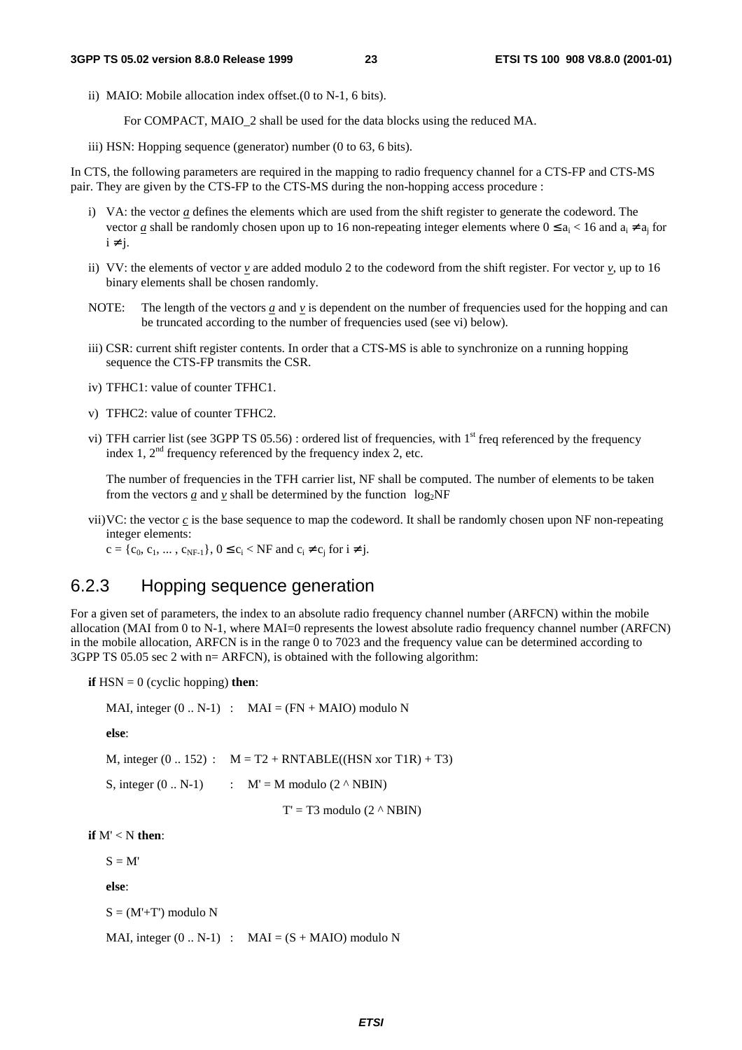ii) MAIO: Mobile allocation index offset.(0 to N-1, 6 bits).

For COMPACT, MAIO_2 shall be used for the data blocks using the reduced MA.

iii) HSN: Hopping sequence (generator) number (0 to 63, 6 bits).

In CTS, the following parameters are required in the mapping to radio frequency channel for a CTS-FP and CTS-MS pair. They are given by the CTS-FP to the CTS-MS during the non-hopping access procedure :

i) VA: the vector $\underline{a}$ defines the elements which are used from the shift register to generate the codeword. The vector $\underline{a}$ shall be randomly chosen upon up to 16 non-repeating integer elements where $0 \le a_i < 16$ and $a_i \ne a_j$ for $i \ne j$.

ii) VV: the elements of vector $\underline{v}$ are added modulo 2 to the codeword from the shift register. For vector $\underline{v}$, up to 16 binary elements shall be chosen randomly.

NOTE: The length of the vectors $\underline{a}$ and $\underline{v}$ is dependent on the number of frequencies used for the hopping and can be truncated according to the number of frequencies used (see vi) below).

iii) CSR: current shift register contents. In order that a CTS-MS is able to synchronize on a running hopping sequence the CTS-FP transmits the CSR.

iv) TFHC1: value of counter TFHC1.

v) TFHC2: value of counter TFHC2.

vi) TFH carrier list (see 3GPP TS 05.56) : ordered list of frequencies, with 1st freq referenced by the frequency index 1, 2nd frequency referenced by the frequency index 2, etc.

The number of frequencies in the TFH carrier list, NF shall be computed. The number of elements to be taken from the vectors $\underline{a}$ and $\underline{v}$ shall be determined by the function $\lceil \log_2 NF \rceil$

vii) VC: the vector $\underline{c}$ is the base sequence to map the codeword. It shall be randomly chosen upon NF non-repeating integer elements:
$c = \{c_0, c_1, \ldots, c_{NF-1}\}$, $0 \le c_i < NF$ and $c_i \ne c_j$ for $i \ne j$.

## 6.2.3 Hopping sequence generation

For a given set of parameters, the index to an absolute radio frequency channel number (ARFCN) within the mobile allocation (MAI from 0 to N-1, where MAI=0 represents the lowest absolute radio frequency channel number (ARFCN) in the mobile allocation, ARFCN is in the range 0 to 7023 and the frequency value can be determined according to 3GPP TS 05.05 sec 2 with n= ARFCN), is obtained with the following algorithm:

```
if HSN = 0 (cyclic hopping) then:

    MAI, integer (0 .. N-1)  :   MAI = (FN + MAIO) modulo N

    else:

    M, integer (0 .. 152) :   M = T2 + RNTABLE((HSN xor T1R) + T3)

    S, integer (0 .. N-1)     :   M' = M modulo (2 ^ NBIN)

                                  T' = T3 modulo (2 ^ NBIN)

if M' < N then:

    S = M'

    else:

    S = (M'+T') modulo N

    MAI, integer (0 .. N-1)  :   MAI = (S + MAIO) modulo N
```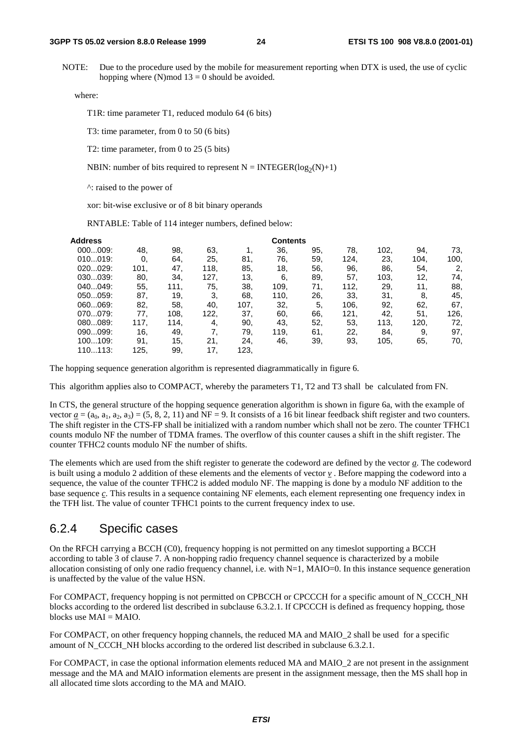NOTE: Due to the procedure used by the mobile for measurement reporting when DTX is used, the use of cyclic hopping where (N)mod 13 = 0 should be avoided.

where:

T1R: time parameter T1, reduced modulo 64 (6 bits)

T3: time parameter, from 0 to 50 (6 bits)

T2: time parameter, from 0 to 25 (5 bits)

NBIN: number of bits required to represent N = INTEGER($\log_2$(N)+1)

^: raised to the power of

xor: bit-wise exclusive or of 8 bit binary operands

RNTABLE: Table of 114 integer numbers, defined below:

| Address | Contents | | | | | | | | | |
|---|---|---|---|---|---|---|---|---|---|---|
| 000...009: | 48, | 98, | 63, | 1, | 36, | 95, | 78, | 102, | 94, | 73, |
| 010...019: | 0, | 64, | 25, | 81, | 76, | 59, | 124, | 23, | 104, | 100, |
| 020...029: | 101, | 47, | 118, | 85, | 18, | 56, | 96, | 86, | 54, | 2, |
| 030...039: | 80, | 34, | 127, | 13, | 6, | 89, | 57, | 103, | 12, | 74, |
| 040...049: | 55, | 111, | 75, | 38, | 109, | 71, | 112, | 29, | 11, | 88, |
| 050...059: | 87, | 19, | 3, | 68, | 110, | 26, | 33, | 31, | 8, | 45, |
| 060...069: | 82, | 58, | 40, | 107, | 32, | 5, | 106, | 92, | 62, | 67, |
| 070...079: | 77, | 108, | 122, | 37, | 60, | 66, | 121, | 42, | 51, | 126, |
| 080...089: | 117, | 114, | 4, | 90, | 43, | 52, | 53, | 113, | 120, | 72, |
| 090...099: | 16, | 49, | 7, | 79, | 119, | 61, | 22, | 84, | 9, | 97, |
| 100...109: | 91, | 15, | 21, | 24, | 46, | 39, | 93, | 105, | 65, | 70, |
| 110...113: | 125, | 99, | 17, | 123, | | | | | | |

The hopping sequence generation algorithm is represented diagrammatically in figure 6.

This algorithm applies also to COMPACT, whereby the parameters T1, T2 and T3 shall be calculated from FN.

In CTS, the general structure of the hopping sequence generation algorithm is shown in figure 6a, with the example of vector $\underline{a} = (a_0, a_1, a_2, a_3) = (5, 8, 2, 11)$ and NF = 9. It consists of a 16 bit linear feedback shift register and two counters. The shift register in the CTS-FP shall be initialized with a random number which shall not be zero. The counter TFHC1 counts modulo NF the number of TDMA frames. The overflow of this counter causes a shift in the shift register. The counter TFHC2 counts modulo NF the number of shifts.

The elements which are used from the shift register to generate the codeword are defined by the vector $\underline{a}$. The codeword is built using a modulo 2 addition of these elements and the elements of vector $\underline{v}$ . Before mapping the codeword into a sequence, the value of the counter TFHC2 is added modulo NF. The mapping is done by a modulo NF addition to the base sequence $\underline{c}$. This results in a sequence containing NF elements, each element representing one frequency index in the TFH list. The value of counter TFHC1 points to the current frequency index to use.

## 6.2.4 Specific cases

On the RFCH carrying a BCCH (C0), frequency hopping is not permitted on any timeslot supporting a BCCH according to table 3 of clause 7. A non-hopping radio frequency channel sequence is characterized by a mobile allocation consisting of only one radio frequency channel, i.e. with N=1, MAIO=0. In this instance sequence generation is unaffected by the value of the value HSN.

For COMPACT, frequency hopping is not permitted on CPBCCH or CPCCCH for a specific amount of N_CCCH_NH blocks according to the ordered list described in subclause 6.3.2.1. If CPCCCH is defined as frequency hopping, those blocks use MAI = MAIO.

For COMPACT, on other frequency hopping channels, the reduced MA and MAIO_2 shall be used for a specific amount of N_CCCH_NH blocks according to the ordered list described in subclause 6.3.2.1.

For COMPACT, in case the optional information elements reduced MA and MAIO_2 are not present in the assignment message and the MA and MAIO information elements are present in the assignment message, then the MS shall hop in all allocated time slots according to the MA and MAIO.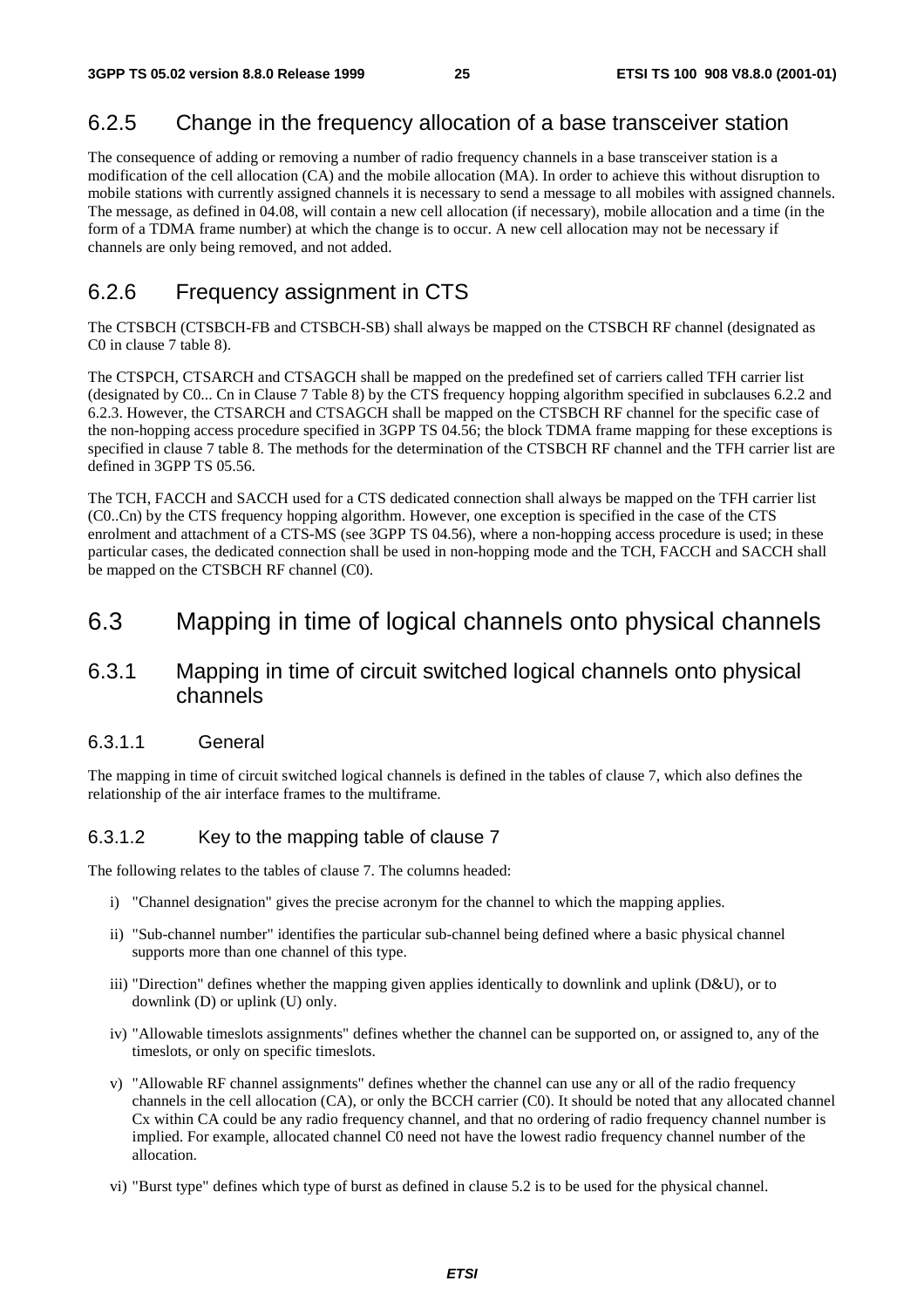### 6.2.5 Change in the frequency allocation of a base transceiver station

The consequence of adding or removing a number of radio frequency channels in a base transceiver station is a modification of the cell allocation (CA) and the mobile allocation (MA). In order to achieve this without disruption to mobile stations with currently assigned channels it is necessary to send a message to all mobiles with assigned channels. The message, as defined in 04.08, will contain a new cell allocation (if necessary), mobile allocation and a time (in the form of a TDMA frame number) at which the change is to occur. A new cell allocation may not be necessary if channels are only being removed, and not added.

### 6.2.6 Frequency assignment in CTS

The CTSBCH (CTSBCH-FB and CTSBCH-SB) shall always be mapped on the CTSBCH RF channel (designated as C0 in clause 7 table 8).

The CTSPCH, CTSARCH and CTSAGCH shall be mapped on the predefined set of carriers called TFH carrier list (designated by C0... Cn in Clause 7 Table 8) by the CTS frequency hopping algorithm specified in subclauses 6.2.2 and 6.2.3. However, the CTSARCH and CTSAGCH shall be mapped on the CTSBCH RF channel for the specific case of the non-hopping access procedure specified in 3GPP TS 04.56; the block TDMA frame mapping for these exceptions is specified in clause 7 table 8. The methods for the determination of the CTSBCH RF channel and the TFH carrier list are defined in 3GPP TS 05.56.

The TCH, FACCH and SACCH used for a CTS dedicated connection shall always be mapped on the TFH carrier list (C0..Cn) by the CTS frequency hopping algorithm. However, one exception is specified in the case of the CTS enrolment and attachment of a CTS-MS (see 3GPP TS 04.56), where a non-hopping access procedure is used; in these particular cases, the dedicated connection shall be used in non-hopping mode and the TCH, FACCH and SACCH shall be mapped on the CTSBCH RF channel (C0).

## 6.3 Mapping in time of logical channels onto physical channels

### 6.3.1 Mapping in time of circuit switched logical channels onto physical channels

#### 6.3.1.1 General

The mapping in time of circuit switched logical channels is defined in the tables of clause 7, which also defines the relationship of the air interface frames to the multiframe.

#### 6.3.1.2 Key to the mapping table of clause 7

The following relates to the tables of clause 7. The columns headed:

i) "Channel designation" gives the precise acronym for the channel to which the mapping applies.

ii) "Sub-channel number" identifies the particular sub-channel being defined where a basic physical channel supports more than one channel of this type.

iii) "Direction" defines whether the mapping given applies identically to downlink and uplink (D&U), or to downlink (D) or uplink (U) only.

iv) "Allowable timeslots assignments" defines whether the channel can be supported on, or assigned to, any of the timeslots, or only on specific timeslots.

v) "Allowable RF channel assignments" defines whether the channel can use any or all of the radio frequency channels in the cell allocation (CA), or only the BCCH carrier (C0). It should be noted that any allocated channel Cx within CA could be any radio frequency channel, and that no ordering of radio frequency channel number is implied. For example, allocated channel C0 need not have the lowest radio frequency channel number of the allocation.

vi) "Burst type" defines which type of burst as defined in clause 5.2 is to be used for the physical channel.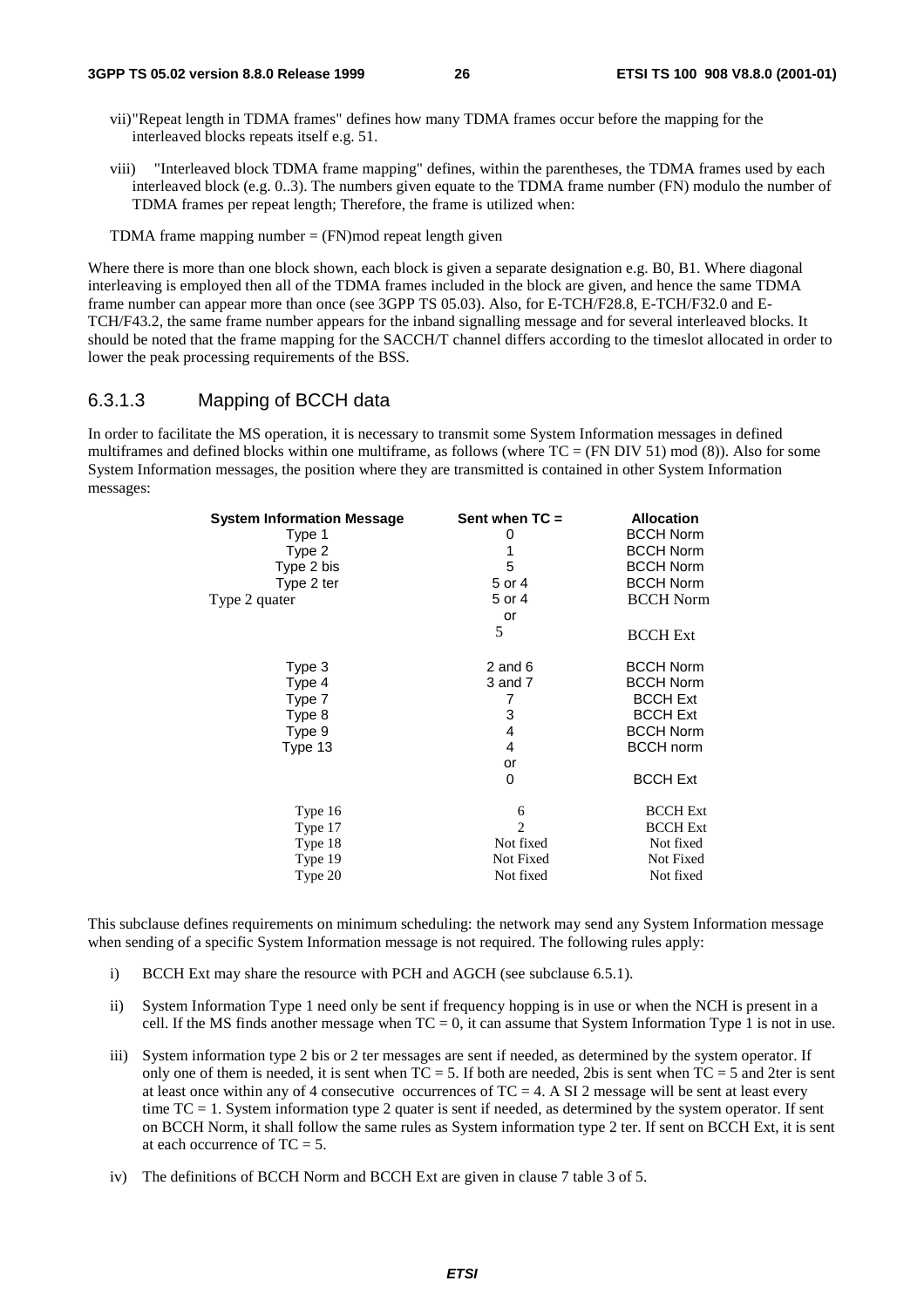vii) "Repeat length in TDMA frames" defines how many TDMA frames occur before the mapping for the interleaved blocks repeats itself e.g. 51.

viii) "Interleaved block TDMA frame mapping" defines, within the parentheses, the TDMA frames used by each interleaved block (e.g. 0..3). The numbers given equate to the TDMA frame number (FN) modulo the number of TDMA frames per repeat length; Therefore, the frame is utilized when:

TDMA frame mapping number = (FN)mod repeat length given

Where there is more than one block shown, each block is given a separate designation e.g. B0, B1. Where diagonal interleaving is employed then all of the TDMA frames included in the block are given, and hence the same TDMA frame number can appear more than once (see 3GPP TS 05.03). Also, for E-TCH/F28.8, E-TCH/F32.0 and E-TCH/F43.2, the same frame number appears for the inband signalling message and for several interleaved blocks. It should be noted that the frame mapping for the SACCH/T channel differs according to the timeslot allocated in order to lower the peak processing requirements of the BSS.

### 6.3.1.3 Mapping of BCCH data

In order to facilitate the MS operation, it is necessary to transmit some System Information messages in defined multiframes and defined blocks within one multiframe, as follows (where TC = (FN DIV 51) mod (8)). Also for some System Information messages, the position where they are transmitted is contained in other System Information messages:

| System Information Message | Sent when TC = | Allocation |
|---|---|---|
| Type 1 | 0 | BCCH Norm |
| Type 2 | 1 | BCCH Norm |
| Type 2 bis | 5 | BCCH Norm |
| Type 2 ter | 5 or 4 | BCCH Norm |
| Type 2 quater | 5 or 4 | BCCH Norm |
| | or | |
| | 5 | BCCH Ext |
| Type 3 | 2 and 6 | BCCH Norm |
| Type 4 | 3 and 7 | BCCH Norm |
| Type 7 | 7 | BCCH Ext |
| Type 8 | 3 | BCCH Ext |
| Type 9 | 4 | BCCH Norm |
| Type 13 | 4 | BCCH norm |
| | or | |
| | 0 | BCCH Ext |
| Type 16 | 6 | BCCH Ext |
| Type 17 | 2 | BCCH Ext |
| Type 18 | Not fixed | Not fixed |
| Type 19 | Not Fixed | Not Fixed |
| Type 20 | Not fixed | Not fixed |

This subclause defines requirements on minimum scheduling: the network may send any System Information message when sending of a specific System Information message is not required. The following rules apply:

i) BCCH Ext may share the resource with PCH and AGCH (see subclause 6.5.1).

ii) System Information Type 1 need only be sent if frequency hopping is in use or when the NCH is present in a cell. If the MS finds another message when TC = 0, it can assume that System Information Type 1 is not in use.

iii) System information type 2 bis or 2 ter messages are sent if needed, as determined by the system operator. If only one of them is needed, it is sent when TC = 5. If both are needed, 2bis is sent when TC = 5 and 2ter is sent at least once within any of 4 consecutive occurrences of TC = 4. A SI 2 message will be sent at least every time TC = 1. System information type 2 quater is sent if needed, as determined by the system operator. If sent on BCCH Norm, it shall follow the same rules as System information type 2 ter. If sent on BCCH Ext, it is sent at each occurrence of TC = 5.

iv) The definitions of BCCH Norm and BCCH Ext are given in clause 7 table 3 of 5.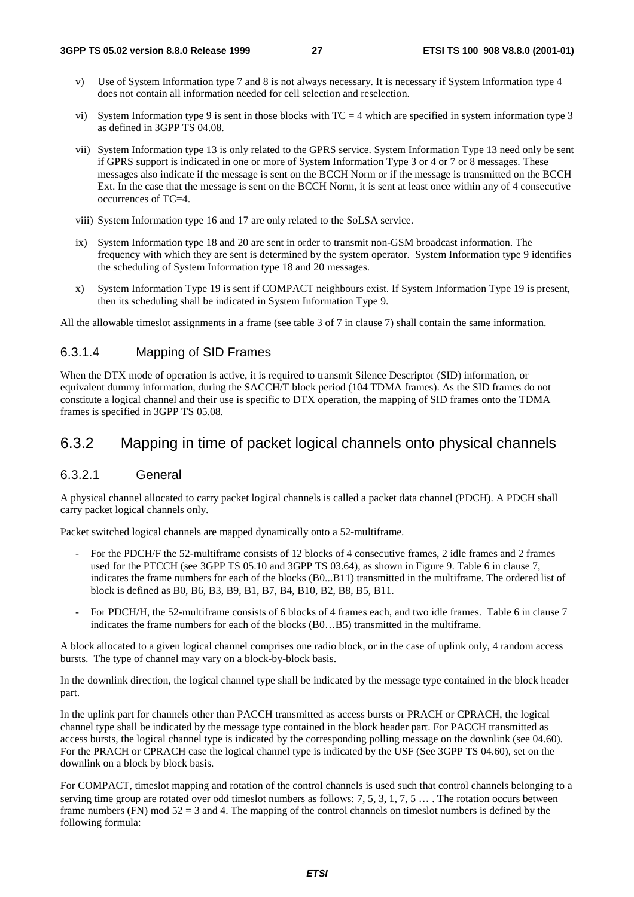v) Use of System Information type 7 and 8 is not always necessary. It is necessary if System Information type 4 does not contain all information needed for cell selection and reselection.

vi) System Information type 9 is sent in those blocks with TC = 4 which are specified in system information type 3 as defined in 3GPP TS 04.08.

vii) System Information type 13 is only related to the GPRS service. System Information Type 13 need only be sent if GPRS support is indicated in one or more of System Information Type 3 or 4 or 7 or 8 messages. These messages also indicate if the message is sent on the BCCH Norm or if the message is transmitted on the BCCH Ext. In the case that the message is sent on the BCCH Norm, it is sent at least once within any of 4 consecutive occurrences of TC=4.

viii) System Information type 16 and 17 are only related to the SoLSA service.

ix) System Information type 18 and 20 are sent in order to transmit non-GSM broadcast information. The frequency with which they are sent is determined by the system operator. System Information type 9 identifies the scheduling of System Information type 18 and 20 messages.

x) System Information Type 19 is sent if COMPACT neighbours exist. If System Information Type 19 is present, then its scheduling shall be indicated in System Information Type 9.

All the allowable timeslot assignments in a frame (see table 3 of 7 in clause 7) shall contain the same information.

#### 6.3.1.4 Mapping of SID Frames

When the DTX mode of operation is active, it is required to transmit Silence Descriptor (SID) information, or equivalent dummy information, during the SACCH/T block period (104 TDMA frames). As the SID frames do not constitute a logical channel and their use is specific to DTX operation, the mapping of SID frames onto the TDMA frames is specified in 3GPP TS 05.08.

### 6.3.2 Mapping in time of packet logical channels onto physical channels

#### 6.3.2.1 General

A physical channel allocated to carry packet logical channels is called a packet data channel (PDCH). A PDCH shall carry packet logical channels only.

Packet switched logical channels are mapped dynamically onto a 52-multiframe.

- For the PDCH/F the 52-multiframe consists of 12 blocks of 4 consecutive frames, 2 idle frames and 2 frames used for the PTCCH (see 3GPP TS 05.10 and 3GPP TS 03.64), as shown in Figure 9. Table 6 in clause 7, indicates the frame numbers for each of the blocks (B0...B11) transmitted in the multiframe. The ordered list of block is defined as B0, B6, B3, B9, B1, B7, B4, B10, B2, B8, B5, B11.
- For PDCH/H, the 52-multiframe consists of 6 blocks of 4 frames each, and two idle frames. Table 6 in clause 7 indicates the frame numbers for each of the blocks (B0…B5) transmitted in the multiframe.

A block allocated to a given logical channel comprises one radio block, or in the case of uplink only, 4 random access bursts. The type of channel may vary on a block-by-block basis.

In the downlink direction, the logical channel type shall be indicated by the message type contained in the block header part.

In the uplink part for channels other than PACCH transmitted as access bursts or PRACH or CPRACH, the logical channel type shall be indicated by the message type contained in the block header part. For PACCH transmitted as access bursts, the logical channel type is indicated by the corresponding polling message on the downlink (see 04.60). For the PRACH or CPRACH case the logical channel type is indicated by the USF (See 3GPP TS 04.60), set on the downlink on a block by block basis.

For COMPACT, timeslot mapping and rotation of the control channels is used such that control channels belonging to a serving time group are rotated over odd timeslot numbers as follows: 7, 5, 3, 1, 7, 5 … . The rotation occurs between frame numbers (FN) mod 52 = 3 and 4. The mapping of the control channels on timeslot numbers is defined by the following formula: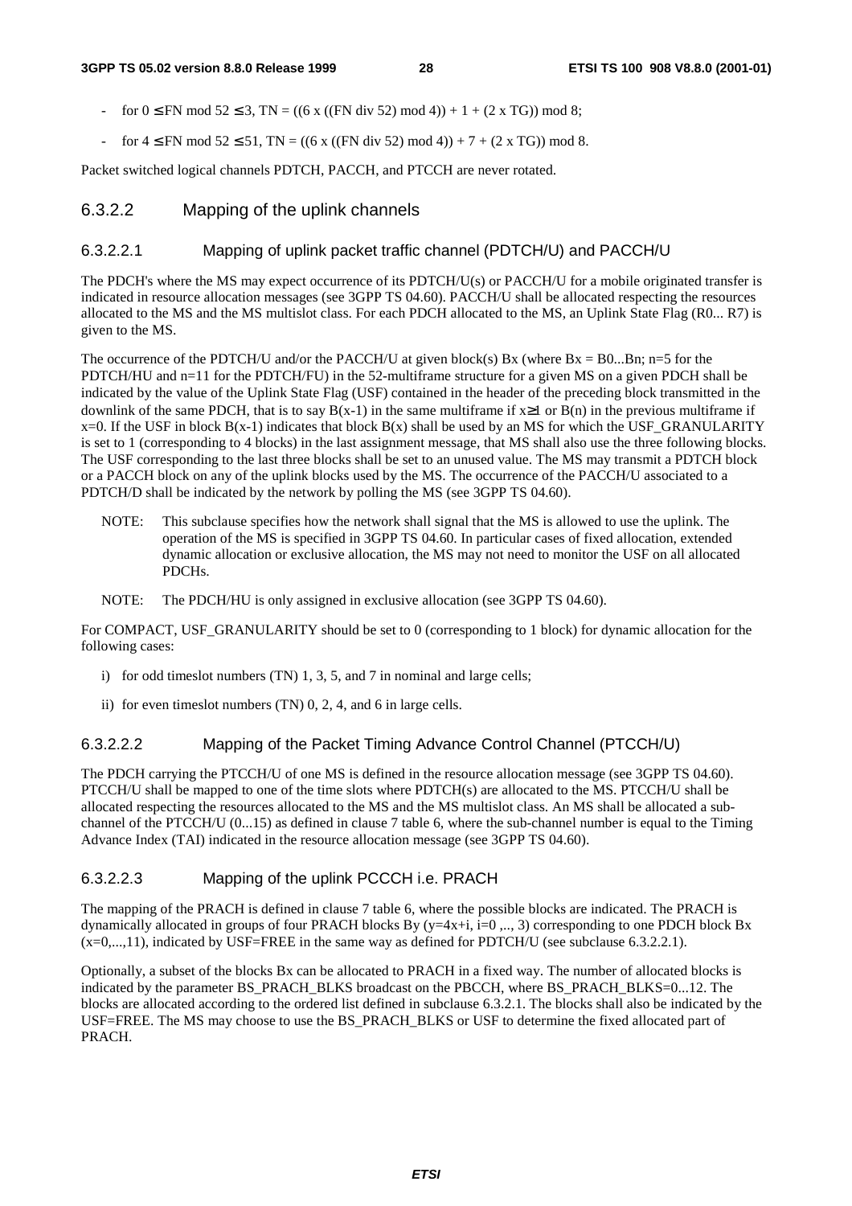- for $0 \le FN \bmod 52 \le 3$, $TN = ((6 \times ((FN \text{ div } 52) \bmod 4)) + 1 + (2 \times TG)) \bmod 8$;
- for $4 \le FN \bmod 52 \le 51$, $TN = ((6 \times ((FN \text{ div } 52) \bmod 4)) + 7 + (2 \times TG)) \bmod 8$.

Packet switched logical channels PDTCH, PACCH, and PTCCH are never rotated.

### 6.3.2.2 Mapping of the uplink channels

#### 6.3.2.2.1 Mapping of uplink packet traffic channel (PDTCH/U) and PACCH/U

The PDCH's where the MS may expect occurrence of its PDTCH/U(s) or PACCH/U for a mobile originated transfer is indicated in resource allocation messages (see 3GPP TS 04.60). PACCH/U shall be allocated respecting the resources allocated to the MS and the MS multislot class. For each PDCH allocated to the MS, an Uplink State Flag (R0... R7) is given to the MS.

The occurrence of the PDTCH/U and/or the PACCH/U at given block(s) Bx (where Bx = B0...Bn; n=5 for the PDTCH/HU and n=11 for the PDTCH/FU) in the 52-multiframe structure for a given MS on a given PDCH shall be indicated by the value of the Uplink State Flag (USF) contained in the header of the preceding block transmitted in the downlink of the same PDCH, that is to say B(x-1) in the same multiframe if $x \ge 1$ or B(n) in the previous multiframe if x=0. If the USF in block B(x-1) indicates that block B(x) shall be used by an MS for which the USF_GRANULARITY is set to 1 (corresponding to 4 blocks) in the last assignment message, that MS shall also use the three following blocks. The USF corresponding to the last three blocks shall be set to an unused value. The MS may transmit a PDTCH block or a PACCH block on any of the uplink blocks used by the MS. The occurrence of the PACCH/U associated to a PDTCH/D shall be indicated by the network by polling the MS (see 3GPP TS 04.60).

NOTE: This subclause specifies how the network shall signal that the MS is allowed to use the uplink. The operation of the MS is specified in 3GPP TS 04.60. In particular cases of fixed allocation, extended dynamic allocation or exclusive allocation, the MS may not need to monitor the USF on all allocated PDCHs.

NOTE: The PDCH/HU is only assigned in exclusive allocation (see 3GPP TS 04.60).

For COMPACT, USF_GRANULARITY should be set to 0 (corresponding to 1 block) for dynamic allocation for the following cases:

i) for odd timeslot numbers (TN) 1, 3, 5, and 7 in nominal and large cells;

ii) for even timeslot numbers (TN) 0, 2, 4, and 6 in large cells.

#### 6.3.2.2.2 Mapping of the Packet Timing Advance Control Channel (PTCCH/U)

The PDCH carrying the PTCCH/U of one MS is defined in the resource allocation message (see 3GPP TS 04.60). PTCCH/U shall be mapped to one of the time slots where PDTCH(s) are allocated to the MS. PTCCH/U shall be allocated respecting the resources allocated to the MS and the MS multislot class. An MS shall be allocated a sub-channel of the PTCCH/U (0...15) as defined in clause 7 table 6, where the sub-channel number is equal to the Timing Advance Index (TAI) indicated in the resource allocation message (see 3GPP TS 04.60).

#### 6.3.2.2.3 Mapping of the uplink PCCCH i.e. PRACH

The mapping of the PRACH is defined in clause 7 table 6, where the possible blocks are indicated. The PRACH is dynamically allocated in groups of four PRACH blocks By (y=4x+i, i=0 ,.., 3) corresponding to one PDCH block Bx (x=0,...,11), indicated by USF=FREE in the same way as defined for PDTCH/U (see subclause 6.3.2.2.1).

Optionally, a subset of the blocks Bx can be allocated to PRACH in a fixed way. The number of allocated blocks is indicated by the parameter BS_PRACH_BLKS broadcast on the PBCCH, where BS_PRACH_BLKS=0...12. The blocks are allocated according to the ordered list defined in subclause 6.3.2.1. The blocks shall also be indicated by the USF=FREE. The MS may choose to use the BS_PRACH_BLKS or USF to determine the fixed allocated part of PRACH.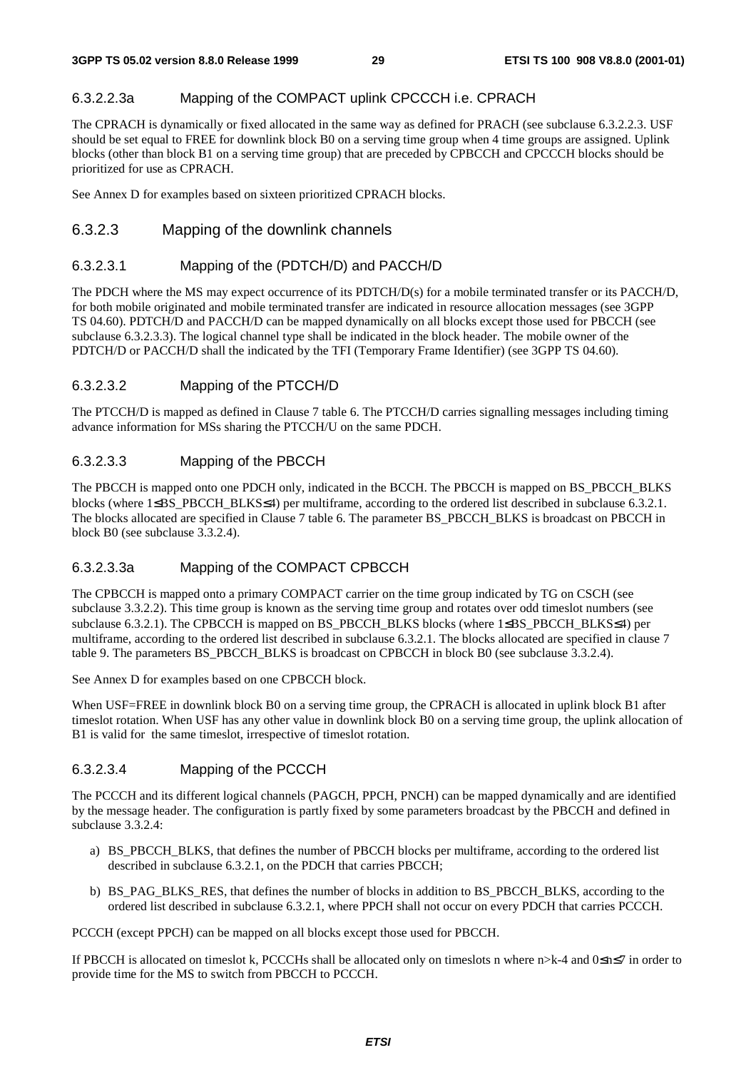#### 6.3.2.2.3a Mapping of the COMPACT uplink CPCCCH i.e. CPRACH

The CPRACH is dynamically or fixed allocated in the same way as defined for PRACH (see subclause 6.3.2.2.3. USF should be set equal to FREE for downlink block B0 on a serving time group when 4 time groups are assigned. Uplink blocks (other than block B1 on a serving time group) that are preceded by CPBCCH and CPCCCH blocks should be prioritized for use as CPRACH.

See Annex D for examples based on sixteen prioritized CPRACH blocks.

### 6.3.2.3 Mapping of the downlink channels

#### 6.3.2.3.1 Mapping of the (PDTCH/D) and PACCH/D

The PDCH where the MS may expect occurrence of its PDTCH/D(s) for a mobile terminated transfer or its PACCH/D, for both mobile originated and mobile terminated transfer are indicated in resource allocation messages (see 3GPP TS 04.60). PDTCH/D and PACCH/D can be mapped dynamically on all blocks except those used for PBCCH (see subclause 6.3.2.3.3). The logical channel type shall be indicated in the block header. The mobile owner of the PDTCH/D or PACCH/D shall the indicated by the TFI (Temporary Frame Identifier) (see 3GPP TS 04.60).

#### 6.3.2.3.2 Mapping of the PTCCH/D

The PTCCH/D is mapped as defined in Clause 7 table 6. The PTCCH/D carries signalling messages including timing advance information for MSs sharing the PTCCH/U on the same PDCH.

#### 6.3.2.3.3 Mapping of the PBCCH

The PBCCH is mapped onto one PDCH only, indicated in the BCCH. The PBCCH is mapped on BS_PBCCH_BLKS blocks (where 1≤BS_PBCCH_BLKS≤4) per multiframe, according to the ordered list described in subclause 6.3.2.1. The blocks allocated are specified in Clause 7 table 6. The parameter BS_PBCCH_BLKS is broadcast on PBCCH in block B0 (see subclause 3.3.2.4).

#### 6.3.2.3.3a Mapping of the COMPACT CPBCCH

The CPBCCH is mapped onto a primary COMPACT carrier on the time group indicated by TG on CSCH (see subclause 3.3.2.2). This time group is known as the serving time group and rotates over odd timeslot numbers (see subclause 6.3.2.1). The CPBCCH is mapped on BS_PBCCH_BLKS blocks (where 1≤BS_PBCCH_BLKS≤4) per multiframe, according to the ordered list described in subclause 6.3.2.1. The blocks allocated are specified in clause 7 table 9. The parameters BS_PBCCH_BLKS is broadcast on CPBCCH in block B0 (see subclause 3.3.2.4).

See Annex D for examples based on one CPBCCH block.

When USF=FREE in downlink block B0 on a serving time group, the CPRACH is allocated in uplink block B1 after timeslot rotation. When USF has any other value in downlink block B0 on a serving time group, the uplink allocation of B1 is valid for the same timeslot, irrespective of timeslot rotation.

#### 6.3.2.3.4 Mapping of the PCCCH

The PCCCH and its different logical channels (PAGCH, PPCH, PNCH) can be mapped dynamically and are identified by the message header. The configuration is partly fixed by some parameters broadcast by the PBCCH and defined in subclause 3.3.2.4:

a) BS_PBCCH_BLKS, that defines the number of PBCCH blocks per multiframe, according to the ordered list described in subclause 6.3.2.1, on the PDCH that carries PBCCH;

b) BS_PAG_BLKS_RES, that defines the number of blocks in addition to BS_PBCCH_BLKS, according to the ordered list described in subclause 6.3.2.1, where PPCH shall not occur on every PDCH that carries PCCCH.

PCCCH (except PPCH) can be mapped on all blocks except those used for PBCCH.

If PBCCH is allocated on timeslot k, PCCCHs shall be allocated only on timeslots n where $n>k-4$ and $0≤n≤7$ in order to provide time for the MS to switch from PBCCH to PCCCH.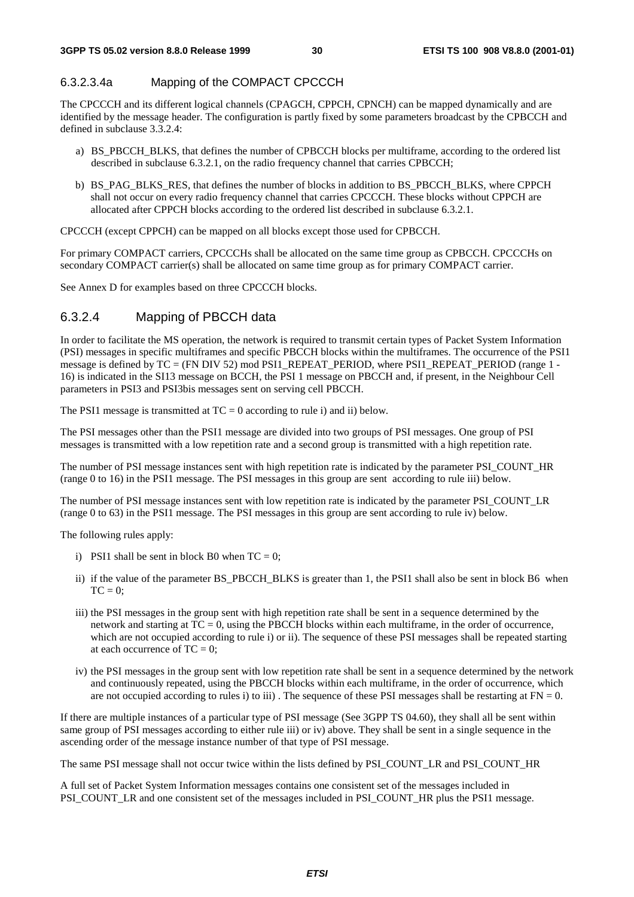#### 6.3.2.3.4a Mapping of the COMPACT CPCCCH

The CPCCCH and its different logical channels (CPAGCH, CPPCH, CPNCH) can be mapped dynamically and are identified by the message header. The configuration is partly fixed by some parameters broadcast by the CPBCCH and defined in subclause 3.3.2.4:

a) BS_PBCCH_BLKS, that defines the number of CPBCCH blocks per multiframe, according to the ordered list described in subclause 6.3.2.1, on the radio frequency channel that carries CPBCCH;

b) BS_PAG_BLKS_RES, that defines the number of blocks in addition to BS_PBCCH_BLKS, where CPPCH shall not occur on every radio frequency channel that carries CPCCCH. These blocks without CPPCH are allocated after CPPCH blocks according to the ordered list described in subclause 6.3.2.1.

CPCCCH (except CPPCH) can be mapped on all blocks except those used for CPBCCH.

For primary COMPACT carriers, CPCCCHs shall be allocated on the same time group as CPBCCH. CPCCCHs on secondary COMPACT carrier(s) shall be allocated on same time group as for primary COMPACT carrier.

See Annex D for examples based on three CPCCCH blocks.

### 6.3.2.4 Mapping of PBCCH data

In order to facilitate the MS operation, the network is required to transmit certain types of Packet System Information (PSI) messages in specific multiframes and specific PBCCH blocks within the multiframes. The occurrence of the PSI1 message is defined by TC = (FN DIV 52) mod PSI1_REPEAT_PERIOD, where PSI1_REPEAT_PERIOD (range 1 - 16) is indicated in the SI13 message on BCCH, the PSI 1 message on PBCCH and, if present, in the Neighbour Cell parameters in PSI3 and PSI3bis messages sent on serving cell PBCCH.

The PSI1 message is transmitted at TC = 0 according to rule i) and ii) below.

The PSI messages other than the PSI1 message are divided into two groups of PSI messages. One group of PSI messages is transmitted with a low repetition rate and a second group is transmitted with a high repetition rate.

The number of PSI message instances sent with high repetition rate is indicated by the parameter PSI_COUNT_HR (range 0 to 16) in the PSI1 message. The PSI messages in this group are sent according to rule iii) below.

The number of PSI message instances sent with low repetition rate is indicated by the parameter PSI_COUNT_LR (range 0 to 63) in the PSI1 message. The PSI messages in this group are sent according to rule iv) below.

The following rules apply:

i) PSI1 shall be sent in block B0 when TC = 0;

ii) if the value of the parameter BS_PBCCH_BLKS is greater than 1, the PSI1 shall also be sent in block B6 when TC = 0;

iii) the PSI messages in the group sent with high repetition rate shall be sent in a sequence determined by the network and starting at TC = 0, using the PBCCH blocks within each multiframe, in the order of occurrence, which are not occupied according to rule i) or ii). The sequence of these PSI messages shall be repeated starting at each occurrence of TC = 0;

iv) the PSI messages in the group sent with low repetition rate shall be sent in a sequence determined by the network and continuously repeated, using the PBCCH blocks within each multiframe, in the order of occurrence, which are not occupied according to rules i) to iii) . The sequence of these PSI messages shall be restarting at FN = 0.

If there are multiple instances of a particular type of PSI message (See 3GPP TS 04.60), they shall all be sent within same group of PSI messages according to either rule iii) or iv) above. They shall be sent in a single sequence in the ascending order of the message instance number of that type of PSI message.

The same PSI message shall not occur twice within the lists defined by PSI_COUNT_LR and PSI_COUNT_HR

A full set of Packet System Information messages contains one consistent set of the messages included in PSI_COUNT_LR and one consistent set of the messages included in PSI_COUNT_HR plus the PSI1 message.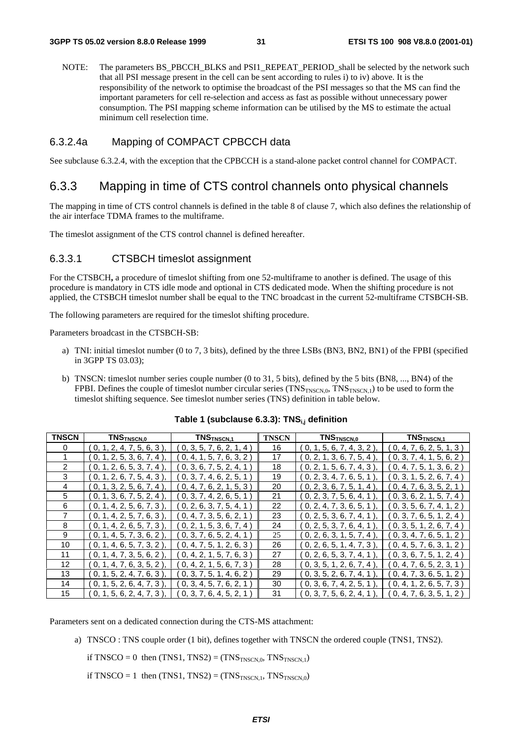NOTE: The parameters BS_PBCCH_BLKS and PSI1_REPEAT_PERIOD_shall be selected by the network such that all PSI message present in the cell can be sent according to rules i) to iv) above. It is the responsibility of the network to optimise the broadcast of the PSI messages so that the MS can find the important parameters for cell re-selection and access as fast as possible without unnecessary power consumption. The PSI mapping scheme information can be utilised by the MS to estimate the actual minimum cell reselection time.

### 6.3.2.4a Mapping of COMPACT CPBCCH data

See subclause 6.3.2.4, with the exception that the CPBCCH is a stand-alone packet control channel for COMPACT.

## 6.3.3 Mapping in time of CTS control channels onto physical channels

The mapping in time of CTS control channels is defined in the table 8 of clause 7, which also defines the relationship of the air interface TDMA frames to the multiframe.

The timeslot assignment of the CTS control channel is defined hereafter.

### 6.3.3.1 CTSBCH timeslot assignment

For the CTSBCH**,** a procedure of timeslot shifting from one 52-multiframe to another is defined. The usage of this procedure is mandatory in CTS idle mode and optional in CTS dedicated mode. When the shifting procedure is not applied, the CTSBCH timeslot number shall be equal to the TNC broadcast in the current 52-multiframe CTSBCH-SB.

The following parameters are required for the timeslot shifting procedure.

Parameters broadcast in the CTSBCH-SB:

a) TNI: initial timeslot number (0 to 7, 3 bits), defined by the three LSBs (BN3, BN2, BN1) of the FPBI (specified in 3GPP TS 03.03);

b) TNSCN: timeslot number series couple number (0 to 31, 5 bits), defined by the 5 bits (BN8, ..., BN4) of the FPBI. Defines the couple of timeslot number circular series ($TNS_{TNSCN,0}$, $TNS_{TNSCN,1}$) to be used to form the timeslot shifting sequence. See timeslot number series (TNS) definition in table below.

**Table 1 (subclause 6.3.3): $TNS_{i,j}$ definition**

| TNSCN | $TNS_{TNSCN,0}$ | $TNS_{TNSCN,1}$ | TNSCN | $TNS_{TNSCN,0}$ | $TNS_{TNSCN,1}$ |
|---|---|---|---|---|---|
| 0 | ( 0, 1, 2, 4, 7, 5, 6, 3 ), | ( 0, 3, 5, 7, 6, 2, 1, 4 ) | 16 | ( 0, 1, 5, 6, 7, 4, 3, 2 ), | ( 0, 4, 7, 6, 2, 5, 1, 3 ) |
| 1 | ( 0, 1, 2, 5, 3, 6, 7, 4 ), | ( 0, 4, 1, 5, 7, 6, 3, 2 ) | 17 | ( 0, 2, 1, 3, 6, 7, 5, 4 ), | ( 0, 3, 7, 4, 1, 5, 6, 2 ) |
| 2 | ( 0, 1, 2, 6, 5, 3, 7, 4 ), | ( 0, 3, 6, 7, 5, 2, 4, 1 ) | 18 | ( 0, 2, 1, 5, 6, 7, 4, 3 ), | ( 0, 4, 7, 5, 1, 3, 6, 2 ) |
| 3 | ( 0, 1, 2, 6, 7, 5, 4, 3 ), | ( 0, 3, 7, 4, 6, 2, 5, 1 ) | 19 | ( 0, 2, 3, 4, 7, 6, 5, 1 ), | ( 0, 3, 1, 5, 2, 6, 7, 4 ) |
| 4 | ( 0, 1, 3, 2, 5, 6, 7, 4 ), | ( 0, 4, 7, 6, 2, 1, 5, 3 ) | 20 | ( 0, 2, 3, 6, 7, 5, 1, 4 ), | ( 0, 4, 7, 6, 3, 5, 2, 1 ) |
| 5 | ( 0, 1, 3, 6, 7, 5, 2, 4 ), | ( 0, 3, 7, 4, 2, 6, 5, 1 ) | 21 | ( 0, 2, 3, 7, 5, 6, 4, 1 ), | ( 0, 3, 6, 2, 1, 5, 7, 4 ) |
| 6 | ( 0, 1, 4, 2, 5, 6, 7, 3 ), | ( 0, 2, 6, 3, 7, 5, 4, 1 ) | 22 | ( 0, 2, 4, 7, 3, 6, 5, 1 ), | ( 0, 3, 5, 6, 7, 4, 1, 2 ) |
| 7 | ( 0, 1, 4, 2, 5, 7, 6, 3 ), | ( 0, 4, 7, 3, 5, 6, 2, 1 ) | 23 | ( 0, 2, 5, 3, 6, 7, 4, 1 ), | ( 0, 3, 7, 6, 5, 1, 2, 4 ) |
| 8 | ( 0, 1, 4, 2, 6, 5, 7, 3 ), | ( 0, 2, 1, 5, 3, 6, 7, 4 ) | 24 | ( 0, 2, 5, 3, 7, 6, 4, 1 ), | ( 0, 3, 5, 1, 2, 6, 7, 4 ) |
| 9 | ( 0, 1, 4, 5, 7, 3, 6, 2 ), | ( 0, 3, 7, 6, 5, 2, 4, 1 ) | 25 | ( 0, 2, 6, 3, 1, 5, 7, 4 ), | ( 0, 3, 4, 7, 6, 5, 1, 2 ) |
| 10 | ( 0, 1, 4, 6, 5, 7, 3, 2 ), | ( 0, 4, 7, 5, 1, 2, 6, 3 ) | 26 | ( 0, 2, 6, 5, 1, 4, 7, 3 ), | ( 0, 4, 5, 7, 6, 3, 1, 2 ) |
| 11 | ( 0, 1, 4, 7, 3, 5, 6, 2 ), | ( 0, 4, 2, 1, 5, 7, 6, 3 ) | 27 | ( 0, 2, 6, 5, 3, 7, 4, 1 ), | ( 0, 3, 6, 7, 5, 1, 2, 4 ) |
| 12 | ( 0, 1, 4, 7, 6, 3, 5, 2 ), | ( 0, 4, 2, 1, 5, 6, 7, 3 ) | 28 | ( 0, 3, 5, 1, 2, 6, 7, 4 ), | ( 0, 4, 7, 6, 5, 2, 3, 1 ) |
| 13 | ( 0, 1, 5, 2, 4, 7, 6, 3 ), | ( 0, 3, 7, 5, 1, 4, 6, 2 ) | 29 | ( 0, 3, 5, 2, 6, 7, 4, 1 ), | ( 0, 4, 7, 3, 6, 5, 1, 2 ) |
| 14 | ( 0, 1, 5, 2, 6, 4, 7, 3 ), | ( 0, 3, 4, 5, 7, 6, 2, 1 ) | 30 | ( 0, 3, 6, 7, 4, 2, 5, 1 ), | ( 0, 4, 1, 2, 6, 5, 7, 3 ) |
| 15 | ( 0, 1, 5, 6, 2, 4, 7, 3 ), | ( 0, 3, 7, 6, 4, 5, 2, 1 ) | 31 | ( 0, 3, 7, 5, 6, 2, 4, 1 ), | ( 0, 4, 7, 6, 3, 5, 1, 2 ) |

Parameters sent on a dedicated connection during the CTS-MS attachment:

a) TNSCO : TNS couple order (1 bit), defines together with TNSCN the ordered couple (TNS1, TNS2).

if TNSCO = 0 then (TNS1, TNS2) = ($TNS_{TNSCN,0}$, $TNS_{TNSCN,1}$)

if TNSCO = 1 then (TNS1, TNS2) = ($TNS_{TNSCN,1}$, $TNS_{TNSCN,0}$)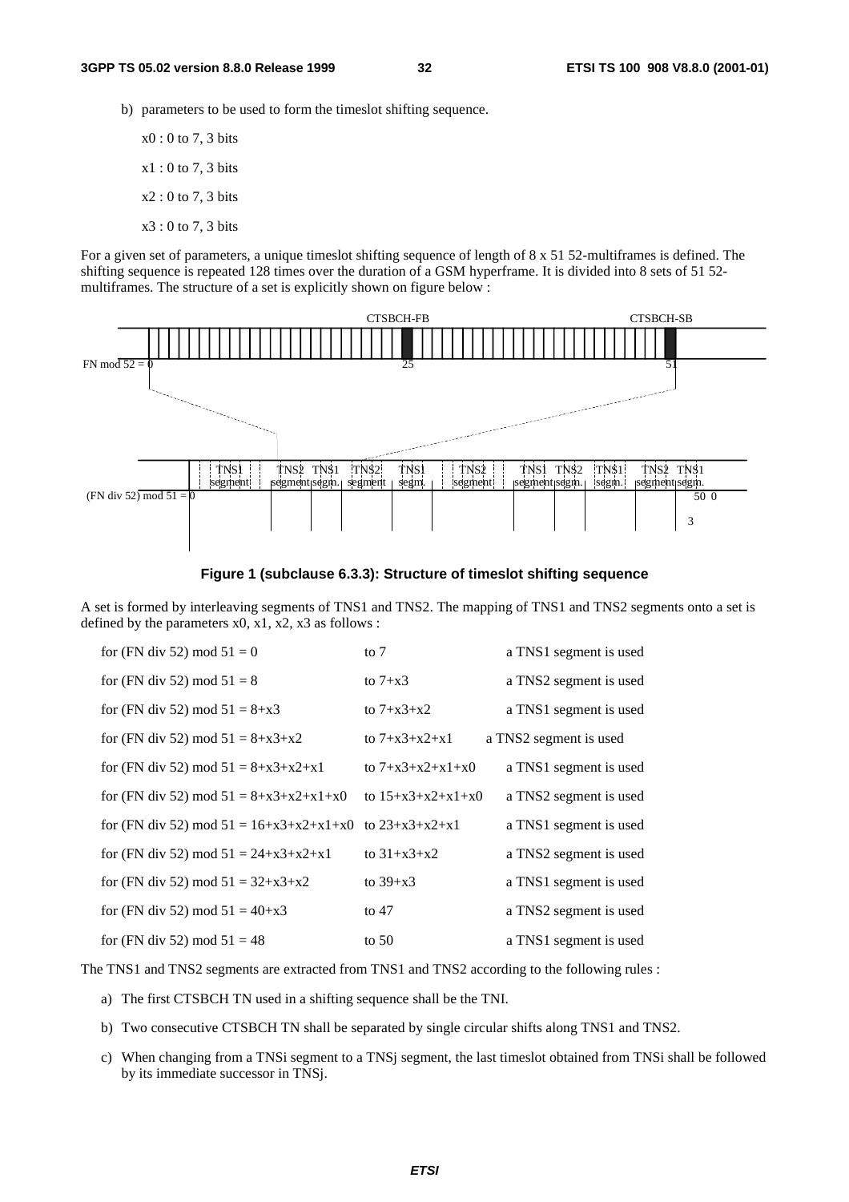b) parameters to be used to form the timeslot shifting sequence.

x0 : 0 to 7, 3 bits

x1 : 0 to 7, 3 bits

x2 : 0 to 7, 3 bits

x3 : 0 to 7, 3 bits

For a given set of parameters, a unique timeslot shifting sequence of length of 8 x 51 52-multiframes is defined. The shifting sequence is repeated 128 times over the duration of a GSM hyperframe. It is divided into 8 sets of 51 52-multiframes. The structure of a set is explicitly shown on figure below :

**Figure 1 (subclause 6.3.3): Structure of timeslot shifting sequence**

A set is formed by interleaving segments of TNS1 and TNS2. The mapping of TNS1 and TNS2 segments onto a set is defined by the parameters x0, x1, x2, x3 as follows :

| | | |
|---|---|---|
| for (FN div 52) mod 51 = 0 | to 7 | a TNS1 segment is used |
| for (FN div 52) mod 51 = 8 | to 7+x3 | a TNS2 segment is used |
| for (FN div 52) mod 51 = 8+x3 | to 7+x3+x2 | a TNS1 segment is used |
| for (FN div 52) mod 51 = 8+x3+x2 | to 7+x3+x2+x1 | a TNS2 segment is used |
| for (FN div 52) mod 51 = 8+x3+x2+x1 | to 7+x3+x2+x1+x0 | a TNS1 segment is used |
| for (FN div 52) mod 51 = 8+x3+x2+x1+x0 | to 15+x3+x2+x1+x0 | a TNS2 segment is used |
| for (FN div 52) mod 51 = 16+x3+x2+x1+x0 | to 23+x3+x2+x1 | a TNS1 segment is used |
| for (FN div 52) mod 51 = 24+x3+x2+x1 | to 31+x3+x2 | a TNS2 segment is used |
| for (FN div 52) mod 51 = 32+x3+x2 | to 39+x3 | a TNS1 segment is used |
| for (FN div 52) mod 51 = 40+x3 | to 47 | a TNS2 segment is used |
| for (FN div 52) mod 51 = 48 | to 50 | a TNS1 segment is used |

The TNS1 and TNS2 segments are extracted from TNS1 and TNS2 according to the following rules :

a) The first CTSBCH TN used in a shifting sequence shall be the TNI.

b) Two consecutive CTSBCH TN shall be separated by single circular shifts along TNS1 and TNS2.

c) When changing from a TNSi segment to a TNSj segment, the last timeslot obtained from TNSi shall be followed by its immediate successor in TNSj.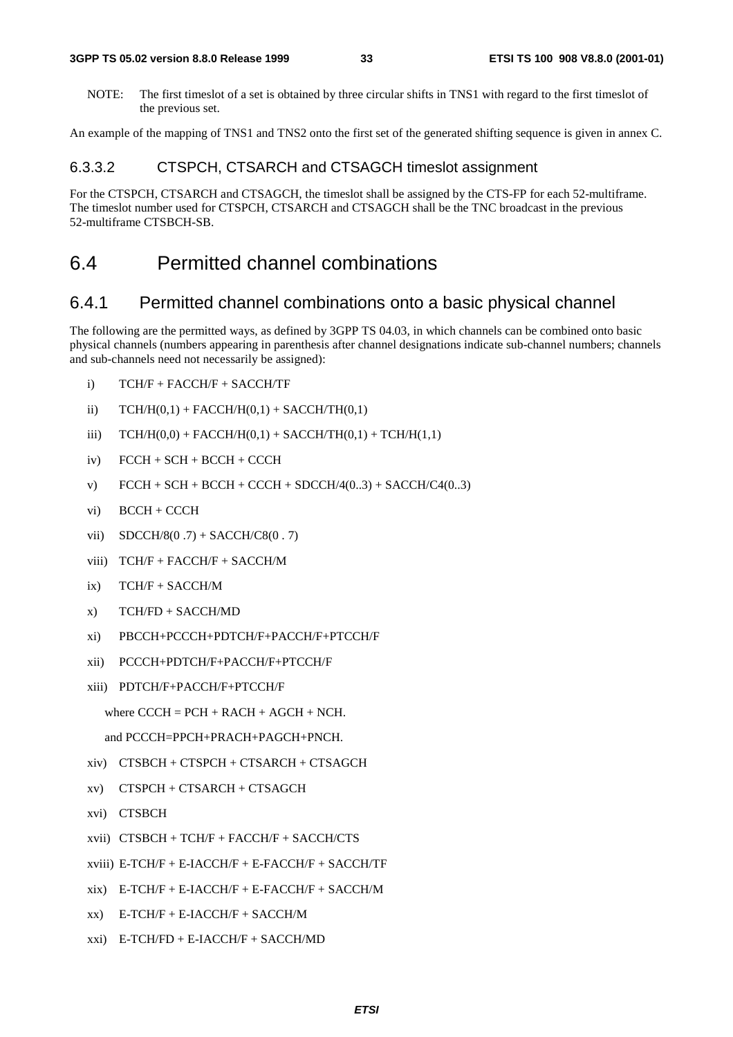NOTE: The first timeslot of a set is obtained by three circular shifts in TNS1 with regard to the first timeslot of the previous set.

An example of the mapping of TNS1 and TNS2 onto the first set of the generated shifting sequence is given in annex C.

#### 6.3.3.2 CTSPCH, CTSARCH and CTSAGCH timeslot assignment

For the CTSPCH, CTSARCH and CTSAGCH, the timeslot shall be assigned by the CTS-FP for each 52-multiframe. The timeslot number used for CTSPCH, CTSARCH and CTSAGCH shall be the TNC broadcast in the previous 52-multiframe CTSBCH-SB.

## 6.4 Permitted channel combinations

### 6.4.1 Permitted channel combinations onto a basic physical channel

The following are the permitted ways, as defined by 3GPP TS 04.03, in which channels can be combined onto basic physical channels (numbers appearing in parenthesis after channel designations indicate sub-channel numbers; channels and sub-channels need not necessarily be assigned):

i) TCH/F + FACCH/F + SACCH/TF

ii) TCH/H(0,1) + FACCH/H(0,1) + SACCH/TH(0,1)

iii) TCH/H(0,0) + FACCH/H(0,1) + SACCH/TH(0,1) + TCH/H(1,1)

iv) FCCH + SCH + BCCH + CCCH

v) FCCH + SCH + BCCH + CCCH + SDCCH/4(0..3) + SACCH/C4(0..3)

vi) BCCH + CCCH

vii) SDCCH/8(0 .7) + SACCH/C8(0 . 7)

viii) TCH/F + FACCH/F + SACCH/M

ix) TCH/F + SACCH/M

x) TCH/FD + SACCH/MD

xi) PBCCH+PCCCH+PDTCH/F+PACCH/F+PTCCH/F

xii) PCCCH+PDTCH/F+PACCH/F+PTCCH/F

xiii) PDTCH/F+PACCH/F+PTCCH/F

where CCCH = PCH + RACH + AGCH + NCH.

and PCCCH=PPCH+PRACH+PAGCH+PNCH.

xiv) CTSBCH + CTSPCH + CTSARCH + CTSAGCH

xv) CTSPCH + CTSARCH + CTSAGCH

xvi) CTSBCH

xvii) CTSBCH + TCH/F + FACCH/F + SACCH/CTS

xviii) E-TCH/F + E-IACCH/F + E-FACCH/F + SACCH/TF

xix) E-TCH/F + E-IACCH/F + E-FACCH/F + SACCH/M

xx) E-TCH/F + E-IACCH/F + SACCH/M

xxi) E-TCH/FD + E-IACCH/F + SACCH/MD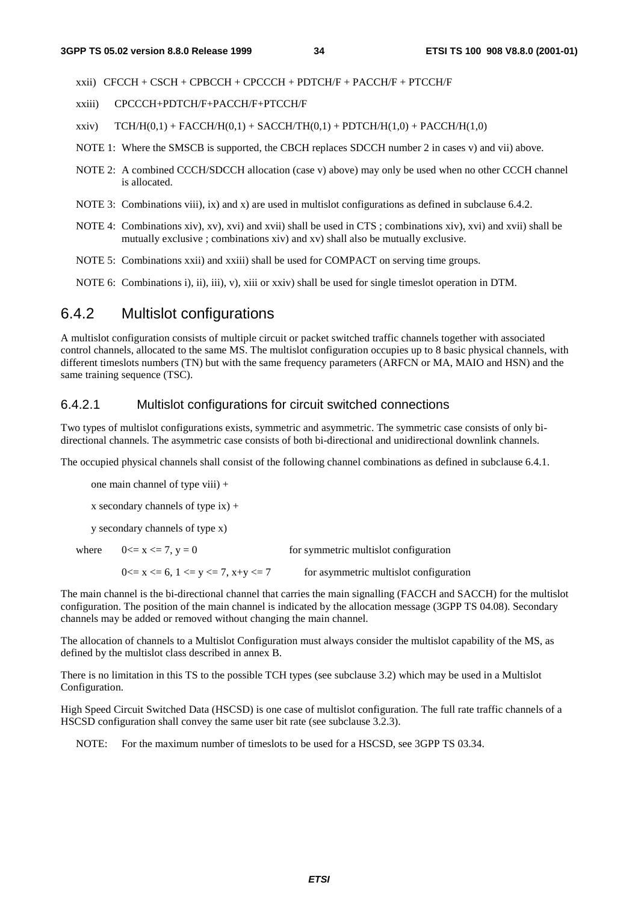xxii) CFCCH + CSCH + CPBCCH + CPCCCH + PDTCH/F + PACCH/F + PTCCH/F

xxiii) CPCCCH+PDTCH/F+PACCH/F+PTCCH/F

xxiv) TCH/H(0,1) + FACCH/H(0,1) + SACCH/TH(0,1) + PDTCH/H(1,0) + PACCH/H(1,0)

NOTE 1: Where the SMSCB is supported, the CBCH replaces SDCCH number 2 in cases v) and vii) above.

NOTE 2: A combined CCCH/SDCCH allocation (case v) above) may only be used when no other CCCH channel is allocated.

NOTE 3: Combinations viii), ix) and x) are used in multislot configurations as defined in subclause 6.4.2.

NOTE 4: Combinations xiv), xv), xvi) and xvii) shall be used in CTS ; combinations xiv), xvi) and xvii) shall be mutually exclusive ; combinations xiv) and xv) shall also be mutually exclusive.

NOTE 5: Combinations xxii) and xxiii) shall be used for COMPACT on serving time groups.

NOTE 6: Combinations i), ii), iii), v), xiii or xxiv) shall be used for single timeslot operation in DTM.

## 6.4.2 Multislot configurations

A multislot configuration consists of multiple circuit or packet switched traffic channels together with associated control channels, allocated to the same MS. The multislot configuration occupies up to 8 basic physical channels, with different timeslots numbers (TN) but with the same frequency parameters (ARFCN or MA, MAIO and HSN) and the same training sequence (TSC).

### 6.4.2.1 Multislot configurations for circuit switched connections

Two types of multislot configurations exists, symmetric and asymmetric. The symmetric case consists of only bi-directional channels. The asymmetric case consists of both bi-directional and unidirectional downlink channels.

The occupied physical channels shall consist of the following channel combinations as defined in subclause 6.4.1.

one main channel of type viii) +

x secondary channels of type ix) +

y secondary channels of type x)

where $0 <= x <= 7$, $y = 0$ for symmetric multislot configuration

$0 <= x <= 6$, $1 <= y <= 7$, $x+y <= 7$ for asymmetric multislot configuration

The main channel is the bi-directional channel that carries the main signalling (FACCH and SACCH) for the multislot configuration. The position of the main channel is indicated by the allocation message (3GPP TS 04.08). Secondary channels may be added or removed without changing the main channel.

The allocation of channels to a Multislot Configuration must always consider the multislot capability of the MS, as defined by the multislot class described in annex B.

There is no limitation in this TS to the possible TCH types (see subclause 3.2) which may be used in a Multislot Configuration.

High Speed Circuit Switched Data (HSCSD) is one case of multislot configuration. The full rate traffic channels of a HSCSD configuration shall convey the same user bit rate (see subclause 3.2.3).

NOTE: For the maximum number of timeslots to be used for a HSCSD, see 3GPP TS 03.34.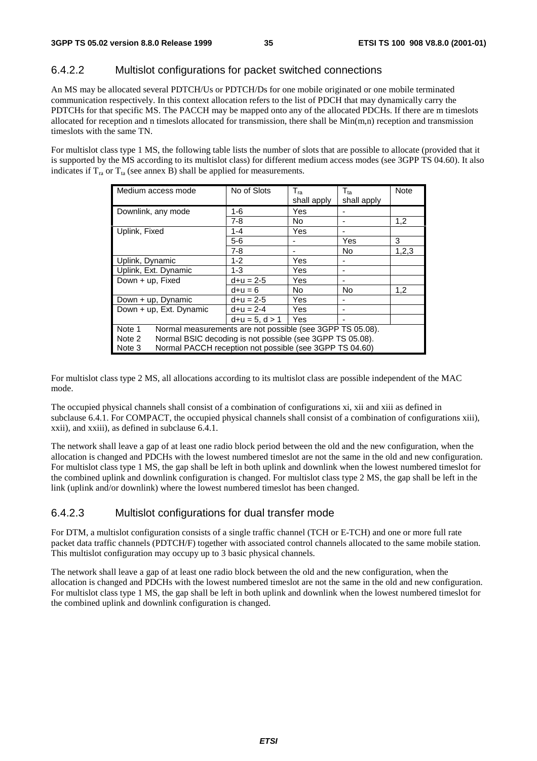### 6.4.2.2 Multislot configurations for packet switched connections

An MS may be allocated several PDTCH/Us or PDTCH/Ds for one mobile originated or one mobile terminated communication respectively. In this context allocation refers to the list of PDCH that may dynamically carry the PDTCHs for that specific MS. The PACCH may be mapped onto any of the allocated PDCHs. If there are m timeslots allocated for reception and n timeslots allocated for transmission, there shall be Min(m,n) reception and transmission timeslots with the same TN.

For multislot class type 1 MS, the following table lists the number of slots that are possible to allocate (provided that it is supported by the MS according to its multislot class) for different medium access modes (see 3GPP TS 04.60). It also indicates if $T_{ra}$ or $T_{ta}$ (see annex B) shall be applied for measurements.

| Medium access mode | No of Slots | $T_{ra}$ shall apply | $T_{ta}$ shall apply | Note |
|---|---|---|---|---|
| Downlink, any mode | 1-6 | Yes | - | |
| | 7-8 | No | - | 1,2 |
| Uplink, Fixed | 1-4 | Yes | - | |
| | 5-6 | - | Yes | 3 |
| | 7-8 | - | No | 1,2,3 |
| Uplink, Dynamic | 1-2 | Yes | - | |
| Uplink, Ext. Dynamic | 1-3 | Yes | - | |
| Down + up, Fixed | d+u = 2-5 | Yes | - | |
| | d+u = 6 | No | No | 1,2 |
| Down + up, Dynamic | d+u = 2-5 | Yes | - | |
| Down + up, Ext. Dynamic | d+u = 2-4 | Yes | - | |
| | d+u = 5, d > 1 | Yes | - | |

Note 1 Normal measurements are not possible (see 3GPP TS 05.08).
Note 2 Normal BSIC decoding is not possible (see 3GPP TS 05.08).
Note 3 Normal PACCH reception not possible (see 3GPP TS 04.60)

For multislot class type 2 MS, all allocations according to its multislot class are possible independent of the MAC mode.

The occupied physical channels shall consist of a combination of configurations xi, xii and xiii as defined in subclause 6.4.1. For COMPACT, the occupied physical channels shall consist of a combination of configurations xiii), xxii), and xxiii), as defined in subclause 6.4.1.

The network shall leave a gap of at least one radio block period between the old and the new configuration, when the allocation is changed and PDCHs with the lowest numbered timeslot are not the same in the old and new configuration. For multislot class type 1 MS, the gap shall be left in both uplink and downlink when the lowest numbered timeslot for the combined uplink and downlink configuration is changed. For multislot class type 2 MS, the gap shall be left in the link (uplink and/or downlink) where the lowest numbered timeslot has been changed.

### 6.4.2.3 Multislot configurations for dual transfer mode

For DTM, a multislot configuration consists of a single traffic channel (TCH or E-TCH) and one or more full rate packet data traffic channels (PDTCH/F) together with associated control channels allocated to the same mobile station. This multislot configuration may occupy up to 3 basic physical channels.

The network shall leave a gap of at least one radio block between the old and the new configuration, when the allocation is changed and PDCHs with the lowest numbered timeslot are not the same in the old and new configuration. For multislot class type 1 MS, the gap shall be left in both uplink and downlink when the lowest numbered timeslot for the combined uplink and downlink configuration is changed.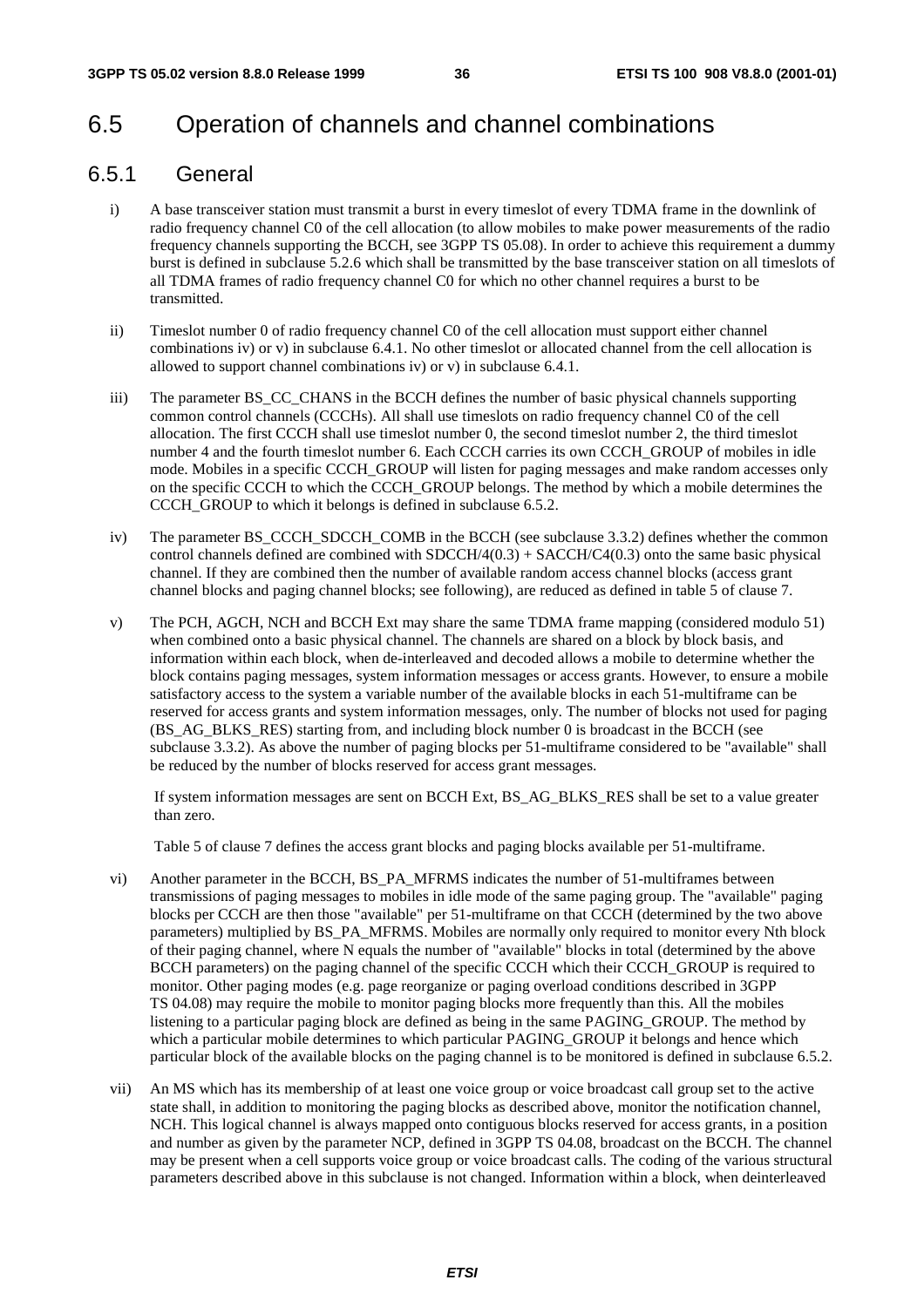## 6.5 Operation of channels and channel combinations

### 6.5.1 General

i) A base transceiver station must transmit a burst in every timeslot of every TDMA frame in the downlink of radio frequency channel C0 of the cell allocation (to allow mobiles to make power measurements of the radio frequency channels supporting the BCCH, see 3GPP TS 05.08). In order to achieve this requirement a dummy burst is defined in subclause 5.2.6 which shall be transmitted by the base transceiver station on all timeslots of all TDMA frames of radio frequency channel C0 for which no other channel requires a burst to be transmitted.

ii) Timeslot number 0 of radio frequency channel C0 of the cell allocation must support either channel combinations iv) or v) in subclause 6.4.1. No other timeslot or allocated channel from the cell allocation is allowed to support channel combinations iv) or v) in subclause 6.4.1.

iii) The parameter BS_CC_CHANS in the BCCH defines the number of basic physical channels supporting common control channels (CCCHs). All shall use timeslots on radio frequency channel C0 of the cell allocation. The first CCCH shall use timeslot number 0, the second timeslot number 2, the third timeslot number 4 and the fourth timeslot number 6. Each CCCH carries its own CCCH_GROUP of mobiles in idle mode. Mobiles in a specific CCCH_GROUP will listen for paging messages and make random accesses only on the specific CCCH to which the CCCH_GROUP belongs. The method by which a mobile determines the CCCH_GROUP to which it belongs is defined in subclause 6.5.2.

iv) The parameter BS_CCCH_SDCCH_COMB in the BCCH (see subclause 3.3.2) defines whether the common control channels defined are combined with SDCCH/4(0.3) + SACCH/C4(0.3) onto the same basic physical channel. If they are combined then the number of available random access channel blocks (access grant channel blocks and paging channel blocks; see following), are reduced as defined in table 5 of clause 7.

v) The PCH, AGCH, NCH and BCCH Ext may share the same TDMA frame mapping (considered modulo 51) when combined onto a basic physical channel. The channels are shared on a block by block basis, and information within each block, when de-interleaved and decoded allows a mobile to determine whether the block contains paging messages, system information messages or access grants. However, to ensure a mobile satisfactory access to the system a variable number of the available blocks in each 51-multiframe can be reserved for access grants and system information messages, only. The number of blocks not used for paging (BS_AG_BLKS_RES) starting from, and including block number 0 is broadcast in the BCCH (see subclause 3.3.2). As above the number of paging blocks per 51-multiframe considered to be "available" shall be reduced by the number of blocks reserved for access grant messages.

   If system information messages are sent on BCCH Ext, BS_AG_BLKS_RES shall be set to a value greater than zero.

   Table 5 of clause 7 defines the access grant blocks and paging blocks available per 51-multiframe.

vi) Another parameter in the BCCH, BS_PA_MFRMS indicates the number of 51-multiframes between transmissions of paging messages to mobiles in idle mode of the same paging group. The "available" paging blocks per CCCH are then those "available" per 51-multiframe on that CCCH (determined by the two above parameters) multiplied by BS_PA_MFRMS. Mobiles are normally only required to monitor every Nth block of their paging channel, where N equals the number of "available" blocks in total (determined by the above BCCH parameters) on the paging channel of the specific CCCH which their CCCH_GROUP is required to monitor. Other paging modes (e.g. page reorganize or paging overload conditions described in 3GPP TS 04.08) may require the mobile to monitor paging blocks more frequently than this. All the mobiles listening to a particular paging block are defined as being in the same PAGING_GROUP. The method by which a particular mobile determines to which particular PAGING_GROUP it belongs and hence which particular block of the available blocks on the paging channel is to be monitored is defined in subclause 6.5.2.

vii) An MS which has its membership of at least one voice group or voice broadcast call group set to the active state shall, in addition to monitoring the paging blocks as described above, monitor the notification channel, NCH. This logical channel is always mapped onto contiguous blocks reserved for access grants, in a position and number as given by the parameter NCP, defined in 3GPP TS 04.08, broadcast on the BCCH. The channel may be present when a cell supports voice group or voice broadcast calls. The coding of the various structural parameters described above in this subclause is not changed. Information within a block, when deinterleaved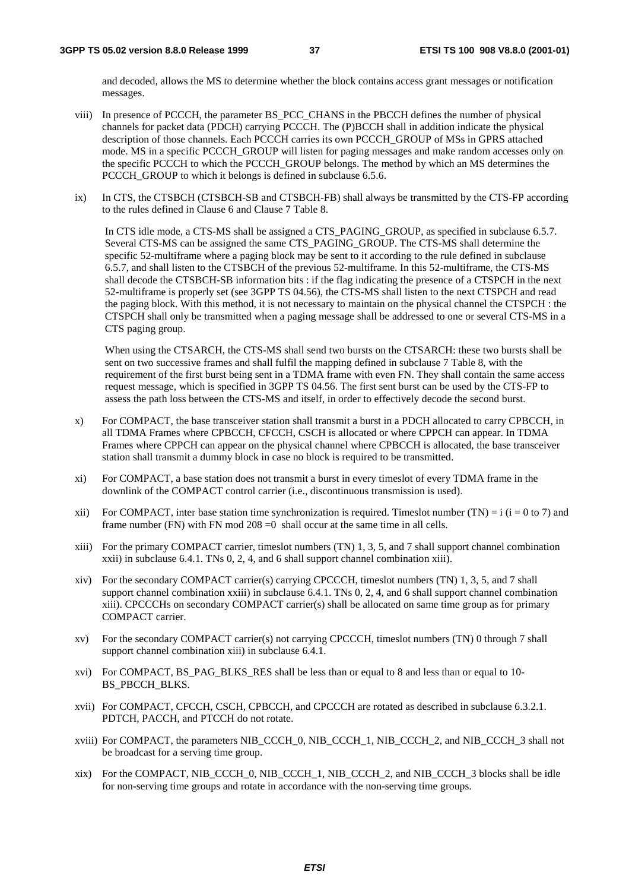and decoded, allows the MS to determine whether the block contains access grant messages or notification messages.

viii) In presence of PCCCH, the parameter BS_PCC_CHANS in the PBCCH defines the number of physical channels for packet data (PDCH) carrying PCCCH. The (P)BCCH shall in addition indicate the physical description of those channels. Each PCCCH carries its own PCCCH_GROUP of MSs in GPRS attached mode. MS in a specific PCCCH_GROUP will listen for paging messages and make random accesses only on the specific PCCCH to which the PCCCH_GROUP belongs. The method by which an MS determines the PCCCH_GROUP to which it belongs is defined in subclause 6.5.6.

ix) In CTS, the CTSBCH (CTSBCH-SB and CTSBCH-FB) shall always be transmitted by the CTS-FP according to the rules defined in Clause 6 and Clause 7 Table 8.

In CTS idle mode, a CTS-MS shall be assigned a CTS_PAGING_GROUP, as specified in subclause 6.5.7. Several CTS-MS can be assigned the same CTS_PAGING_GROUP. The CTS-MS shall determine the specific 52-multiframe where a paging block may be sent to it according to the rule defined in subclause 6.5.7, and shall listen to the CTSBCH of the previous 52-multiframe. In this 52-multiframe, the CTS-MS shall decode the CTSBCH-SB information bits : if the flag indicating the presence of a CTSPCH in the next 52-multiframe is properly set (see 3GPP TS 04.56), the CTS-MS shall listen to the next CTSPCH and read the paging block. With this method, it is not necessary to maintain on the physical channel the CTSPCH : the CTSPCH shall only be transmitted when a paging message shall be addressed to one or several CTS-MS in a CTS paging group.

When using the CTSARCH, the CTS-MS shall send two bursts on the CTSARCH: these two bursts shall be sent on two successive frames and shall fulfil the mapping defined in subclause 7 Table 8, with the requirement of the first burst being sent in a TDMA frame with even FN. They shall contain the same access request message, which is specified in 3GPP TS 04.56. The first sent burst can be used by the CTS-FP to assess the path loss between the CTS-MS and itself, in order to effectively decode the second burst.

x) For COMPACT, the base transceiver station shall transmit a burst in a PDCH allocated to carry CPBCCH, in all TDMA Frames where CPBCCH, CFCCH, CSCH is allocated or where CPPCH can appear. In TDMA Frames where CPPCH can appear on the physical channel where CPBCCH is allocated, the base transceiver station shall transmit a dummy block in case no block is required to be transmitted.

xi) For COMPACT, a base station does not transmit a burst in every timeslot of every TDMA frame in the downlink of the COMPACT control carrier (i.e., discontinuous transmission is used).

xii) For COMPACT, inter base station time synchronization is required. Timeslot number (TN) = i (i = 0 to 7) and frame number (FN) with FN mod 208 =0 shall occur at the same time in all cells.

xiii) For the primary COMPACT carrier, timeslot numbers (TN) 1, 3, 5, and 7 shall support channel combination xxii) in subclause 6.4.1. TNs 0, 2, 4, and 6 shall support channel combination xiii).

xiv) For the secondary COMPACT carrier(s) carrying CPCCCH, timeslot numbers (TN) 1, 3, 5, and 7 shall support channel combination xxiii) in subclause 6.4.1. TNs 0, 2, 4, and 6 shall support channel combination xiii). CPCCCHs on secondary COMPACT carrier(s) shall be allocated on same time group as for primary COMPACT carrier.

xv) For the secondary COMPACT carrier(s) not carrying CPCCCH, timeslot numbers (TN) 0 through 7 shall support channel combination xiii) in subclause 6.4.1.

xvi) For COMPACT, BS_PAG_BLKS_RES shall be less than or equal to 8 and less than or equal to 10-BS_PBCCH_BLKS.

xvii) For COMPACT, CFCCH, CSCH, CPBCCH, and CPCCCH are rotated as described in subclause 6.3.2.1. PDTCH, PACCH, and PTCCH do not rotate.

xviii) For COMPACT, the parameters NIB_CCCH_0, NIB_CCCH_1, NIB_CCCH_2, and NIB_CCCH_3 shall not be broadcast for a serving time group.

xix) For the COMPACT, NIB_CCCH_0, NIB_CCCH_1, NIB_CCCH_2, and NIB_CCCH_3 blocks shall be idle for non-serving time groups and rotate in accordance with the non-serving time groups.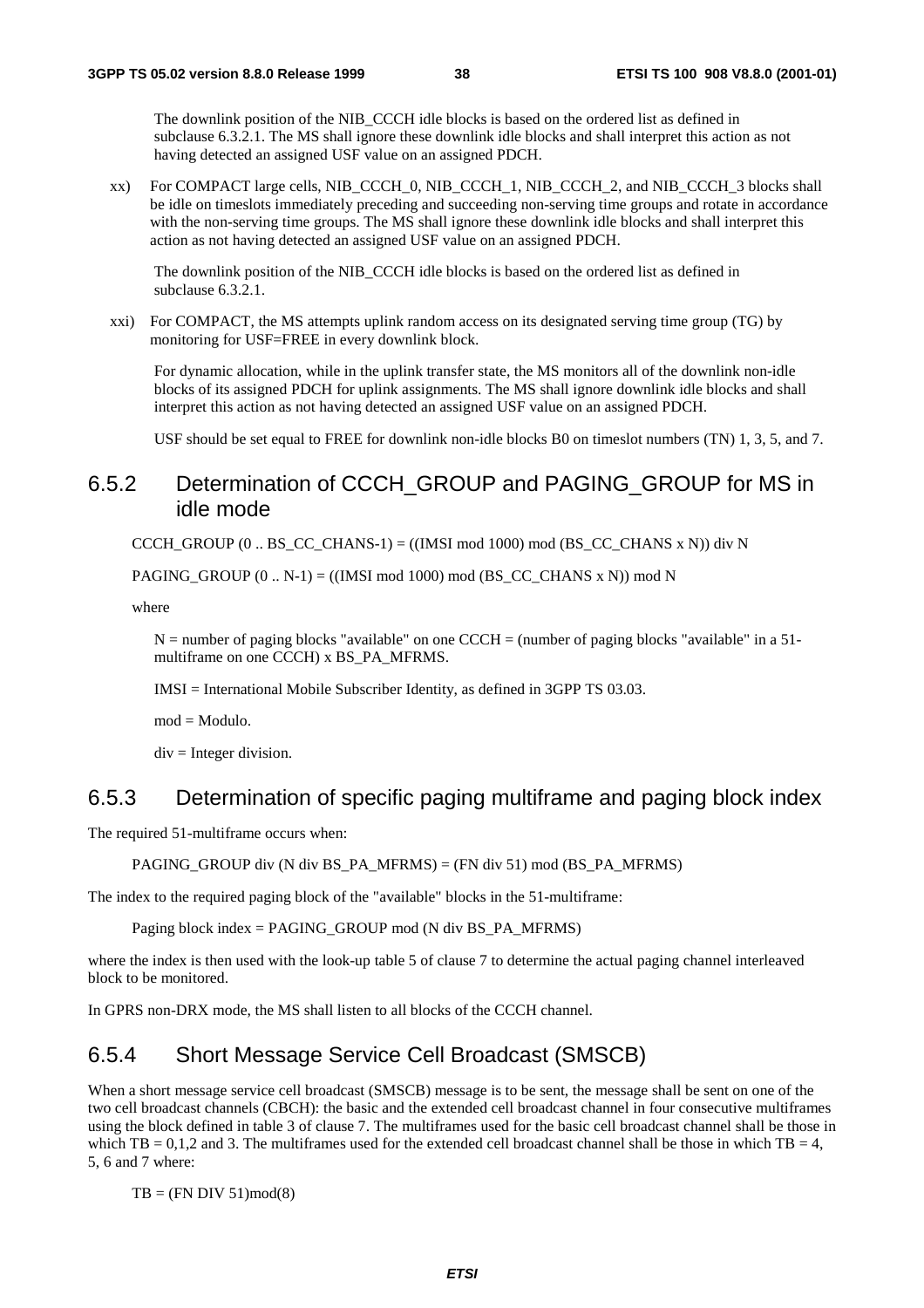The downlink position of the NIB_CCCH idle blocks is based on the ordered list as defined in subclause 6.3.2.1. The MS shall ignore these downlink idle blocks and shall interpret this action as not having detected an assigned USF value on an assigned PDCH.

xx) For COMPACT large cells, NIB_CCCH_0, NIB_CCCH_1, NIB_CCCH_2, and NIB_CCCH_3 blocks shall be idle on timeslots immediately preceding and succeeding non-serving time groups and rotate in accordance with the non-serving time groups. The MS shall ignore these downlink idle blocks and shall interpret this action as not having detected an assigned USF value on an assigned PDCH.

The downlink position of the NIB_CCCH idle blocks is based on the ordered list as defined in subclause 6.3.2.1.

xxi) For COMPACT, the MS attempts uplink random access on its designated serving time group (TG) by monitoring for USF=FREE in every downlink block.

For dynamic allocation, while in the uplink transfer state, the MS monitors all of the downlink non-idle blocks of its assigned PDCH for uplink assignments. The MS shall ignore downlink idle blocks and shall interpret this action as not having detected an assigned USF value on an assigned PDCH.

USF should be set equal to FREE for downlink non-idle blocks B0 on timeslot numbers (TN) 1, 3, 5, and 7.

### 6.5.2 Determination of CCCH_GROUP and PAGING_GROUP for MS in idle mode

CCCH_GROUP (0 .. BS_CC_CHANS-1) = ((IMSI mod 1000) mod (BS_CC_CHANS x N)) div N

PAGING_GROUP (0 .. N-1) = ((IMSI mod 1000) mod (BS_CC_CHANS x N)) mod N

where

N = number of paging blocks "available" on one CCCH = (number of paging blocks "available" in a 51-multiframe on one CCCH) x BS_PA_MFRMS.

IMSI = International Mobile Subscriber Identity, as defined in 3GPP TS 03.03.

mod = Modulo.

div = Integer division.

### 6.5.3 Determination of specific paging multiframe and paging block index

The required 51-multiframe occurs when:

PAGING_GROUP div (N div BS_PA_MFRMS) = (FN div 51) mod (BS_PA_MFRMS)

The index to the required paging block of the "available" blocks in the 51-multiframe:

Paging block index = PAGING_GROUP mod (N div BS_PA_MFRMS)

where the index is then used with the look-up table 5 of clause 7 to determine the actual paging channel interleaved block to be monitored.

In GPRS non-DRX mode, the MS shall listen to all blocks of the CCCH channel.

### 6.5.4 Short Message Service Cell Broadcast (SMSCB)

When a short message service cell broadcast (SMSCB) message is to be sent, the message shall be sent on one of the two cell broadcast channels (CBCH): the basic and the extended cell broadcast channel in four consecutive multiframes using the block defined in table 3 of clause 7. The multiframes used for the basic cell broadcast channel shall be those in which TB = 0,1,2 and 3. The multiframes used for the extended cell broadcast channel shall be those in which TB = 4, 5, 6 and 7 where:

TB = (FN DIV 51)mod(8)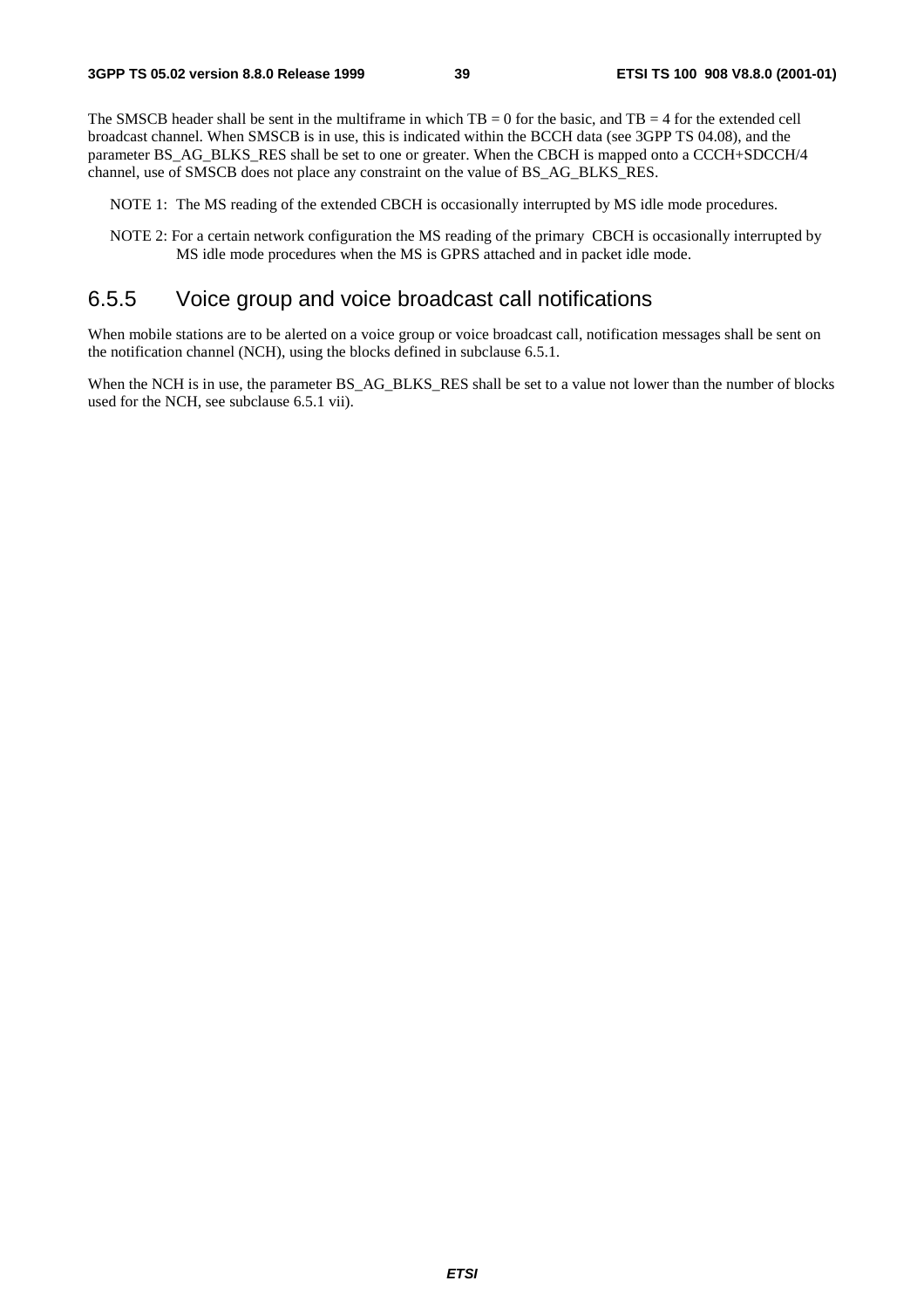The SMSCB header shall be sent in the multiframe in which TB = 0 for the basic, and TB = 4 for the extended cell broadcast channel. When SMSCB is in use, this is indicated within the BCCH data (see 3GPP TS 04.08), and the parameter BS_AG_BLKS_RES shall be set to one or greater. When the CBCH is mapped onto a CCCH+SDCCH/4 channel, use of SMSCB does not place any constraint on the value of BS_AG_BLKS_RES.

NOTE 1: The MS reading of the extended CBCH is occasionally interrupted by MS idle mode procedures.

NOTE 2: For a certain network configuration the MS reading of the primary CBCH is occasionally interrupted by MS idle mode procedures when the MS is GPRS attached and in packet idle mode.

### 6.5.5 Voice group and voice broadcast call notifications

When mobile stations are to be alerted on a voice group or voice broadcast call, notification messages shall be sent on the notification channel (NCH), using the blocks defined in subclause 6.5.1.

When the NCH is in use, the parameter BS_AG_BLKS_RES shall be set to a value not lower than the number of blocks used for the NCH, see subclause 6.5.1 vii).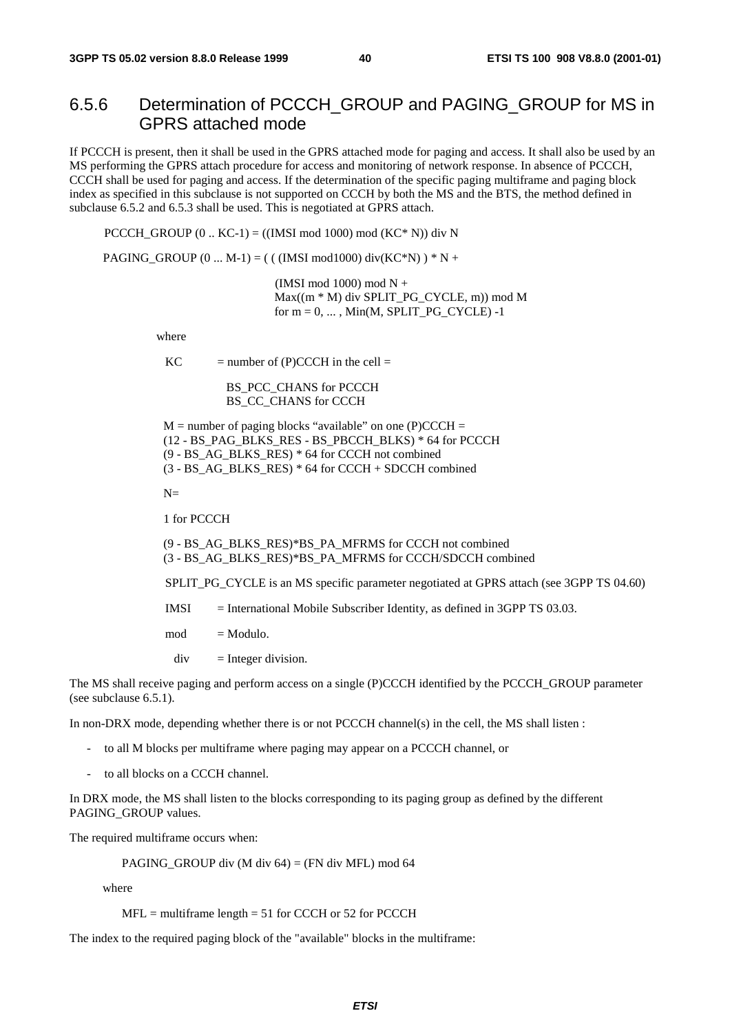### 6.5.6 Determination of PCCCH_GROUP and PAGING_GROUP for MS in GPRS attached mode

If PCCCH is present, then it shall be used in the GPRS attached mode for paging and access. It shall also be used by an MS performing the GPRS attach procedure for access and monitoring of network response. In absence of PCCCH, CCCH shall be used for paging and access. If the determination of the specific paging multiframe and paging block index as specified in this subclause is not supported on CCCH by both the MS and the BTS, the method defined in subclause 6.5.2 and 6.5.3 shall be used. This is negotiated at GPRS attach.

PCCCH_GROUP (0 .. KC-1) = ((IMSI mod 1000) mod (KC* N)) div N

PAGING_GROUP (0 ... M-1) = ( ( (IMSI mod1000) div(KC*N) ) * N +
(IMSI mod 1000) mod N +
Max((m * M) div SPLIT_PG_CYCLE, m)) mod M
for m = 0, ... , Min(M, SPLIT_PG_CYCLE) -1

where

KC = number of (P)CCCH in the cell =

BS_PCC_CHANS for PCCCH
BS_CC_CHANS for CCCH

M = number of paging blocks "available" on one (P)CCCH =
(12 - BS_PAG_BLKS_RES - BS_PBCCH_BLKS) * 64 for PCCCH
(9 - BS_AG_BLKS_RES) * 64 for CCCH not combined
(3 - BS_AG_BLKS_RES) * 64 for CCCH + SDCCH combined

N=

1 for PCCCH

(9 - BS_AG_BLKS_RES)*BS_PA_MFRMS for CCCH not combined
(3 - BS_AG_BLKS_RES)*BS_PA_MFRMS for CCCH/SDCCH combined

SPLIT_PG_CYCLE is an MS specific parameter negotiated at GPRS attach (see 3GPP TS 04.60)

IMSI = International Mobile Subscriber Identity, as defined in 3GPP TS 03.03.

mod = Modulo.

div = Integer division.

The MS shall receive paging and perform access on a single (P)CCCH identified by the PCCCH_GROUP parameter (see subclause 6.5.1).

In non-DRX mode, depending whether there is or not PCCCH channel(s) in the cell, the MS shall listen :

- to all M blocks per multiframe where paging may appear on a PCCCH channel, or
- to all blocks on a CCCH channel.

In DRX mode, the MS shall listen to the blocks corresponding to its paging group as defined by the different PAGING_GROUP values.

The required multiframe occurs when:

PAGING_GROUP div (M div 64) = (FN div MFL) mod 64

where

MFL = multiframe length = 51 for CCCH or 52 for PCCCH

The index to the required paging block of the "available" blocks in the multiframe: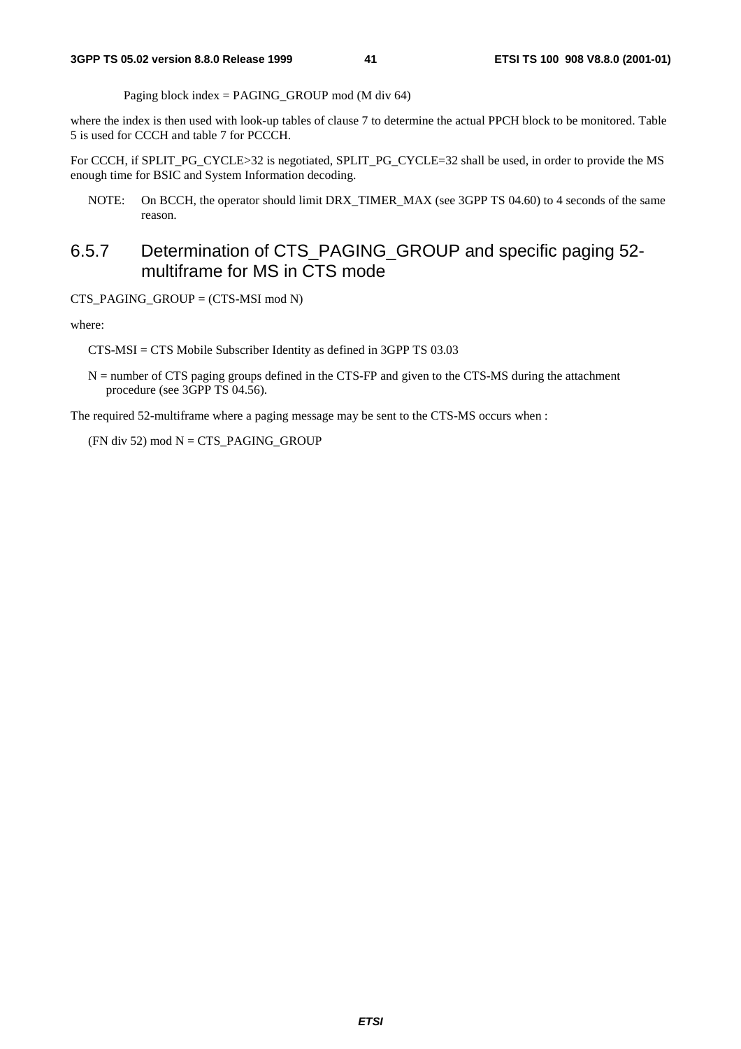Paging block index = PAGING_GROUP mod (M div 64)

where the index is then used with look-up tables of clause 7 to determine the actual PPCH block to be monitored. Table 5 is used for CCCH and table 7 for PCCCH.

For CCCH, if SPLIT_PG_CYCLE>32 is negotiated, SPLIT_PG_CYCLE=32 shall be used, in order to provide the MS enough time for BSIC and System Information decoding.

NOTE: On BCCH, the operator should limit DRX_TIMER_MAX (see 3GPP TS 04.60) to 4 seconds of the same reason.

### 6.5.7 Determination of CTS_PAGING_GROUP and specific paging 52-multiframe for MS in CTS mode

CTS_PAGING_GROUP = (CTS-MSI mod N)

where:

CTS-MSI = CTS Mobile Subscriber Identity as defined in 3GPP TS 03.03

N = number of CTS paging groups defined in the CTS-FP and given to the CTS-MS during the attachment procedure (see 3GPP TS 04.56).

The required 52-multiframe where a paging message may be sent to the CTS-MS occurs when :

(FN div 52) mod N = CTS_PAGING_GROUP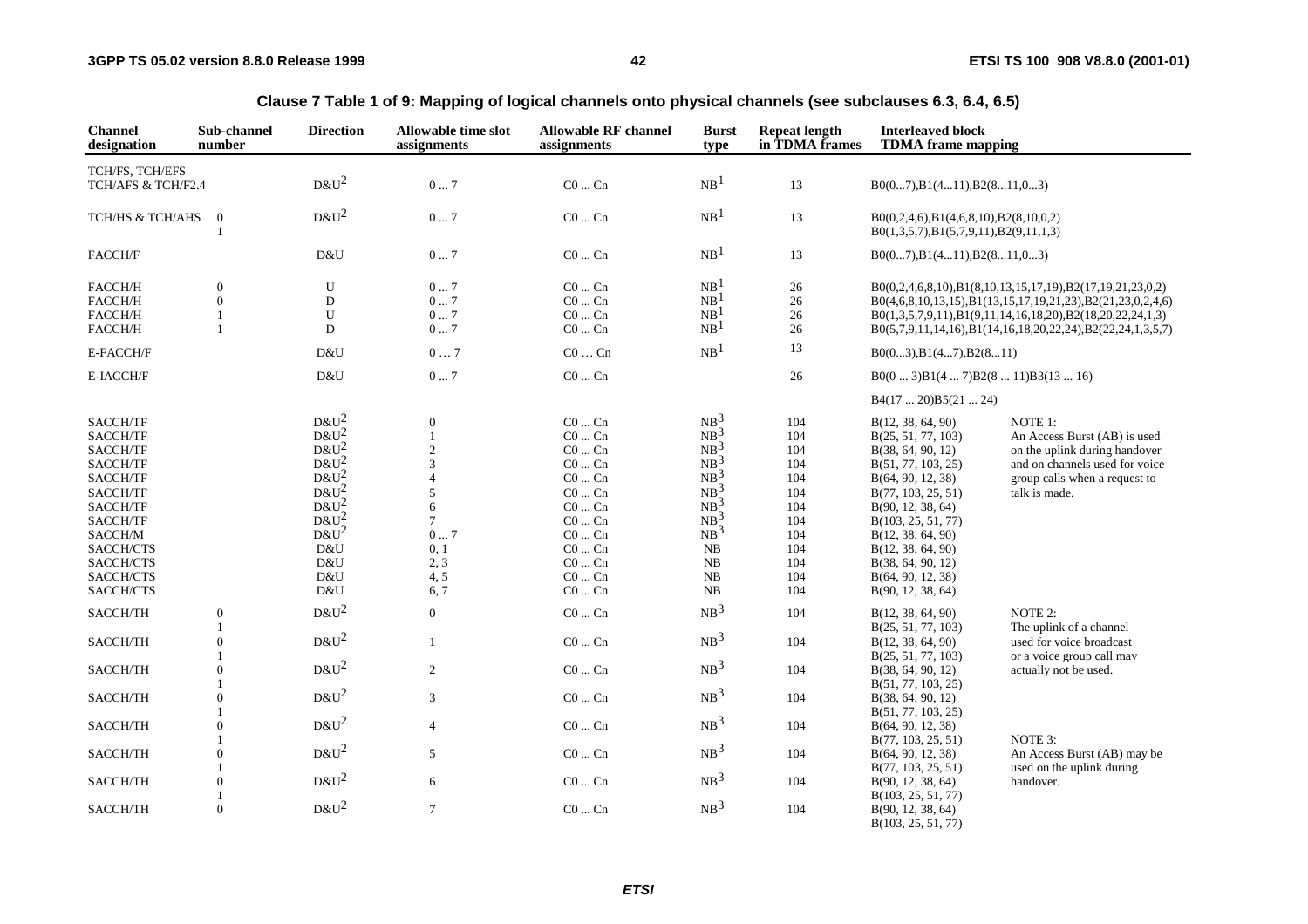**Clause 7 Table 1 of 9: Mapping of logical channels onto physical channels (see subclauses 6.3, 6.4, 6.5)**

| Channel designation | Sub-channel number | Direction | Allowable time slot assignments | Allowable RF channel assignments | Burst type | Repeat length in TDMA frames | Interleaved block TDMA frame mapping | |
|---|---|---|---|---|---|---|---|---|
| TCH/FS, TCH/EFS TCH/AFS & TCH/F2.4 | | D&U[2] | 0 ... 7 | C0 ... Cn | NB[1] | 13 | B0(0...7),B1(4...11),B2(8...11,0...3) | |
| TCH/HS & TCH/AHS | 0 | D&U[2] | 0 ... 7 | C0 ... Cn | NB[1] | 13 | B0(0,2,4,6),B1(4,6,8,10),B2(8,10,0,2) | |
| | 1 | | | | | | B0(1,3,5,7),B1(5,7,9,11),B2(9,11,1,3) | |
| FACCH/F | | D&U | 0 ... 7 | C0 ... Cn | NB[1] | 13 | B0(0...7),B1(4...11),B2(8...11,0...3) | |
| FACCH/H | 0 | U | 0 ... 7 | C0 ... Cn | NB[1] | 26 | B0(0,2,4,6,8,10),B1(8,10,13,15,17,19),B2(17,19,21,23,0,2) | |
| FACCH/H | 0 | D | 0 ... 7 | C0 ... Cn | NB[1] | 26 | B0(4,6,8,10,13,15),B1(13,15,17,19,21,23),B2(21,23,0,2,4,6) | |
| FACCH/H | 1 | U | 0 ... 7 | C0 ... Cn | NB[1] | 26 | B0(1,3,5,7,9,11),B1(9,11,14,16,18,20),B2(18,20,22,24,1,3) | |
| FACCH/H | 1 | D | 0 ... 7 | C0 ... Cn | NB[1] | 26 | B0(5,7,9,11,14,16),B1(14,16,18,20,22,24),B2(22,24,1,3,5,7) | |
| E-FACCH/F | | D&U | 0 … 7 | C0 … Cn | NB[1] | 13 | B0(0...3),B1(4...7),B2(8...11) | |
| E-IACCH/F | | D&U | 0 ... 7 | C0 ... Cn | | 26 | B0(0 ... 3)B1(4 ... 7)B2(8 ... 11)B3(13 ... 16) | |
| | | | | | | | B4(17 ... 20)B5(21 ... 24) | |
| SACCH/TF | | D&U[2] | 0 | C0 ... Cn | NB[3] | 104 | B(12, 38, 64, 90) | NOTE 1: |
| SACCH/TF | | D&U[2] | 1 | C0 ... Cn | NB[3] | 104 | B(25, 51, 77, 103) | An Access Burst (AB) is used |
| SACCH/TF | | D&U[2] | 2 | C0 ... Cn | NB[3] | 104 | B(38, 64, 90, 12) | on the uplink during handover |
| SACCH/TF | | D&U[2] | 3 | C0 ... Cn | NB[3] | 104 | B(51, 77, 103, 25) | and on channels used for voice |
| SACCH/TF | | D&U[2] | 4 | C0 ... Cn | NB[3] | 104 | B(64, 90, 12, 38) | group calls when a request to |
| SACCH/TF | | D&U[2] | 5 | C0 ... Cn | NB[3] | 104 | B(77, 103, 25, 51) | talk is made. |
| SACCH/TF | | D&U[2] | 6 | C0 ... Cn | NB[3] | 104 | B(90, 12, 38, 64) | |
| SACCH/TF | | D&U[2] | 7 | C0 ... Cn | NB[3] | 104 | B(103, 25, 51, 77) | |
| SACCH/M | | D&U[2] | 0 ... 7 | C0 ... Cn | NB[3] | 104 | B(12, 38, 64, 90) | |
| SACCH/CTS | | D&U | 0, 1 | C0 ... Cn | NB | 104 | B(12, 38, 64, 90) | |
| SACCH/CTS | | D&U | 2, 3 | C0 ... Cn | NB | 104 | B(38, 64, 90, 12) | |
| SACCH/CTS | | D&U | 4, 5 | C0 ... Cn | NB | 104 | B(64, 90, 12, 38) | |
| SACCH/CTS | | D&U | 6, 7 | C0 ... Cn | NB | 104 | B(90, 12, 38, 64) | |
| SACCH/TH | 0 | D&U[2] | 0 | C0 ... Cn | NB[3] | 104 | B(12, 38, 64, 90) | NOTE 2: |
| | 1 | | | | | | B(25, 51, 77, 103) | The uplink of a channel |
| SACCH/TH | 0 | D&U[2] | 1 | C0 ... Cn | NB[3] | 104 | B(12, 38, 64, 90) | used for voice broadcast |
| | 1 | | | | | | B(25, 51, 77, 103) | or a voice group call may |
| SACCH/TH | 0 | D&U[2] | 2 | C0 ... Cn | NB[3] | 104 | B(38, 64, 90, 12) | actually not be used. |
| | 1 | | | | | | B(51, 77, 103, 25) | |
| SACCH/TH | 0 | D&U[2] | 3 | C0 ... Cn | NB[3] | 104 | B(38, 64, 90, 12) | |
| | 1 | | | | | | B(51, 77, 103, 25) | |
| SACCH/TH | 0 | D&U[2] | 4 | C0 ... Cn | NB[3] | 104 | B(64, 90, 12, 38) | |
| | 1 | | | | | | B(77, 103, 25, 51) | NOTE 3: |
| SACCH/TH | 0 | D&U[2] | 5 | C0 ... Cn | NB[3] | 104 | B(64, 90, 12, 38) | An Access Burst (AB) may be |
| | 1 | | | | | | B(77, 103, 25, 51) | used on the uplink during |
| SACCH/TH | 0 | D&U[2] | 6 | C0 ... Cn | NB[3] | 104 | B(90, 12, 38, 64) | handover. |
| | 1 | | | | | | B(103, 25, 51, 77) | |
| SACCH/TH | 0 | D&U[2] | 7 | C0 ... Cn | NB[3] | 104 | B(90, 12, 38, 64) | |
| | | | | | | | B(103, 25, 51, 77) | |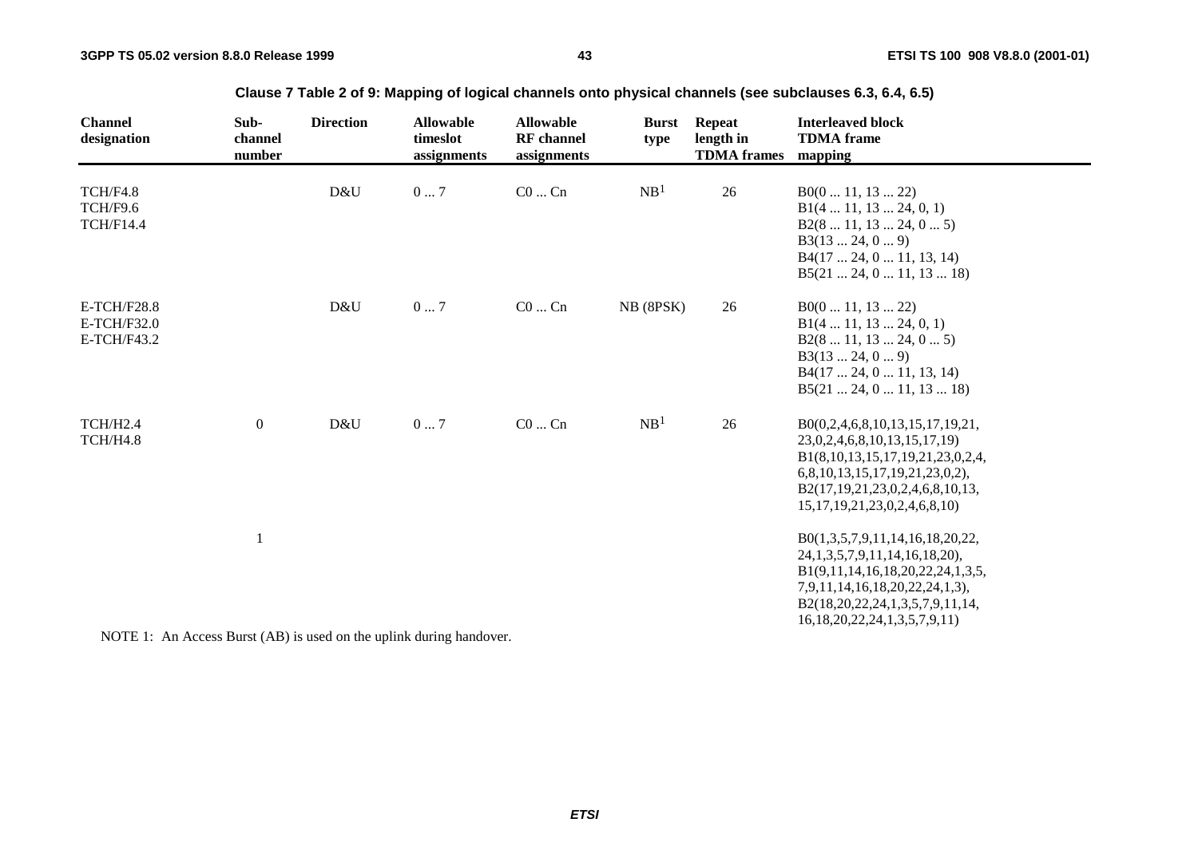**Clause 7 Table 2 of 9: Mapping of logical channels onto physical channels (see subclauses 6.3, 6.4, 6.5)**

| Channel designation | Sub-channel number | Direction | Allowable timeslot assignments | Allowable RF channel assignments | Burst type | Repeat length in TDMA frames | Interleaved block TDMA frame mapping |
|---|---|---|---|---|---|---|---|
| TCH/F4.8<br>TCH/F9.6<br>TCH/F14.4 | | D&U | 0 ... 7 | C0 ... Cn | NB[1] | 26 | B0(0 ... 11, 13 ... 22)<br>B1(4 ... 11, 13 ... 24, 0, 1)<br>B2(8 ... 11, 13 ... 24, 0 ... 5)<br>B3(13 ... 24, 0 ... 9)<br>B4(17 ... 24, 0 ... 11, 13, 14)<br>B5(21 ... 24, 0 ... 11, 13 ... 18) |
| E-TCH/F28.8<br>E-TCH/F32.0<br>E-TCH/F43.2 | | D&U | 0 ... 7 | C0 ... Cn | NB (8PSK) | 26 | B0(0 ... 11, 13 ... 22)<br>B1(4 ... 11, 13 ... 24, 0, 1)<br>B2(8 ... 11, 13 ... 24, 0 ... 5)<br>B3(13 ... 24, 0 ... 9)<br>B4(17 ... 24, 0 ... 11, 13, 14)<br>B5(21 ... 24, 0 ... 11, 13 ... 18) |
| TCH/H2.4<br>TCH/H4.8 | 0 | D&U | 0 ... 7 | C0 ... Cn | NB[1] | 26 | B0(0,2,4,6,8,10,13,15,17,19,21,<br>23,0,2,4,6,8,10,13,15,17,19)<br>B1(8,10,13,15,17,19,21,23,0,2,4,<br>6,8,10,13,15,17,19,21,23,0,2),<br>B2(17,19,21,23,0,2,4,6,8,10,13,<br>15,17,19,21,23,0,2,4,6,8,10) |
| | 1 | | | | | | B0(1,3,5,7,9,11,14,16,18,20,22,<br>24,1,3,5,7,9,11,14,16,18,20),<br>B1(9,11,14,16,18,20,22,24,1,3,5,<br>7,9,11,14,16,18,20,22,24,1,3),<br>B2(18,20,22,24,1,3,5,7,9,11,14,<br>16,18,20,22,24,1,3,5,7,9,11) |

NOTE 1: An Access Burst (AB) is used on the uplink during handover.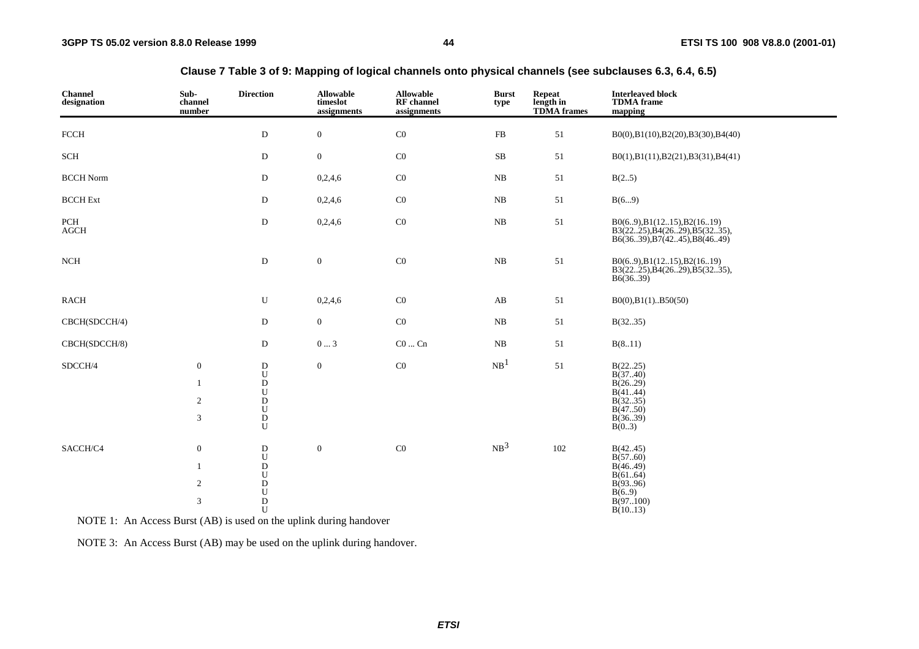**Clause 7 Table 3 of 9: Mapping of logical channels onto physical channels (see subclauses 6.3, 6.4, 6.5)**

| Channel designation | Sub-channel number | Direction | Allowable timeslot assignments | Allowable RF channel assignments | Burst type | Repeat length in TDMA frames | Interleaved block TDMA frame mapping |
|---|---|---|---|---|---|---|---|
| FCCH | | D | 0 | C0 | FB | 51 | B0(0),B1(10),B2(20),B3(30),B4(40) |
| SCH | | D | 0 | C0 | SB | 51 | B0(1),B1(11),B2(21),B3(31),B4(41) |
| BCCH Norm | | D | 0,2,4,6 | C0 | NB | 51 | B(2..5) |
| BCCH Ext | | D | 0,2,4,6 | C0 | NB | 51 | B(6...9) |
| PCH AGCH | | D | 0,2,4,6 | C0 | NB | 51 | B0(6..9),B1(12..15),B2(16..19) B3(22..25),B4(26..29),B5(32..35), B6(36..39),B7(42..45),B8(46..49) |
| NCH | | D | 0 | C0 | NB | 51 | B0(6..9),B1(12..15),B2(16..19) B3(22..25),B4(26..29),B5(32..35), B6(36..39) |
| RACH | | U | 0,2,4,6 | C0 | AB | 51 | B0(0),B1(1)..B50(50) |
| CBCH(SDCCH/4) | | D | 0 | C0 | NB | 51 | B(32..35) |
| CBCH(SDCCH/8) | | D | 0 ... 3 | C0 ... Cn | NB | 51 | B(8..11) |
| SDCCH/4 | 0 | D | 0 | C0 | NB[1] | 51 | B(22..25) |
| | | U | | | | | B(37..40) |
| | 1 | D | | | | | B(26..29) |
| | | U | | | | | B(41..44) |
| | 2 | D | | | | | B(32..35) |
| | | U | | | | | B(47..50) |
| | 3 | D | | | | | B(36..39) |
| | | U | | | | | B(0..3) |
| SACCH/C4 | 0 | D | 0 | C0 | NB[3] | 102 | B(42..45) |
| | | U | | | | | B(57..60) |
| | 1 | D | | | | | B(46..49) |
| | | U | | | | | B(61..64) |
| | 2 | D | | | | | B(93..96) |
| | | U | | | | | B(6..9) |
| | 3 | D | | | | | B(97..100) |
| | | U | | | | | B(10..13) |

NOTE 1: An Access Burst (AB) is used on the uplink during handover

NOTE 3: An Access Burst (AB) may be used on the uplink during handover.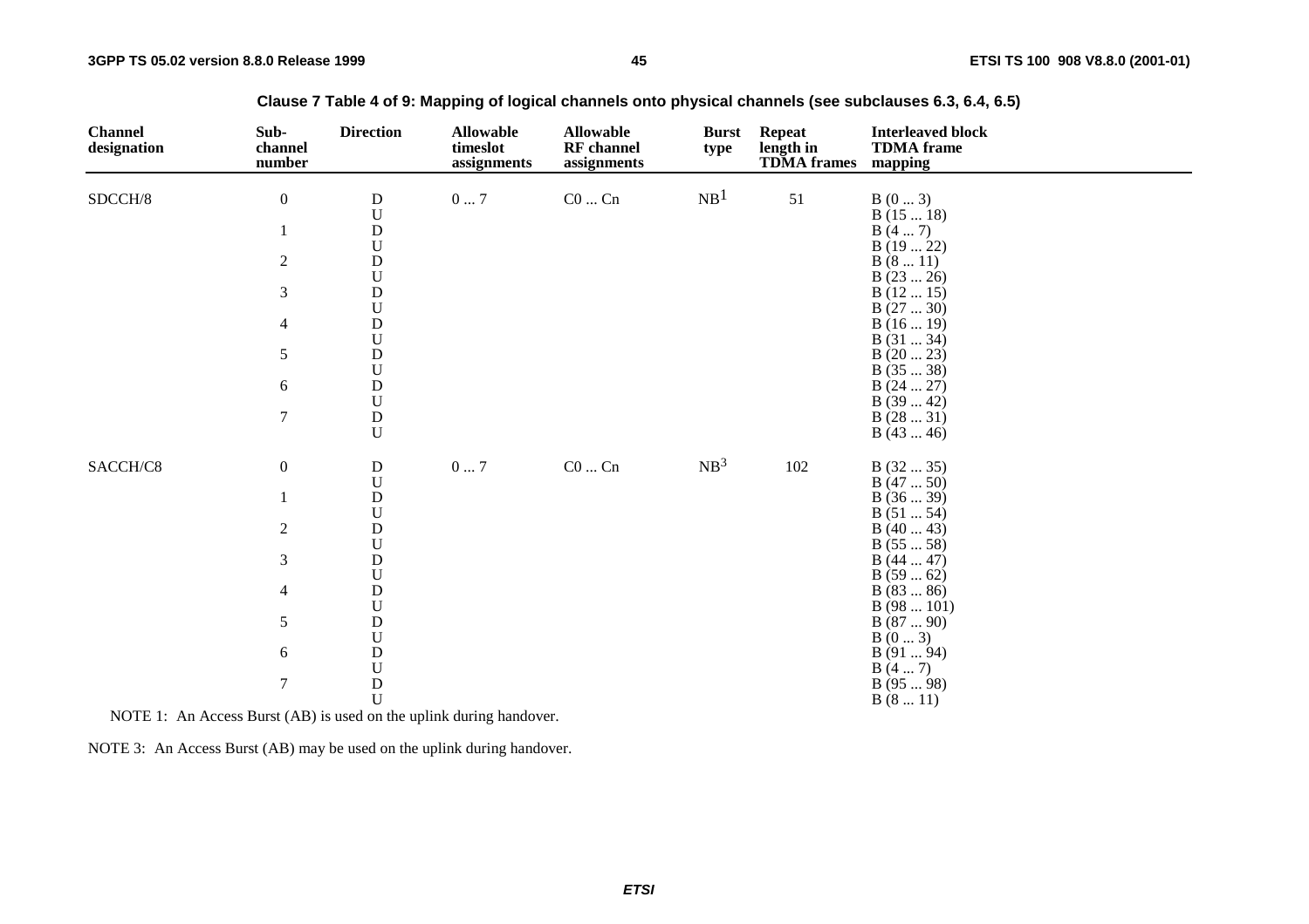**Clause 7 Table 4 of 9: Mapping of logical channels onto physical channels (see subclauses 6.3, 6.4, 6.5)**

| Channel designation | Sub-channel number | Direction | Allowable timeslot assignments | Allowable RF channel assignments | Burst type | Repeat length in TDMA frames | Interleaved block TDMA frame mapping |
|---|---|---|---|---|---|---|---|
| SDCCH/8 | 0 | D | 0 ... 7 | C0 ... Cn | NB[1] | 51 | B (0 ... 3) |
| | | U | | | | | B (15 ... 18) |
| | 1 | D | | | | | B (4 ... 7) |
| | | U | | | | | B (19 ... 22) |
| | 2 | D | | | | | B (8 ... 11) |
| | | U | | | | | B (23 ... 26) |
| | 3 | D | | | | | B (12 ... 15) |
| | | U | | | | | B (27 ... 30) |
| | 4 | D | | | | | B (16 ... 19) |
| | | U | | | | | B (31 ... 34) |
| | 5 | D | | | | | B (20 ... 23) |
| | | U | | | | | B (35 ... 38) |
| | 6 | D | | | | | B (24 ... 27) |
| | | U | | | | | B (39 ... 42) |
| | 7 | D | | | | | B (28 ... 31) |
| | | U | | | | | B (43 ... 46) |
| SACCH/C8 | 0 | D | 0 ... 7 | C0 ... Cn | NB[3] | 102 | B (32 ... 35) |
| | | U | | | | | B (47 ... 50) |
| | 1 | D | | | | | B (36 ... 39) |
| | | U | | | | | B (51 ... 54) |
| | 2 | D | | | | | B (40 ... 43) |
| | | U | | | | | B (55 ... 58) |
| | 3 | D | | | | | B (44 ... 47) |
| | | U | | | | | B (59 ... 62) |
| | 4 | D | | | | | B (83 ... 86) |
| | | U | | | | | B (98 ... 101) |
| | 5 | D | | | | | B (87 ... 90) |
| | | U | | | | | B (0 ... 3) |
| | 6 | D | | | | | B (91 ... 94) |
| | | U | | | | | B (4 ... 7) |
| | 7 | D | | | | | B (95 ... 98) |
| | | U | | | | | B (8 ... 11) |

NOTE 1: An Access Burst (AB) is used on the uplink during handover.

NOTE 3: An Access Burst (AB) may be used on the uplink during handover.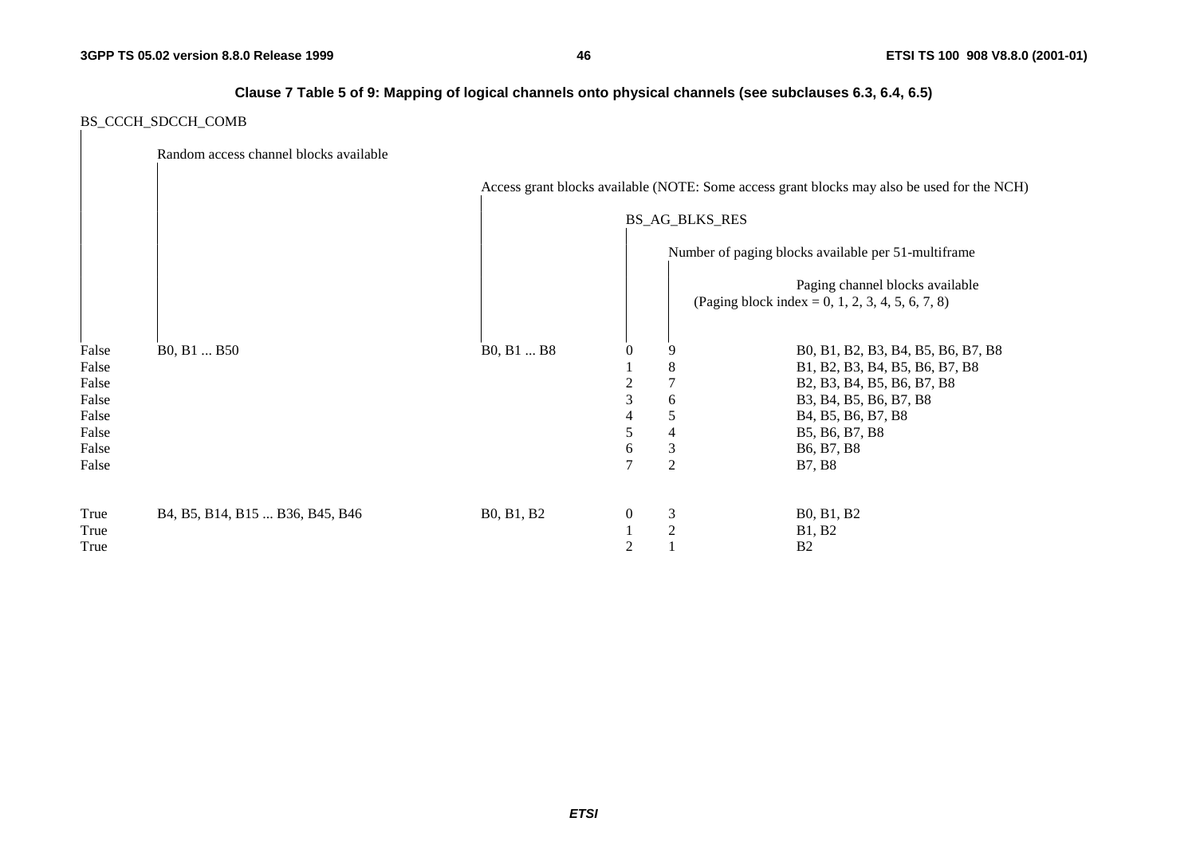**Clause 7 Table 5 of 9: Mapping of logical channels onto physical channels (see subclauses 6.3, 6.4, 6.5)**

| BS_CCCH_SDCCH_COMB | Random access channel blocks available | Access grant blocks available (NOTE: Some access grant blocks may also be used for the NCH) | BS_AG_BLKS_RES | Number of paging blocks available per 51-multiframe | Paging channel blocks available (Paging block index = 0, 1, 2, 3, 4, 5, 6, 7, 8) |
|---|---|---|---|---|---|
| False | B0, B1 ... B50 | B0, B1 ... B8 | 0 | 9 | B0, B1, B2, B3, B4, B5, B6, B7, B8 |
| False | | | 1 | 8 | B1, B2, B3, B4, B5, B6, B7, B8 |
| False | | | 2 | 7 | B2, B3, B4, B5, B6, B7, B8 |
| False | | | 3 | 6 | B3, B4, B5, B6, B7, B8 |
| False | | | 4 | 5 | B4, B5, B6, B7, B8 |
| False | | | 5 | 4 | B5, B6, B7, B8 |
| False | | | 6 | 3 | B6, B7, B8 |
| False | | | 7 | 2 | B7, B8 |
| True | B4, B5, B14, B15 ... B36, B45, B46 | B0, B1, B2 | 0 | 3 | B0, B1, B2 |
| True | | | 1 | 2 | B1, B2 |
| True | | | 2 | 1 | B2 |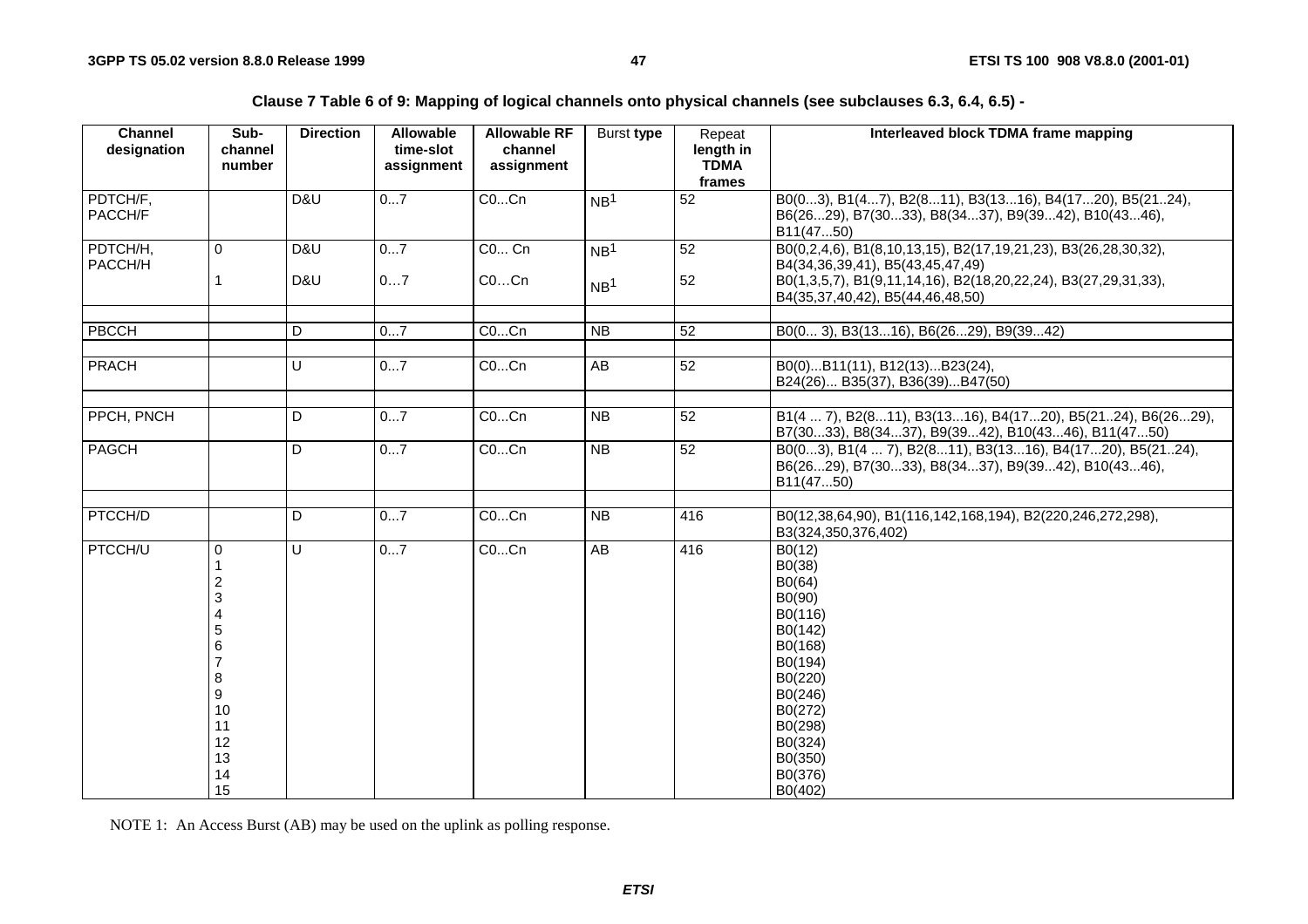**Clause 7 Table 6 of 9: Mapping of logical channels onto physical channels (see subclauses 6.3, 6.4, 6.5) -**

| Channel designation | Sub-channel number | Direction | Allowable time-slot assignment | Allowable RF channel assignment | Burst type | Repeat length in TDMA frames | Interleaved block TDMA frame mapping |
|---|---|---|---|---|---|---|---|
| PDTCH/F, PACCH/F | | D&U | 0...7 | C0...Cn | NB[1] | 52 | B0(0...3), B1(4...7), B2(8...11), B3(13...16), B4(17...20), B5(21..24), B6(26...29), B7(30...33), B8(34...37), B9(39...42), B10(43...46), B11(47...50) |
| PDTCH/H, PACCH/H | 0 | D&U | 0...7 | C0... Cn | NB[1] | 52 | B0(0,2,4,6), B1(8,10,13,15), B2(17,19,21,23), B3(26,28,30,32), B4(34,36,39,41), B5(43,45,47,49) |
| | 1 | D&U | 0…7 | C0…Cn | NB[1] | 52 | B0(1,3,5,7), B1(9,11,14,16), B2(18,20,22,24), B3(27,29,31,33), B4(35,37,40,42), B5(44,46,48,50) |
| | | | | | | | |
| PBCCH | | D | 0...7 | C0...Cn | NB | 52 | B0(0... 3), B3(13...16), B6(26...29), B9(39...42) |
| | | | | | | | |
| PRACH | | U | 0...7 | C0...Cn | AB | 52 | B0(0)...B11(11), B12(13)...B23(24), B24(26)... B35(37), B36(39)...B47(50) |
| | | | | | | | |
| PPCH, PNCH | | D | 0...7 | C0...Cn | NB | 52 | B1(4 ... 7), B2(8...11), B3(13...16), B4(17...20), B5(21..24), B6(26...29), B7(30...33), B8(34...37), B9(39...42), B10(43...46), B11(47...50) |
| PAGCH | | D | 0...7 | C0...Cn | NB | 52 | B0(0...3), B1(4 ... 7), B2(8...11), B3(13...16), B4(17...20), B5(21..24), B6(26...29), B7(30...33), B8(34...37), B9(39...42), B10(43...46), B11(47...50) |
| | | | | | | | |
| PTCCH/D | | D | 0...7 | C0...Cn | NB | 416 | B0(12,38,64,90), B1(116,142,168,194), B2(220,246,272,298), B3(324,350,376,402) |
| PTCCH/U | 0 | U | 0...7 | C0...Cn | AB | 416 | B0(12) |
| | 1 | | | | | | B0(38) |
| | 2 | | | | | | B0(64) |
| | 3 | | | | | | B0(90) |
| | 4 | | | | | | B0(116) |
| | 5 | | | | | | B0(142) |
| | 6 | | | | | | B0(168) |
| | 7 | | | | | | B0(194) |
| | 8 | | | | | | B0(220) |
| | 9 | | | | | | B0(246) |
| | 10 | | | | | | B0(272) |
| | 11 | | | | | | B0(298) |
| | 12 | | | | | | B0(324) |
| | 13 | | | | | | B0(350) |
| | 14 | | | | | | B0(376) |
| | 15 | | | | | | B0(402) |

NOTE 1: An Access Burst (AB) may be used on the uplink as polling response.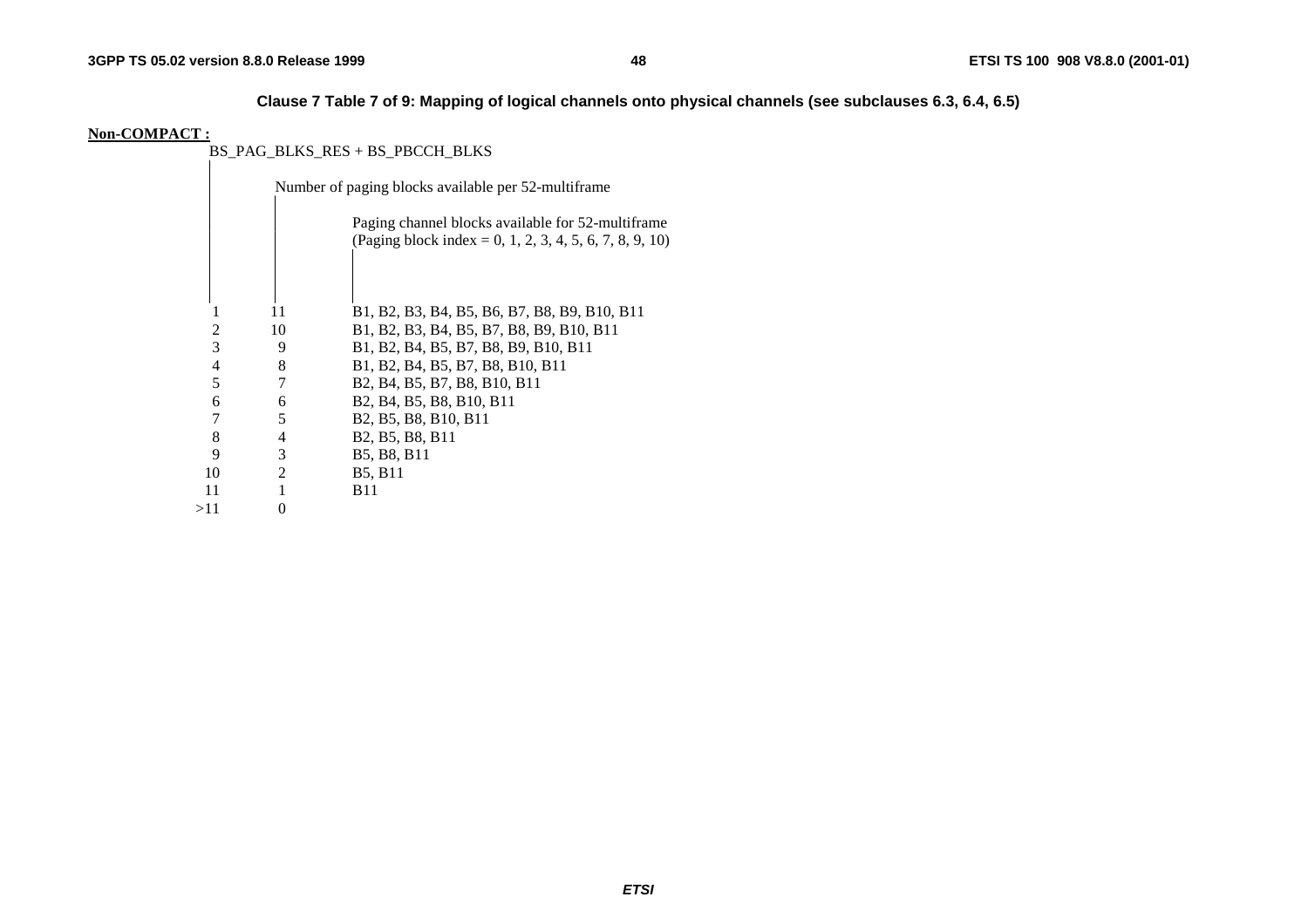**Clause 7 Table 7 of 9: Mapping of logical channels onto physical channels (see subclauses 6.3, 6.4, 6.5)**

**Non-COMPACT :**

| BS_PAG_BLKS_RES + BS_PBCCH_BLKS | Number of paging blocks available per 52-multiframe | Paging channel blocks available for 52-multiframe (Paging block index = 0, 1, 2, 3, 4, 5, 6, 7, 8, 9, 10) |
|---|---|---|
| 1 | 11 | B1, B2, B3, B4, B5, B6, B7, B8, B9, B10, B11 |
| 2 | 10 | B1, B2, B3, B4, B5, B7, B8, B9, B10, B11 |
| 3 | 9 | B1, B2, B4, B5, B7, B8, B9, B10, B11 |
| 4 | 8 | B1, B2, B4, B5, B7, B8, B10, B11 |
| 5 | 7 | B2, B4, B5, B7, B8, B10, B11 |
| 6 | 6 | B2, B4, B5, B8, B10, B11 |
| 7 | 5 | B2, B5, B8, B10, B11 |
| 8 | 4 | B2, B5, B8, B11 |
| 9 | 3 | B5, B8, B11 |
| 10 | 2 | B5, B11 |
| 11 | 1 | B11 |
| >11 | 0 | |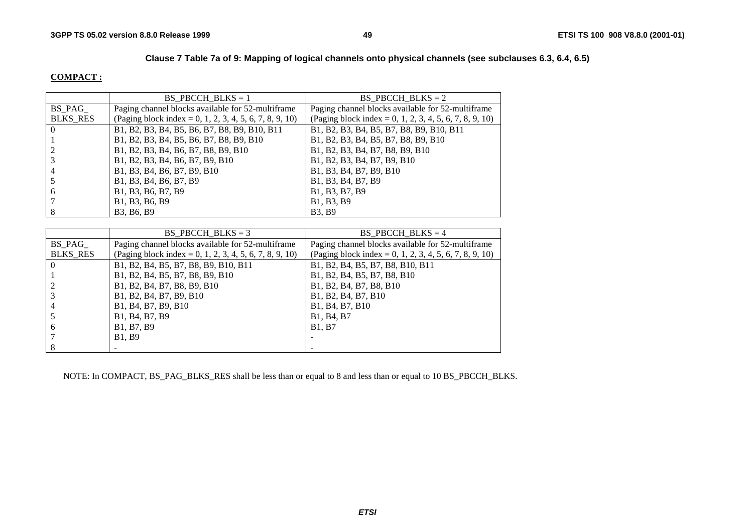**Clause 7 Table 7a of 9: Mapping of logical channels onto physical channels (see subclauses 6.3, 6.4, 6.5)**

**COMPACT :**

| | BS_PBCCH_BLKS = 1 | BS_PBCCH_BLKS = 2 |
|---|---|---|
| BS_PAG_ BLKS_RES | Paging channel blocks available for 52-multiframe (Paging block index = 0, 1, 2, 3, 4, 5, 6, 7, 8, 9, 10) | Paging channel blocks available for 52-multiframe (Paging block index = 0, 1, 2, 3, 4, 5, 6, 7, 8, 9, 10) |
| 0 | B1, B2, B3, B4, B5, B6, B7, B8, B9, B10, B11 | B1, B2, B3, B4, B5, B7, B8, B9, B10, B11 |
| 1 | B1, B2, B3, B4, B5, B6, B7, B8, B9, B10 | B1, B2, B3, B4, B5, B7, B8, B9, B10 |
| 2 | B1, B2, B3, B4, B6, B7, B8, B9, B10 | B1, B2, B3, B4, B7, B8, B9, B10 |
| 3 | B1, B2, B3, B4, B6, B7, B9, B10 | B1, B2, B3, B4, B7, B9, B10 |
| 4 | B1, B3, B4, B6, B7, B9, B10 | B1, B3, B4, B7, B9, B10 |
| 5 | B1, B3, B4, B6, B7, B9 | B1, B3, B4, B7, B9 |
| 6 | B1, B3, B6, B7, B9 | B1, B3, B7, B9 |
| 7 | B1, B3, B6, B9 | B1, B3, B9 |
| 8 | B3, B6, B9 | B3, B9 |

| | BS_PBCCH_BLKS = 3 | BS_PBCCH_BLKS = 4 |
|---|---|---|
| BS_PAG_ BLKS_RES | Paging channel blocks available for 52-multiframe (Paging block index = 0, 1, 2, 3, 4, 5, 6, 7, 8, 9, 10) | Paging channel blocks available for 52-multiframe (Paging block index = 0, 1, 2, 3, 4, 5, 6, 7, 8, 9, 10) |
| 0 | B1, B2, B4, B5, B7, B8, B9, B10, B11 | B1, B2, B4, B5, B7, B8, B10, B11 |
| 1 | B1, B2, B4, B5, B7, B8, B9, B10 | B1, B2, B4, B5, B7, B8, B10 |
| 2 | B1, B2, B4, B7, B8, B9, B10 | B1, B2, B4, B7, B8, B10 |
| 3 | B1, B2, B4, B7, B9, B10 | B1, B2, B4, B7, B10 |
| 4 | B1, B4, B7, B9, B10 | B1, B4, B7, B10 |
| 5 | B1, B4, B7, B9 | B1, B4, B7 |
| 6 | B1, B7, B9 | B1, B7 |
| 7 | B1, B9 | - |
| 8 | - | - |

NOTE: In COMPACT, BS_PAG_BLKS_RES shall be less than or equal to 8 and less than or equal to 10 BS_PBCCH_BLKS.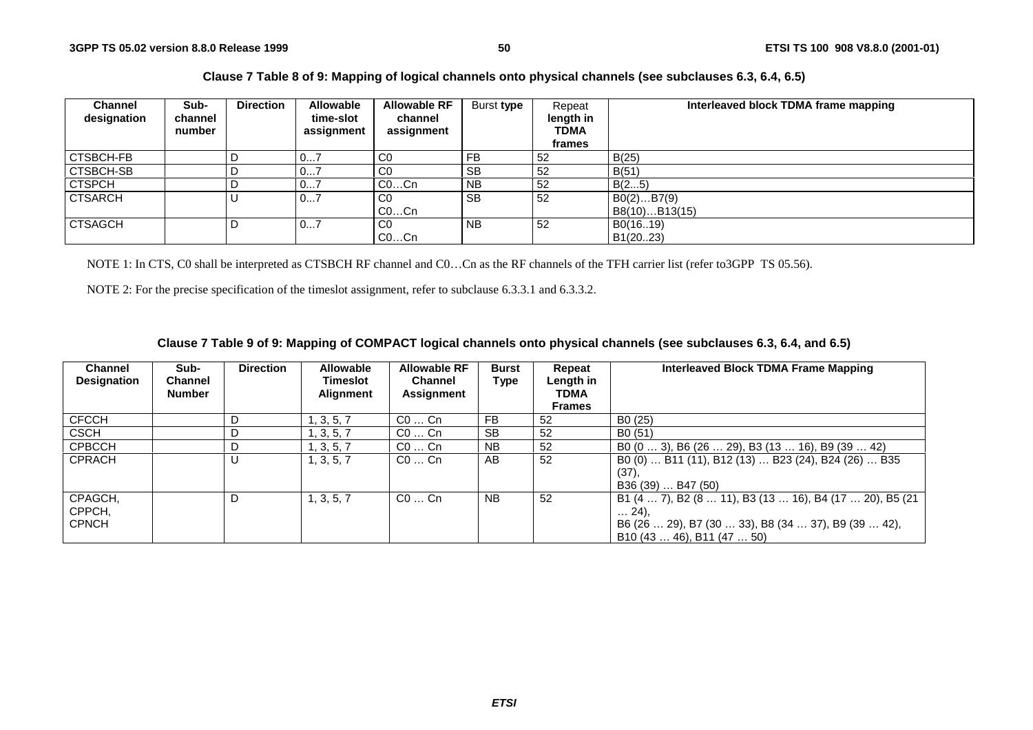**Clause 7 Table 8 of 9: Mapping of logical channels onto physical channels (see subclauses 6.3, 6.4, 6.5)**

| Channel designation | Sub-channel number | Direction | Allowable time-slot assignment | Allowable RF channel assignment | Burst type | Repeat length in TDMA frames | Interleaved block TDMA frame mapping |
|---|---|---|---|---|---|---|---|
| CTSBCH-FB | | D | 0...7 | C0 | FB | 52 | B(25) |
| CTSBCH-SB | | D | 0...7 | C0 | SB | 52 | B(51) |
| CTSPCH | | D | 0...7 | C0...Cn | NB | 52 | B(2...5) |
| CTSARCH | | U | 0...7 | C0<br>C0...Cn | SB | 52 | B0(2)...B7(9)<br>B8(10)...B13(15) |
| CTSAGCH | | D | 0...7 | C0<br>C0...Cn | NB | 52 | B0(16..19)<br>B1(20..23) |

NOTE 1: In CTS, C0 shall be interpreted as CTSBCH RF channel and C0…Cn as the RF channels of the TFH carrier list (refer to3GPP TS 05.56).

NOTE 2: For the precise specification of the timeslot assignment, refer to subclause 6.3.3.1 and 6.3.3.2.

**Clause 7 Table 9 of 9: Mapping of COMPACT logical channels onto physical channels (see subclauses 6.3, 6.4, and 6.5)**

| Channel Designation | Sub-Channel Number | Direction | Allowable Timeslot Alignment | Allowable RF Channel Assignment | Burst Type | Repeat Length in TDMA Frames | Interleaved Block TDMA Frame Mapping |
|---|---|---|---|---|---|---|---|
| CFCCH | | D | 1, 3, 5, 7 | C0 … Cn | FB | 52 | B0 (25) |
| CSCH | | D | 1, 3, 5, 7 | C0 … Cn | SB | 52 | B0 (51) |
| CPBCCH | | D | 1, 3, 5, 7 | C0 … Cn | NB | 52 | B0 (0 … 3), B6 (26 … 29), B3 (13 … 16), B9 (39 … 42) |
| CPRACH | | U | 1, 3, 5, 7 | C0 … Cn | AB | 52 | B0 (0) … B11 (11), B12 (13) … B23 (24), B24 (26) … B35 (37),<br>B36 (39) … B47 (50) |
| CPAGCH,<br>CPPCH,<br>CPNCH | | D | 1, 3, 5, 7 | C0 … Cn | NB | 52 | B1 (4 … 7), B2 (8 … 11), B3 (13 … 16), B4 (17 … 20), B5 (21 … 24),<br>B6 (26 … 29), B7 (30 … 33), B8 (34 … 37), B9 (39 … 42),<br>B10 (43 … 46), B11 (47 … 50) |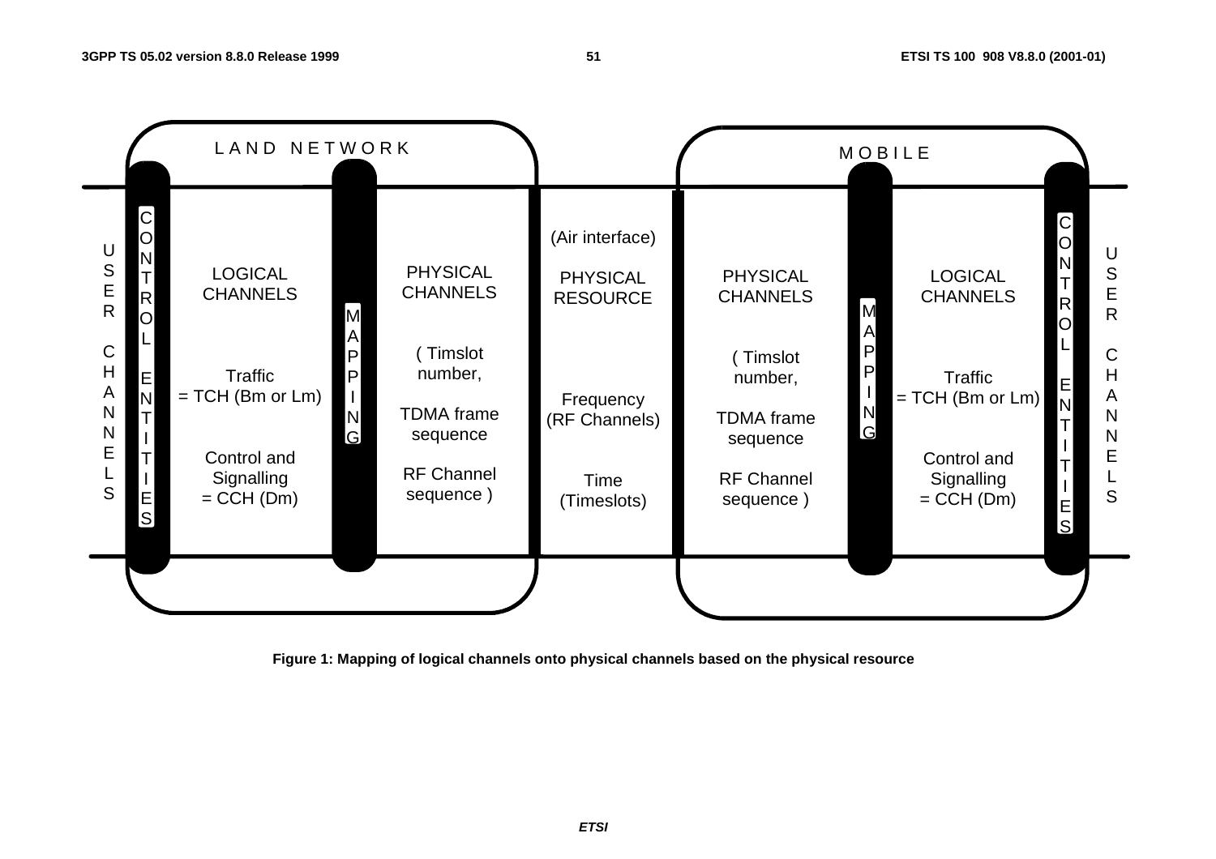LAND NETWORK

USER CHANNELS

CONTROL ENTITIES

LOGICAL CHANNELS

Traffic
= TCH (Bm or Lm)

Control and
Signalling
= CCH (Dm)

MAPPING

PHYSICAL CHANNELS

( Timslot
number,

TDMA frame
sequence

RF Channel
sequence )

(Air interface)

PHYSICAL
RESOURCE

Frequency
(RF Channels)

Time
(Timeslots)

MOBILE

PHYSICAL CHANNELS

( Timslot
number,

TDMA frame
sequence

RF Channel
sequence )

MAPPING

LOGICAL CHANNELS

Traffic
= TCH (Bm or Lm)

Control and
Signalling
= CCH (Dm)

CONTROL ENTITIES

USER CHANNELS

**Figure 1: Mapping of logical channels onto physical channels based on the physical resource**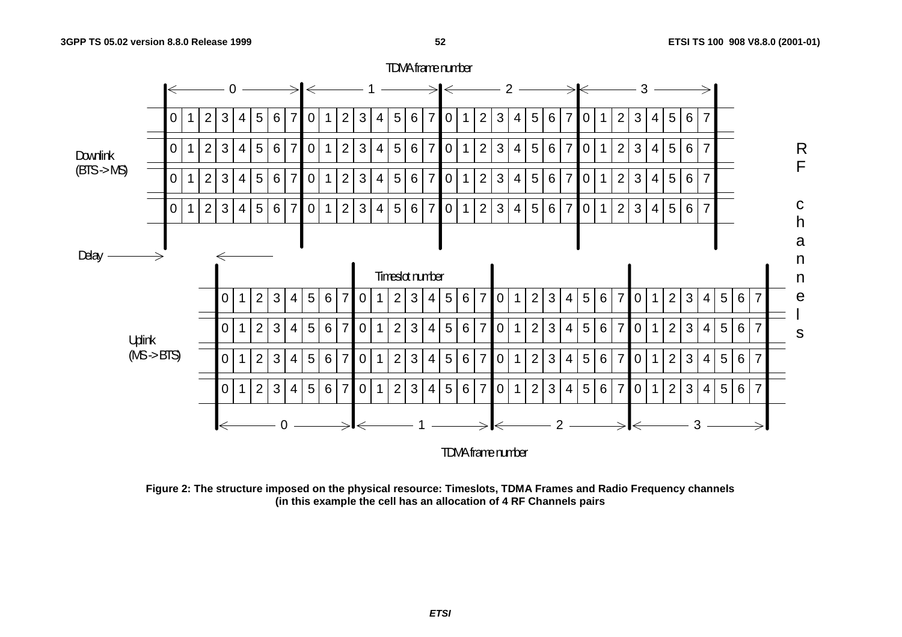**Figure 2: The structure imposed on the physical resource: Timeslots, TDMA Frames and Radio Frequency channels (in this example the cell has an allocation of 4 RF Channels pairs**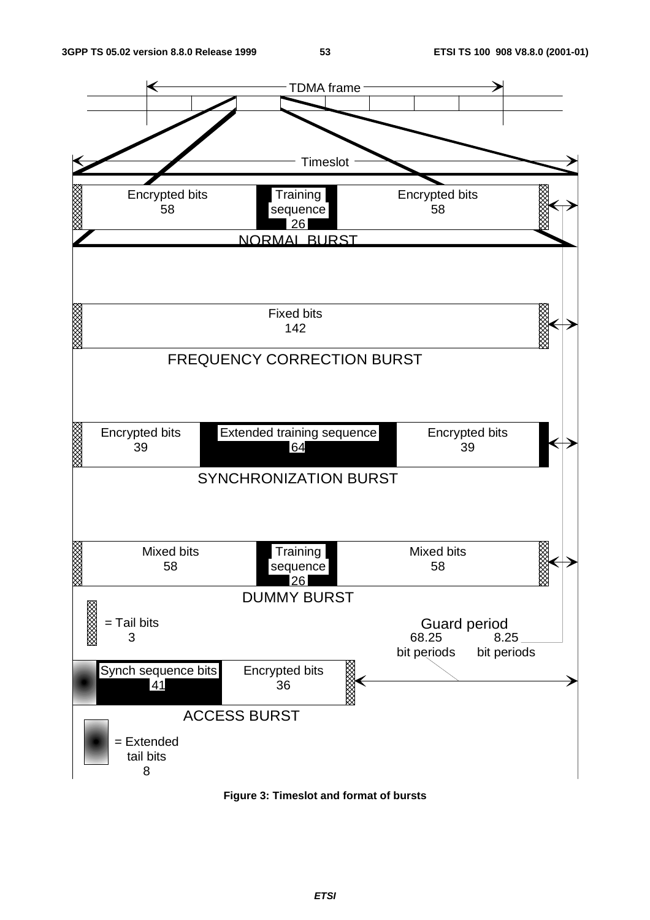**Figure 3: Timeslot and format of bursts**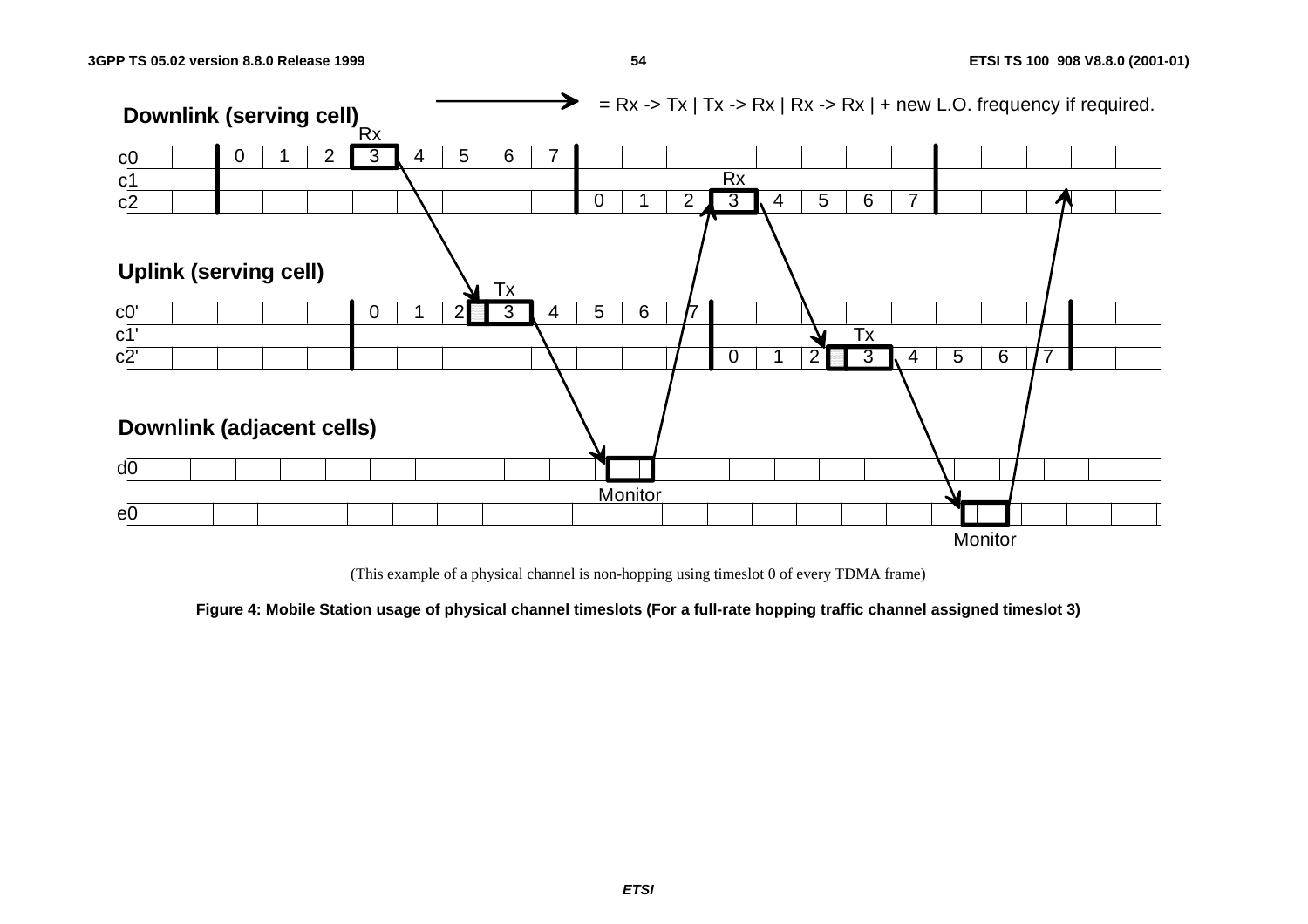(This example of a physical channel is non-hopping using timeslot 0 of every TDMA frame)

**Figure 4: Mobile Station usage of physical channel timeslots (For a full-rate hopping traffic channel assigned timeslot 3)**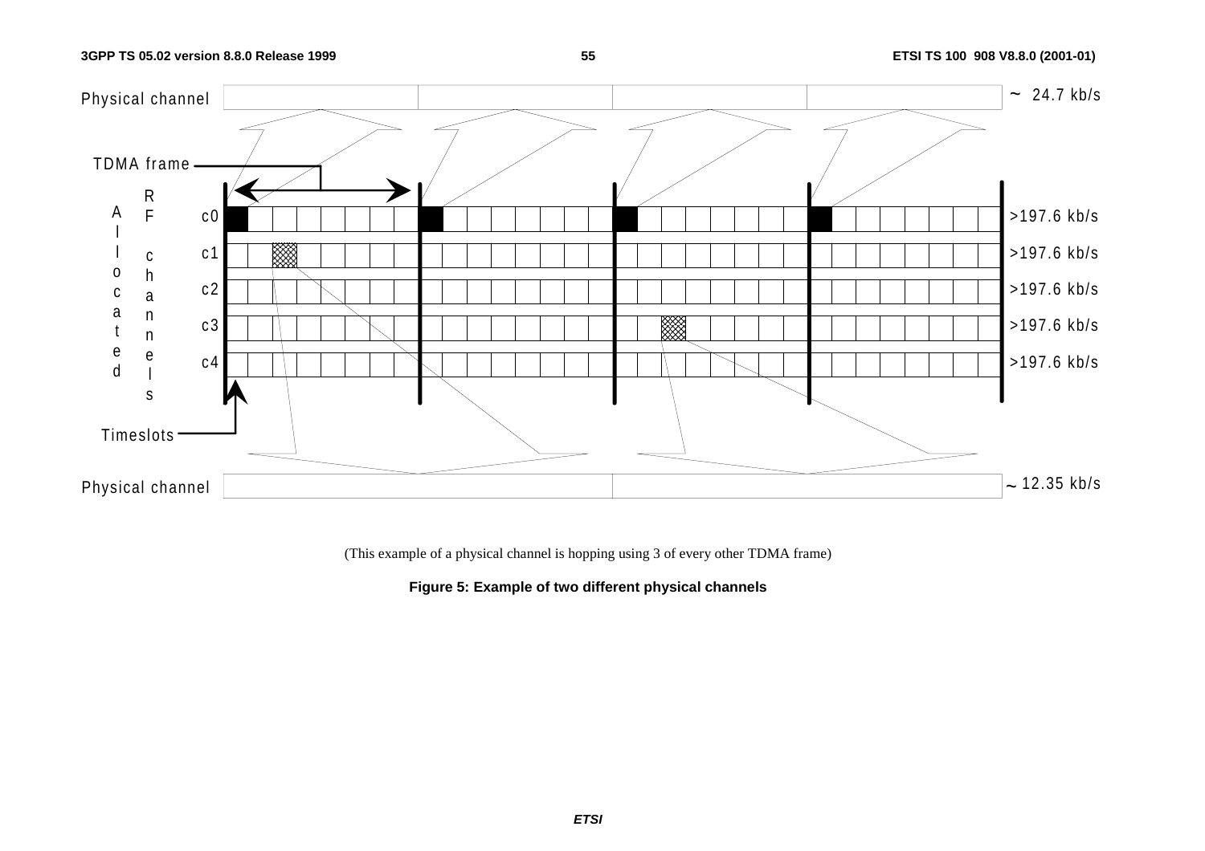Physical channel ~ 24.7 kb/s

TDMA frame

Allocated RF channels

c0 >197.6 kb/s

c1 >197.6 kb/s

c2 >197.6 kb/s

c3 >197.6 kb/s

c4 >197.6 kb/s

Timeslots

Physical channel ~ 12.35 kb/s

(This example of a physical channel is hopping using 3 of every other TDMA frame)

**Figure 5: Example of two different physical channels**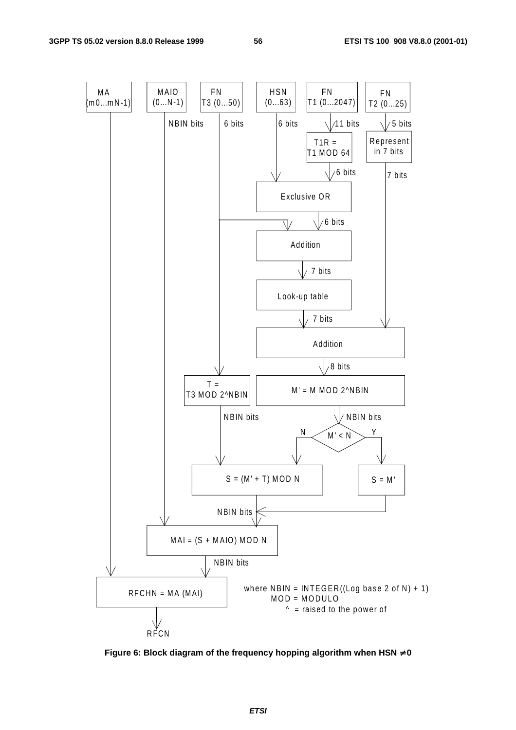MA (m0...mN-1)

MAIO (0...N-1)

FN T3 (0...50)

HSN (0...63)

FN T1 (0...2047)

FN T2 (0...25)

NBIN bits

6 bits

6 bits

11 bits

5 bits

T1R = T1 MOD 64

Represent in 7 bits

6 bits

7 bits

Exclusive OR

6 bits

Addition

7 bits

Look-up table

7 bits

Addition

8 bits

T = T3 MOD 2^NBIN

M' = M MOD 2^NBIN

NBIN bits

NBIN bits

N

M' < N

Y

S = (M' + T) MOD N

S = M'

NBIN bits

MAI = (S + MAIO) MOD N

NBIN bits

RFCHN = MA (MAI)

where NBIN = INTEGER((Log base 2 of N) + 1)
MOD = MODULO
^ = raised to the power of

RFCN

**Figure 6: Block diagram of the frequency hopping algorithm when HSN ≠ 0**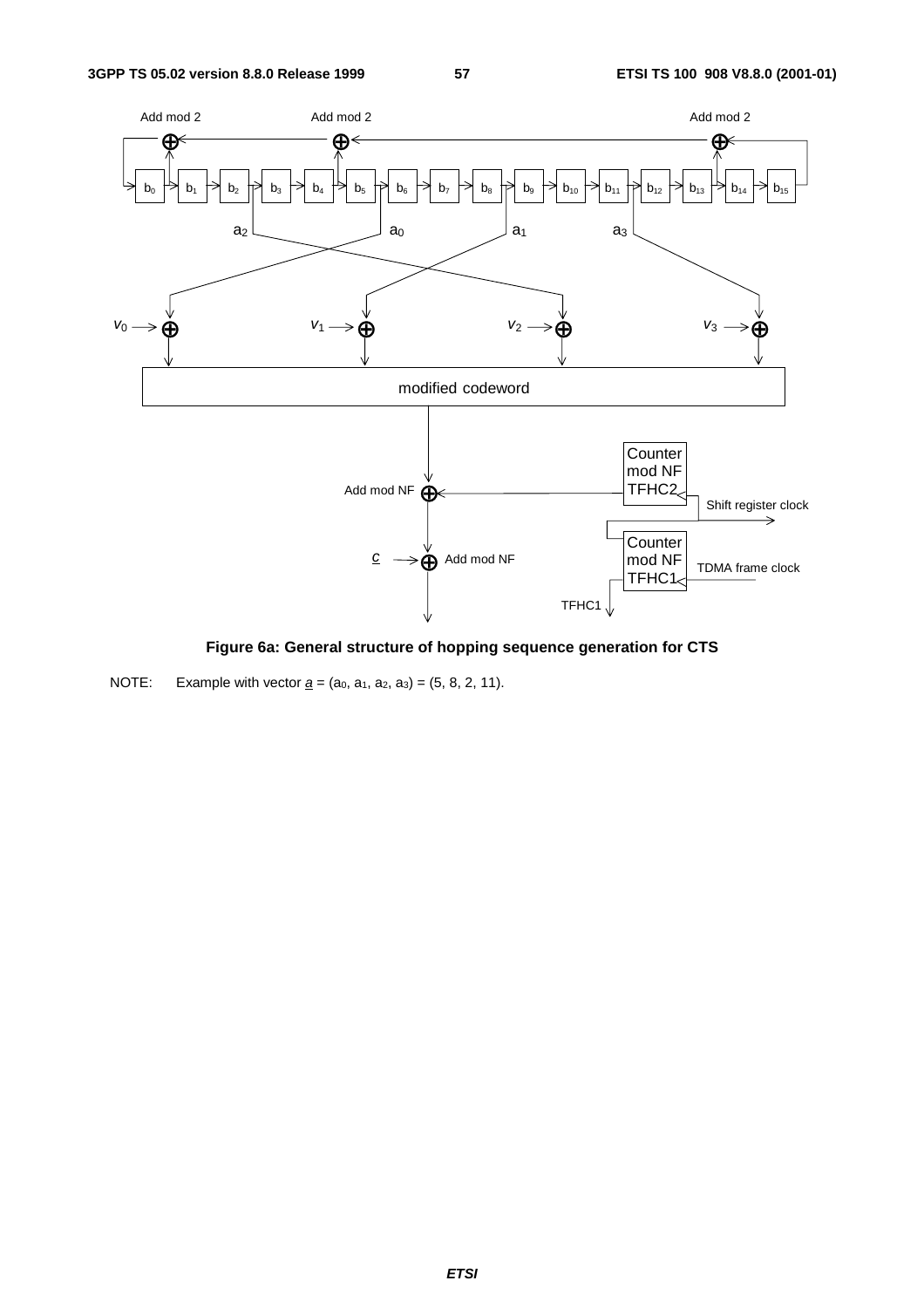**Figure 6a: General structure of hopping sequence generation for CTS**

NOTE: Example with vector $\underline{a}$ = ($a_0$, $a_1$, $a_2$, $a_3$) = (5, 8, 2, 11).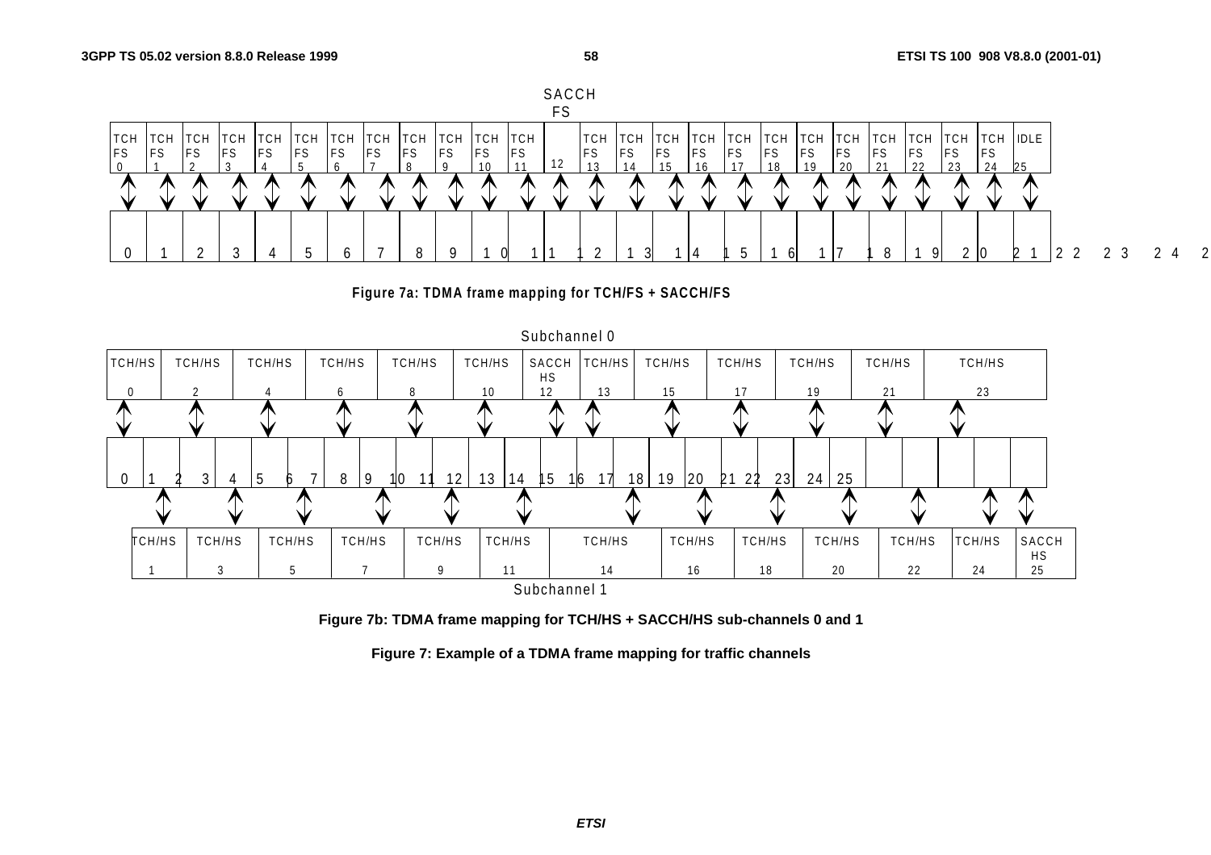Figure 7a: TDMA frame mapping for TCH/FS + SACCH/FS

Figure 7b: TDMA frame mapping for TCH/HS + SACCH/HS sub-channels 0 and 1

**Figure 7: Example of a TDMA frame mapping for traffic channels**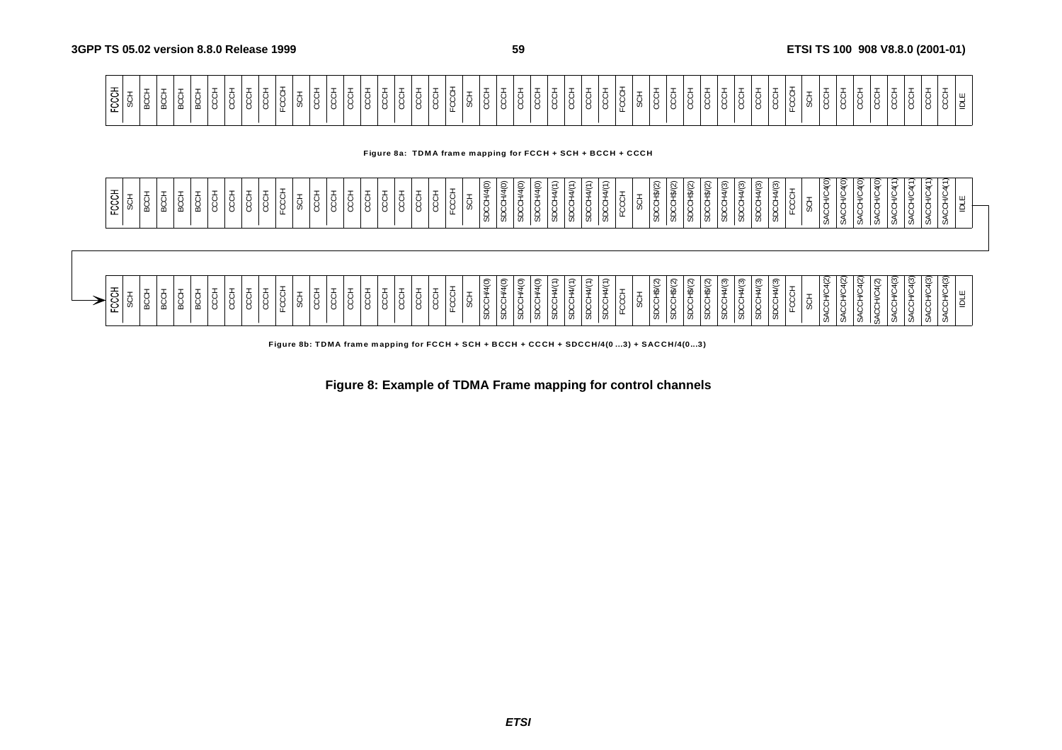| FCCH | SCH | BCCH | BCCH | BCCH | BCCH | CCCH | CCCH | CCCH | CCCH | FCCH | SCH | CCCH | CCCH | CCCH | CCCH | CCCH | CCCH | CCCH | CCCH | FCCH | SCH | CCCH | CCCH | CCCH | CCCH | CCCH | CCCH | CCCH | CCCH | FCCH | SCH | CCCH | CCCH | CCCH | CCCH | CCCH | CCCH | CCCH | CCCH | FCCH | SCH | CCCH | CCCH | CCCH | CCCH | CCCH | CCCH | CCCH | CCCH | IDLE |
|---|---|---|---|---|---|---|---|---|---|---|---|---|---|---|---|---|---|---|---|---|---|---|---|---|---|---|---|---|---|---|---|---|---|---|---|---|---|---|---|---|---|---|---|---|---|---|---|---|---|---|

**Figure 8a: TDMA frame mapping for FCCH + SCH + BCCH + CCCH**

| FCCH | SCH | BCCH | BCCH | BCCH | BCCH | CCCH | CCCH | CCCH | CCCH | FCCH | SCH | CCCH | CCCH | CCCH | CCCH | CCCH | CCCH | CCCH | CCCH | FCCH | SCH | SDCCH/4(0) | SDCCH/4(0) | SDCCH/4(0) | SDCCH/4(0) | SDCCH/4(1) | SDCCH/4(1) | SDCCH/4(1) | SDCCH/4(1) | FCCH | SCH | SDCCH/4(2) | SDCCH/4(2) | SDCCH/4(2) | SDCCH/4(2) | SDCCH/4(3) | SDCCH/4(3) | SDCCH/4(3) | SDCCH/4(3) | FCCH | SCH | SACCH/C4(0) | SACCH/C4(0) | SACCH/C4(0) | SACCH/C4(0) | SACCH/C4(1) | SACCH/C4(1) | SACCH/C4(1) | SACCH/C4(1) | IDLE |
|---|---|---|---|---|---|---|---|---|---|---|---|---|---|---|---|---|---|---|---|---|---|---|---|---|---|---|---|---|---|---|---|---|---|---|---|---|---|---|---|---|---|---|---|---|---|---|---|---|---|---|
| FCCH | SCH | BCCH | BCCH | BCCH | BCCH | CCCH | CCCH | CCCH | CCCH | FCCH | SCH | CCCH | CCCH | CCCH | CCCH | CCCH | CCCH | CCCH | CCCH | FCCH | SCH | SDCCH/4(0) | SDCCH/4(0) | SDCCH/4(0) | SDCCH/4(0) | SDCCH/4(1) | SDCCH/4(1) | SDCCH/4(1) | SDCCH/4(1) | FCCH | SCH | SDCCH/4(2) | SDCCH/4(2) | SDCCH/4(2) | SDCCH/4(2) | SDCCH/4(3) | SDCCH/4(3) | SDCCH/4(3) | SDCCH/4(3) | FCCH | SCH | SACCH/C4(2) | SACCH/C4(2) | SACCH/C4(2) | SACCH/C4(2) | SACCH/C4(3) | SACCH/C4(3) | SACCH/C4(3) | SACCH/C4(3) | IDLE |

**Figure 8b: TDMA frame mapping for FCCH + SCH + BCCH + CCCH + SDCCH/4(0...3) + SACCH/4(0...3)**

**Figure 8: Example of TDMA Frame mapping for control channels**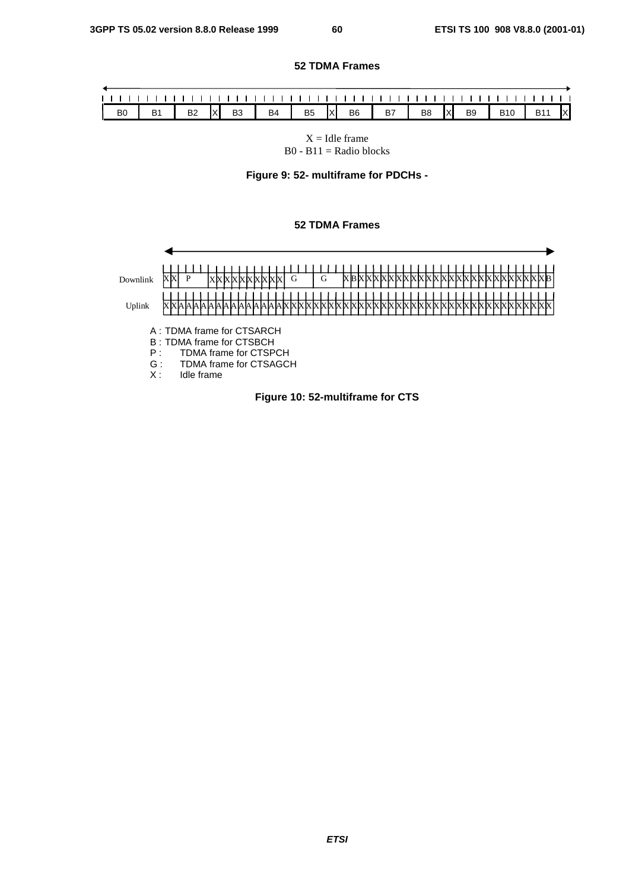**52 TDMA Frames**

| B0 | B1 | B2 | X | B3 | B4 | B5 | X | B6 | B7 | B8 | X | B9 | B10 | B11 | X |
|---|---|---|---|---|---|---|---|---|---|---|---|---|---|---|---|

X = Idle frame
B0 - B11 = Radio blocks

**Figure 9: 52- multiframe for PDCHs -**

**52 TDMA Frames**

Downlink: X X P X X X X X X X X X X G G X B X X X X X X X X X X X X X X X X X X X X X X X X X X X X X B

Uplink: X X A A A A A A A A A A A A A A X X X X X X X X X X X X X X X X X X X X X X X X X X X X X X X X X X

A : TDMA frame for CTSARCH
B : TDMA frame for CTSBCH
P : TDMA frame for CTSPCH
G : TDMA frame for CTSAGCH
X : Idle frame

**Figure 10: 52-multiframe for CTS**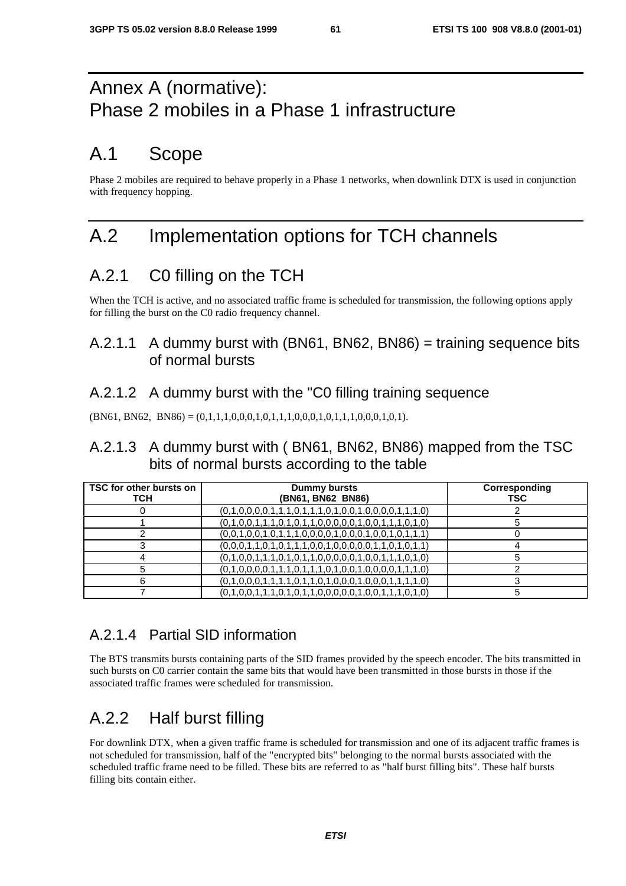# Annex A (normative): Phase 2 mobiles in a Phase 1 infrastructure

# A.1 Scope

Phase 2 mobiles are required to behave properly in a Phase 1 networks, when downlink DTX is used in conjunction with frequency hopping.

# A.2 Implementation options for TCH channels

## A.2.1 C0 filling on the TCH

When the TCH is active, and no associated traffic frame is scheduled for transmission, the following options apply for filling the burst on the C0 radio frequency channel.

### A.2.1.1 A dummy burst with (BN61, BN62, BN86) = training sequence bits of normal bursts

### A.2.1.2 A dummy burst with the "C0 filling training sequence

(BN61, BN62, BN86) = (0,1,1,1,0,0,0,1,0,1,1,1,0,0,0,1,0,1,1,1,0,0,0,1,0,1).

### A.2.1.3 A dummy burst with ( BN61, BN62, BN86) mapped from the TSC bits of normal bursts according to the table

| TSC for other bursts on TCH | Dummy bursts (BN61, BN62 BN86) | Corresponding TSC |
|---|---|---|
| 0 | (0,1,0,0,0,0,1,1,1,0,1,1,1,0,1,0,0,1,0,0,0,0,1,1,1,0) | 2 |
| 1 | (0,1,0,0,1,1,1,0,1,0,1,1,0,0,0,0,0,1,0,0,1,1,1,0,1,0) | 5 |
| 2 | (0,0,1,0,0,1,0,1,1,1,0,0,0,0,1,0,0,0,1,0,0,1,0,1,1,1) | 0 |
| 3 | (0,0,0,1,1,0,1,0,1,1,1,0,0,1,0,0,0,0,0,1,1,0,1,0,1,1) | 4 |
| 4 | (0,1,0,0,1,1,1,0,1,0,1,1,0,0,0,0,0,1,0,0,1,1,1,0,1,0) | 5 |
| 5 | (0,1,0,0,0,0,1,1,1,0,1,1,1,0,1,0,0,1,0,0,0,0,1,1,1,0) | 2 |
| 6 | (0,1,0,0,0,1,1,1,1,0,1,1,0,1,0,0,0,1,0,0,0,1,1,1,1,0) | 3 |
| 7 | (0,1,0,0,1,1,1,0,1,0,1,1,0,0,0,0,0,1,0,0,1,1,1,0,1,0) | 5 |

### A.2.1.4 Partial SID information

The BTS transmits bursts containing parts of the SID frames provided by the speech encoder. The bits transmitted in such bursts on C0 carrier contain the same bits that would have been transmitted in those bursts in those if the associated traffic frames were scheduled for transmission.

## A.2.2 Half burst filling

For downlink DTX, when a given traffic frame is scheduled for transmission and one of its adjacent traffic frames is not scheduled for transmission, half of the "encrypted bits" belonging to the normal bursts associated with the scheduled traffic frame need to be filled. These bits are referred to as "half burst filling bits". These half bursts filling bits contain either.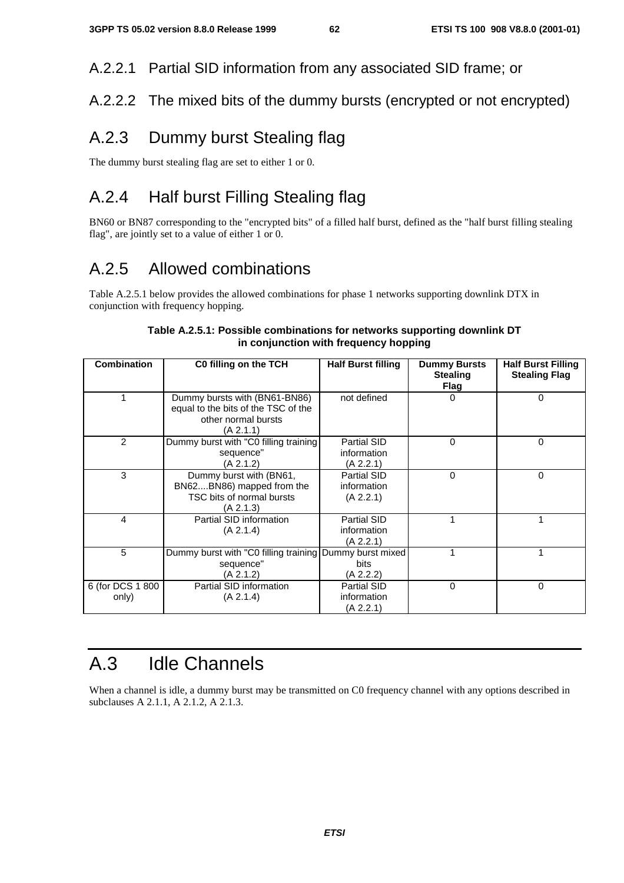### A.2.2.1 Partial SID information from any associated SID frame; or

### A.2.2.2 The mixed bits of the dummy bursts (encrypted or not encrypted)

## A.2.3 Dummy burst Stealing flag

The dummy burst stealing flag are set to either 1 or 0.

## A.2.4 Half burst Filling Stealing flag

BN60 or BN87 corresponding to the "encrypted bits" of a filled half burst, defined as the "half burst filling stealing flag", are jointly set to a value of either 1 or 0.

## A.2.5 Allowed combinations

Table A.2.5.1 below provides the allowed combinations for phase 1 networks supporting downlink DTX in conjunction with frequency hopping.

**Table A.2.5.1: Possible combinations for networks supporting downlink DT in conjunction with frequency hopping**

| Combination | C0 filling on the TCH | Half Burst filling | Dummy Bursts Stealing Flag | Half Burst Filling Stealing Flag |
|---|---|---|---|---|
| 1 | Dummy bursts with (BN61-BN86) equal to the bits of the TSC of the other normal bursts (A 2.1.1) | not defined | 0 | 0 |
| 2 | Dummy burst with "C0 filling training sequence" (A 2.1.2) | Partial SID information (A 2.2.1) | 0 | 0 |
| 3 | Dummy burst with (BN61, BN62....BN86) mapped from the TSC bits of normal bursts (A 2.1.3) | Partial SID information (A 2.2.1) | 0 | 0 |
| 4 | Partial SID information (A 2.1.4) | Partial SID information (A 2.2.1) | 1 | 1 |
| 5 | Dummy burst with "C0 filling training sequence" (A 2.1.2) | Dummy burst mixed bits (A 2.2.2) | 1 | 1 |
| 6 (for DCS 1 800 only) | Partial SID information (A 2.1.4) | Partial SID information (A 2.2.1) | 0 | 0 |

# A.3 Idle Channels

When a channel is idle, a dummy burst may be transmitted on C0 frequency channel with any options described in subclauses A 2.1.1, A 2.1.2, A 2.1.3.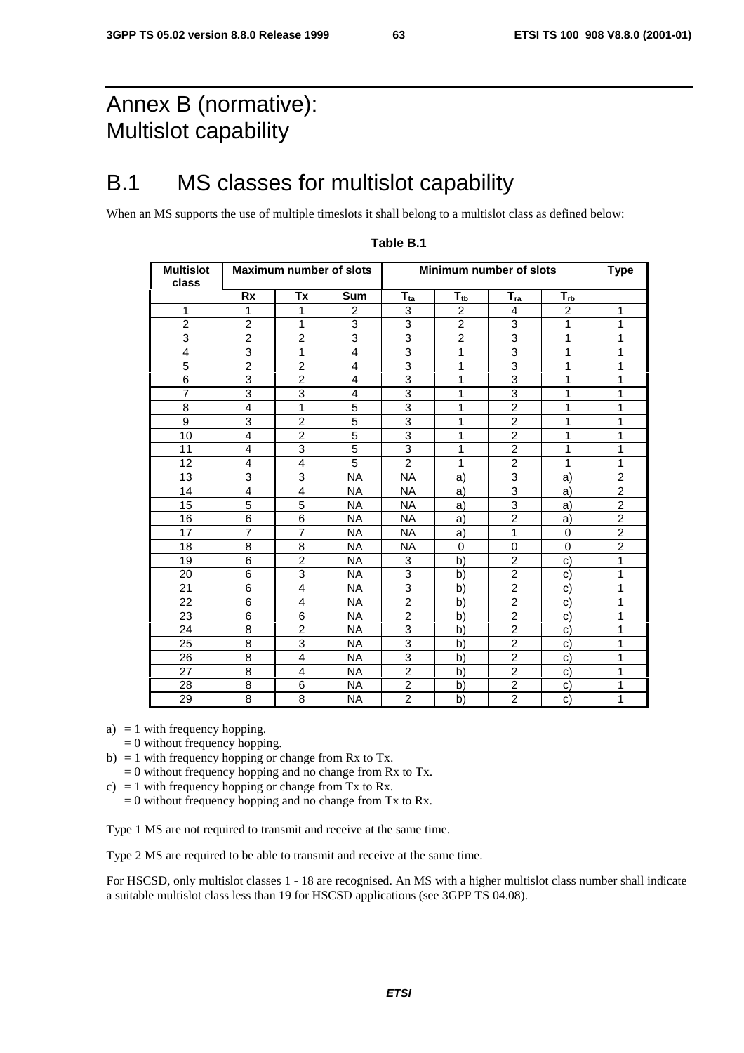# Annex B (normative): Multislot capability

## B.1 MS classes for multislot capability

When an MS supports the use of multiple timeslots it shall belong to a multislot class as defined below:

**Table B.1**

| Multislot class | Maximum number of slots | | | Minimum number of slots | | | | Type |
|---|---|---|---|---|---|---|---|---|
| | Rx | Tx | Sum | $T_{ta}$ | $T_{tb}$ | $T_{ra}$ | $T_{rb}$ | |
| 1 | 1 | 1 | 2 | 3 | 2 | 4 | 2 | 1 |
| 2 | 2 | 1 | 3 | 3 | 2 | 3 | 1 | 1 |
| 3 | 2 | 2 | 3 | 3 | 2 | 3 | 1 | 1 |
| 4 | 3 | 1 | 4 | 3 | 1 | 3 | 1 | 1 |
| 5 | 2 | 2 | 4 | 3 | 1 | 3 | 1 | 1 |
| 6 | 3 | 2 | 4 | 3 | 1 | 3 | 1 | 1 |
| 7 | 3 | 3 | 4 | 3 | 1 | 3 | 1 | 1 |
| 8 | 4 | 1 | 5 | 3 | 1 | 2 | 1 | 1 |
| 9 | 3 | 2 | 5 | 3 | 1 | 2 | 1 | 1 |
| 10 | 4 | 2 | 5 | 3 | 1 | 2 | 1 | 1 |
| 11 | 4 | 3 | 5 | 3 | 1 | 2 | 1 | 1 |
| 12 | 4 | 4 | 5 | 2 | 1 | 2 | 1 | 1 |
| 13 | 3 | 3 | NA | NA | a) | 3 | a) | 2 |
| 14 | 4 | 4 | NA | NA | a) | 3 | a) | 2 |
| 15 | 5 | 5 | NA | NA | a) | 3 | a) | 2 |
| 16 | 6 | 6 | NA | NA | a) | 2 | a) | 2 |
| 17 | 7 | 7 | NA | NA | a) | 1 | 0 | 2 |
| 18 | 8 | 8 | NA | NA | 0 | 0 | 0 | 2 |
| 19 | 6 | 2 | NA | 3 | b) | 2 | c) | 1 |
| 20 | 6 | 3 | NA | 3 | b) | 2 | c) | 1 |
| 21 | 6 | 4 | NA | 3 | b) | 2 | c) | 1 |
| 22 | 6 | 4 | NA | 2 | b) | 2 | c) | 1 |
| 23 | 6 | 6 | NA | 2 | b) | 2 | c) | 1 |
| 24 | 8 | 2 | NA | 3 | b) | 2 | c) | 1 |
| 25 | 8 | 3 | NA | 3 | b) | 2 | c) | 1 |
| 26 | 8 | 4 | NA | 3 | b) | 2 | c) | 1 |
| 27 | 8 | 4 | NA | 2 | b) | 2 | c) | 1 |
| 28 | 8 | 6 | NA | 2 | b) | 2 | c) | 1 |
| 29 | 8 | 8 | NA | 2 | b) | 2 | c) | 1 |

a) = 1 with frequency hopping.
   = 0 without frequency hopping.

b) = 1 with frequency hopping or change from Rx to Tx.
   = 0 without frequency hopping and no change from Rx to Tx.

c) = 1 with frequency hopping or change from Tx to Rx.
   = 0 without frequency hopping and no change from Tx to Rx.

Type 1 MS are not required to transmit and receive at the same time.

Type 2 MS are required to be able to transmit and receive at the same time.

For HSCSD, only multislot classes 1 - 18 are recognised. An MS with a higher multislot class number shall indicate a suitable multislot class less than 19 for HSCSD applications (see 3GPP TS 04.08).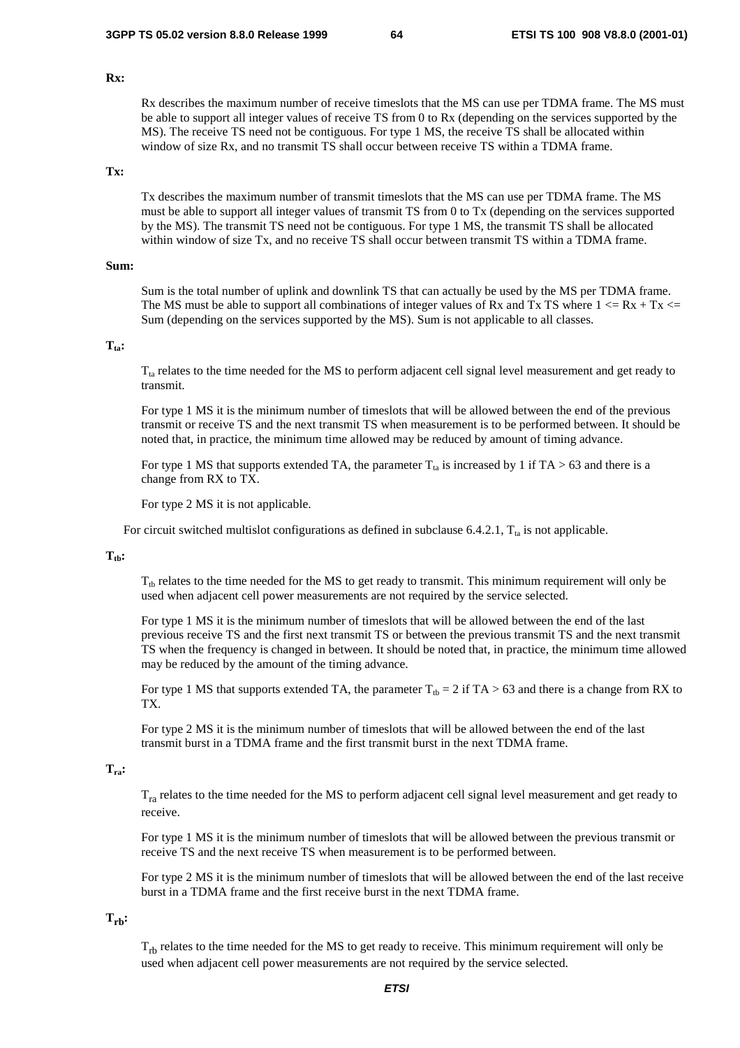**Rx:**

Rx describes the maximum number of receive timeslots that the MS can use per TDMA frame. The MS must be able to support all integer values of receive TS from 0 to Rx (depending on the services supported by the MS). The receive TS need not be contiguous. For type 1 MS, the receive TS shall be allocated within window of size Rx, and no transmit TS shall occur between receive TS within a TDMA frame.

**Tx:**

Tx describes the maximum number of transmit timeslots that the MS can use per TDMA frame. The MS must be able to support all integer values of transmit TS from 0 to Tx (depending on the services supported by the MS). The transmit TS need not be contiguous. For type 1 MS, the transmit TS shall be allocated within window of size Tx, and no receive TS shall occur between transmit TS within a TDMA frame.

**Sum:**

Sum is the total number of uplink and downlink TS that can actually be used by the MS per TDMA frame. The MS must be able to support all combinations of integer values of Rx and Tx TS where $1 <= Rx + Tx <= Sum$ (depending on the services supported by the MS). Sum is not applicable to all classes.

**$T_{ta}$:**

$T_{ta}$ relates to the time needed for the MS to perform adjacent cell signal level measurement and get ready to transmit.

For type 1 MS it is the minimum number of timeslots that will be allowed between the end of the previous transmit or receive TS and the next transmit TS when measurement is to be performed between. It should be noted that, in practice, the minimum time allowed may be reduced by amount of timing advance.

For type 1 MS that supports extended TA, the parameter $T_{ta}$ is increased by 1 if $TA > 63$ and there is a change from RX to TX.

For type 2 MS it is not applicable.

For circuit switched multislot configurations as defined in subclause 6.4.2.1, $T_{ta}$ is not applicable.

**$T_{tb}$:**

$T_{tb}$ relates to the time needed for the MS to get ready to transmit. This minimum requirement will only be used when adjacent cell power measurements are not required by the service selected.

For type 1 MS it is the minimum number of timeslots that will be allowed between the end of the last previous receive TS and the first next transmit TS or between the previous transmit TS and the next transmit TS when the frequency is changed in between. It should be noted that, in practice, the minimum time allowed may be reduced by the amount of the timing advance.

For type 1 MS that supports extended TA, the parameter $T_{tb} = 2$ if $TA > 63$ and there is a change from RX to TX.

For type 2 MS it is the minimum number of timeslots that will be allowed between the end of the last transmit burst in a TDMA frame and the first transmit burst in the next TDMA frame.

**$T_{ra}$:**

$T_{ra}$ relates to the time needed for the MS to perform adjacent cell signal level measurement and get ready to receive.

For type 1 MS it is the minimum number of timeslots that will be allowed between the previous transmit or receive TS and the next receive TS when measurement is to be performed between.

For type 2 MS it is the minimum number of timeslots that will be allowed between the end of the last receive burst in a TDMA frame and the first receive burst in the next TDMA frame.

**$T_{rb}$:**

$T_{rb}$ relates to the time needed for the MS to get ready to receive. This minimum requirement will only be used when adjacent cell power measurements are not required by the service selected.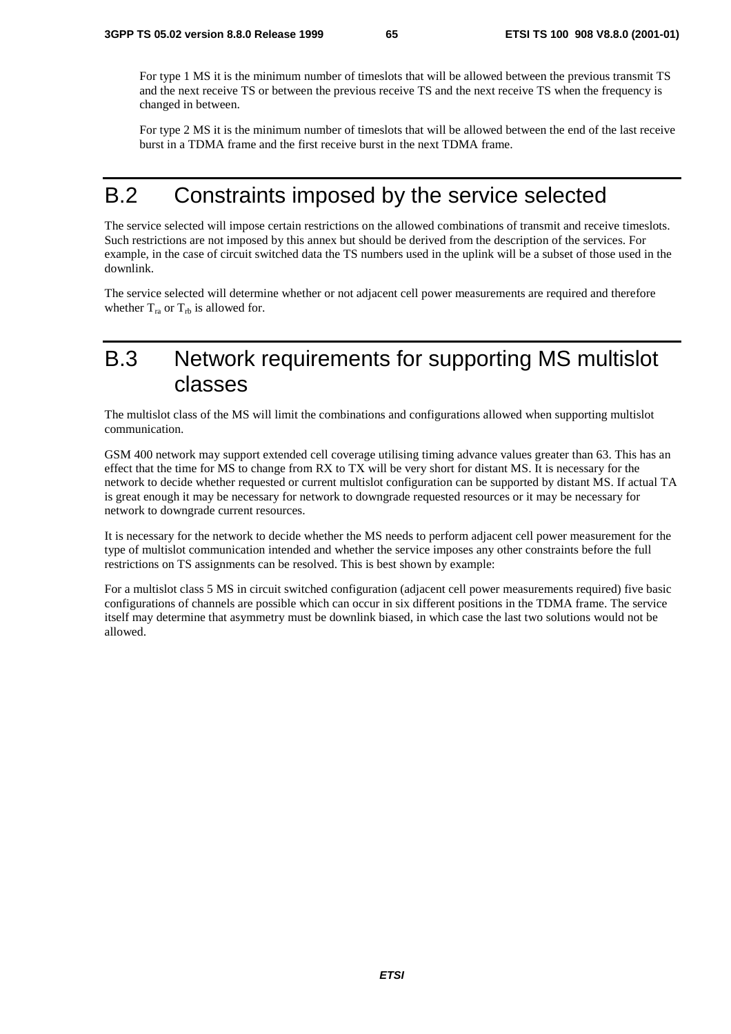For type 1 MS it is the minimum number of timeslots that will be allowed between the previous transmit TS and the next receive TS or between the previous receive TS and the next receive TS when the frequency is changed in between.

For type 2 MS it is the minimum number of timeslots that will be allowed between the end of the last receive burst in a TDMA frame and the first receive burst in the next TDMA frame.

# B.2 Constraints imposed by the service selected

The service selected will impose certain restrictions on the allowed combinations of transmit and receive timeslots. Such restrictions are not imposed by this annex but should be derived from the description of the services. For example, in the case of circuit switched data the TS numbers used in the uplink will be a subset of those used in the downlink.

The service selected will determine whether or not adjacent cell power measurements are required and therefore whether $T_{ra}$ or $T_{rb}$ is allowed for.

# B.3 Network requirements for supporting MS multislot classes

The multislot class of the MS will limit the combinations and configurations allowed when supporting multislot communication.

GSM 400 network may support extended cell coverage utilising timing advance values greater than 63. This has an effect that the time for MS to change from RX to TX will be very short for distant MS. It is necessary for the network to decide whether requested or current multislot configuration can be supported by distant MS. If actual TA is great enough it may be necessary for network to downgrade requested resources or it may be necessary for network to downgrade current resources.

It is necessary for the network to decide whether the MS needs to perform adjacent cell power measurement for the type of multislot communication intended and whether the service imposes any other constraints before the full restrictions on TS assignments can be resolved. This is best shown by example:

For a multislot class 5 MS in circuit switched configuration (adjacent cell power measurements required) five basic configurations of channels are possible which can occur in six different positions in the TDMA frame. The service itself may determine that asymmetry must be downlink biased, in which case the last two solutions would not be allowed.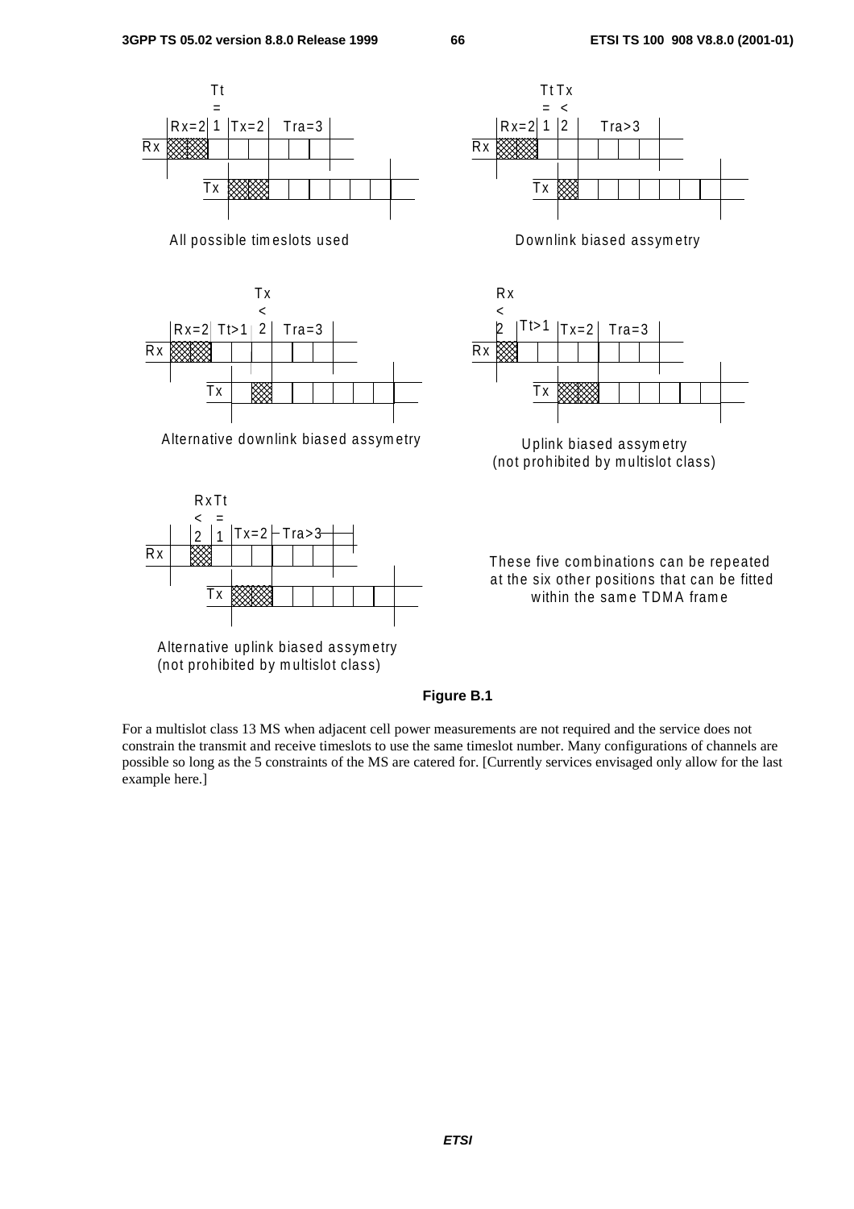Tt
=
Rx=2 1 Tx=2 Tra=3
Rx
Tx

All possible timeslots used

Tt Tx
= <
Rx=2 1 2 Tra>3
Rx
Tx

Downlink biased assymetry

Tx
<
Rx=2 Tt>1 2 Tra=3
Rx
Tx

Alternative downlink biased assymetry

Rx
<
2 Tt>1 Tx=2 Tra=3
Rx
Tx

Uplink biased assymetry
(not prohibited by multislot class)

Rx Tt
< =
2 1 Tx=2 Tra>3
Rx
Tx

Alternative uplink biased assymetry
(not prohibited by multislot class)

These five combinations can be repeated at the six other positions that can be fitted within the same TDMA frame

**Figure B.1**

For a multislot class 13 MS when adjacent cell power measurements are not required and the service does not constrain the transmit and receive timeslots to use the same timeslot number. Many configurations of channels are possible so long as the 5 constraints of the MS are catered for. [Currently services envisaged only allow for the last example here.]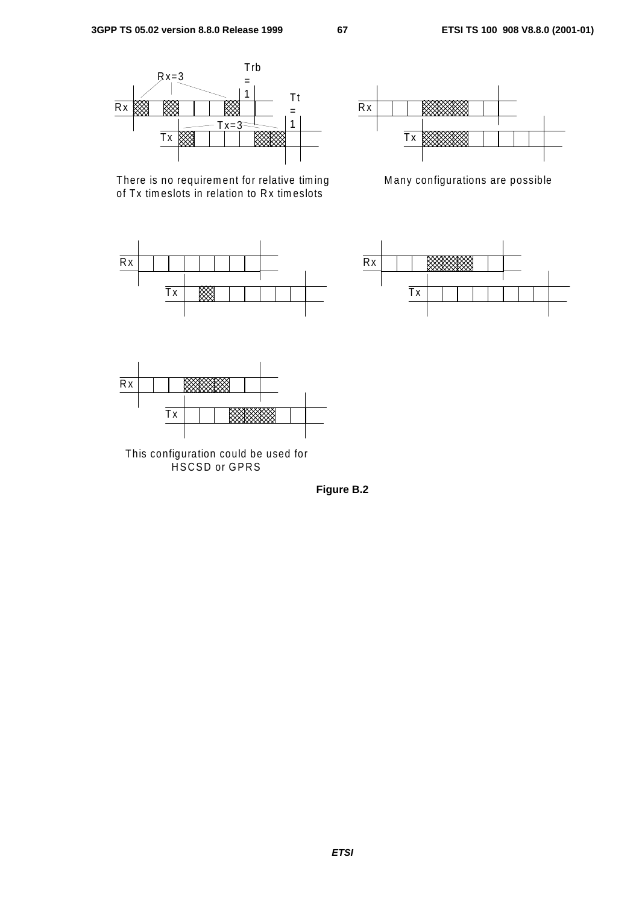Rx=3

Trb = 1

Tt = 1

Rx

Tx=3

Tx

There is no requirement for relative timing of Tx timeslots in relation to Rx timeslots

Rx

Tx

Many configurations are possible

Rx

Tx

Rx

Tx

Rx

Tx

This configuration could be used for HSCSD or GPRS

**Figure B.2**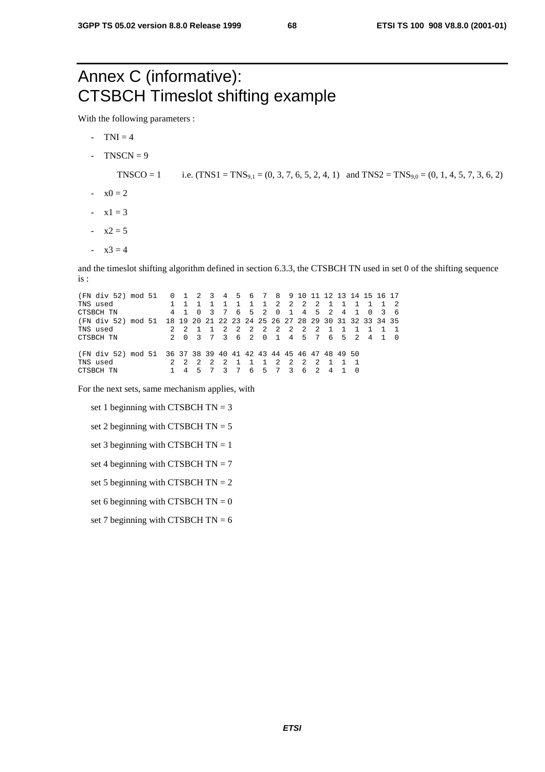# Annex C (informative): CTSBCH Timeslot shifting example

With the following parameters :

- TNI = 4
- TNSCN = 9

  TNSCO = 1 i.e. (TNS1 = $TNS_{9,1}$ = (0, 3, 7, 6, 5, 2, 4, 1) and TNS2 = $TNS_{9,0}$ = (0, 1, 4, 5, 7, 3, 6, 2)
- x0 = 2
- x1 = 3
- x2 = 5
- x3 = 4

and the timeslot shifting algorithm defined in section 6.3.3, the CTSBCH TN used in set 0 of the shifting sequence is :

```
(FN div 52) mod 51   0  1  2  3  4  5  6  7  8  9 10 11 12 13 14 15 16 17
TNS used             1  1  1  1  1  1  1  1  2  2  2  2  1  1  1  1  1  2
CTSBCH TN            4  1  0  3  7  6  5  2  0  1  4  5  2  4  1  0  3  6
(FN div 52) mod 51  18 19 20 21 22 23 24 25 26 27 28 29 30 31 32 33 34 35
TNS used             2  2  1  1  2  2  2  2  2  2  2  2  1  1  1  1  1  1
CTSBCH TN            2  0  3  7  3  6  2  0  1  4  5  7  6  5  2  4  1  0

(FN div 52) mod 51  36 37 38 39 40 41 42 43 44 45 46 47 48 49 50
TNS used             2  2  2  2  2  1  1  1  2  2  2  2  1  1  1
CTSBCH TN            1  4  5  7  3  7  6  5  7  3  6  2  4  1  0
```

For the next sets, same mechanism applies, with

set 1 beginning with CTSBCH TN = 3

set 2 beginning with CTSBCH TN = 5

set 3 beginning with CTSBCH TN = 1

set 4 beginning with CTSBCH TN = 7

set 5 beginning with CTSBCH TN = 2

set 6 beginning with CTSBCH TN = 0

set 7 beginning with CTSBCH TN = 6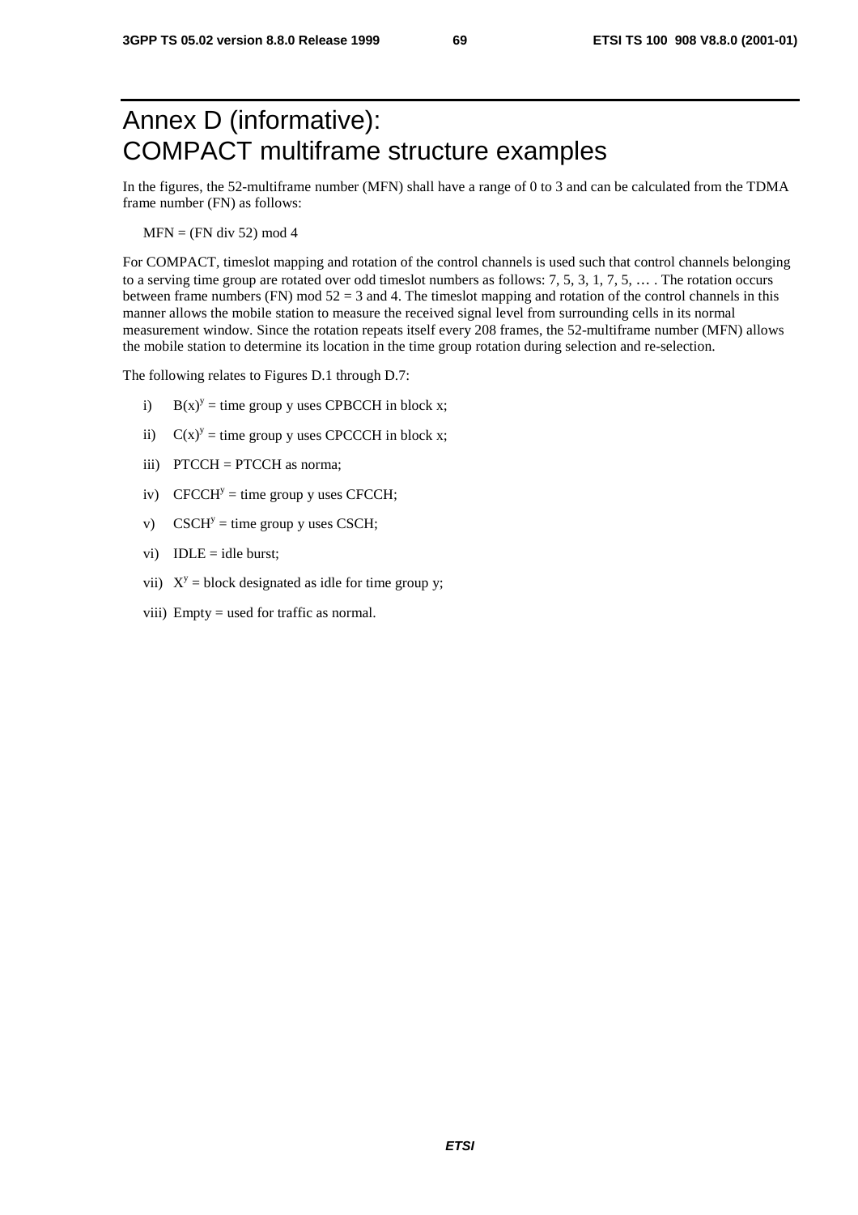# Annex D (informative): COMPACT multiframe structure examples

In the figures, the 52-multiframe number (MFN) shall have a range of 0 to 3 and can be calculated from the TDMA frame number (FN) as follows:

MFN = (FN div 52) mod 4

For COMPACT, timeslot mapping and rotation of the control channels is used such that control channels belonging to a serving time group are rotated over odd timeslot numbers as follows: 7, 5, 3, 1, 7, 5, … . The rotation occurs between frame numbers (FN) mod 52 = 3 and 4. The timeslot mapping and rotation of the control channels in this manner allows the mobile station to measure the received signal level from surrounding cells in its normal measurement window. Since the rotation repeats itself every 208 frames, the 52-multiframe number (MFN) allows the mobile station to determine its location in the time group rotation during selection and re-selection.

The following relates to Figures D.1 through D.7:

i) $B(x)^y$ = time group y uses CPBCCH in block x;

ii) $C(x)^y$ = time group y uses CPCCCH in block x;

iii) PTCCH = PTCCH as norma;

iv) $CFCCH^y$ = time group y uses CFCCH;

v) $CSCH^y$ = time group y uses CSCH;

vi) IDLE = idle burst;

vii) $X^y$ = block designated as idle for time group y;

viii) Empty = used for traffic as normal.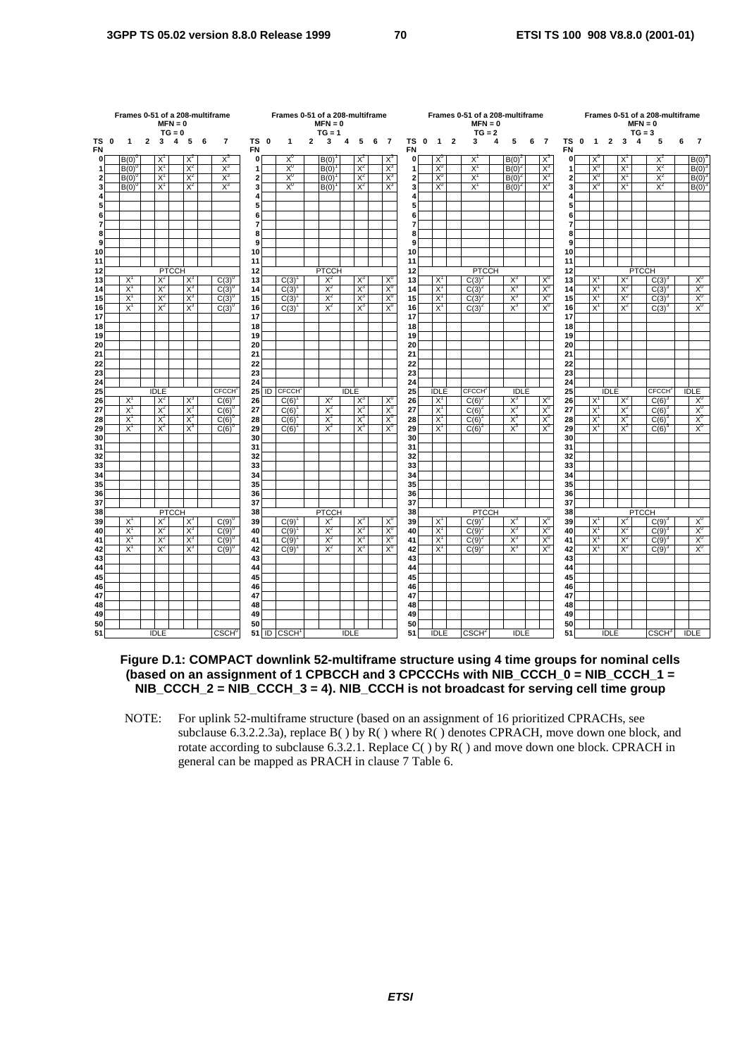**Frames 0-51 of a 208-multiframe, MFN = 0, TG = 0**

| FN \ TS | 0 | 1 | 2 | 3 | 4 | 5 | 6 | 7 |
|---|---|---|---|---|---|---|---|---|
| 0 | | $B(0)^0$ | | $X^1$ | | $X^2$ | | $X^3$ |
| 1 | | $B(0)^0$ | | $X^1$ | | $X^2$ | | $X^3$ |
| 2 | | $B(0)^0$ | | $X^1$ | | $X^2$ | | $X^3$ |
| 3 | | $B(0)^0$ | | $X^1$ | | $X^2$ | | $X^3$ |
| 4 | | | | | | | | |
| 5 | | | | | | | | |
| 6 | | | | | | | | |
| 7 | | | | | | | | |
| 8 | | | | | | | | |
| 9 | | | | | | | | |
| 10 | | | | | | | | |
| 11 | | | | | | | | |
| 12 | | | | PTCCH | | | | |
| 13 | | $X^1$ | | $X^2$ | | $X^3$ | | $C(3)^0$ |
| 14 | | $X^1$ | | $X^2$ | | $X^3$ | | $C(3)^0$ |
| 15 | | $X^1$ | | $X^2$ | | $X^3$ | | $C(3)^0$ |
| 16 | | $X^1$ | | $X^2$ | | $X^3$ | | $C(3)^0$ |
| 17 | | | | | | | | |
| 18 | | | | | | | | |
| 19 | | | | | | | | |
| 20 | | | | | | | | |
| 21 | | | | | | | | |
| 22 | | | | | | | | |
| 23 | | | | | | | | |
| 24 | | | | | | | | |
| 25 | | | | IDLE | | | | $CFCCH^0$ |
| 26 | | $X^1$ | | $X^2$ | | $X^3$ | | $C(6)^0$ |
| 27 | | $X^1$ | | $X^2$ | | $X^3$ | | $C(6)^0$ |
| 28 | | $X^1$ | | $X^2$ | | $X^3$ | | $C(6)^0$ |
| 29 | | $X^1$ | | $X^2$ | | $X^3$ | | $C(6)^0$ |
| 30 | | | | | | | | |
| 31 | | | | | | | | |
| 32 | | | | | | | | |
| 33 | | | | | | | | |
| 34 | | | | | | | | |
| 35 | | | | | | | | |
| 36 | | | | | | | | |
| 37 | | | | | | | | |
| 38 | | | | PTCCH | | | | |
| 39 | | $X^1$ | | $X^2$ | | $X^3$ | | $C(9)^0$ |
| 40 | | $X^1$ | | $X^2$ | | $X^3$ | | $C(9)^0$ |
| 41 | | $X^1$ | | $X^2$ | | $X^3$ | | $C(9)^0$ |
| 42 | | $X^1$ | | $X^2$ | | $X^3$ | | $C(9)^0$ |
| 43 | | | | | | | | |
| 44 | | | | | | | | |
| 45 | | | | | | | | |
| 46 | | | | | | | | |
| 47 | | | | | | | | |
| 48 | | | | | | | | |
| 49 | | | | | | | | |
| 50 | | | | | | | | |
| 51 | | | | IDLE | | | | $CSCH^0$ |

**Frames 0-51 of a 208-multiframe, MFN = 0, TG = 1**

| FN \ TS | 0 | 1 | 2 | 3 | 4 | 5 | 6 | 7 |
|---|---|---|---|---|---|---|---|---|
| 0 | | $X^0$ | | $B(0)^1$ | | $X^2$ | | $X^3$ |
| 1 | | $X^0$ | | $B(0)^1$ | | $X^2$ | | $X^3$ |
| 2 | | $X^0$ | | $B(0)^1$ | | $X^2$ | | $X^3$ |
| 3 | | $X^0$ | | $B(0)^1$ | | $X^2$ | | $X^3$ |
| 4 | | | | | | | | |
| 5 | | | | | | | | |
| 6 | | | | | | | | |
| 7 | | | | | | | | |
| 8 | | | | | | | | |
| 9 | | | | | | | | |
| 10 | | | | | | | | |
| 11 | | | | | | | | |
| 12 | | | | PTCCH | | | | |
| 13 | | $C(3)^1$ | | $X^2$ | | $X^3$ | | $X^0$ |
| 14 | | $C(3)^1$ | | $X^2$ | | $X^3$ | | $X^0$ |
| 15 | | $C(3)^1$ | | $X^2$ | | $X^3$ | | $X^0$ |
| 16 | | $C(3)^1$ | | $X^2$ | | $X^3$ | | $X^0$ |
| 17 | | | | | | | | |
| 18 | | | | | | | | |
| 19 | | | | | | | | |
| 20 | | | | | | | | |
| 21 | | | | | | | | |
| 22 | | | | | | | | |
| 23 | | | | | | | | |
| 24 | | | | | | | | |
| 25 | ID | $CFCCH^1$ | | | | IDLE | | |
| 26 | | $C(6)^1$ | | $X^2$ | | $X^3$ | | $X^0$ |
| 27 | | $C(6)^1$ | | $X^2$ | | $X^3$ | | $X^0$ |
| 28 | | $C(6)^1$ | | $X^2$ | | $X^3$ | | $X^0$ |
| 29 | | $C(6)^1$ | | $X^2$ | | $X^3$ | | $X^0$ |
| 30 | | | | | | | | |
| 31 | | | | | | | | |
| 32 | | | | | | | | |
| 33 | | | | | | | | |
| 34 | | | | | | | | |
| 35 | | | | | | | | |
| 36 | | | | | | | | |
| 37 | | | | | | | | |
| 38 | | | | PTCCH | | | | |
| 39 | | $C(9)^1$ | | $X^2$ | | $X^3$ | | $X^0$ |
| 40 | | $C(9)^1$ | | $X^2$ | | $X^3$ | | $X^0$ |
| 41 | | $C(9)^1$ | | $X^2$ | | $X^3$ | | $X^0$ |
| 42 | | $C(9)^1$ | | $X^2$ | | $X^3$ | | $X^0$ |
| 43 | | | | | | | | |
| 44 | | | | | | | | |
| 45 | | | | | | | | |
| 46 | | | | | | | | |
| 47 | | | | | | | | |
| 48 | | | | | | | | |
| 49 | | | | | | | | |
| 50 | | | | | | | | |
| 51 | ID | $CSCH^1$ | | | | IDLE | | |

**Frames 0-51 of a 208-multiframe, MFN = 0, TG = 2**

| FN \ TS | 0 | 1 | 2 | 3 | 4 | 5 | 6 | 7 |
|---|---|---|---|---|---|---|---|---|
| 0 | | $X^0$ | | $X^1$ | | $B(0)^2$ | | $X^3$ |
| 1 | | $X^0$ | | $X^1$ | | $B(0)^2$ | | $X^3$ |
| 2 | | $X^0$ | | $X^1$ | | $B(0)^2$ | | $X^3$ |
| 3 | | $X^0$ | | $X^1$ | | $B(0)^2$ | | $X^3$ |
| 4 | | | | | | | | |
| 5 | | | | | | | | |
| 6 | | | | | | | | |
| 7 | | | | | | | | |
| 8 | | | | | | | | |
| 9 | | | | | | | | |
| 10 | | | | | | | | |
| 11 | | | | | | | | |
| 12 | | | | PTCCH | | | | |
| 13 | | $X^1$ | | $C(3)^2$ | | $X^3$ | | $X^0$ |
| 14 | | $X^1$ | | $C(3)^2$ | | $X^3$ | | $X^0$ |
| 15 | | $X^1$ | | $C(3)^2$ | | $X^3$ | | $X^0$ |
| 16 | | $X^1$ | | $C(3)^2$ | | $X^3$ | | $X^0$ |
| 17 | | | | | | | | |
| 18 | | | | | | | | |
| 19 | | | | | | | | |
| 20 | | | | | | | | |
| 21 | | | | | | | | |
| 22 | | | | | | | | |
| 23 | | | | | | | | |
| 24 | | | | | | | | |
| 25 | | IDLE | | $CFCCH^2$ | | IDLE | | |
| 26 | | $X^1$ | | $C(6)^2$ | | $X^3$ | | $X^0$ |
| 27 | | $X^1$ | | $C(6)^2$ | | $X^3$ | | $X^0$ |
| 28 | | $X^1$ | | $C(6)^2$ | | $X^3$ | | $X^0$ |
| 29 | | $X^1$ | | $C(6)^2$ | | $X^3$ | | $X^0$ |
| 30 | | | | | | | | |
| 31 | | | | | | | | |
| 32 | | | | | | | | |
| 33 | | | | | | | | |
| 34 | | | | | | | | |
| 35 | | | | | | | | |
| 36 | | | | | | | | |
| 37 | | | | | | | | |
| 38 | | | | PTCCH | | | | |
| 39 | | $X^1$ | | $C(9)^2$ | | $X^3$ | | $X^0$ |
| 40 | | $X^1$ | | $C(9)^2$ | | $X^3$ | | $X^0$ |
| 41 | | $X^1$ | | $C(9)^2$ | | $X^3$ | | $X^0$ |
| 42 | | $X^1$ | | $C(9)^2$ | | $X^3$ | | $X^0$ |
| 43 | | | | | | | | |
| 44 | | | | | | | | |
| 45 | | | | | | | | |
| 46 | | | | | | | | |
| 47 | | | | | | | | |
| 48 | | | | | | | | |
| 49 | | | | | | | | |
| 50 | | | | | | | | |
| 51 | | IDLE | | $CSCH^2$ | | IDLE | | |

**Frames 0-51 of a 208-multiframe, MFN = 0, TG = 3**

| FN \ TS | 0 | 1 | 2 | 3 | 4 | 5 | 6 | 7 |
|---|---|---|---|---|---|---|---|---|
| 0 | | $X^0$ | | $X^1$ | | $X^2$ | | $B(0)^3$ |
| 1 | | $X^0$ | | $X^1$ | | $X^2$ | | $B(0)^3$ |
| 2 | | $X^0$ | | $X^1$ | | $X^2$ | | $B(0)^3$ |
| 3 | | $X^0$ | | $X^1$ | | $X^2$ | | $B(0)^3$ |
| 4 | | | | | | | | |
| 5 | | | | | | | | |
| 6 | | | | | | | | |
| 7 | | | | | | | | |
| 8 | | | | | | | | |
| 9 | | | | | | | | |
| 10 | | | | | | | | |
| 11 | | | | | | | | |
| 12 | | | | PTCCH | | | | |
| 13 | | $X^1$ | | $X^2$ | | $C(3)^3$ | | $X^0$ |
| 14 | | $X^1$ | | $X^2$ | | $C(3)^3$ | | $X^0$ |
| 15 | | $X^1$ | | $X^2$ | | $C(3)^3$ | | $X^0$ |
| 16 | | $X^1$ | | $X^2$ | | $C(3)^3$ | | $X^0$ |
| 17 | | | | | | | | |
| 18 | | | | | | | | |
| 19 | | | | | | | | |
| 20 | | | | | | | | |
| 21 | | | | | | | | |
| 22 | | | | | | | | |
| 23 | | | | | | | | |
| 24 | | | | | | | | |
| 25 | | | IDLE | | | $CFCCH^3$ | | IDLE |
| 26 | | $X^1$ | | $X^2$ | | $C(6)^3$ | | $X^0$ |
| 27 | | $X^1$ | | $X^2$ | | $C(6)^3$ | | $X^0$ |
| 28 | | $X^1$ | | $X^2$ | | $C(6)^3$ | | $X^0$ |
| 29 | | $X^1$ | | $X^2$ | | $C(6)^3$ | | $X^0$ |
| 30 | | | | | | | | |
| 31 | | | | | | | | |
| 32 | | | | | | | | |
| 33 | | | | | | | | |
| 34 | | | | | | | | |
| 35 | | | | | | | | |
| 36 | | | | | | | | |
| 37 | | | | | | | | |
| 38 | | | | PTCCH | | | | |
| 39 | | $X^1$ | | $X^2$ | | $C(9)^3$ | | $X^0$ |
| 40 | | $X^1$ | | $X^2$ | | $C(9)^3$ | | $X^0$ |
| 41 | | $X^1$ | | $X^2$ | | $C(9)^3$ | | $X^0$ |
| 42 | | $X^1$ | | $X^2$ | | $C(9)^3$ | | $X^0$ |
| 43 | | | | | | | | |
| 44 | | | | | | | | |
| 45 | | | | | | | | |
| 46 | | | | | | | | |
| 47 | | | | | | | | |
| 48 | | | | | | | | |
| 49 | | | | | | | | |
| 50 | | | | | | | | |
| 51 | | | IDLE | | | $CSCH^3$ | | IDLE |

**Figure D.1: COMPACT downlink 52-multiframe structure using 4 time groups for nominal cells (based on an assignment of 1 CPBCCH and 3 CPCCCHs with NIB_CCCH_0 = NIB_CCCH_1 = NIB_CCCH_2 = NIB_CCCH_3 = 4). NIB_CCCH is not broadcast for serving cell time group**

NOTE: For uplink 52-multiframe structure (based on an assignment of 16 prioritized CPRACHs, see subclause 6.3.2.2.3a), replace B( ) by R( ) where R( ) denotes CPRACH, move down one block, and rotate according to subclause 6.3.2.1. Replace C( ) by R( ) and move down one block. CPRACH in general can be mapped as PRACH in clause 7 Table 6.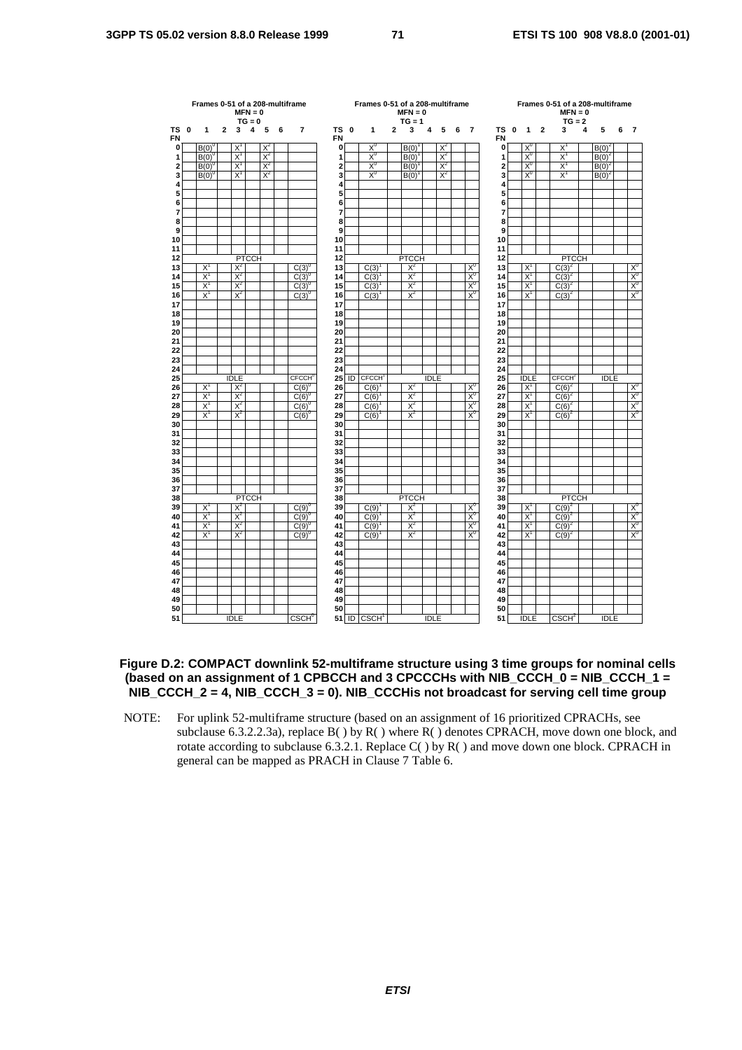**Frames 0-51 of a 208-multiframe, MFN = 0, TG = 0**

| TS / FN | 0 | 1 | 2 | 3 | 4 | 5 | 6 | 7 |
|---|---|---|---|---|---|---|---|---|
| 0 | | $B(0)^0$ | | $X^1$ | | $X^2$ | | |
| 1 | | $B(0)^0$ | | $X^1$ | | $X^2$ | | |
| 2 | | $B(0)^0$ | | $X^1$ | | $X^2$ | | |
| 3 | | $B(0)^0$ | | $X^1$ | | $X^2$ | | |
| 4 | | | | | | | | |
| 5 | | | | | | | | |
| 6 | | | | | | | | |
| 7 | | | | | | | | |
| 8 | | | | | | | | |
| 9 | | | | | | | | |
| 10 | | | | | | | | |
| 11 | | | | | | | | |
| 12 | PTCCH | | | | | | | |
| 13 | | $X^1$ | | $X^2$ | | | | $C(3)^0$ |
| 14 | | $X^1$ | | $X^2$ | | | | $C(3)^0$ |
| 15 | | $X^1$ | | $X^2$ | | | | $C(3)^0$ |
| 16 | | $X^1$ | | $X^2$ | | | | $C(3)^0$ |
| 17 | | | | | | | | |
| 18 | | | | | | | | |
| 19 | | | | | | | | |
| 20 | | | | | | | | |
| 21 | | | | | | | | |
| 22 | | | | | | | | |
| 23 | | | | | | | | |
| 24 | | | | | | | | |
| 25 | IDLE | | | | | | | $CFCCH^0$ |
| 26 | | $X^1$ | | $X^2$ | | | | $C(6)^0$ |
| 27 | | $X^1$ | | $X^2$ | | | | $C(6)^0$ |
| 28 | | $X^1$ | | $X^2$ | | | | $C(6)^0$ |
| 29 | | $X^1$ | | $X^2$ | | | | $C(6)^0$ |
| 30 | | | | | | | | |
| 31 | | | | | | | | |
| 32 | | | | | | | | |
| 33 | | | | | | | | |
| 34 | | | | | | | | |
| 35 | | | | | | | | |
| 36 | | | | | | | | |
| 37 | | | | | | | | |
| 38 | PTCCH | | | | | | | |
| 39 | | $X^1$ | | $X^2$ | | | | $C(9)^0$ |
| 40 | | $X^1$ | | $X^2$ | | | | $C(9)^0$ |
| 41 | | $X^1$ | | $X^2$ | | | | $C(9)^0$ |
| 42 | | $X^1$ | | $X^2$ | | | | $C(9)^0$ |
| 43 | | | | | | | | |
| 44 | | | | | | | | |
| 45 | | | | | | | | |
| 46 | | | | | | | | |
| 47 | | | | | | | | |
| 48 | | | | | | | | |
| 49 | | | | | | | | |
| 50 | | | | | | | | |
| 51 | IDLE | | | | | | | $CSCH^0$ |

**Frames 0-51 of a 208-multiframe, MFN = 0, TG = 1**

| TS / FN | 0 | 1 | 2 | 3 | 4 | 5 | 6 | 7 |
|---|---|---|---|---|---|---|---|---|
| 0 | | $X^0$ | | $B(0)^1$ | | $X^2$ | | |
| 1 | | $X^0$ | | $B(0)^1$ | | $X^2$ | | |
| 2 | | $X^0$ | | $B(0)^1$ | | $X^2$ | | |
| 3 | | $X^0$ | | $B(0)^1$ | | $X^2$ | | |
| 4 | | | | | | | | |
| 5 | | | | | | | | |
| 6 | | | | | | | | |
| 7 | | | | | | | | |
| 8 | | | | | | | | |
| 9 | | | | | | | | |
| 10 | | | | | | | | |
| 11 | | | | | | | | |
| 12 | PTCCH | | | | | | | |
| 13 | | $C(3)^1$ | | $X^2$ | | | | $X^0$ |
| 14 | | $C(3)^1$ | | $X^2$ | | | | $X^0$ |
| 15 | | $C(3)^1$ | | $X^2$ | | | | $X^0$ |
| 16 | | $C(3)^1$ | | $X^2$ | | | | $X^0$ |
| 17 | | | | | | | | |
| 18 | | | | | | | | |
| 19 | | | | | | | | |
| 20 | | | | | | | | |
| 21 | | | | | | | | |
| 22 | | | | | | | | |
| 23 | | | | | | | | |
| 24 | | | | | | | | |
| 25 | ID | $CFCCH^1$ | IDLE | | | | | |
| 26 | | $C(6)^1$ | | $X^2$ | | | | $X^0$ |
| 27 | | $C(6)^1$ | | $X^2$ | | | | $X^0$ |
| 28 | | $C(6)^1$ | | $X^2$ | | | | $X^0$ |
| 29 | | $C(6)^1$ | | $X^2$ | | | | $X^0$ |
| 30 | | | | | | | | |
| 31 | | | | | | | | |
| 32 | | | | | | | | |
| 33 | | | | | | | | |
| 34 | | | | | | | | |
| 35 | | | | | | | | |
| 36 | | | | | | | | |
| 37 | | | | | | | | |
| 38 | PTCCH | | | | | | | |
| 39 | | $C(9)^1$ | | $X^2$ | | | | $X^0$ |
| 40 | | $C(9)^1$ | | $X^2$ | | | | $X^0$ |
| 41 | | $C(9)^1$ | | $X^2$ | | | | $X^0$ |
| 42 | | $C(9)^1$ | | $X^2$ | | | | $X^0$ |
| 43 | | | | | | | | |
| 44 | | | | | | | | |
| 45 | | | | | | | | |
| 46 | | | | | | | | |
| 47 | | | | | | | | |
| 48 | | | | | | | | |
| 49 | | | | | | | | |
| 50 | | | | | | | | |
| 51 | ID | $CSCH^1$ | IDLE | | | | | |

**Frames 0-51 of a 208-multiframe, MFN = 0, TG = 2**

| TS / FN | 0 | 1 | 2 | 3 | 4 | 5 | 6 | 7 |
|---|---|---|---|---|---|---|---|---|
| 0 | | $X^0$ | | $X^1$ | | $B(0)^2$ | | |
| 1 | | $X^0$ | | $X^1$ | | $B(0)^2$ | | |
| 2 | | $X^0$ | | $X^1$ | | $B(0)^2$ | | |
| 3 | | $X^0$ | | $X^1$ | | $B(0)^2$ | | |
| 4 | | | | | | | | |
| 5 | | | | | | | | |
| 6 | | | | | | | | |
| 7 | | | | | | | | |
| 8 | | | | | | | | |
| 9 | | | | | | | | |
| 10 | | | | | | | | |
| 11 | | | | | | | | |
| 12 | PTCCH | | | | | | | |
| 13 | | $X^1$ | | $C(3)^2$ | | | | $X^0$ |
| 14 | | $X^1$ | | $C(3)^2$ | | | | $X^0$ |
| 15 | | $X^1$ | | $C(3)^2$ | | | | $X^0$ |
| 16 | | $X^1$ | | $C(3)^2$ | | | | $X^0$ |
| 17 | | | | | | | | |
| 18 | | | | | | | | |
| 19 | | | | | | | | |
| 20 | | | | | | | | |
| 21 | | | | | | | | |
| 22 | | | | | | | | |
| 23 | | | | | | | | |
| 24 | | | | | | | | |
| 25 | IDLE | | | $CFCCH^2$ | IDLE | | | |
| 26 | | $X^1$ | | $C(6)^2$ | | | | $X^0$ |
| 27 | | $X^1$ | | $C(6)^2$ | | | | $X^0$ |
| 28 | | $X^1$ | | $C(6)^2$ | | | | $X^0$ |
| 29 | | $X^1$ | | $C(6)^2$ | | | | $X^0$ |
| 30 | | | | | | | | |
| 31 | | | | | | | | |
| 32 | | | | | | | | |
| 33 | | | | | | | | |
| 34 | | | | | | | | |
| 35 | | | | | | | | |
| 36 | | | | | | | | |
| 37 | | | | | | | | |
| 38 | PTCCH | | | | | | | |
| 39 | | $X^1$ | | $C(9)^2$ | | | | $X^0$ |
| 40 | | $X^1$ | | $C(9)^2$ | | | | $X^0$ |
| 41 | | $X^1$ | | $C(9)^2$ | | | | $X^0$ |
| 42 | | $X^1$ | | $C(9)^2$ | | | | $X^0$ |
| 43 | | | | | | | | |
| 44 | | | | | | | | |
| 45 | | | | | | | | |
| 46 | | | | | | | | |
| 47 | | | | | | | | |
| 48 | | | | | | | | |
| 49 | | | | | | | | |
| 50 | | | | | | | | |
| 51 | IDLE | | | $CSCH^2$ | IDLE | | | |

**Figure D.2: COMPACT downlink 52-multiframe structure using 3 time groups for nominal cells (based on an assignment of 1 CPBCCH and 3 CPCCCHs with NIB_CCCH_0 = NIB_CCCH_1 = NIB_CCCH_2 = 4, NIB_CCCH_3 = 0). NIB_CCCHis not broadcast for serving cell time group**

NOTE: For uplink 52-multiframe structure (based on an assignment of 16 prioritized CPRACHs, see subclause 6.3.2.2.3a), replace B( ) by R( ) where R( ) denotes CPRACH, move down one block, and rotate according to subclause 6.3.2.1. Replace C( ) by R( ) and move down one block. CPRACH in general can be mapped as PRACH in Clause 7 Table 6.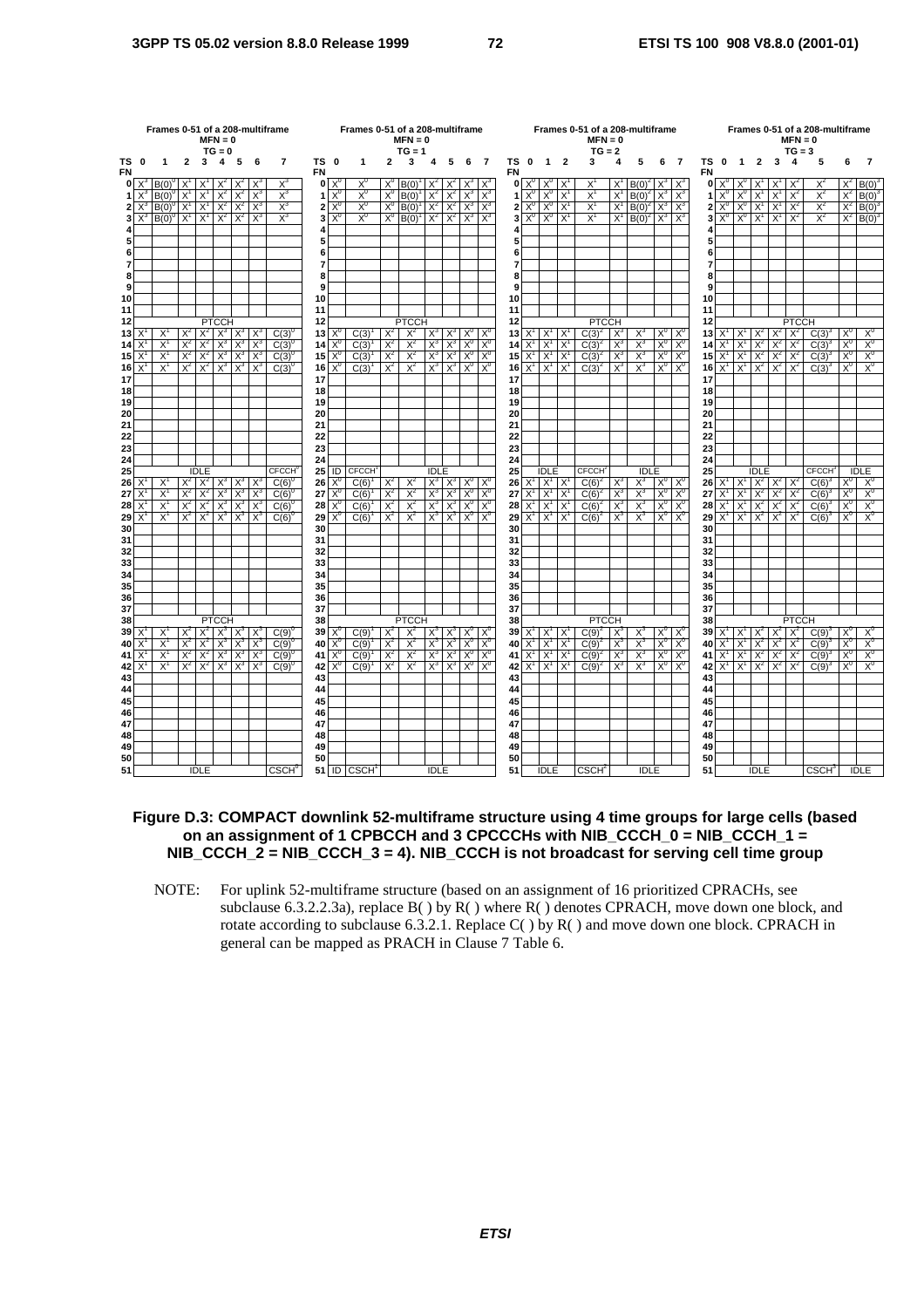**Frames 0-51 of a 208-multiframe, MFN = 0, TG = 0**

| FN \ TS | 0 | 1 | 2 | 3 | 4 | 5 | 6 | 7 |
|---|---|---|---|---|---|---|---|---|
| 0 | $X^3$ | $B(0)^0$ | $X^1$ | $X^1$ | $X^2$ | $X^2$ | $X^3$ | $X^3$ |
| 1 | $X^3$ | $B(0)^0$ | $X^1$ | $X^1$ | $X^2$ | $X^2$ | $X^3$ | $X^3$ |
| 2 | $X^3$ | $B(0)^0$ | $X^1$ | $X^1$ | $X^2$ | $X^2$ | $X^3$ | $X^3$ |
| 3 | $X^3$ | $B(0)^0$ | $X^1$ | $X^1$ | $X^2$ | $X^2$ | $X^3$ | $X^3$ |
| 4 | | | | | | | | |
| 5 | | | | | | | | |
| 6 | | | | | | | | |
| 7 | | | | | | | | |
| 8 | | | | | | | | |
| 9 | | | | | | | | |
| 10 | | | | | | | | |
| 11 | | | | | | | | |
| 12 | PTCCH | | | | | | | |
| 13 | $X^1$ | $X^1$ | $X^2$ | $X^2$ | $X^3$ | $X^3$ | $X^3$ | $C(3)^0$ |
| 14 | $X^1$ | $X^1$ | $X^2$ | $X^2$ | $X^3$ | $X^3$ | $X^3$ | $C(3)^0$ |
| 15 | $X^1$ | $X^1$ | $X^2$ | $X^2$ | $X^3$ | $X^3$ | $X^3$ | $C(3)^0$ |
| 16 | $X^1$ | $X^1$ | $X^2$ | $X^2$ | $X^3$ | $X^3$ | $X^3$ | $C(3)^0$ |
| 17 | | | | | | | | |
| 18 | | | | | | | | |
| 19 | | | | | | | | |
| 20 | | | | | | | | |
| 21 | | | | | | | | |
| 22 | | | | | | | | |
| 23 | | | | | | | | |
| 24 | | | | | | | | |
| 25 | IDLE | | | | | | | $CFCCH^0$ |
| 26 | $X^1$ | $X^1$ | $X^2$ | $X^2$ | $X^3$ | $X^3$ | $X^3$ | $C(6)^0$ |
| 27 | $X^1$ | $X^1$ | $X^2$ | $X^2$ | $X^3$ | $X^3$ | $X^3$ | $C(6)^0$ |
| 28 | $X^1$ | $X^1$ | $X^2$ | $X^2$ | $X^3$ | $X^3$ | $X^3$ | $C(6)^0$ |
| 29 | $X^1$ | $X^1$ | $X^2$ | $X^2$ | $X^3$ | $X^3$ | $X^3$ | $C(6)^0$ |
| 30 | | | | | | | | |
| 31 | | | | | | | | |
| 32 | | | | | | | | |
| 33 | | | | | | | | |
| 34 | | | | | | | | |
| 35 | | | | | | | | |
| 36 | | | | | | | | |
| 37 | | | | | | | | |
| 38 | PTCCH | | | | | | | |
| 39 | $X^1$ | $X^1$ | $X^2$ | $X^2$ | $X^3$ | $X^3$ | $X^3$ | $C(9)^0$ |
| 40 | $X^1$ | $X^1$ | $X^2$ | $X^2$ | $X^3$ | $X^3$ | $X^3$ | $C(9)^0$ |
| 41 | $X^1$ | $X^1$ | $X^2$ | $X^2$ | $X^3$ | $X^3$ | $X^3$ | $C(9)^0$ |
| 42 | $X^1$ | $X^1$ | $X^2$ | $X^2$ | $X^3$ | $X^3$ | $X^3$ | $C(9)^0$ |
| 43 | | | | | | | | |
| 44 | | | | | | | | |
| 45 | | | | | | | | |
| 46 | | | | | | | | |
| 47 | | | | | | | | |
| 48 | | | | | | | | |
| 49 | | | | | | | | |
| 50 | | | | | | | | |
| 51 | IDLE | | | | | | | $CSCH^0$ |

**Frames 0-51 of a 208-multiframe, MFN = 0, TG = 1**

| FN \ TS | 0 | 1 | 2 | 3 | 4 | 5 | 6 | 7 |
|---|---|---|---|---|---|---|---|---|
| 0 | $X^0$ | $X^0$ | $X^0$ | $B(0)^1$ | $X^2$ | $X^2$ | $X^3$ | $X^3$ |
| 1 | $X^0$ | $X^0$ | $X^0$ | $B(0)^1$ | $X^2$ | $X^2$ | $X^3$ | $X^3$ |
| 2 | $X^0$ | $X^0$ | $X^0$ | $B(0)^1$ | $X^2$ | $X^2$ | $X^3$ | $X^3$ |
| 3 | $X^0$ | $X^0$ | $X^0$ | $B(0)^1$ | $X^2$ | $X^2$ | $X^3$ | $X^3$ |
| 4 | | | | | | | | |
| 5 | | | | | | | | |
| 6 | | | | | | | | |
| 7 | | | | | | | | |
| 8 | | | | | | | | |
| 9 | | | | | | | | |
| 10 | | | | | | | | |
| 11 | | | | | | | | |
| 12 | PTCCH | | | | | | | |
| 13 | $X^0$ | $C(3)^1$ | $X^2$ | $X^2$ | $X^3$ | $X^3$ | $X^0$ | $X^0$ |
| 14 | $X^0$ | $C(3)^1$ | $X^2$ | $X^2$ | $X^3$ | $X^3$ | $X^0$ | $X^0$ |
| 15 | $X^0$ | $C(3)^1$ | $X^2$ | $X^2$ | $X^3$ | $X^3$ | $X^0$ | $X^0$ |
| 16 | $X^0$ | $C(3)^1$ | $X^2$ | $X^2$ | $X^3$ | $X^3$ | $X^0$ | $X^0$ |
| 17 | | | | | | | | |
| 18 | | | | | | | | |
| 19 | | | | | | | | |
| 20 | | | | | | | | |
| 21 | | | | | | | | |
| 22 | | | | | | | | |
| 23 | | | | | | | | |
| 24 | | | | | | | | |
| 25 | ID | $CFCCH^1$ | IDLE | | | | | |
| 26 | $X^0$ | $C(6)^1$ | $X^2$ | $X^2$ | $X^3$ | $X^3$ | $X^0$ | $X^0$ |
| 27 | $X^0$ | $C(6)^1$ | $X^2$ | $X^2$ | $X^3$ | $X^3$ | $X^0$ | $X^0$ |
| 28 | $X^0$ | $C(6)^1$ | $X^2$ | $X^2$ | $X^3$ | $X^3$ | $X^0$ | $X^0$ |
| 29 | $X^0$ | $C(6)^1$ | $X^2$ | $X^2$ | $X^3$ | $X^3$ | $X^0$ | $X^0$ |
| 30 | | | | | | | | |
| 31 | | | | | | | | |
| 32 | | | | | | | | |
| 33 | | | | | | | | |
| 34 | | | | | | | | |
| 35 | | | | | | | | |
| 36 | | | | | | | | |
| 37 | | | | | | | | |
| 38 | PTCCH | | | | | | | |
| 39 | $X^0$ | $C(9)^1$ | $X^2$ | $X^2$ | $X^3$ | $X^3$ | $X^0$ | $X^0$ |
| 40 | $X^0$ | $C(9)^1$ | $X^2$ | $X^2$ | $X^3$ | $X^3$ | $X^0$ | $X^0$ |
| 41 | $X^0$ | $C(9)^1$ | $X^2$ | $X^2$ | $X^3$ | $X^3$ | $X^0$ | $X^0$ |
| 42 | $X^0$ | $C(9)^1$ | $X^2$ | $X^2$ | $X^3$ | $X^3$ | $X^0$ | $X^0$ |
| 43 | | | | | | | | |
| 44 | | | | | | | | |
| 45 | | | | | | | | |
| 46 | | | | | | | | |
| 47 | | | | | | | | |
| 48 | | | | | | | | |
| 49 | | | | | | | | |
| 50 | | | | | | | | |
| 51 | ID | $CSCH^1$ | IDLE | | | | | |

**Frames 0-51 of a 208-multiframe, MFN = 0, TG = 2**

| FN \ TS | 0 | 1 | 2 | 3 | 4 | 5 | 6 | 7 |
|---|---|---|---|---|---|---|---|---|
| 0 | $X^0$ | $X^0$ | $X^1$ | $X^1$ | $X^1$ | $B(0)^2$ | $X^3$ | $X^3$ |
| 1 | $X^0$ | $X^0$ | $X^1$ | $X^1$ | $X^1$ | $B(0)^2$ | $X^3$ | $X^3$ |
| 2 | $X^0$ | $X^0$ | $X^1$ | $X^1$ | $X^1$ | $B(0)^2$ | $X^3$ | $X^3$ |
| 3 | $X^0$ | $X^0$ | $X^1$ | $X^1$ | $X^1$ | $B(0)^2$ | $X^3$ | $X^3$ |
| 4 | | | | | | | | |
| 5 | | | | | | | | |
| 6 | | | | | | | | |
| 7 | | | | | | | | |
| 8 | | | | | | | | |
| 9 | | | | | | | | |
| 10 | | | | | | | | |
| 11 | | | | | | | | |
| 12 | PTCCH | | | | | | | |
| 13 | $X^1$ | $X^1$ | $X^1$ | $C(3)^2$ | $X^3$ | $X^3$ | $X^0$ | $X^0$ |
| 14 | $X^1$ | $X^1$ | $X^1$ | $C(3)^2$ | $X^3$ | $X^3$ | $X^0$ | $X^0$ |
| 15 | $X^1$ | $X^1$ | $X^1$ | $C(3)^2$ | $X^3$ | $X^3$ | $X^0$ | $X^0$ |
| 16 | $X^1$ | $X^1$ | $X^1$ | $C(3)^2$ | $X^3$ | $X^3$ | $X^0$ | $X^0$ |
| 17 | | | | | | | | |
| 18 | | | | | | | | |
| 19 | | | | | | | | |
| 20 | | | | | | | | |
| 21 | | | | | | | | |
| 22 | | | | | | | | |
| 23 | | | | | | | | |
| 24 | | | | | | | | |
| 25 | IDLE | | | $CFCCH^2$ | IDLE | | | |
| 26 | $X^1$ | $X^1$ | $X^1$ | $C(6)^2$ | $X^3$ | $X^3$ | $X^0$ | $X^0$ |
| 27 | $X^1$ | $X^1$ | $X^1$ | $C(6)^2$ | $X^3$ | $X^3$ | $X^0$ | $X^0$ |
| 28 | $X^1$ | $X^1$ | $X^1$ | $C(6)^2$ | $X^3$ | $X^3$ | $X^0$ | $X^0$ |
| 29 | $X^1$ | $X^1$ | $X^1$ | $C(6)^2$ | $X^3$ | $X^3$ | $X^0$ | $X^0$ |
| 30 | | | | | | | | |
| 31 | | | | | | | | |
| 32 | | | | | | | | |
| 33 | | | | | | | | |
| 34 | | | | | | | | |
| 35 | | | | | | | | |
| 36 | | | | | | | | |
| 37 | | | | | | | | |
| 38 | PTCCH | | | | | | | |
| 39 | $X^1$ | $X^1$ | $X^1$ | $C(9)^2$ | $X^3$ | $X^3$ | $X^0$ | $X^0$ |
| 40 | $X^1$ | $X^1$ | $X^1$ | $C(9)^2$ | $X^3$ | $X^3$ | $X^0$ | $X^0$ |
| 41 | $X^1$ | $X^1$ | $X^1$ | $C(9)^2$ | $X^3$ | $X^3$ | $X^0$ | $X^0$ |
| 42 | $X^1$ | $X^1$ | $X^1$ | $C(9)^2$ | $X^3$ | $X^3$ | $X^0$ | $X^0$ |
| 43 | | | | | | | | |
| 44 | | | | | | | | |
| 45 | | | | | | | | |
| 46 | | | | | | | | |
| 47 | | | | | | | | |
| 48 | | | | | | | | |
| 49 | | | | | | | | |
| 50 | | | | | | | | |
| 51 | IDLE | | | $CSCH^2$ | IDLE | | | |

**Frames 0-51 of a 208-multiframe, MFN = 0, TG = 3**

| FN \ TS | 0 | 1 | 2 | 3 | 4 | 5 | 6 | 7 |
|---|---|---|---|---|---|---|---|---|
| 0 | $X^0$ | $X^0$ | $X^1$ | $X^1$ | $X^2$ | $X^2$ | $X^2$ | $B(0)^3$ |
| 1 | $X^0$ | $X^0$ | $X^1$ | $X^1$ | $X^2$ | $X^2$ | $X^2$ | $B(0)^3$ |
| 2 | $X^0$ | $X^0$ | $X^1$ | $X^1$ | $X^2$ | $X^2$ | $X^2$ | $B(0)^3$ |
| 3 | $X^0$ | $X^0$ | $X^1$ | $X^1$ | $X^2$ | $X^2$ | $X^2$ | $B(0)^3$ |
| 4 | | | | | | | | |
| 5 | | | | | | | | |
| 6 | | | | | | | | |
| 7 | | | | | | | | |
| 8 | | | | | | | | |
| 9 | | | | | | | | |
| 10 | | | | | | | | |
| 11 | | | | | | | | |
| 12 | PTCCH | | | | | | | |
| 13 | $X^1$ | $X^1$ | $X^2$ | $X^2$ | $X^2$ | $C(3)^3$ | $X^0$ | $X^0$ |
| 14 | $X^1$ | $X^1$ | $X^2$ | $X^2$ | $X^2$ | $C(3)^3$ | $X^0$ | $X^0$ |
| 15 | $X^1$ | $X^1$ | $X^2$ | $X^2$ | $X^2$ | $C(3)^3$ | $X^0$ | $X^0$ |
| 16 | $X^1$ | $X^1$ | $X^2$ | $X^2$ | $X^2$ | $C(3)^3$ | $X^0$ | $X^0$ |
| 17 | | | | | | | | |
| 18 | | | | | | | | |
| 19 | | | | | | | | |
| 20 | | | | | | | | |
| 21 | | | | | | | | |
| 22 | | | | | | | | |
| 23 | | | | | | | | |
| 24 | | | | | | | | |
| 25 | IDLE | | | | | $CFCCH^3$ | IDLE | |
| 26 | $X^1$ | $X^1$ | $X^2$ | $X^2$ | $X^2$ | $C(6)^3$ | $X^0$ | $X^0$ |
| 27 | $X^1$ | $X^1$ | $X^2$ | $X^2$ | $X^2$ | $C(6)^3$ | $X^0$ | $X^0$ |
| 28 | $X^1$ | $X^1$ | $X^2$ | $X^2$ | $X^2$ | $C(6)^3$ | $X^0$ | $X^0$ |
| 29 | $X^1$ | $X^1$ | $X^2$ | $X^2$ | $X^2$ | $C(6)^3$ | $X^0$ | $X^0$ |
| 30 | | | | | | | | |
| 31 | | | | | | | | |
| 32 | | | | | | | | |
| 33 | | | | | | | | |
| 34 | | | | | | | | |
| 35 | | | | | | | | |
| 36 | | | | | | | | |
| 37 | | | | | | | | |
| 38 | PTCCH | | | | | | | |
| 39 | $X^1$ | $X^1$ | $X^2$ | $X^2$ | $X^2$ | $C(9)^3$ | $X^0$ | $X^0$ |
| 40 | $X^1$ | $X^1$ | $X^2$ | $X^2$ | $X^2$ | $C(9)^3$ | $X^0$ | $X^0$ |
| 41 | $X^1$ | $X^1$ | $X^2$ | $X^2$ | $X^2$ | $C(9)^3$ | $X^0$ | $X^0$ |
| 42 | $X^1$ | $X^1$ | $X^2$ | $X^2$ | $X^2$ | $C(9)^3$ | $X^0$ | $X^0$ |
| 43 | | | | | | | | |
| 44 | | | | | | | | |
| 45 | | | | | | | | |
| 46 | | | | | | | | |
| 47 | | | | | | | | |
| 48 | | | | | | | | |
| 49 | | | | | | | | |
| 50 | | | | | | | | |
| 51 | IDLE | | | | | $CSCH^3$ | IDLE | |

**Figure D.3: COMPACT downlink 52-multiframe structure using 4 time groups for large cells (based on an assignment of 1 CPBCCH and 3 CPCCCHs with NIB_CCCH_0 = NIB_CCCH_1 = NIB_CCCH_2 = NIB_CCCH_3 = 4). NIB_CCCH is not broadcast for serving cell time group**

NOTE: For uplink 52-multiframe structure (based on an assignment of 16 prioritized CPRACHs, see subclause 6.3.2.2.3a), replace B( ) by R( ) where R( ) denotes CPRACH, move down one block, and rotate according to subclause 6.3.2.1. Replace C( ) by R( ) and move down one block. CPRACH in general can be mapped as PRACH in Clause 7 Table 6.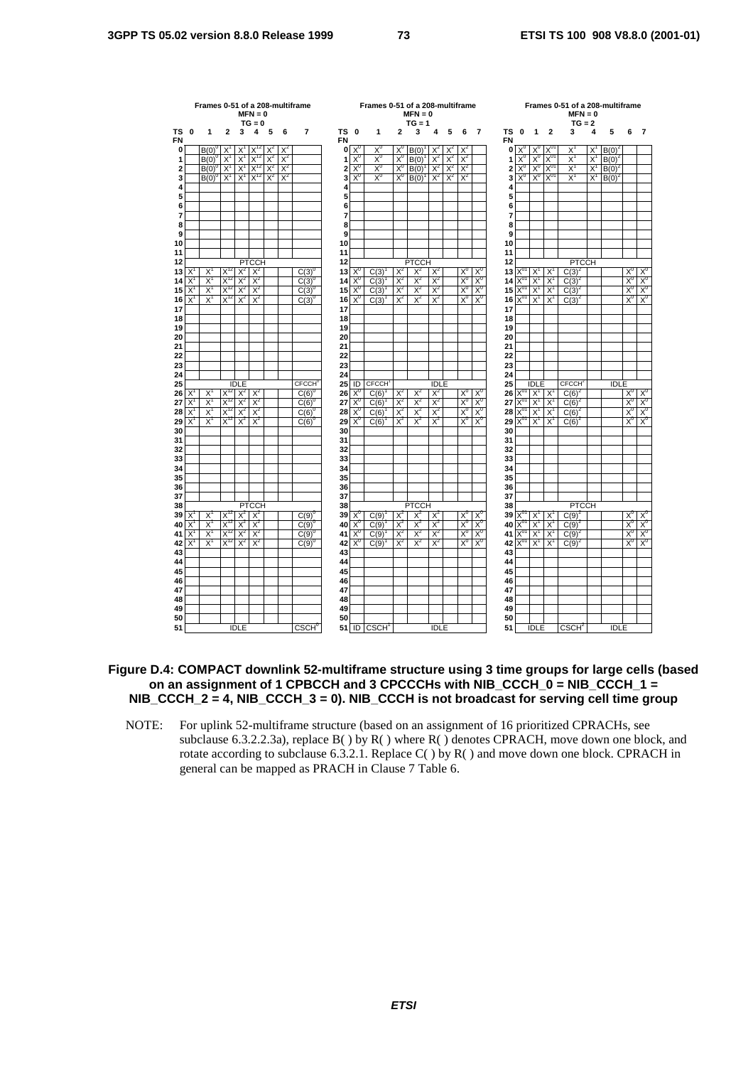**Frames 0-51 of a 208-multiframe, MFN = 0, TG = 0**

| TS / FN | 0 | 1 | 2 | 3 | 4 | 5 | 6 | 7 |
|---|---|---|---|---|---|---|---|---|
| 0 | | $B(0)^0$ | $X^1$ | $X^1$ | $X^{12}$ | $X^2$ | $X^2$ | |
| 1 | | $B(0)^0$ | $X^1$ | $X^1$ | $X^{12}$ | $X^2$ | $X^2$ | |
| 2 | | $B(0)^0$ | $X^1$ | $X^1$ | $X^{12}$ | $X^2$ | $X^2$ | |
| 3 | | $B(0)^0$ | $X^1$ | $X^1$ | $X^{12}$ | $X^2$ | $X^2$ | |
| 4 | | | | | | | | |
| 5 | | | | | | | | |
| 6 | | | | | | | | |
| 7 | | | | | | | | |
| 8 | | | | | | | | |
| 9 | | | | | | | | |
| 10 | | | | | | | | |
| 11 | | | | | | | | |
| 12 | PTCCH | | | | | | | |
| 13 | $X^1$ | $X^1$ | $X^{12}$ | $X^2$ | $X^2$ | | | $C(3)^0$ |
| 14 | $X^1$ | $X^1$ | $X^{12}$ | $X^2$ | $X^2$ | | | $C(3)^0$ |
| 15 | $X^1$ | $X^1$ | $X^{12}$ | $X^2$ | $X^2$ | | | $C(3)^0$ |
| 16 | $X^1$ | $X^1$ | $X^{12}$ | $X^2$ | $X^2$ | | | $C(3)^0$ |
| 17 | | | | | | | | |
| 18 | | | | | | | | |
| 19 | | | | | | | | |
| 20 | | | | | | | | |
| 21 | | | | | | | | |
| 22 | | | | | | | | |
| 23 | | | | | | | | |
| 24 | | | | | | | | |
| 25 | IDLE | | | | | | | $CFCCH^0$ |
| 26 | $X^1$ | $X^1$ | $X^{12}$ | $X^2$ | $X^2$ | | | $C(6)^0$ |
| 27 | $X^1$ | $X^1$ | $X^{12}$ | $X^2$ | $X^2$ | | | $C(6)^0$ |
| 28 | $X^1$ | $X^1$ | $X^{12}$ | $X^2$ | $X^2$ | | | $C(6)^0$ |
| 29 | $X^1$ | $X^1$ | $X^{12}$ | $X^2$ | $X^2$ | | | $C(6)^0$ |
| 30 | | | | | | | | |
| 31 | | | | | | | | |
| 32 | | | | | | | | |
| 33 | | | | | | | | |
| 34 | | | | | | | | |
| 35 | | | | | | | | |
| 36 | | | | | | | | |
| 37 | | | | | | | | |
| 38 | PTCCH | | | | | | | |
| 39 | $X^1$ | $X^1$ | $X^{12}$ | $X^2$ | $X^2$ | | | $C(9)^0$ |
| 40 | $X^1$ | $X^1$ | $X^{12}$ | $X^2$ | $X^2$ | | | $C(9)^0$ |
| 41 | $X^1$ | $X^1$ | $X^{12}$ | $X^2$ | $X^2$ | | | $C(9)^0$ |
| 42 | $X^1$ | $X^1$ | $X^{12}$ | $X^2$ | $X^2$ | | | $C(9)^0$ |
| 43 | | | | | | | | |
| 44 | | | | | | | | |
| 45 | | | | | | | | |
| 46 | | | | | | | | |
| 47 | | | | | | | | |
| 48 | | | | | | | | |
| 49 | | | | | | | | |
| 50 | | | | | | | | |
| 51 | IDLE | | | | | | | $CSCH^0$ |

**Frames 0-51 of a 208-multiframe, MFN = 0, TG = 1**

| TS / FN | 0 | 1 | 2 | 3 | 4 | 5 | 6 | 7 |
|---|---|---|---|---|---|---|---|---|
| 0 | $X^0$ | $X^0$ | $X^0$ | $B(0)^1$ | $X^2$ | $X^2$ | $X^2$ | |
| 1 | $X^0$ | $X^0$ | $X^0$ | $B(0)^1$ | $X^2$ | $X^2$ | $X^2$ | |
| 2 | $X^0$ | $X^0$ | $X^0$ | $B(0)^1$ | $X^2$ | $X^2$ | $X^2$ | |
| 3 | $X^0$ | $X^0$ | $X^0$ | $B(0)^1$ | $X^2$ | $X^2$ | $X^2$ | |
| 4 | | | | | | | | |
| 5 | | | | | | | | |
| 6 | | | | | | | | |
| 7 | | | | | | | | |
| 8 | | | | | | | | |
| 9 | | | | | | | | |
| 10 | | | | | | | | |
| 11 | | | | | | | | |
| 12 | PTCCH | | | | | | | |
| 13 | $X^0$ | $C(3)^1$ | $X^2$ | $X^2$ | $X^2$ | | $X^0$ | $X^0$ |
| 14 | $X^0$ | $C(3)^1$ | $X^2$ | $X^2$ | $X^2$ | | $X^0$ | $X^0$ |
| 15 | $X^0$ | $C(3)^1$ | $X^2$ | $X^2$ | $X^2$ | | $X^0$ | $X^0$ |
| 16 | $X^0$ | $C(3)^1$ | $X^2$ | $X^2$ | $X^2$ | | $X^0$ | $X^0$ |
| 17 | | | | | | | | |
| 18 | | | | | | | | |
| 19 | | | | | | | | |
| 20 | | | | | | | | |
| 21 | | | | | | | | |
| 22 | | | | | | | | |
| 23 | | | | | | | | |
| 24 | | | | | | | | |
| 25 | ID | $CFCCH^1$ | IDLE | | | | | |
| 26 | $X^0$ | $C(6)^1$ | $X^2$ | $X^2$ | $X^2$ | | $X^0$ | $X^0$ |
| 27 | $X^0$ | $C(6)^1$ | $X^2$ | $X^2$ | $X^2$ | | $X^0$ | $X^0$ |
| 28 | $X^0$ | $C(6)^1$ | $X^2$ | $X^2$ | $X^2$ | | $X^0$ | $X^0$ |
| 29 | $X^0$ | $C(6)^1$ | $X^2$ | $X^2$ | $X^2$ | | $X^0$ | $X^0$ |
| 30 | | | | | | | | |
| 31 | | | | | | | | |
| 32 | | | | | | | | |
| 33 | | | | | | | | |
| 34 | | | | | | | | |
| 35 | | | | | | | | |
| 36 | | | | | | | | |
| 37 | | | | | | | | |
| 38 | PTCCH | | | | | | | |
| 39 | $X^0$ | $C(9)^1$ | $X^2$ | $X^2$ | $X^2$ | | $X^0$ | $X^0$ |
| 40 | $X^0$ | $C(9)^1$ | $X^2$ | $X^2$ | $X^2$ | | $X^0$ | $X^0$ |
| 41 | $X^0$ | $C(9)^1$ | $X^2$ | $X^2$ | $X^2$ | | $X^0$ | $X^0$ |
| 42 | $X^0$ | $C(9)^1$ | $X^2$ | $X^2$ | $X^2$ | | $X^0$ | $X^0$ |
| 43 | | | | | | | | |
| 44 | | | | | | | | |
| 45 | | | | | | | | |
| 46 | | | | | | | | |
| 47 | | | | | | | | |
| 48 | | | | | | | | |
| 49 | | | | | | | | |
| 50 | | | | | | | | |
| 51 | ID | $CSCH^1$ | IDLE | | | | | |

**Frames 0-51 of a 208-multiframe, MFN = 0, TG = 2**

| TS / FN | 0 | 1 | 2 | 3 | 4 | 5 | 6 | 7 |
|---|---|---|---|---|---|---|---|---|
| 0 | $X^0$ | $X^0$ | $X^{01}$ | $X^1$ | $X^1$ | $B(0)^2$ | | |
| 1 | $X^0$ | $X^0$ | $X^{01}$ | $X^1$ | $X^1$ | $B(0)^2$ | | |
| 2 | $X^0$ | $X^0$ | $X^{01}$ | $X^1$ | $X^1$ | $B(0)^2$ | | |
| 3 | $X^0$ | $X^0$ | $X^{01}$ | $X^1$ | $X^1$ | $B(0)^2$ | | |
| 4 | | | | | | | | |
| 5 | | | | | | | | |
| 6 | | | | | | | | |
| 7 | | | | | | | | |
| 8 | | | | | | | | |
| 9 | | | | | | | | |
| 10 | | | | | | | | |
| 11 | | | | | | | | |
| 12 | PTCCH | | | | | | | |
| 13 | $X^{01}$ | $X^1$ | $X^1$ | $C(3)^2$ | | | $X^0$ | $X^0$ |
| 14 | $X^{01}$ | $X^1$ | $X^1$ | $C(3)^2$ | | | $X^0$ | $X^0$ |
| 15 | $X^{01}$ | $X^1$ | $X^1$ | $C(3)^2$ | | | $X^0$ | $X^0$ |
| 16 | $X^{01}$ | $X^1$ | $X^1$ | $C(3)^2$ | | | $X^0$ | $X^0$ |
| 17 | | | | | | | | |
| 18 | | | | | | | | |
| 19 | | | | | | | | |
| 20 | | | | | | | | |
| 21 | | | | | | | | |
| 22 | | | | | | | | |
| 23 | | | | | | | | |
| 24 | | | | | | | | |
| 25 | IDLE | | | $CFCCH^2$ | IDLE | | | |
| 26 | $X^{01}$ | $X^1$ | $X^1$ | $C(6)^2$ | | | $X^0$ | $X^0$ |
| 27 | $X^{01}$ | $X^1$ | $X^1$ | $C(6)^2$ | | | $X^0$ | $X^0$ |
| 28 | $X^{01}$ | $X^1$ | $X^1$ | $C(6)^2$ | | | $X^0$ | $X^0$ |
| 29 | $X^{01}$ | $X^1$ | $X^1$ | $C(6)^2$ | | | $X^0$ | $X^0$ |
| 30 | | | | | | | | |
| 31 | | | | | | | | |
| 32 | | | | | | | | |
| 33 | | | | | | | | |
| 34 | | | | | | | | |
| 35 | | | | | | | | |
| 36 | | | | | | | | |
| 37 | | | | | | | | |
| 38 | PTCCH | | | | | | | |
| 39 | $X^{01}$ | $X^1$ | $X^1$ | $C(9)^2$ | | | $X^0$ | $X^0$ |
| 40 | $X^{01}$ | $X^1$ | $X^1$ | $C(9)^2$ | | | $X^0$ | $X^0$ |
| 41 | $X^{01}$ | $X^1$ | $X^1$ | $C(9)^2$ | | | $X^0$ | $X^0$ |
| 42 | $X^{01}$ | $X^1$ | $X^1$ | $C(9)^2$ | | | $X^0$ | $X^0$ |
| 43 | | | | | | | | |
| 44 | | | | | | | | |
| 45 | | | | | | | | |
| 46 | | | | | | | | |
| 47 | | | | | | | | |
| 48 | | | | | | | | |
| 49 | | | | | | | | |
| 50 | | | | | | | | |
| 51 | IDLE | | | $CSCH^2$ | IDLE | | | |

**Figure D.4: COMPACT downlink 52-multiframe structure using 3 time groups for large cells (based on an assignment of 1 CPBCCH and 3 CPCCCHs with NIB_CCCH_0 = NIB_CCCH_1 = NIB_CCCH_2 = 4, NIB_CCCH_3 = 0). NIB_CCCH is not broadcast for serving cell time group**

NOTE: For uplink 52-multiframe structure (based on an assignment of 16 prioritized CPRACHs, see subclause 6.3.2.2.3a), replace B( ) by R( ) where R( ) denotes CPRACH, move down one block, and rotate according to subclause 6.3.2.1. Replace C( ) by R( ) and move down one block. CPRACH in general can be mapped as PRACH in Clause 7 Table 6.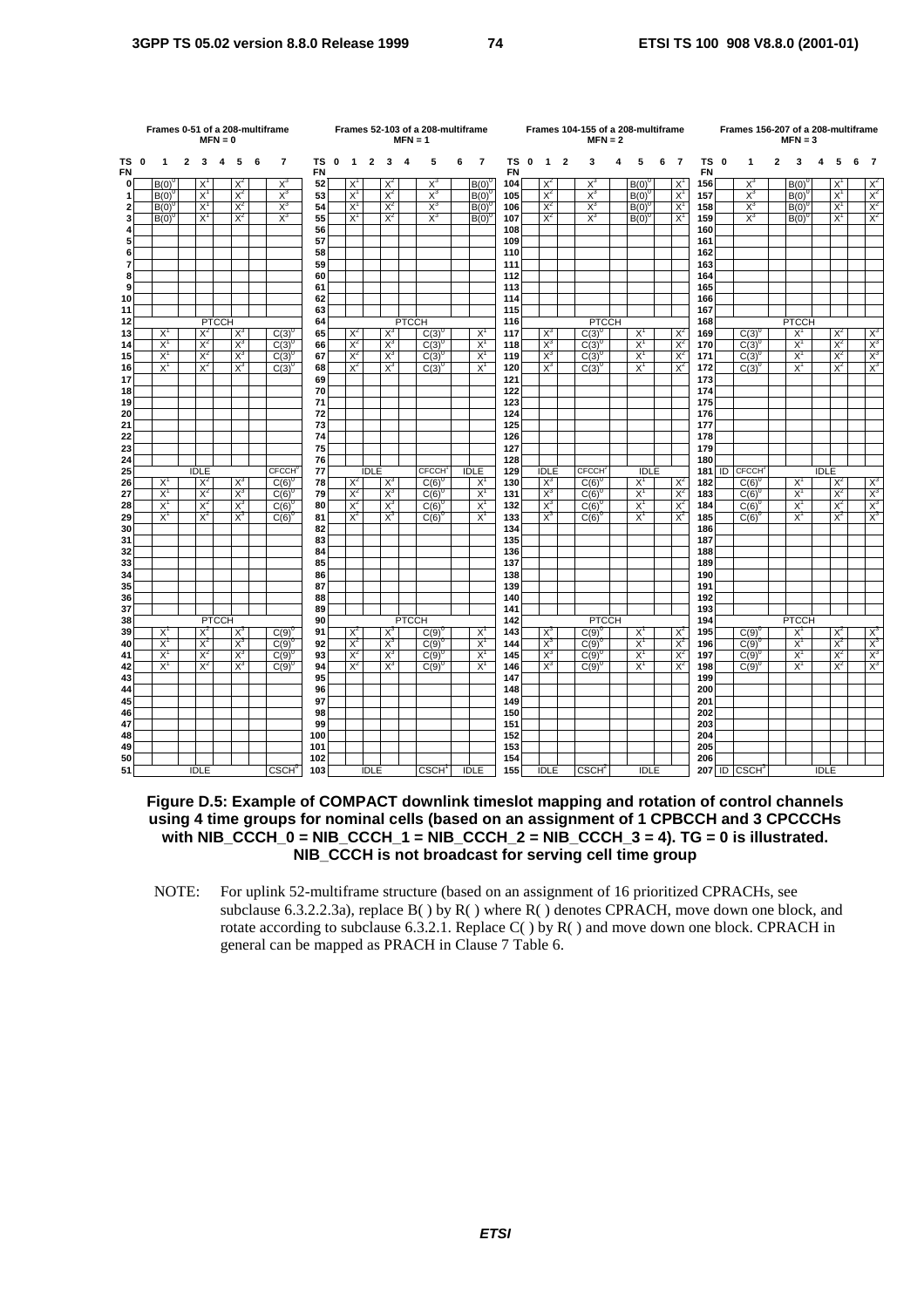**Frames 0-51 of a 208-multiframe MFN = 0**

| TS FN | 0 | 1 | 2 | 3 | 4 | 5 | 6 | 7 |
|---|---|---|---|---|---|---|---|---|
| 0 | | $B(0)^0$ | | $X^1$ | | $X^2$ | | $X^3$ |
| 1 | | $B(0)^0$ | | $X^1$ | | $X^2$ | | $X^3$ |
| 2 | | $B(0)^0$ | | $X^1$ | | $X^2$ | | $X^3$ |
| 3 | | $B(0)^0$ | | $X^1$ | | $X^2$ | | $X^3$ |
| 4 | | | | | | | | |
| 5 | | | | | | | | |
| 6 | | | | | | | | |
| 7 | | | | | | | | |
| 8 | | | | | | | | |
| 9 | | | | | | | | |
| 10 | | | | | | | | |
| 11 | | | | | | | | |
| 12 | PTCCH | | | | | | | |
| 13 | | $X^1$ | | $X^2$ | | $X^3$ | | $C(3)^0$ |
| 14 | | $X^1$ | | $X^2$ | | $X^3$ | | $C(3)^0$ |
| 15 | | $X^1$ | | $X^2$ | | $X^3$ | | $C(3)^0$ |
| 16 | | $X^1$ | | $X^2$ | | $X^3$ | | $C(3)^0$ |
| 17 | | | | | | | | |
| 18 | | | | | | | | |
| 19 | | | | | | | | |
| 20 | | | | | | | | |
| 21 | | | | | | | | |
| 22 | | | | | | | | |
| 23 | | | | | | | | |
| 24 | | | | | | | | |
| 25 | IDLE | | | | | | | $CFCCH^0$ |
| 26 | | $X^1$ | | $X^2$ | | $X^3$ | | $C(6)^0$ |
| 27 | | $X^1$ | | $X^2$ | | $X^3$ | | $C(6)^0$ |
| 28 | | $X^1$ | | $X^2$ | | $X^3$ | | $C(6)^0$ |
| 29 | | $X^1$ | | $X^2$ | | $X^3$ | | $C(6)^0$ |
| 30 | | | | | | | | |
| 31 | | | | | | | | |
| 32 | | | | | | | | |
| 33 | | | | | | | | |
| 34 | | | | | | | | |
| 35 | | | | | | | | |
| 36 | | | | | | | | |
| 37 | | | | | | | | |
| 38 | PTCCH | | | | | | | |
| 39 | | $X^1$ | | $X^2$ | | $X^3$ | | $C(9)^0$ |
| 40 | | $X^1$ | | $X^2$ | | $X^3$ | | $C(9)^0$ |
| 41 | | $X^1$ | | $X^2$ | | $X^3$ | | $C(9)^0$ |
| 42 | | $X^1$ | | $X^2$ | | $X^3$ | | $C(9)^0$ |
| 43 | | | | | | | | |
| 44 | | | | | | | | |
| 45 | | | | | | | | |
| 46 | | | | | | | | |
| 47 | | | | | | | | |
| 48 | | | | | | | | |
| 49 | | | | | | | | |
| 50 | | | | | | | | |
| 51 | IDLE | | | | | | | $CSCH^0$ |

**Frames 52-103 of a 208-multiframe MFN = 1**

| TS FN | 0 | 1 | 2 | 3 | 4 | 5 | 6 | 7 |
|---|---|---|---|---|---|---|---|---|
| 52 | | $X^1$ | | $X^2$ | | $X^3$ | | $B(0)^0$ |
| 53 | | $X^1$ | | $X^2$ | | $X^3$ | | $B(0)^0$ |
| 54 | | $X^1$ | | $X^2$ | | $X^3$ | | $B(0)^0$ |
| 55 | | $X^1$ | | $X^2$ | | $X^3$ | | $B(0)^0$ |
| 56 | | | | | | | | |
| 57 | | | | | | | | |
| 58 | | | | | | | | |
| 59 | | | | | | | | |
| 60 | | | | | | | | |
| 61 | | | | | | | | |
| 62 | | | | | | | | |
| 63 | | | | | | | | |
| 64 | PTCCH | | | | | | | |
| 65 | | $X^2$ | | $X^3$ | | $C(3)^0$ | | $X^1$ |
| 66 | | $X^2$ | | $X^3$ | | $C(3)^0$ | | $X^1$ |
| 67 | | $X^2$ | | $X^3$ | | $C(3)^0$ | | $X^1$ |
| 68 | | $X^2$ | | $X^3$ | | $C(3)^0$ | | $X^1$ |
| 69 | | | | | | | | |
| 70 | | | | | | | | |
| 71 | | | | | | | | |
| 72 | | | | | | | | |
| 73 | | | | | | | | |
| 74 | | | | | | | | |
| 75 | | | | | | | | |
| 76 | | | | | | | | |
| 77 | IDLE | | | | | $CFCCH^1$ | IDLE | |
| 78 | | $X^2$ | | $X^3$ | | $C(6)^0$ | | $X^1$ |
| 79 | | $X^2$ | | $X^3$ | | $C(6)^0$ | | $X^1$ |
| 80 | | $X^2$ | | $X^3$ | | $C(6)^0$ | | $X^1$ |
| 81 | | $X^2$ | | $X^3$ | | $C(6)^0$ | | $X^1$ |
| 82 | | | | | | | | |
| 83 | | | | | | | | |
| 84 | | | | | | | | |
| 85 | | | | | | | | |
| 86 | | | | | | | | |
| 87 | | | | | | | | |
| 88 | | | | | | | | |
| 89 | | | | | | | | |
| 90 | PTCCH | | | | | | | |
| 91 | | $X^2$ | | $X^3$ | | $C(9)^0$ | | $X^1$ |
| 92 | | $X^2$ | | $X^3$ | | $C(9)^0$ | | $X^1$ |
| 93 | | $X^2$ | | $X^3$ | | $C(9)^0$ | | $X^1$ |
| 94 | | $X^2$ | | $X^3$ | | $C(9)^0$ | | $X^1$ |
| 95 | | | | | | | | |
| 96 | | | | | | | | |
| 97 | | | | | | | | |
| 98 | | | | | | | | |
| 99 | | | | | | | | |
| 100 | | | | | | | | |
| 101 | | | | | | | | |
| 102 | | | | | | | | |
| 103 | IDLE | | | | | $CSCH^1$ | IDLE | |

**Frames 104-155 of a 208-multiframe MFN = 2**

| TS FN | 0 | 1 | 2 | 3 | 4 | 5 | 6 | 7 |
|---|---|---|---|---|---|---|---|---|
| 104 | | $X^2$ | | $X^3$ | | $B(0)^0$ | | $X^1$ |
| 105 | | $X^2$ | | $X^3$ | | $B(0)^0$ | | $X^1$ |
| 106 | | $X^2$ | | $X^3$ | | $B(0)^0$ | | $X^1$ |
| 107 | | $X^2$ | | $X^3$ | | $B(0)^0$ | | $X^1$ |
| 108 | | | | | | | | |
| 109 | | | | | | | | |
| 110 | | | | | | | | |
| 111 | | | | | | | | |
| 112 | | | | | | | | |
| 113 | | | | | | | | |
| 114 | | | | | | | | |
| 115 | | | | | | | | |
| 116 | PTCCH | | | | | | | |
| 117 | | $X^3$ | | $C(3)^0$ | | $X^1$ | | $X^2$ |
| 118 | | $X^3$ | | $C(3)^0$ | | $X^1$ | | $X^2$ |
| 119 | | $X^3$ | | $C(3)^0$ | | $X^1$ | | $X^2$ |
| 120 | | $X^3$ | | $C(3)^0$ | | $X^1$ | | $X^2$ |
| 121 | | | | | | | | |
| 122 | | | | | | | | |
| 123 | | | | | | | | |
| 124 | | | | | | | | |
| 125 | | | | | | | | |
| 126 | | | | | | | | |
| 127 | | | | | | | | |
| 128 | | | | | | | | |
| 129 | IDLE | | | $CFCCH^2$ | IDLE | | | |
| 130 | | $X^3$ | | $C(6)^0$ | | $X^1$ | | $X^2$ |
| 131 | | $X^3$ | | $C(6)^0$ | | $X^1$ | | $X^2$ |
| 132 | | $X^3$ | | $C(6)^0$ | | $X^1$ | | $X^2$ |
| 133 | | $X^3$ | | $C(6)^0$ | | $X^1$ | | $X^2$ |
| 134 | | | | | | | | |
| 135 | | | | | | | | |
| 136 | | | | | | | | |
| 137 | | | | | | | | |
| 138 | | | | | | | | |
| 139 | | | | | | | | |
| 140 | | | | | | | | |
| 141 | | | | | | | | |
| 142 | PTCCH | | | | | | | |
| 143 | | $X^3$ | | $C(9)^0$ | | $X^1$ | | $X^2$ |
| 144 | | $X^3$ | | $C(9)^0$ | | $X^1$ | | $X^2$ |
| 145 | | $X^3$ | | $C(9)^0$ | | $X^1$ | | $X^2$ |
| 146 | | $X^3$ | | $C(9)^0$ | | $X^1$ | | $X^2$ |
| 147 | | | | | | | | |
| 148 | | | | | | | | |
| 149 | | | | | | | | |
| 150 | | | | | | | | |
| 151 | | | | | | | | |
| 152 | | | | | | | | |
| 153 | | | | | | | | |
| 154 | | | | | | | | |
| 155 | IDLE | | | $CSCH^2$ | IDLE | | | |

**Frames 156-207 of a 208-multiframe MFN = 3**

| TS FN | 0 | 1 | 2 | 3 | 4 | 5 | 6 | 7 |
|---|---|---|---|---|---|---|---|---|
| 156 | | $X^3$ | | $B(0)^0$ | | $X^1$ | | $X^2$ |
| 157 | | $X^3$ | | $B(0)^0$ | | $X^1$ | | $X^2$ |
| 158 | | $X^3$ | | $B(0)^0$ | | $X^1$ | | $X^2$ |
| 159 | | $X^3$ | | $B(0)^0$ | | $X^1$ | | $X^2$ |
| 160 | | | | | | | | |
| 161 | | | | | | | | |
| 162 | | | | | | | | |
| 163 | | | | | | | | |
| 164 | | | | | | | | |
| 165 | | | | | | | | |
| 166 | | | | | | | | |
| 167 | | | | | | | | |
| 168 | PTCCH | | | | | | | |
| 169 | | $C(3)^0$ | | $X^1$ | | $X^2$ | | $X^3$ |
| 170 | | $C(3)^0$ | | $X^1$ | | $X^2$ | | $X^3$ |
| 171 | | $C(3)^0$ | | $X^1$ | | $X^2$ | | $X^3$ |
| 172 | | $C(3)^0$ | | $X^1$ | | $X^2$ | | $X^3$ |
| 173 | | | | | | | | |
| 174 | | | | | | | | |
| 175 | | | | | | | | |
| 176 | | | | | | | | |
| 177 | | | | | | | | |
| 178 | | | | | | | | |
| 179 | | | | | | | | |
| 180 | | | | | | | | |
| 181 | ID | $CFCCH^3$ | IDLE | | | | | |
| 182 | | $C(6)^0$ | | $X^1$ | | $X^2$ | | $X^3$ |
| 183 | | $C(6)^0$ | | $X^1$ | | $X^2$ | | $X^3$ |
| 184 | | $C(6)^0$ | | $X^1$ | | $X^2$ | | $X^3$ |
| 185 | | $C(6)^0$ | | $X^1$ | | $X^2$ | | $X^3$ |
| 186 | | | | | | | | |
| 187 | | | | | | | | |
| 188 | | | | | | | | |
| 189 | | | | | | | | |
| 190 | | | | | | | | |
| 191 | | | | | | | | |
| 192 | | | | | | | | |
| 193 | | | | | | | | |
| 194 | PTCCH | | | | | | | |
| 195 | | $C(9)^0$ | | $X^1$ | | $X^2$ | | $X^3$ |
| 196 | | $C(9)^0$ | | $X^1$ | | $X^2$ | | $X^3$ |
| 197 | | $C(9)^0$ | | $X^1$ | | $X^2$ | | $X^3$ |
| 198 | | $C(9)^0$ | | $X^1$ | | $X^2$ | | $X^3$ |
| 199 | | | | | | | | |
| 200 | | | | | | | | |
| 201 | | | | | | | | |
| 202 | | | | | | | | |
| 203 | | | | | | | | |
| 204 | | | | | | | | |
| 205 | | | | | | | | |
| 206 | | | | | | | | |
| 207 | ID | $CSCH^3$ | IDLE | | | | | |

**Figure D.5: Example of COMPACT downlink timeslot mapping and rotation of control channels using 4 time groups for nominal cells (based on an assignment of 1 CPBCCH and 3 CPCCCHs with NIB_CCCH_0 = NIB_CCCH_1 = NIB_CCCH_2 = NIB_CCCH_3 = 4). TG = 0 is illustrated. NIB_CCCH is not broadcast for serving cell time group**

NOTE: For uplink 52-multiframe structure (based on an assignment of 16 prioritized CPRACHs, see subclause 6.3.2.2.3a), replace B( ) by R( ) where R( ) denotes CPRACH, move down one block, and rotate according to subclause 6.3.2.1. Replace C( ) by R( ) and move down one block. CPRACH in general can be mapped as PRACH in Clause 7 Table 6.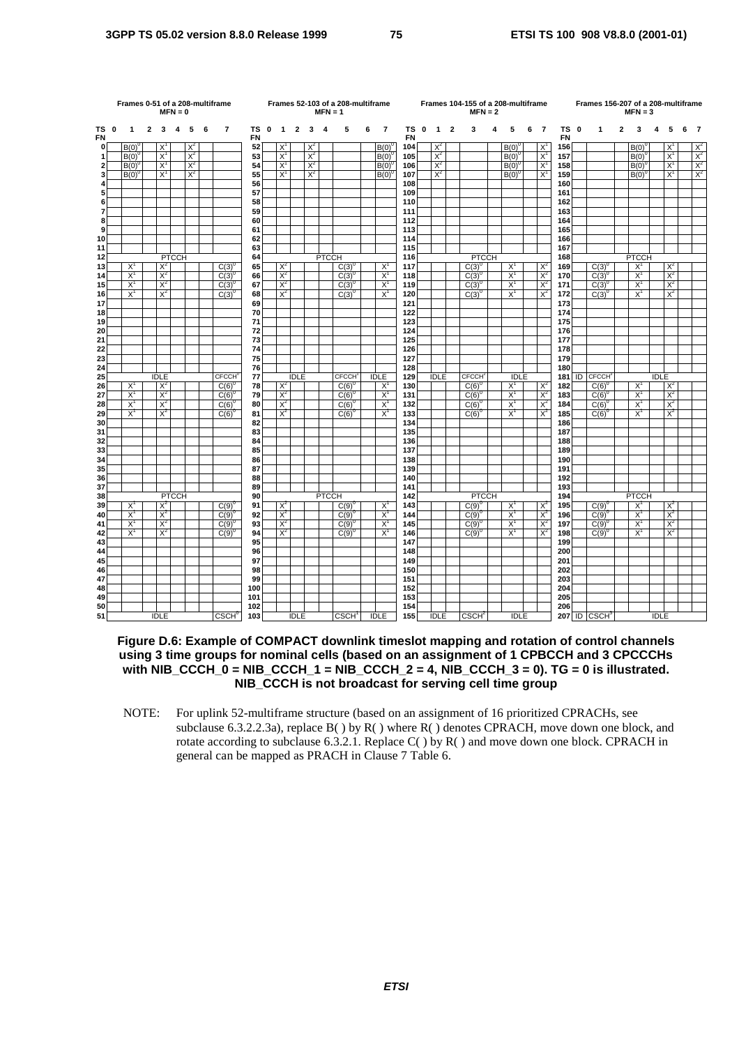**Frames 0-51 of a 208-multiframe MFN = 0**

| TS FN | 0 | 1 | 2 | 3 | 4 | 5 | 6 | 7 |
|---|---|---|---|---|---|---|---|---|
| 0 | | $B(0)^0$ | | $X^1$ | | $X^2$ | | |
| 1 | | $B(0)^0$ | | $X^1$ | | $X^2$ | | |
| 2 | | $B(0)^0$ | | $X^1$ | | $X^2$ | | |
| 3 | | $B(0)^0$ | | $X^1$ | | $X^2$ | | |
| 4 | | | | | | | | |
| 5 | | | | | | | | |
| 6 | | | | | | | | |
| 7 | | | | | | | | |
| 8 | | | | | | | | |
| 9 | | | | | | | | |
| 10 | | | | | | | | |
| 11 | | | | | | | | |
| 12 | | | | PTCCH | | | | |
| 13 | | $X^1$ | | $X^2$ | | | | $C(3)^0$ |
| 14 | | $X^1$ | | $X^2$ | | | | $C(3)^0$ |
| 15 | | $X^1$ | | $X^2$ | | | | $C(3)^0$ |
| 16 | | $X^1$ | | $X^2$ | | | | $C(3)^0$ |
| 17 | | | | | | | | |
| 18 | | | | | | | | |
| 19 | | | | | | | | |
| 20 | | | | | | | | |
| 21 | | | | | | | | |
| 22 | | | | | | | | |
| 23 | | | | | | | | |
| 24 | | | | | | | | |
| 25 | | | | IDLE | | | | $CFCCH^1$ |
| 26 | | $X^1$ | | $X^2$ | | | | $C(6)^0$ |
| 27 | | $X^1$ | | $X^2$ | | | | $C(6)^0$ |
| 28 | | $X^1$ | | $X^2$ | | | | $C(6)^0$ |
| 29 | | $X^1$ | | $X^2$ | | | | $C(6)^0$ |
| 30 | | | | | | | | |
| 31 | | | | | | | | |
| 32 | | | | | | | | |
| 33 | | | | | | | | |
| 34 | | | | | | | | |
| 35 | | | | | | | | |
| 36 | | | | | | | | |
| 37 | | | | | | | | |
| 38 | | | | PTCCH | | | | |
| 39 | | $X^1$ | | $X^2$ | | | | $C(9)^0$ |
| 40 | | $X^1$ | | $X^2$ | | | | $C(9)^0$ |
| 41 | | $X^1$ | | $X^2$ | | | | $C(9)^0$ |
| 42 | | $X^1$ | | $X^2$ | | | | $C(9)^0$ |
| 43 | | | | | | | | |
| 44 | | | | | | | | |
| 45 | | | | | | | | |
| 46 | | | | | | | | |
| 47 | | | | | | | | |
| 48 | | | | | | | | |
| 49 | | | | | | | | |
| 50 | | | | | | | | |
| 51 | | | | IDLE | | | | $CSCH^0$ |

**Frames 52-103 of a 208-multiframe MFN = 1**

| TS FN | 0 | 1 | 2 | 3 | 4 | 5 | 6 | 7 |
|---|---|---|---|---|---|---|---|---|
| 52 | | $X^1$ | | $X^2$ | | | | $B(0)^0$ |
| 53 | | $X^1$ | | $X^2$ | | | | $B(0)^0$ |
| 54 | | $X^1$ | | $X^2$ | | | | $B(0)^0$ |
| 55 | | $X^1$ | | $X^2$ | | | | $B(0)^0$ |
| 56 | | | | | | | | |
| 57 | | | | | | | | |
| 58 | | | | | | | | |
| 59 | | | | | | | | |
| 60 | | | | | | | | |
| 61 | | | | | | | | |
| 62 | | | | | | | | |
| 63 | | | | | | | | |
| 64 | | | | | PTCCH | | | |
| 65 | | $X^2$ | | | | $C(3)^0$ | | $X^1$ |
| 66 | | $X^2$ | | | | $C(3)^0$ | | $X^1$ |
| 67 | | $X^2$ | | | | $C(3)^0$ | | $X^1$ |
| 68 | | $X^2$ | | | | $C(3)^0$ | | $X^1$ |
| 69 | | | | | | | | |
| 70 | | | | | | | | |
| 71 | | | | | | | | |
| 72 | | | | | | | | |
| 73 | | | | | | | | |
| 74 | | | | | | | | |
| 75 | | | | | | | | |
| 76 | | | | | | | | |
| 77 | | | IDLE | | | $CFCCH^1$ | | IDLE |
| 78 | | $X^2$ | | | | $C(6)^0$ | | $X^1$ |
| 79 | | $X^2$ | | | | $C(6)^0$ | | $X^1$ |
| 80 | | $X^2$ | | | | $C(6)^0$ | | $X^1$ |
| 81 | | $X^2$ | | | | $C(6)^0$ | | $X^1$ |
| 82 | | | | | | | | |
| 83 | | | | | | | | |
| 84 | | | | | | | | |
| 85 | | | | | | | | |
| 86 | | | | | | | | |
| 87 | | | | | | | | |
| 88 | | | | | | | | |
| 89 | | | | | | | | |
| 90 | | | | | PTCCH | | | |
| 91 | | $X^2$ | | | | $C(9)^0$ | | $X^1$ |
| 92 | | $X^2$ | | | | $C(9)^0$ | | $X^1$ |
| 93 | | $X^2$ | | | | $C(9)^0$ | | $X^1$ |
| 94 | | $X^2$ | | | | $C(9)^0$ | | $X^1$ |
| 95 | | | | | | | | |
| 96 | | | | | | | | |
| 97 | | | | | | | | |
| 98 | | | | | | | | |
| 99 | | | | | | | | |
| 100 | | | | | | | | |
| 101 | | | | | | | | |
| 102 | | | | | | | | |
| 103 | | | IDLE | | | $CSCH^1$ | | IDLE |

**Frames 104-155 of a 208-multiframe MFN = 2**

| TS FN | 0 | 1 | 2 | 3 | 4 | 5 | 6 | 7 |
|---|---|---|---|---|---|---|---|---|
| 104 | | $X^2$ | | | | $B(0)^0$ | | $X^1$ |
| 105 | | $X^2$ | | | | $B(0)^0$ | | $X^1$ |
| 106 | | $X^2$ | | | | $B(0)^0$ | | $X^1$ |
| 107 | | $X^2$ | | | | $B(0)^0$ | | $X^1$ |
| 108 | | | | | | | | |
| 109 | | | | | | | | |
| 110 | | | | | | | | |
| 111 | | | | | | | | |
| 112 | | | | | | | | |
| 113 | | | | | | | | |
| 114 | | | | | | | | |
| 115 | | | | | | | | |
| 116 | | | | PTCCH | | | | |
| 117 | | | | $C(3)^0$ | | $X^1$ | | $X^2$ |
| 118 | | | | $C(3)^0$ | | $X^1$ | | $X^2$ |
| 119 | | | | $C(3)^0$ | | $X^1$ | | $X^2$ |
| 120 | | | | $C(3)^0$ | | $X^1$ | | $X^2$ |
| 121 | | | | | | | | |
| 122 | | | | | | | | |
| 123 | | | | | | | | |
| 124 | | | | | | | | |
| 125 | | | | | | | | |
| 126 | | | | | | | | |
| 127 | | | | | | | | |
| 128 | | | | | | | | |
| 129 | | IDLE | | $CFCCH^2$ | | IDLE | | |
| 130 | | | | $C(6)^0$ | | $X^1$ | | $X^2$ |
| 131 | | | | $C(6)^0$ | | $X^1$ | | $X^2$ |
| 132 | | | | $C(6)^0$ | | $X^1$ | | $X^2$ |
| 133 | | | | $C(6)^0$ | | $X^1$ | | $X^2$ |
| 134 | | | | | | | | |
| 135 | | | | | | | | |
| 136 | | | | | | | | |
| 137 | | | | | | | | |
| 138 | | | | | | | | |
| 139 | | | | | | | | |
| 140 | | | | | | | | |
| 141 | | | | | | | | |
| 142 | | | | PTCCH | | | | |
| 143 | | | | $C(9)^0$ | | $X^1$ | | $X^2$ |
| 144 | | | | $C(9)^0$ | | $X^1$ | | $X^2$ |
| 145 | | | | $C(9)^0$ | | $X^1$ | | $X^2$ |
| 146 | | | | $C(9)^0$ | | $X^1$ | | $X^2$ |
| 147 | | | | | | | | |
| 148 | | | | | | | | |
| 149 | | | | | | | | |
| 150 | | | | | | | | |
| 151 | | | | | | | | |
| 152 | | | | | | | | |
| 153 | | | | | | | | |
| 154 | | | | | | | | |
| 155 | | IDLE | | $CSCH^2$ | | IDLE | | |

**Frames 156-207 of a 208-multiframe MFN = 3**

| TS FN | 0 | 1 | 2 | 3 | 4 | 5 | 6 | 7 |
|---|---|---|---|---|---|---|---|---|
| 156 | | | | $B(0)^0$ | | $X^1$ | | $X^2$ |
| 157 | | | | $B(0)^0$ | | $X^1$ | | $X^2$ |
| 158 | | | | $B(0)^0$ | | $X^1$ | | $X^2$ |
| 159 | | | | $B(0)^0$ | | $X^1$ | | $X^2$ |
| 160 | | | | | | | | |
| 161 | | | | | | | | |
| 162 | | | | | | | | |
| 163 | | | | | | | | |
| 164 | | | | | | | | |
| 165 | | | | | | | | |
| 166 | | | | | | | | |
| 167 | | | | | | | | |
| 168 | | | | PTCCH | | | | |
| 169 | | $C(3)^0$ | | $X^1$ | | $X^2$ | | |
| 170 | | $C(3)^0$ | | $X^1$ | | $X^2$ | | |
| 171 | | $C(3)^0$ | | $X^1$ | | $X^2$ | | |
| 172 | | $C(3)^0$ | | $X^1$ | | $X^2$ | | |
| 173 | | | | | | | | |
| 174 | | | | | | | | |
| 175 | | | | | | | | |
| 176 | | | | | | | | |
| 177 | | | | | | | | |
| 178 | | | | | | | | |
| 179 | | | | | | | | |
| 180 | | | | | | | | |
| 181 | ID | $CFCCH^3$ | | | | IDLE | | |
| 182 | | $C(6)^0$ | | $X^1$ | | $X^2$ | | |
| 183 | | $C(6)^0$ | | $X^1$ | | $X^2$ | | |
| 184 | | $C(6)^0$ | | $X^1$ | | $X^2$ | | |
| 185 | | $C(6)^0$ | | $X^1$ | | $X^2$ | | |
| 186 | | | | | | | | |
| 187 | | | | | | | | |
| 188 | | | | | | | | |
| 189 | | | | | | | | |
| 190 | | | | | | | | |
| 191 | | | | | | | | |
| 192 | | | | | | | | |
| 193 | | | | | | | | |
| 194 | | | | PTCCH | | | | |
| 195 | | $C(9)^0$ | | $X^1$ | | $X^2$ | | |
| 196 | | $C(9)^0$ | | $X^1$ | | $X^2$ | | |
| 197 | | $C(9)^0$ | | $X^1$ | | $X^2$ | | |
| 198 | | $C(9)^0$ | | $X^1$ | | $X^2$ | | |
| 199 | | | | | | | | |
| 200 | | | | | | | | |
| 201 | | | | | | | | |
| 202 | | | | | | | | |
| 203 | | | | | | | | |
| 204 | | | | | | | | |
| 205 | | | | | | | | |
| 206 | | | | | | | | |
| 207 | ID | $CSCH^3$ | | | | IDLE | | |

**Figure D.6: Example of COMPACT downlink timeslot mapping and rotation of control channels using 3 time groups for nominal cells (based on an assignment of 1 CPBCCH and 3 CPCCCHs with NIB_CCCH_0 = NIB_CCCH_1 = NIB_CCCH_2 = 4, NIB_CCCH_3 = 0). TG = 0 is illustrated. NIB_CCCH is not broadcast for serving cell time group**

NOTE: For uplink 52-multiframe structure (based on an assignment of 16 prioritized CPRACHs, see subclause 6.3.2.2.3a), replace B( ) by R( ) where R( ) denotes CPRACH, move down one block, and rotate according to subclause 6.3.2.1. Replace C( ) by R( ) and move down one block. CPRACH in general can be mapped as PRACH in Clause 7 Table 6.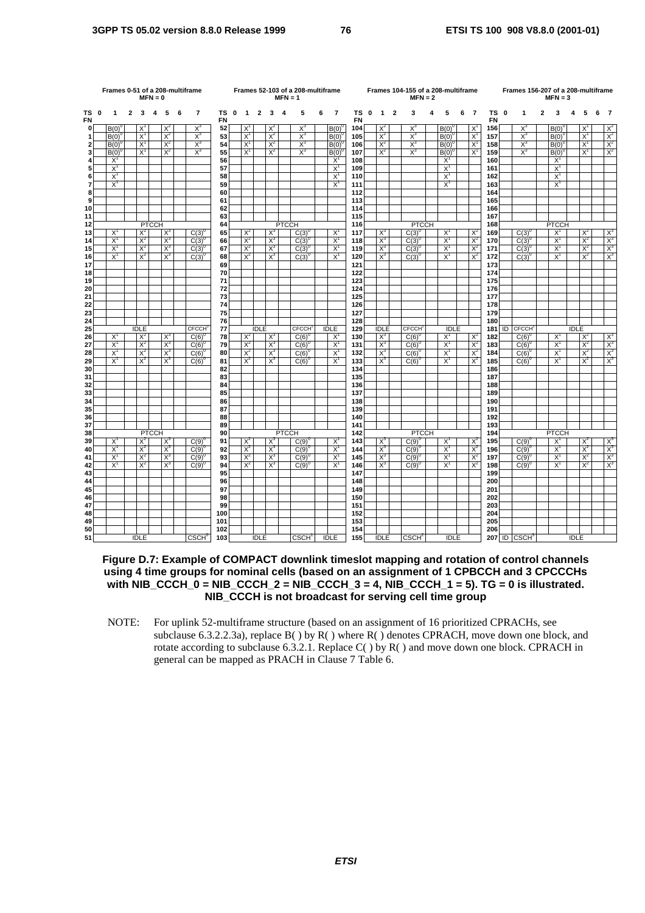Frames 0-51 of a 208-multiframe MFN = 0

| TS FN | 0 | 1 | 2 | 3 | 4 | 5 | 6 | 7 |
|---|---|---|---|---|---|---|---|---|
| 0 | | $B(0)^0$ | | $X^1$ | | $X^2$ | | $X^3$ |
| 1 | | $B(0)^0$ | | $X^1$ | | $X^2$ | | $X^3$ |
| 2 | | $B(0)^0$ | | $X^1$ | | $X^2$ | | $X^3$ |
| 3 | | $B(0)^0$ | | $X^1$ | | $X^2$ | | $X^3$ |
| 4 | | $X^1$ | | | | | | |
| 5 | | $X^1$ | | | | | | |
| 6 | | $X^1$ | | | | | | |
| 7 | | $X^1$ | | | | | | |
| 8 | | | | | | | | |
| 9 | | | | | | | | |
| 10 | | | | | | | | |
| 11 | | | | | | | | |
| 12 | | | | PTCCH | | | | |
| 13 | | $X^1$ | | $X^2$ | | $X^3$ | | $C(3)^0$ |
| 14 | | $X^1$ | | $X^2$ | | $X^3$ | | $C(3)^0$ |
| 15 | | $X^1$ | | $X^2$ | | $X^3$ | | $C(3)^0$ |
| 16 | | $X^1$ | | $X^2$ | | $X^3$ | | $C(3)^0$ |
| 17 | | | | | | | | |
| 18 | | | | | | | | |
| 19 | | | | | | | | |
| 20 | | | | | | | | |
| 21 | | | | | | | | |
| 22 | | | | | | | | |
| 23 | | | | | | | | |
| 24 | | | | | | | | |
| 25 | | | | IDLE | | | | $CFCCH^0$ |
| 26 | | $X^1$ | | $X^2$ | | $X^3$ | | $C(6)^0$ |
| 27 | | $X^1$ | | $X^2$ | | $X^3$ | | $C(6)^0$ |
| 28 | | $X^1$ | | $X^2$ | | $X^3$ | | $C(6)^0$ |
| 29 | | $X^1$ | | $X^2$ | | $X^3$ | | $C(6)^0$ |
| 30 | | | | | | | | |
| 31 | | | | | | | | |
| 32 | | | | | | | | |
| 33 | | | | | | | | |
| 34 | | | | | | | | |
| 35 | | | | | | | | |
| 36 | | | | | | | | |
| 37 | | | | | | | | |
| 38 | | | | PTCCH | | | | |
| 39 | | $X^1$ | | $X^2$ | | $X^3$ | | $C(9)^0$ |
| 40 | | $X^1$ | | $X^2$ | | $X^3$ | | $C(9)^0$ |
| 41 | | $X^1$ | | $X^2$ | | $X^3$ | | $C(9)^0$ |
| 42 | | $X^1$ | | $X^2$ | | $X^3$ | | $C(9)^0$ |
| 43 | | | | | | | | |
| 44 | | | | | | | | |
| 45 | | | | | | | | |
| 46 | | | | | | | | |
| 47 | | | | | | | | |
| 48 | | | | | | | | |
| 49 | | | | | | | | |
| 50 | | | | | | | | |
| 51 | | | | IDLE | | | | $CSCH^0$ |

Frames 52-103 of a 208-multiframe MFN = 1

| TS FN | 0 | 1 | 2 | 3 | 4 | 5 | 6 | 7 |
|---|---|---|---|---|---|---|---|---|
| 52 | | $X^1$ | | $X^2$ | | $X^3$ | | $B(0)^0$ |
| 53 | | $X^1$ | | $X^2$ | | $X^3$ | | $B(0)^0$ |
| 54 | | $X^1$ | | $X^2$ | | $X^3$ | | $B(0)^0$ |
| 55 | | $X^1$ | | $X^2$ | | $X^3$ | | $B(0)^0$ |
| 56 | | | | | | | | $X^1$ |
| 57 | | | | | | | | $X^1$ |
| 58 | | | | | | | | $X^1$ |
| 59 | | | | | | | | $X^1$ |
| 60 | | | | | | | | |
| 61 | | | | | | | | |
| 62 | | | | | | | | |
| 63 | | | | | | | | |
| 64 | | | | | | PTCCH | | |
| 65 | | $X^2$ | | $X^3$ | | $C(3)^0$ | | $X^1$ |
| 66 | | $X^2$ | | $X^3$ | | $C(3)^0$ | | $X^1$ |
| 67 | | $X^2$ | | $X^3$ | | $C(3)^0$ | | $X^1$ |
| 68 | | $X^2$ | | $X^3$ | | $C(3)^0$ | | $X^1$ |
| 69 | | | | | | | | |
| 70 | | | | | | | | |
| 71 | | | | | | | | |
| 72 | | | | | | | | |
| 73 | | | | | | | | |
| 74 | | | | | | | | |
| 75 | | | | | | | | |
| 76 | | | | | | | | |
| 77 | | | IDLE | | | $CFCCH^1$ | | IDLE |
| 78 | | $X^2$ | | $X^3$ | | $C(6)^0$ | | $X^1$ |
| 79 | | $X^2$ | | $X^3$ | | $C(6)^0$ | | $X^1$ |
| 80 | | $X^2$ | | $X^3$ | | $C(6)^0$ | | $X^1$ |
| 81 | | $X^2$ | | $X^3$ | | $C(6)^0$ | | $X^1$ |
| 82 | | | | | | | | |
| 83 | | | | | | | | |
| 84 | | | | | | | | |
| 85 | | | | | | | | |
| 86 | | | | | | | | |
| 87 | | | | | | | | |
| 88 | | | | | | | | |
| 89 | | | | | | | | |
| 90 | | | | | | PTCCH | | |
| 91 | | $X^2$ | | $X^3$ | | $C(9)^0$ | | $X^1$ |
| 92 | | $X^2$ | | $X^3$ | | $C(9)^0$ | | $X^1$ |
| 93 | | $X^2$ | | $X^3$ | | $C(9)^0$ | | $X^1$ |
| 94 | | $X^2$ | | $X^3$ | | $C(9)^0$ | | $X^1$ |
| 95 | | | | | | | | |
| 96 | | | | | | | | |
| 97 | | | | | | | | |
| 98 | | | | | | | | |
| 99 | | | | | | | | |
| 100 | | | | | | | | |
| 101 | | | | | | | | |
| 102 | | | | | | | | |
| 103 | | | IDLE | | | $CSCH^1$ | | IDLE |

Frames 104-155 of a 208-multiframe MFN = 2

| TS FN | 0 | 1 | 2 | 3 | 4 | 5 | 6 | 7 |
|---|---|---|---|---|---|---|---|---|
| 104 | | $X^2$ | | $X^3$ | | $B(0)^0$ | | $X^1$ |
| 105 | | $X^2$ | | $X^3$ | | $B(0)^0$ | | $X^1$ |
| 106 | | $X^2$ | | $X^3$ | | $B(0)^0$ | | $X^1$ |
| 107 | | $X^2$ | | $X^3$ | | $B(0)^0$ | | $X^1$ |
| 108 | | | | | | $X^1$ | | |
| 109 | | | | | | $X^1$ | | |
| 110 | | | | | | $X^1$ | | |
| 111 | | | | | | $X^1$ | | |
| 112 | | | | | | | | |
| 113 | | | | | | | | |
| 114 | | | | | | | | |
| 115 | | | | | | | | |
| 116 | | | | PTCCH | | | | |
| 117 | | $X^3$ | | $C(3)^0$ | | $X^1$ | | $X^2$ |
| 118 | | $X^3$ | | $C(3)^0$ | | $X^1$ | | $X^2$ |
| 119 | | $X^3$ | | $C(3)^0$ | | $X^1$ | | $X^2$ |
| 120 | | $X^3$ | | $C(3)^0$ | | $X^1$ | | $X^2$ |
| 121 | | | | | | | | |
| 122 | | | | | | | | |
| 123 | | | | | | | | |
| 124 | | | | | | | | |
| 125 | | | | | | | | |
| 126 | | | | | | | | |
| 127 | | | | | | | | |
| 128 | | | | | | | | |
| 129 | | IDLE | | $CFCCH^2$ | | IDLE | | |
| 130 | | $X^3$ | | $C(6)^0$ | | $X^1$ | | $X^2$ |
| 131 | | $X^3$ | | $C(6)^0$ | | $X^1$ | | $X^2$ |
| 132 | | $X^3$ | | $C(6)^0$ | | $X^1$ | | $X^2$ |
| 133 | | $X^3$ | | $C(6)^0$ | | $X^1$ | | $X^2$ |
| 134 | | | | | | | | |
| 135 | | | | | | | | |
| 136 | | | | | | | | |
| 137 | | | | | | | | |
| 138 | | | | | | | | |
| 139 | | | | | | | | |
| 140 | | | | | | | | |
| 141 | | | | | | | | |
| 142 | | | | PTCCH | | | | |
| 143 | | $X^3$ | | $C(9)^0$ | | $X^1$ | | $X^2$ |
| 144 | | $X^3$ | | $C(9)^0$ | | $X^1$ | | $X^2$ |
| 145 | | $X^3$ | | $C(9)^0$ | | $X^1$ | | $X^2$ |
| 146 | | $X^3$ | | $C(9)^0$ | | $X^1$ | | $X^2$ |
| 147 | | | | | | | | |
| 148 | | | | | | | | |
| 149 | | | | | | | | |
| 150 | | | | | | | | |
| 151 | | | | | | | | |
| 152 | | | | | | | | |
| 153 | | | | | | | | |
| 154 | | | | | | | | |
| 155 | | IDLE | | $CSCH^2$ | | IDLE | | |

Frames 156-207 of a 208-multiframe MFN = 3

| TS FN | 0 | 1 | 2 | 3 | 4 | 5 | 6 | 7 |
|---|---|---|---|---|---|---|---|---|
| 156 | | $X^3$ | | $B(0)^0$ | | $X^1$ | | $X^2$ |
| 157 | | $X^3$ | | $B(0)^0$ | | $X^1$ | | $X^2$ |
| 158 | | $X^3$ | | $B(0)^0$ | | $X^1$ | | $X^2$ |
| 159 | | $X^3$ | | $B(0)^0$ | | $X^1$ | | $X^2$ |
| 160 | | | | $X^1$ | | | | |
| 161 | | | | $X^1$ | | | | |
| 162 | | | | $X^1$ | | | | |
| 163 | | | | $X^1$ | | | | |
| 164 | | | | | | | | |
| 165 | | | | | | | | |
| 166 | | | | | | | | |
| 167 | | | | | | | | |
| 168 | | | | PTCCH | | | | |
| 169 | | $C(3)^0$ | | $X^1$ | | $X^2$ | | $X^3$ |
| 170 | | $C(3)^0$ | | $X^1$ | | $X^2$ | | $X^3$ |
| 171 | | $C(3)^0$ | | $X^1$ | | $X^2$ | | $X^3$ |
| 172 | | $C(3)^0$ | | $X^1$ | | $X^2$ | | $X^3$ |
| 173 | | | | | | | | |
| 174 | | | | | | | | |
| 175 | | | | | | | | |
| 176 | | | | | | | | |
| 177 | | | | | | | | |
| 178 | | | | | | | | |
| 179 | | | | | | | | |
| 180 | | | | | | | | |
| 181 | ID | $CFCCH^3$ | | | | IDLE | | |
| 182 | | $C(6)^0$ | | $X^1$ | | $X^2$ | | $X^3$ |
| 183 | | $C(6)^0$ | | $X^1$ | | $X^2$ | | $X^3$ |
| 184 | | $C(6)^0$ | | $X^1$ | | $X^2$ | | $X^3$ |
| 185 | | $C(6)^0$ | | $X^1$ | | $X^2$ | | $X^3$ |
| 186 | | | | | | | | |
| 187 | | | | | | | | |
| 188 | | | | | | | | |
| 189 | | | | | | | | |
| 190 | | | | | | | | |
| 191 | | | | | | | | |
| 192 | | | | | | | | |
| 193 | | | | | | | | |
| 194 | | | | PTCCH | | | | |
| 195 | | $C(9)^0$ | | $X^1$ | | $X^2$ | | $X^3$ |
| 196 | | $C(9)^0$ | | $X^1$ | | $X^2$ | | $X^3$ |
| 197 | | $C(9)^0$ | | $X^1$ | | $X^2$ | | $X^3$ |
| 198 | | $C(9)^0$ | | $X^1$ | | $X^2$ | | $X^3$ |
| 199 | | | | | | | | |
| 200 | | | | | | | | |
| 201 | | | | | | | | |
| 202 | | | | | | | | |
| 203 | | | | | | | | |
| 204 | | | | | | | | |
| 205 | | | | | | | | |
| 206 | | | | | | | | |
| 207 | ID | $CSCH^3$ | | | | IDLE | | |

**Figure D.7: Example of COMPACT downlink timeslot mapping and rotation of control channels using 4 time groups for nominal cells (based on an assignment of 1 CPBCCH and 3 CPCCCHs with NIB_CCCH_0 = NIB_CCCH_2 = NIB_CCCH_3 = 4, NIB_CCCH_1 = 5). TG = 0 is illustrated. NIB_CCCH is not broadcast for serving cell time group**

NOTE: For uplink 52-multiframe structure (based on an assignment of 16 prioritized CPRACHs, see subclause 6.3.2.2.3a), replace B( ) by R( ) where R( ) denotes CPRACH, move down one block, and rotate according to subclause 6.3.2.1. Replace C( ) by R( ) and move down one block. CPRACH in general can be mapped as PRACH in Clause 7 Table 6.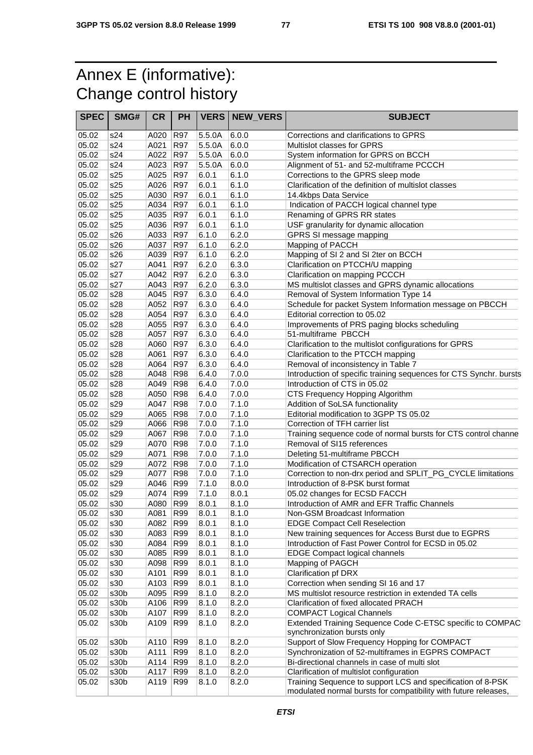# Annex E (informative): Change control history

| SPEC | SMG# | CR | PH | VERS | NEW_VERS | SUBJECT |
|---|---|---|---|---|---|---|
| 05.02 | s24 | A020 | R97 | 5.5.0A | 6.0.0 | Corrections and clarifications to GPRS |
| 05.02 | s24 | A021 | R97 | 5.5.0A | 6.0.0 | Multislot classes for GPRS |
| 05.02 | s24 | A022 | R97 | 5.5.0A | 6.0.0 | System information for GPRS on BCCH |
| 05.02 | s24 | A023 | R97 | 5.5.0A | 6.0.0 | Alignment of 51- and 52-multiframe PCCCH |
| 05.02 | s25 | A025 | R97 | 6.0.1 | 6.1.0 | Corrections to the GPRS sleep mode |
| 05.02 | s25 | A026 | R97 | 6.0.1 | 6.1.0 | Clarification of the definition of multislot classes |
| 05.02 | s25 | A030 | R97 | 6.0.1 | 6.1.0 | 14.4kbps Data Service |
| 05.02 | s25 | A034 | R97 | 6.0.1 | 6.1.0 | Indication of PACCH logical channel type |
| 05.02 | s25 | A035 | R97 | 6.0.1 | 6.1.0 | Renaming of GPRS RR states |
| 05.02 | s25 | A036 | R97 | 6.0.1 | 6.1.0 | USF granularity for dynamic allocation |
| 05.02 | s26 | A033 | R97 | 6.1.0 | 6.2.0 | GPRS SI message mapping |
| 05.02 | s26 | A037 | R97 | 6.1.0 | 6.2.0 | Mapping of PACCH |
| 05.02 | s26 | A039 | R97 | 6.1.0 | 6.2.0 | Mapping of SI 2 and SI 2ter on BCCH |
| 05.02 | s27 | A041 | R97 | 6.2.0 | 6.3.0 | Clarification on PTCCH/U mapping |
| 05.02 | s27 | A042 | R97 | 6.2.0 | 6.3.0 | Clarification on mapping PCCCH |
| 05.02 | s27 | A043 | R97 | 6.2.0 | 6.3.0 | MS multislot classes and GPRS dynamic allocations |
| 05.02 | s28 | A045 | R97 | 6.3.0 | 6.4.0 | Removal of System Information Type 14 |
| 05.02 | s28 | A052 | R97 | 6.3.0 | 6.4.0 | Schedule for packet System Information message on PBCCH |
| 05.02 | s28 | A054 | R97 | 6.3.0 | 6.4.0 | Editorial correction to 05.02 |
| 05.02 | s28 | A055 | R97 | 6.3.0 | 6.4.0 | Improvements of PRS paging blocks scheduling |
| 05.02 | s28 | A057 | R97 | 6.3.0 | 6.4.0 | 51-multiframe PBCCH |
| 05.02 | s28 | A060 | R97 | 6.3.0 | 6.4.0 | Clarification to the multislot configurations for GPRS |
| 05.02 | s28 | A061 | R97 | 6.3.0 | 6.4.0 | Clarification to the PTCCH mapping |
| 05.02 | s28 | A064 | R97 | 6.3.0 | 6.4.0 | Removal of inconsistency in Table 7 |
| 05.02 | s28 | A048 | R98 | 6.4.0 | 7.0.0 | Introduction of specific training sequences for CTS Synchr. bursts |
| 05.02 | s28 | A049 | R98 | 6.4.0 | 7.0.0 | Introduction of CTS in 05.02 |
| 05.02 | s28 | A050 | R98 | 6.4.0 | 7.0.0 | CTS Frequency Hopping Algorithm |
| 05.02 | s29 | A047 | R98 | 7.0.0 | 7.1.0 | Addition of SoLSA functionality |
| 05.02 | s29 | A065 | R98 | 7.0.0 | 7.1.0 | Editorial modification to 3GPP TS 05.02 |
| 05.02 | s29 | A066 | R98 | 7.0.0 | 7.1.0 | Correction of TFH carrier list |
| 05.02 | s29 | A067 | R98 | 7.0.0 | 7.1.0 | Training sequence code of normal bursts for CTS control channe |
| 05.02 | s29 | A070 | R98 | 7.0.0 | 7.1.0 | Removal of SI15 references |
| 05.02 | s29 | A071 | R98 | 7.0.0 | 7.1.0 | Deleting 51-multiframe PBCCH |
| 05.02 | s29 | A072 | R98 | 7.0.0 | 7.1.0 | Modification of CTSARCH operation |
| 05.02 | s29 | A077 | R98 | 7.0.0 | 7.1.0 | Correction to non-drx period and SPLIT_PG_CYCLE limitations |
| 05.02 | s29 | A046 | R99 | 7.1.0 | 8.0.0 | Introduction of 8-PSK burst format |
| 05.02 | s29 | A074 | R99 | 7.1.0 | 8.0.1 | 05.02 changes for ECSD FACCH |
| 05.02 | s30 | A080 | R99 | 8.0.1 | 8.1.0 | Introduction of AMR and EFR Traffic Channels |
| 05.02 | s30 | A081 | R99 | 8.0.1 | 8.1.0 | Non-GSM Broadcast Information |
| 05.02 | s30 | A082 | R99 | 8.0.1 | 8.1.0 | EDGE Compact Cell Reselection |
| 05.02 | s30 | A083 | R99 | 8.0.1 | 8.1.0 | New training sequences for Access Burst due to EGPRS |
| 05.02 | s30 | A084 | R99 | 8.0.1 | 8.1.0 | Introduction of Fast Power Control for ECSD in 05.02 |
| 05.02 | s30 | A085 | R99 | 8.0.1 | 8.1.0 | EDGE Compact logical channels |
| 05.02 | s30 | A098 | R99 | 8.0.1 | 8.1.0 | Mapping of PAGCH |
| 05.02 | s30 | A101 | R99 | 8.0.1 | 8.1.0 | Clarification pf DRX |
| 05.02 | s30 | A103 | R99 | 8.0.1 | 8.1.0 | Correction when sending SI 16 and 17 |
| 05.02 | s30b | A095 | R99 | 8.1.0 | 8.2.0 | MS multislot resource restriction in extended TA cells |
| 05.02 | s30b | A106 | R99 | 8.1.0 | 8.2.0 | Clarification of fixed allocated PRACH |
| 05.02 | s30b | A107 | R99 | 8.1.0 | 8.2.0 | COMPACT Logical Channels |
| 05.02 | s30b | A109 | R99 | 8.1.0 | 8.2.0 | Extended Training Sequence Code C-ETSC specific to COMPAC synchronization bursts only |
| 05.02 | s30b | A110 | R99 | 8.1.0 | 8.2.0 | Support of Slow Frequency Hopping for COMPACT |
| 05.02 | s30b | A111 | R99 | 8.1.0 | 8.2.0 | Synchronization of 52-multiframes in EGPRS COMPACT |
| 05.02 | s30b | A114 | R99 | 8.1.0 | 8.2.0 | Bi-directional channels in case of multi slot |
| 05.02 | s30b | A117 | R99 | 8.1.0 | 8.2.0 | Clarification of multislot configuration |
| 05.02 | s30b | A119 | R99 | 8.1.0 | 8.2.0 | Training Sequence to support LCS and specification of 8-PSK modulated normal bursts for compatibility with future releases, |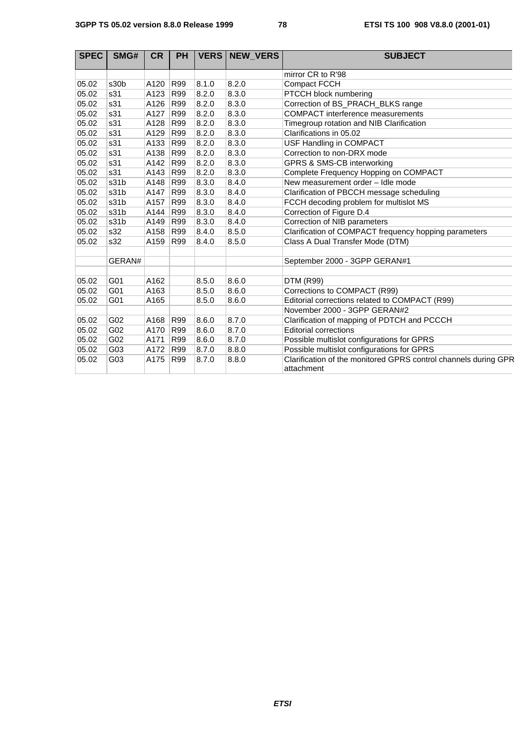| SPEC | SMG# | CR | PH | VERS | NEW_VERS | SUBJECT |
|---|---|---|---|---|---|---|
| | | | | | | mirror CR to R'98 |
| 05.02 | s30b | A120 | R99 | 8.1.0 | 8.2.0 | Compact FCCH |
| 05.02 | s31 | A123 | R99 | 8.2.0 | 8.3.0 | PTCCH block numbering |
| 05.02 | s31 | A126 | R99 | 8.2.0 | 8.3.0 | Correction of BS_PRACH_BLKS range |
| 05.02 | s31 | A127 | R99 | 8.2.0 | 8.3.0 | COMPACT interference measurements |
| 05.02 | s31 | A128 | R99 | 8.2.0 | 8.3.0 | Timegroup rotation and NIB Clarification |
| 05.02 | s31 | A129 | R99 | 8.2.0 | 8.3.0 | Clarifications in 05.02 |
| 05.02 | s31 | A133 | R99 | 8.2.0 | 8.3.0 | USF Handling in COMPACT |
| 05.02 | s31 | A138 | R99 | 8.2.0 | 8.3.0 | Correction to non-DRX mode |
| 05.02 | s31 | A142 | R99 | 8.2.0 | 8.3.0 | GPRS & SMS-CB interworking |
| 05.02 | s31 | A143 | R99 | 8.2.0 | 8.3.0 | Complete Frequency Hopping on COMPACT |
| 05.02 | s31b | A148 | R99 | 8.3.0 | 8.4.0 | New measurement order – Idle mode |
| 05.02 | s31b | A147 | R99 | 8.3.0 | 8.4.0 | Clarification of PBCCH message scheduling |
| 05.02 | s31b | A157 | R99 | 8.3.0 | 8.4.0 | FCCH decoding problem for multislot MS |
| 05.02 | s31b | A144 | R99 | 8.3.0 | 8.4.0 | Correction of Figure D.4 |
| 05.02 | s31b | A149 | R99 | 8.3.0 | 8.4.0 | Correction of NIB parameters |
| 05.02 | s32 | A158 | R99 | 8.4.0 | 8.5.0 | Clarification of COMPACT frequency hopping parameters |
| 05.02 | s32 | A159 | R99 | 8.4.0 | 8.5.0 | Class A Dual Transfer Mode (DTM) |
| | | | | | | |
| | GERAN# | | | | | September 2000 - 3GPP GERAN#1 |
| | | | | | | |
| 05.02 | G01 | A162 | | 8.5.0 | 8.6.0 | DTM (R99) |
| 05.02 | G01 | A163 | | 8.5.0 | 8.6.0 | Corrections to COMPACT (R99) |
| 05.02 | G01 | A165 | | 8.5.0 | 8.6.0 | Editorial corrections related to COMPACT (R99) |
| | | | | | | November 2000 - 3GPP GERAN#2 |
| 05.02 | G02 | A168 | R99 | 8.6.0 | 8.7.0 | Clarification of mapping of PDTCH and PCCCH |
| 05.02 | G02 | A170 | R99 | 8.6.0 | 8.7.0 | Editorial corrections |
| 05.02 | G02 | A171 | R99 | 8.6.0 | 8.7.0 | Possible multislot configurations for GPRS |
| 05.02 | G03 | A172 | R99 | 8.7.0 | 8.8.0 | Possible multislot configurations for GPRS |
| 05.02 | G03 | A175 | R99 | 8.7.0 | 8.8.0 | Clarification of the monitored GPRS control channels during GPR attachment |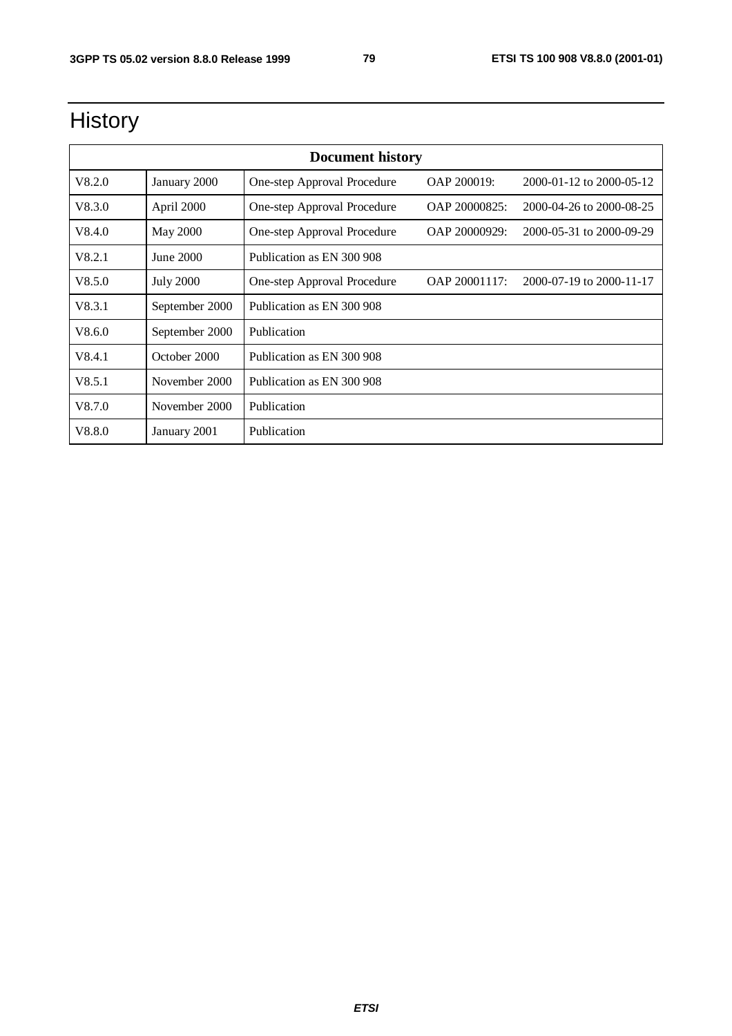# History

| Document history | | | | |
|---|---|---|---|---|
| V8.2.0 | January 2000 | One-step Approval Procedure | OAP 200019: | 2000-01-12 to 2000-05-12 |
| V8.3.0 | April 2000 | One-step Approval Procedure | OAP 20000825: | 2000-04-26 to 2000-08-25 |
| V8.4.0 | May 2000 | One-step Approval Procedure | OAP 20000929: | 2000-05-31 to 2000-09-29 |
| V8.2.1 | June 2000 | Publication as EN 300 908 | | |
| V8.5.0 | July 2000 | One-step Approval Procedure | OAP 20001117: | 2000-07-19 to 2000-11-17 |
| V8.3.1 | September 2000 | Publication as EN 300 908 | | |
| V8.6.0 | September 2000 | Publication | | |
| V8.4.1 | October 2000 | Publication as EN 300 908 | | |
| V8.5.1 | November 2000 | Publication as EN 300 908 | | |
| V8.7.0 | November 2000 | Publication | | |
| V8.8.0 | January 2001 | Publication | | |